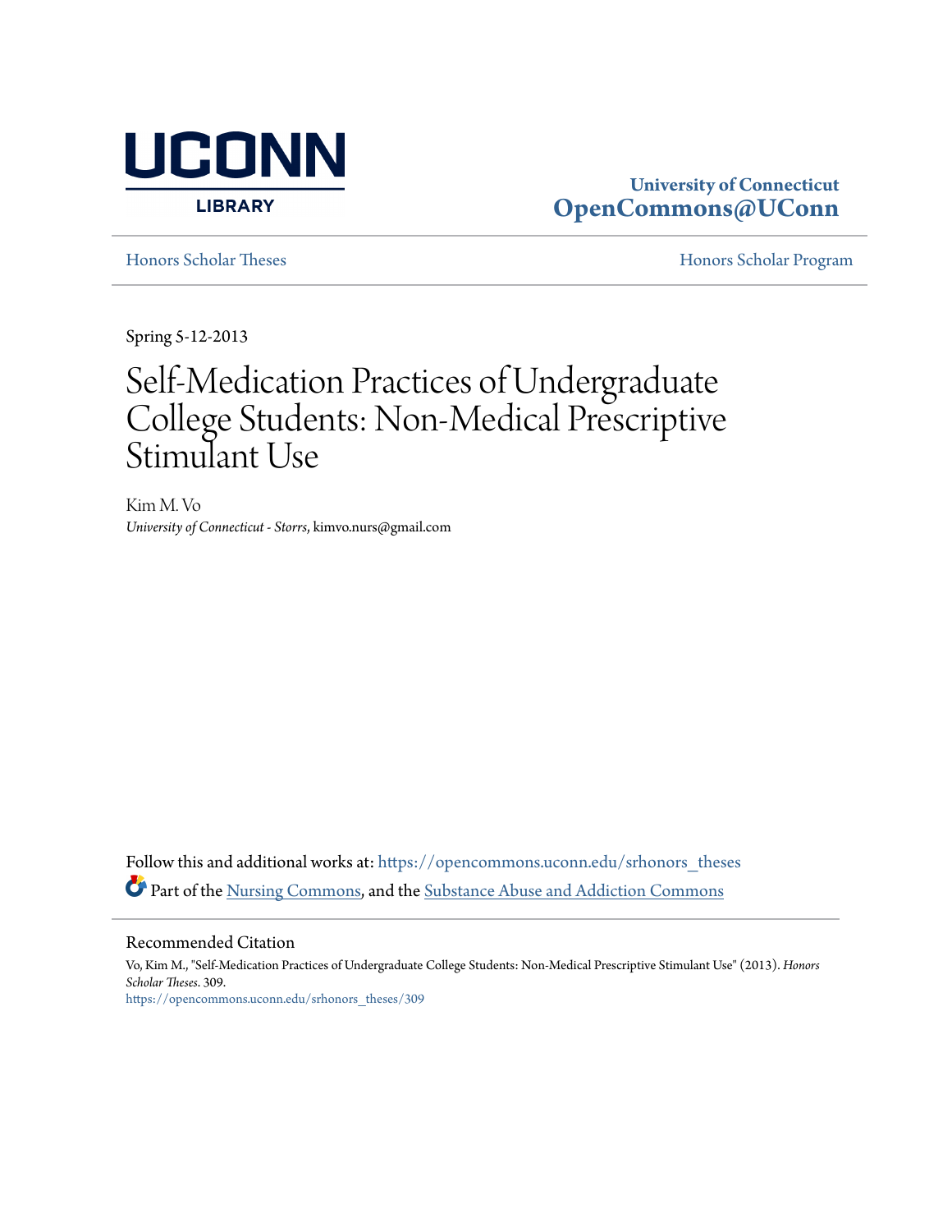UCONN LIBRARY

University of Connecticut
**OpenCommons@UConn**

Honors Scholar Theses | Honors Scholar Program

Spring 5-12-2013

# Self-Medication Practices of Undergraduate College Students: Non-Medical Prescriptive Stimulant Use

Kim M. Vo
*University of Connecticut - Storrs*, kimvo.nurs@gmail.com

Follow this and additional works at: https://opencommons.uconn.edu/srhonors_theses

Part of the Nursing Commons, and the Substance Abuse and Addiction Commons

## Recommended Citation

Vo, Kim M., "Self-Medication Practices of Undergraduate College Students: Non-Medical Prescriptive Stimulant Use" (2013). *Honors Scholar Theses*. 309.
https://opencommons.uconn.edu/srhonors_theses/309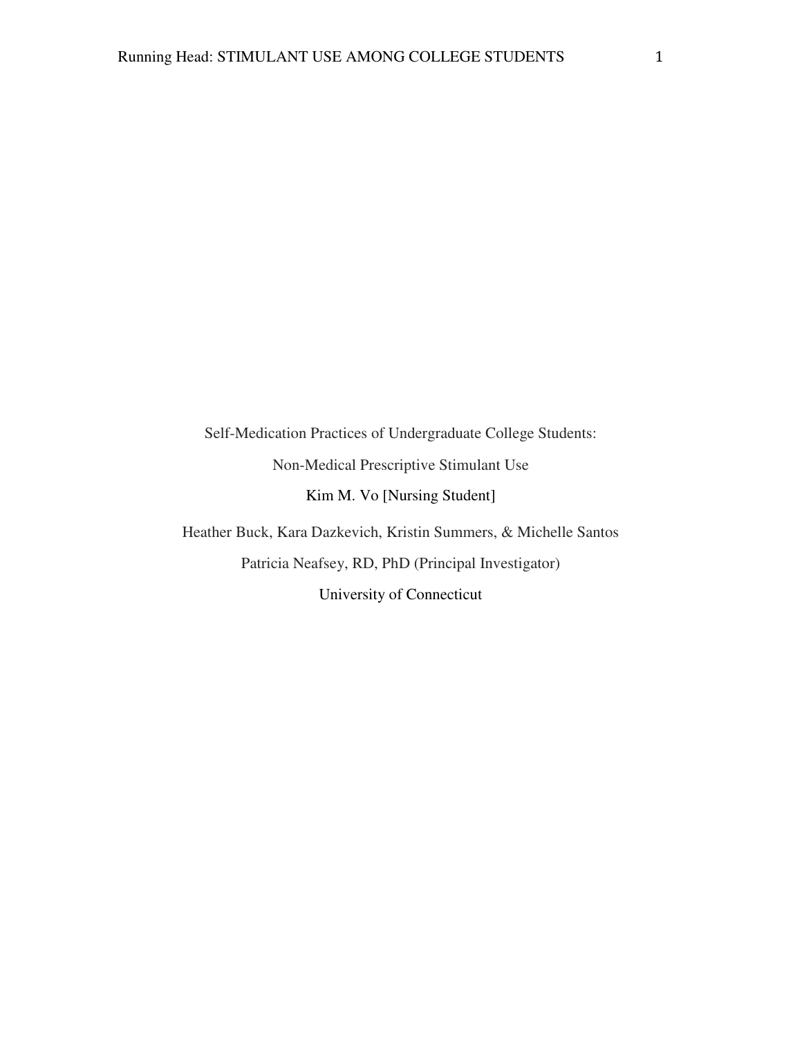Self-Medication Practices of Undergraduate College Students:

Non-Medical Prescriptive Stimulant Use

Kim M. Vo [Nursing Student]

Heather Buck, Kara Dazkevich, Kristin Summers, & Michelle Santos

Patricia Neafsey, RD, PhD (Principal Investigator)

University of Connecticut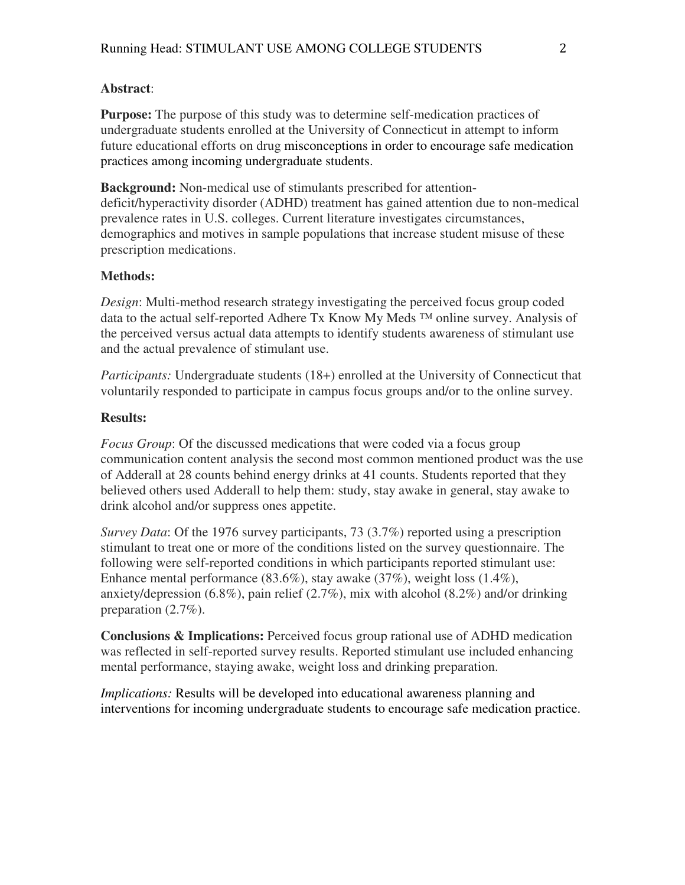**Abstract**:

**Purpose:** The purpose of this study was to determine self-medication practices of undergraduate students enrolled at the University of Connecticut in attempt to inform future educational efforts on drug misconceptions in order to encourage safe medication practices among incoming undergraduate students.

**Background:** Non-medical use of stimulants prescribed for attention-deficit/hyperactivity disorder (ADHD) treatment has gained attention due to non-medical prevalence rates in U.S. colleges. Current literature investigates circumstances, demographics and motives in sample populations that increase student misuse of these prescription medications.

**Methods:**

*Design*: Multi-method research strategy investigating the perceived focus group coded data to the actual self-reported Adhere Tx Know My Meds ™ online survey. Analysis of the perceived versus actual data attempts to identify students awareness of stimulant use and the actual prevalence of stimulant use.

*Participants:* Undergraduate students (18+) enrolled at the University of Connecticut that voluntarily responded to participate in campus focus groups and/or to the online survey.

**Results:**

*Focus Group*: Of the discussed medications that were coded via a focus group communication content analysis the second most common mentioned product was the use of Adderall at 28 counts behind energy drinks at 41 counts. Students reported that they believed others used Adderall to help them: study, stay awake in general, stay awake to drink alcohol and/or suppress ones appetite.

*Survey Data*: Of the 1976 survey participants, 73 (3.7%) reported using a prescription stimulant to treat one or more of the conditions listed on the survey questionnaire. The following were self-reported conditions in which participants reported stimulant use: Enhance mental performance (83.6%), stay awake (37%), weight loss (1.4%), anxiety/depression (6.8%), pain relief (2.7%), mix with alcohol (8.2%) and/or drinking preparation (2.7%).

**Conclusions & Implications:** Perceived focus group rational use of ADHD medication was reflected in self-reported survey results. Reported stimulant use included enhancing mental performance, staying awake, weight loss and drinking preparation.

*Implications:* Results will be developed into educational awareness planning and interventions for incoming undergraduate students to encourage safe medication practice.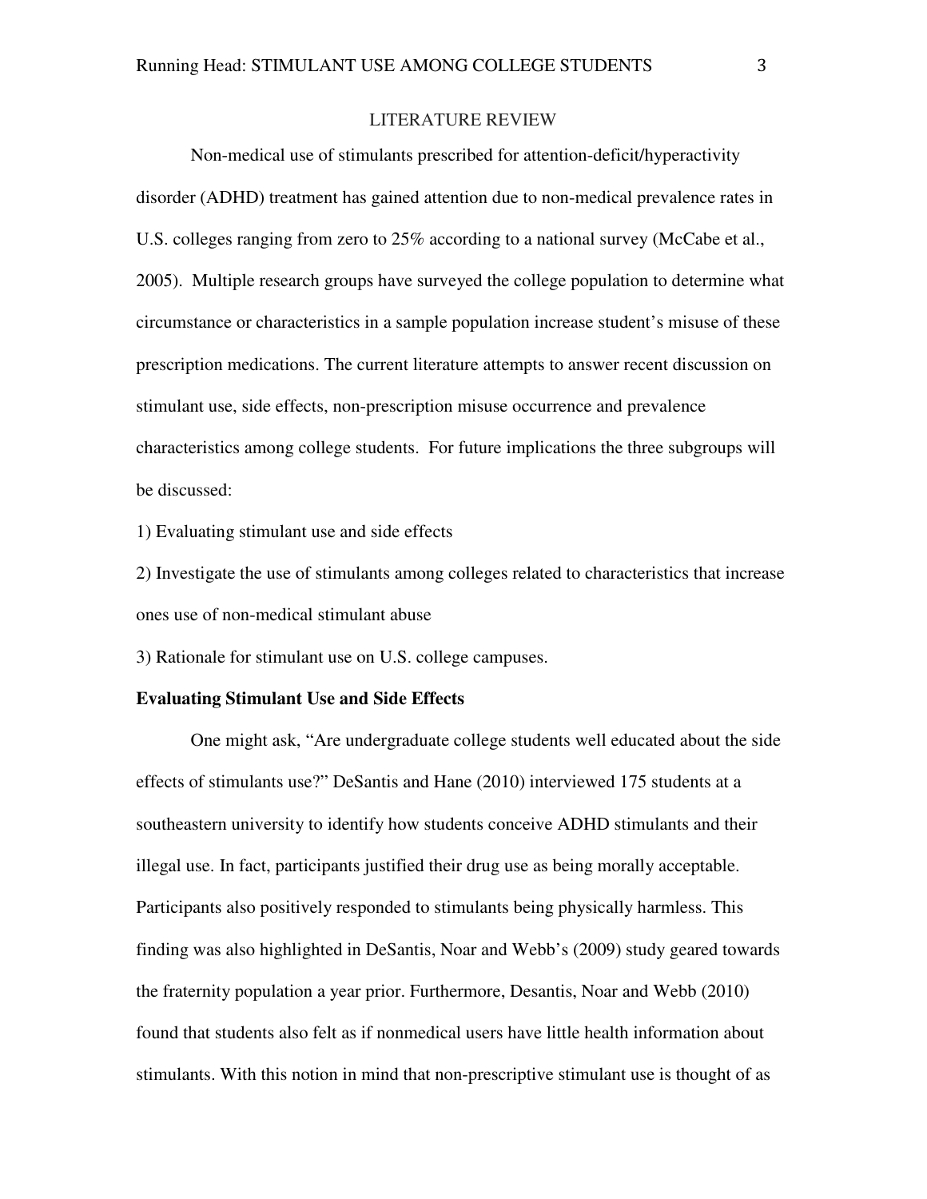## LITERATURE REVIEW

Non-medical use of stimulants prescribed for attention-deficit/hyperactivity disorder (ADHD) treatment has gained attention due to non-medical prevalence rates in U.S. colleges ranging from zero to 25% according to a national survey (McCabe et al., 2005). Multiple research groups have surveyed the college population to determine what circumstance or characteristics in a sample population increase student's misuse of these prescription medications. The current literature attempts to answer recent discussion on stimulant use, side effects, non-prescription misuse occurrence and prevalence characteristics among college students. For future implications the three subgroups will be discussed:

1) Evaluating stimulant use and side effects

2) Investigate the use of stimulants among colleges related to characteristics that increase ones use of non-medical stimulant abuse

3) Rationale for stimulant use on U.S. college campuses.

**Evaluating Stimulant Use and Side Effects**

One might ask, "Are undergraduate college students well educated about the side effects of stimulants use?" DeSantis and Hane (2010) interviewed 175 students at a southeastern university to identify how students conceive ADHD stimulants and their illegal use. In fact, participants justified their drug use as being morally acceptable. Participants also positively responded to stimulants being physically harmless. This finding was also highlighted in DeSantis, Noar and Webb's (2009) study geared towards the fraternity population a year prior. Furthermore, Desantis, Noar and Webb (2010) found that students also felt as if nonmedical users have little health information about stimulants. With this notion in mind that non-prescriptive stimulant use is thought of as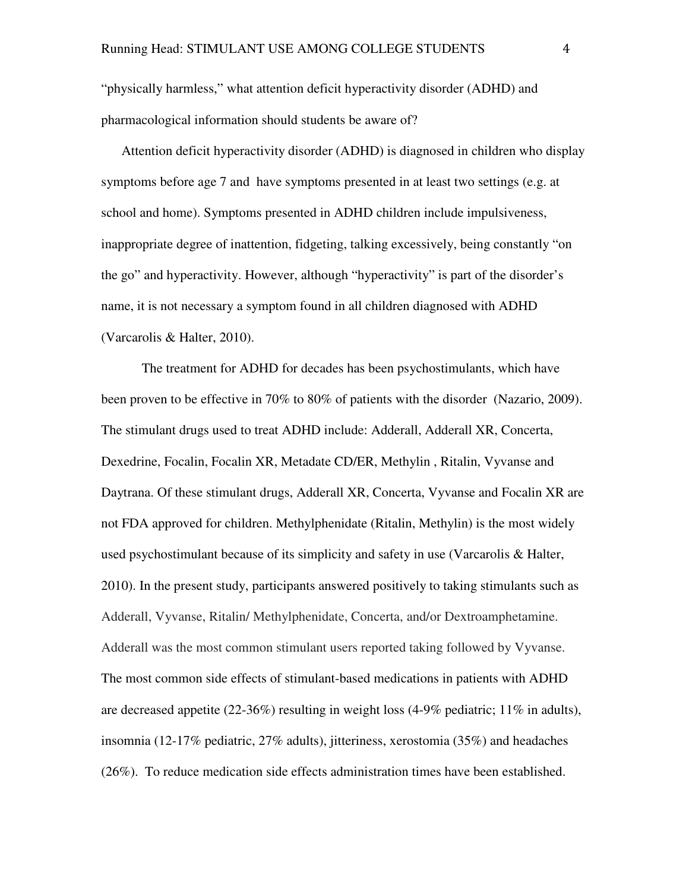"physically harmless," what attention deficit hyperactivity disorder (ADHD) and pharmacological information should students be aware of?

Attention deficit hyperactivity disorder (ADHD) is diagnosed in children who display symptoms before age 7 and have symptoms presented in at least two settings (e.g. at school and home). Symptoms presented in ADHD children include impulsiveness, inappropriate degree of inattention, fidgeting, talking excessively, being constantly "on the go" and hyperactivity. However, although "hyperactivity" is part of the disorder's name, it is not necessary a symptom found in all children diagnosed with ADHD (Varcarolis & Halter, 2010).

The treatment for ADHD for decades has been psychostimulants, which have been proven to be effective in 70% to 80% of patients with the disorder (Nazario, 2009). The stimulant drugs used to treat ADHD include: Adderall, Adderall XR, Concerta, Dexedrine, Focalin, Focalin XR, Metadate CD/ER, Methylin , Ritalin, Vyvanse and Daytrana. Of these stimulant drugs, Adderall XR, Concerta, Vyvanse and Focalin XR are not FDA approved for children. Methylphenidate (Ritalin, Methylin) is the most widely used psychostimulant because of its simplicity and safety in use (Varcarolis & Halter, 2010). In the present study, participants answered positively to taking stimulants such as Adderall, Vyvanse, Ritalin/ Methylphenidate, Concerta, and/or Dextroamphetamine. Adderall was the most common stimulant users reported taking followed by Vyvanse. The most common side effects of stimulant-based medications in patients with ADHD are decreased appetite (22-36%) resulting in weight loss (4-9% pediatric; 11% in adults), insomnia (12-17% pediatric, 27% adults), jitteriness, xerostomia (35%) and headaches (26%). To reduce medication side effects administration times have been established.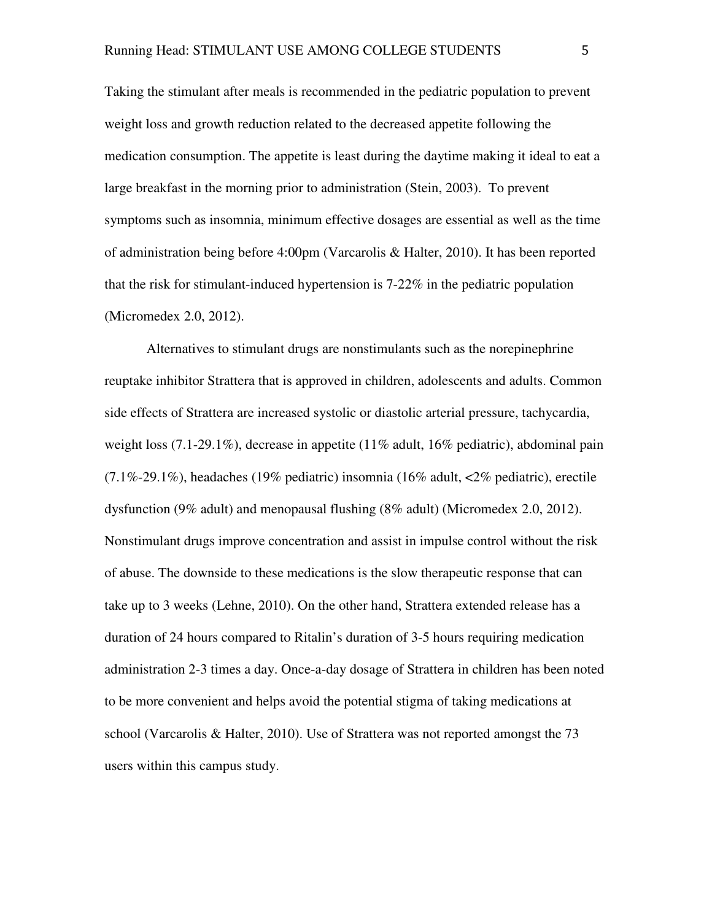Taking the stimulant after meals is recommended in the pediatric population to prevent weight loss and growth reduction related to the decreased appetite following the medication consumption. The appetite is least during the daytime making it ideal to eat a large breakfast in the morning prior to administration (Stein, 2003). To prevent symptoms such as insomnia, minimum effective dosages are essential as well as the time of administration being before 4:00pm (Varcarolis & Halter, 2010). It has been reported that the risk for stimulant-induced hypertension is 7-22% in the pediatric population (Micromedex 2.0, 2012).

Alternatives to stimulant drugs are nonstimulants such as the norepinephrine reuptake inhibitor Strattera that is approved in children, adolescents and adults. Common side effects of Strattera are increased systolic or diastolic arterial pressure, tachycardia, weight loss (7.1-29.1%), decrease in appetite (11% adult, 16% pediatric), abdominal pain (7.1%-29.1%), headaches (19% pediatric) insomnia (16% adult, <2% pediatric), erectile dysfunction (9% adult) and menopausal flushing (8% adult) (Micromedex 2.0, 2012). Nonstimulant drugs improve concentration and assist in impulse control without the risk of abuse. The downside to these medications is the slow therapeutic response that can take up to 3 weeks (Lehne, 2010). On the other hand, Strattera extended release has a duration of 24 hours compared to Ritalin's duration of 3-5 hours requiring medication administration 2-3 times a day. Once-a-day dosage of Strattera in children has been noted to be more convenient and helps avoid the potential stigma of taking medications at school (Varcarolis & Halter, 2010). Use of Strattera was not reported amongst the 73 users within this campus study.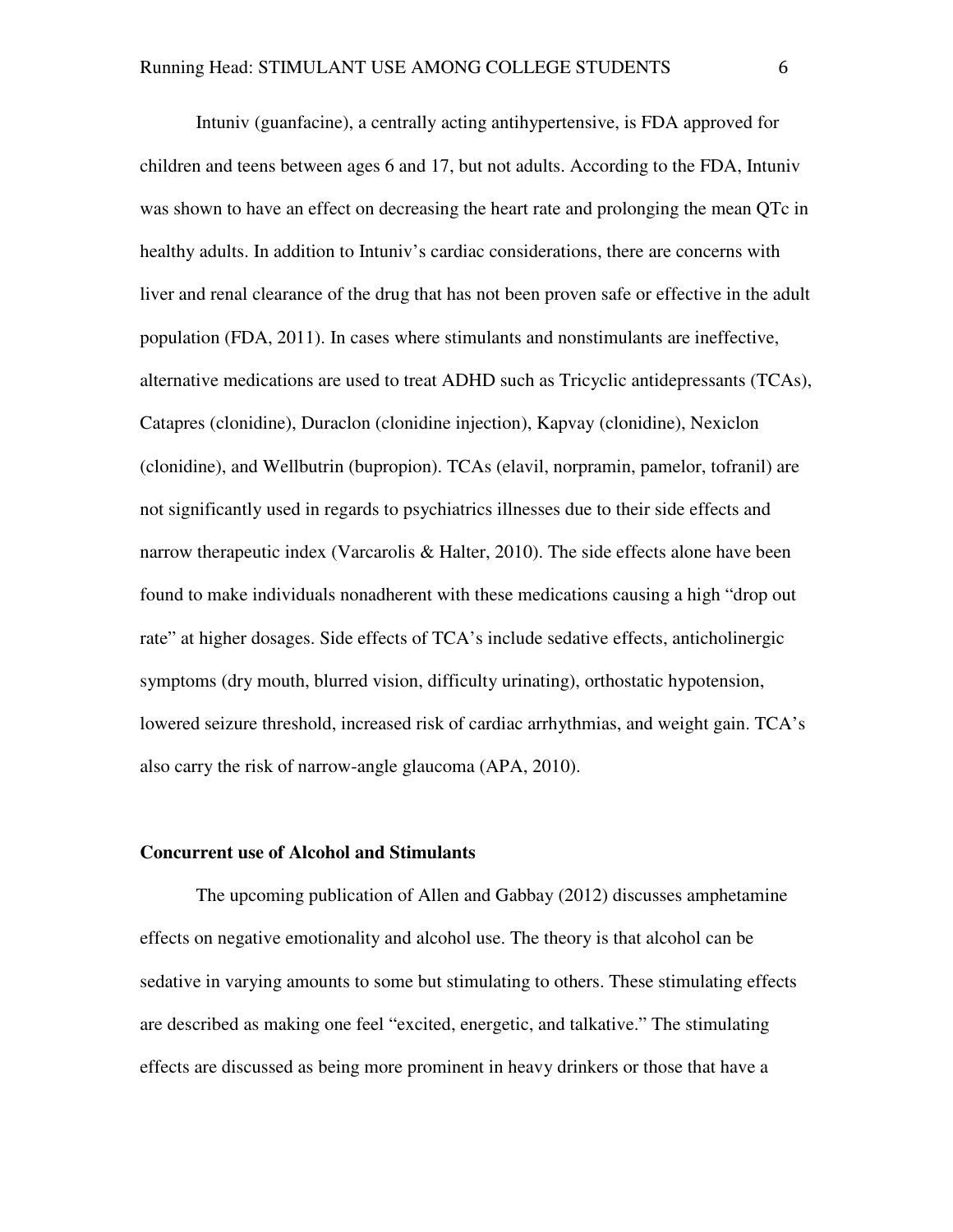Intuniv (guanfacine), a centrally acting antihypertensive, is FDA approved for children and teens between ages 6 and 17, but not adults. According to the FDA, Intuniv was shown to have an effect on decreasing the heart rate and prolonging the mean QTc in healthy adults. In addition to Intuniv's cardiac considerations, there are concerns with liver and renal clearance of the drug that has not been proven safe or effective in the adult population (FDA, 2011). In cases where stimulants and nonstimulants are ineffective, alternative medications are used to treat ADHD such as Tricyclic antidepressants (TCAs), Catapres (clonidine), Duraclon (clonidine injection), Kapvay (clonidine), Nexiclon (clonidine), and Wellbutrin (bupropion). TCAs (elavil, norpramin, pamelor, tofranil) are not significantly used in regards to psychiatrics illnesses due to their side effects and narrow therapeutic index (Varcarolis & Halter, 2010). The side effects alone have been found to make individuals nonadherent with these medications causing a high "drop out rate" at higher dosages. Side effects of TCA's include sedative effects, anticholinergic symptoms (dry mouth, blurred vision, difficulty urinating), orthostatic hypotension, lowered seizure threshold, increased risk of cardiac arrhythmias, and weight gain. TCA's also carry the risk of narrow-angle glaucoma (APA, 2010).

**Concurrent use of Alcohol and Stimulants**

The upcoming publication of Allen and Gabbay (2012) discusses amphetamine effects on negative emotionality and alcohol use. The theory is that alcohol can be sedative in varying amounts to some but stimulating to others. These stimulating effects are described as making one feel "excited, energetic, and talkative." The stimulating effects are discussed as being more prominent in heavy drinkers or those that have a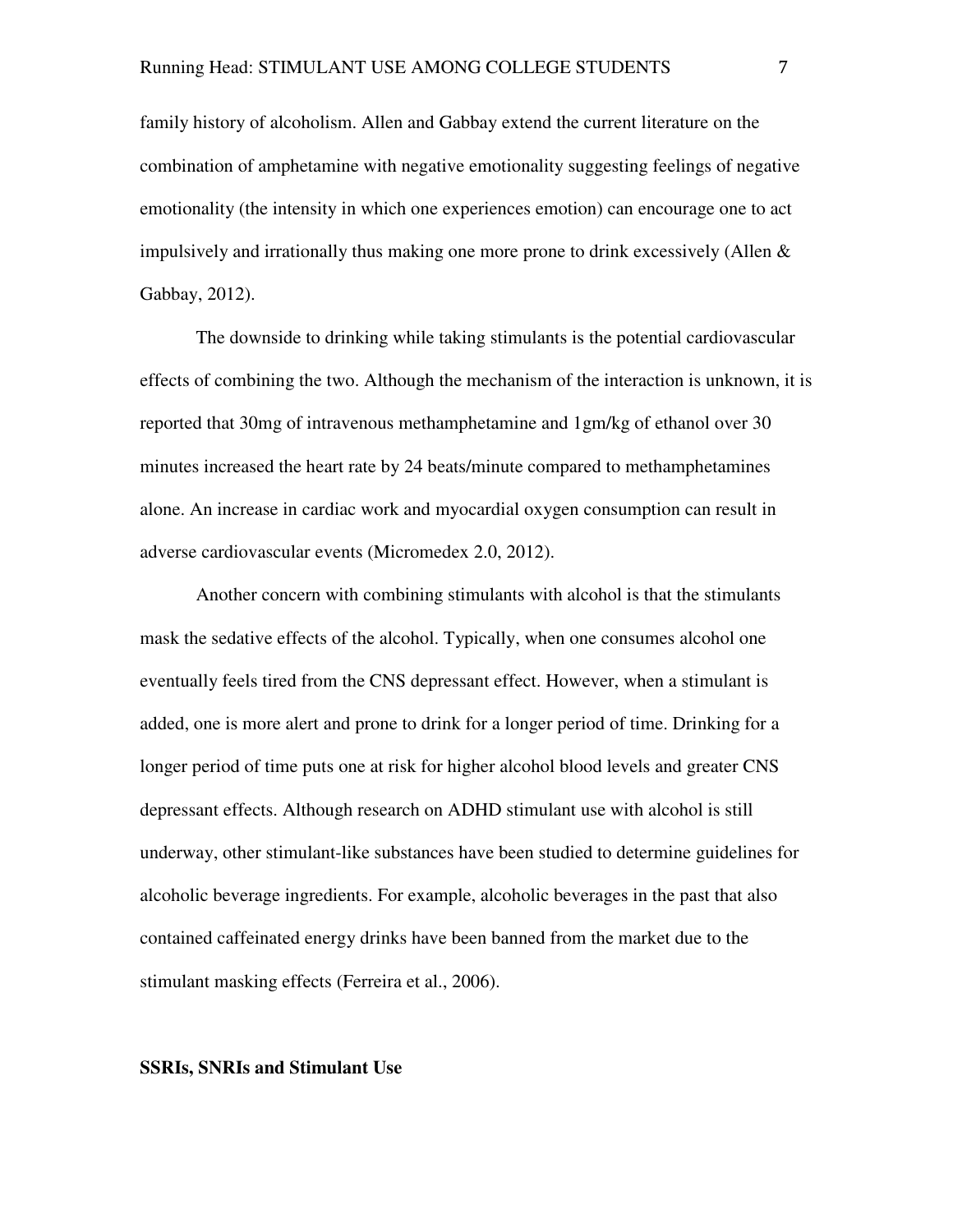family history of alcoholism. Allen and Gabbay extend the current literature on the combination of amphetamine with negative emotionality suggesting feelings of negative emotionality (the intensity in which one experiences emotion) can encourage one to act impulsively and irrationally thus making one more prone to drink excessively (Allen & Gabbay, 2012).

The downside to drinking while taking stimulants is the potential cardiovascular effects of combining the two. Although the mechanism of the interaction is unknown, it is reported that 30mg of intravenous methamphetamine and 1gm/kg of ethanol over 30 minutes increased the heart rate by 24 beats/minute compared to methamphetamines alone. An increase in cardiac work and myocardial oxygen consumption can result in adverse cardiovascular events (Micromedex 2.0, 2012).

Another concern with combining stimulants with alcohol is that the stimulants mask the sedative effects of the alcohol. Typically, when one consumes alcohol one eventually feels tired from the CNS depressant effect. However, when a stimulant is added, one is more alert and prone to drink for a longer period of time. Drinking for a longer period of time puts one at risk for higher alcohol blood levels and greater CNS depressant effects. Although research on ADHD stimulant use with alcohol is still underway, other stimulant-like substances have been studied to determine guidelines for alcoholic beverage ingredients. For example, alcoholic beverages in the past that also contained caffeinated energy drinks have been banned from the market due to the stimulant masking effects (Ferreira et al., 2006).

**SSRIs, SNRIs and Stimulant Use**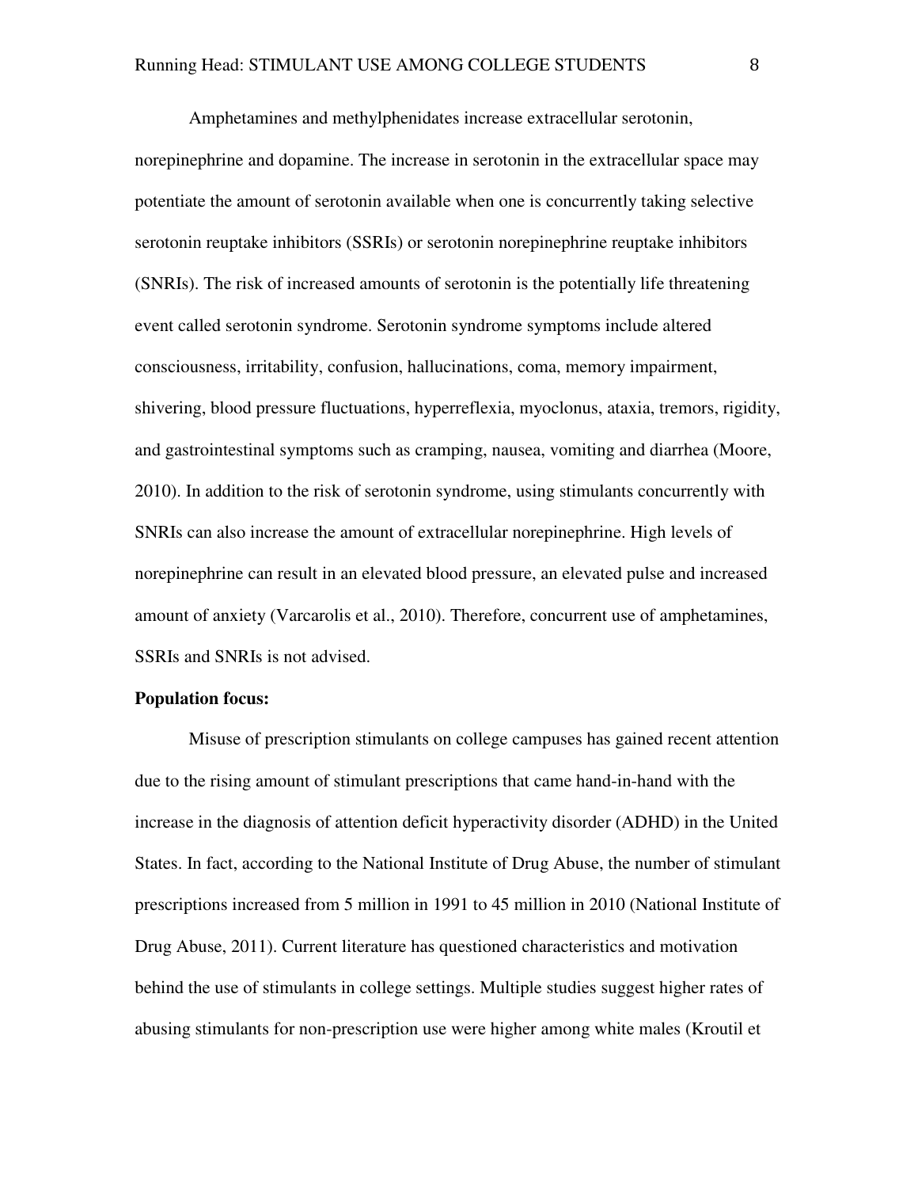Amphetamines and methylphenidates increase extracellular serotonin, norepinephrine and dopamine. The increase in serotonin in the extracellular space may potentiate the amount of serotonin available when one is concurrently taking selective serotonin reuptake inhibitors (SSRIs) or serotonin norepinephrine reuptake inhibitors (SNRIs). The risk of increased amounts of serotonin is the potentially life threatening event called serotonin syndrome. Serotonin syndrome symptoms include altered consciousness, irritability, confusion, hallucinations, coma, memory impairment, shivering, blood pressure fluctuations, hyperreflexia, myoclonus, ataxia, tremors, rigidity, and gastrointestinal symptoms such as cramping, nausea, vomiting and diarrhea (Moore, 2010). In addition to the risk of serotonin syndrome, using stimulants concurrently with SNRIs can also increase the amount of extracellular norepinephrine. High levels of norepinephrine can result in an elevated blood pressure, an elevated pulse and increased amount of anxiety (Varcarolis et al., 2010). Therefore, concurrent use of amphetamines, SSRIs and SNRIs is not advised.

**Population focus:**

Misuse of prescription stimulants on college campuses has gained recent attention due to the rising amount of stimulant prescriptions that came hand-in-hand with the increase in the diagnosis of attention deficit hyperactivity disorder (ADHD) in the United States. In fact, according to the National Institute of Drug Abuse, the number of stimulant prescriptions increased from 5 million in 1991 to 45 million in 2010 (National Institute of Drug Abuse, 2011). Current literature has questioned characteristics and motivation behind the use of stimulants in college settings. Multiple studies suggest higher rates of abusing stimulants for non-prescription use were higher among white males (Kroutil et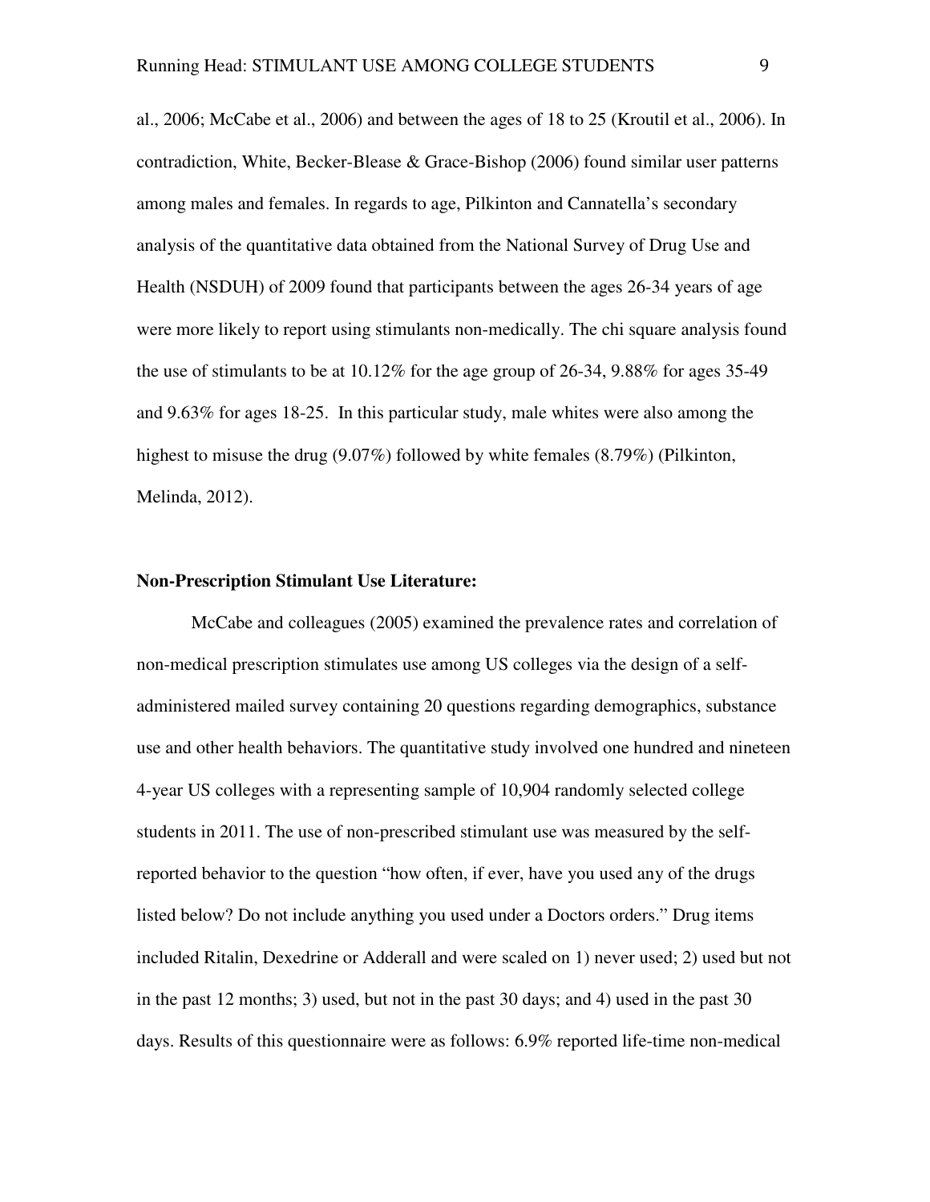al., 2006; McCabe et al., 2006) and between the ages of 18 to 25 (Kroutil et al., 2006). In contradiction, White, Becker-Blease & Grace-Bishop (2006) found similar user patterns among males and females. In regards to age, Pilkinton and Cannatella's secondary analysis of the quantitative data obtained from the National Survey of Drug Use and Health (NSDUH) of 2009 found that participants between the ages 26-34 years of age were more likely to report using stimulants non-medically. The chi square analysis found the use of stimulants to be at 10.12% for the age group of 26-34, 9.88% for ages 35-49 and 9.63% for ages 18-25. In this particular study, male whites were also among the highest to misuse the drug (9.07%) followed by white females (8.79%) (Pilkinton, Melinda, 2012).

**Non-Prescription Stimulant Use Literature:**

McCabe and colleagues (2005) examined the prevalence rates and correlation of non-medical prescription stimulates use among US colleges via the design of a self-administered mailed survey containing 20 questions regarding demographics, substance use and other health behaviors. The quantitative study involved one hundred and nineteen 4-year US colleges with a representing sample of 10,904 randomly selected college students in 2011. The use of non-prescribed stimulant use was measured by the self-reported behavior to the question "how often, if ever, have you used any of the drugs listed below? Do not include anything you used under a Doctors orders." Drug items included Ritalin, Dexedrine or Adderall and were scaled on 1) never used; 2) used but not in the past 12 months; 3) used, but not in the past 30 days; and 4) used in the past 30 days. Results of this questionnaire were as follows: 6.9% reported life-time non-medical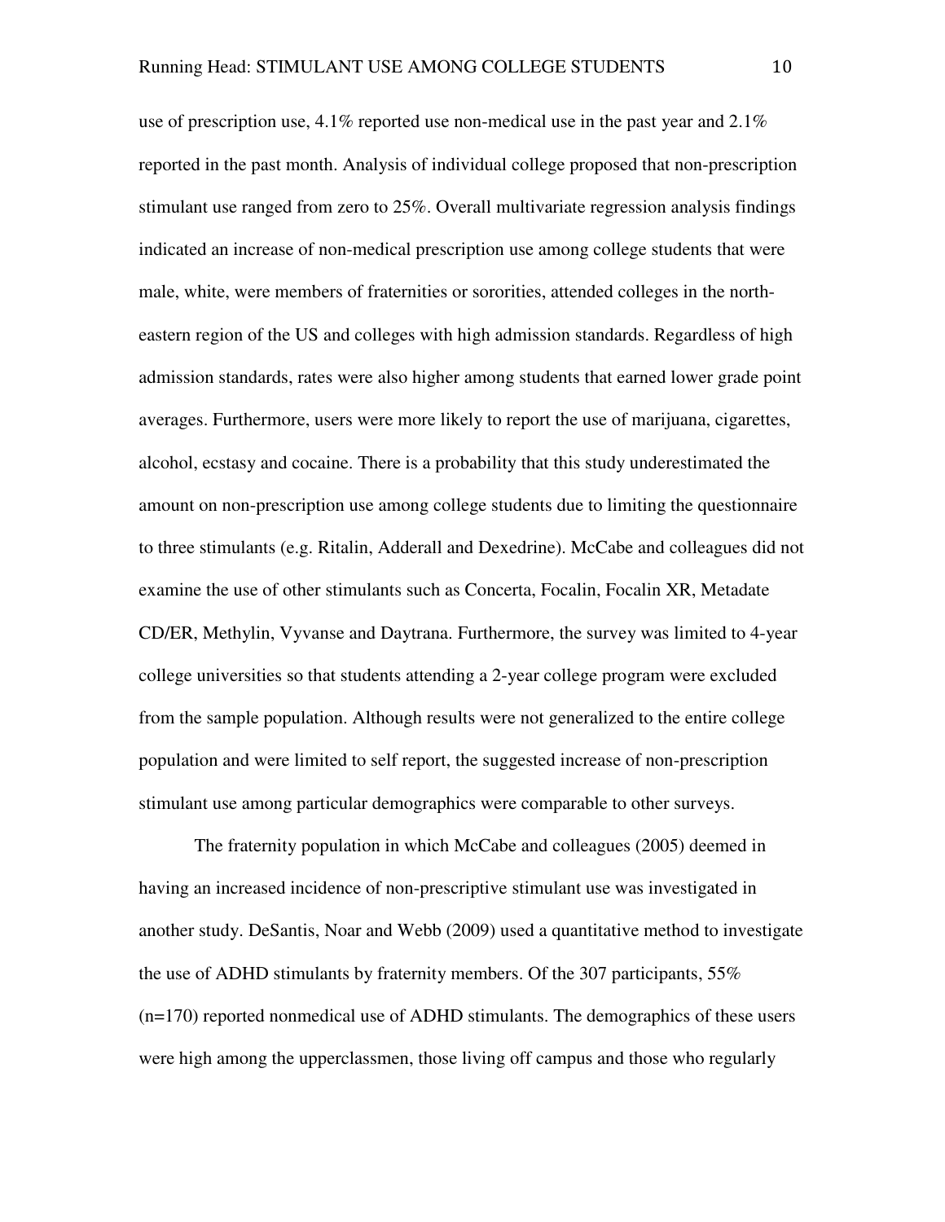use of prescription use, 4.1% reported use non-medical use in the past year and 2.1% reported in the past month. Analysis of individual college proposed that non-prescription stimulant use ranged from zero to 25%. Overall multivariate regression analysis findings indicated an increase of non-medical prescription use among college students that were male, white, were members of fraternities or sororities, attended colleges in the north-eastern region of the US and colleges with high admission standards. Regardless of high admission standards, rates were also higher among students that earned lower grade point averages. Furthermore, users were more likely to report the use of marijuana, cigarettes, alcohol, ecstasy and cocaine. There is a probability that this study underestimated the amount on non-prescription use among college students due to limiting the questionnaire to three stimulants (e.g. Ritalin, Adderall and Dexedrine). McCabe and colleagues did not examine the use of other stimulants such as Concerta, Focalin, Focalin XR, Metadate CD/ER, Methylin, Vyvanse and Daytrana. Furthermore, the survey was limited to 4-year college universities so that students attending a 2-year college program were excluded from the sample population. Although results were not generalized to the entire college population and were limited to self report, the suggested increase of non-prescription stimulant use among particular demographics were comparable to other surveys.

The fraternity population in which McCabe and colleagues (2005) deemed in having an increased incidence of non-prescriptive stimulant use was investigated in another study. DeSantis, Noar and Webb (2009) used a quantitative method to investigate the use of ADHD stimulants by fraternity members. Of the 307 participants, 55% (n=170) reported nonmedical use of ADHD stimulants. The demographics of these users were high among the upperclassmen, those living off campus and those who regularly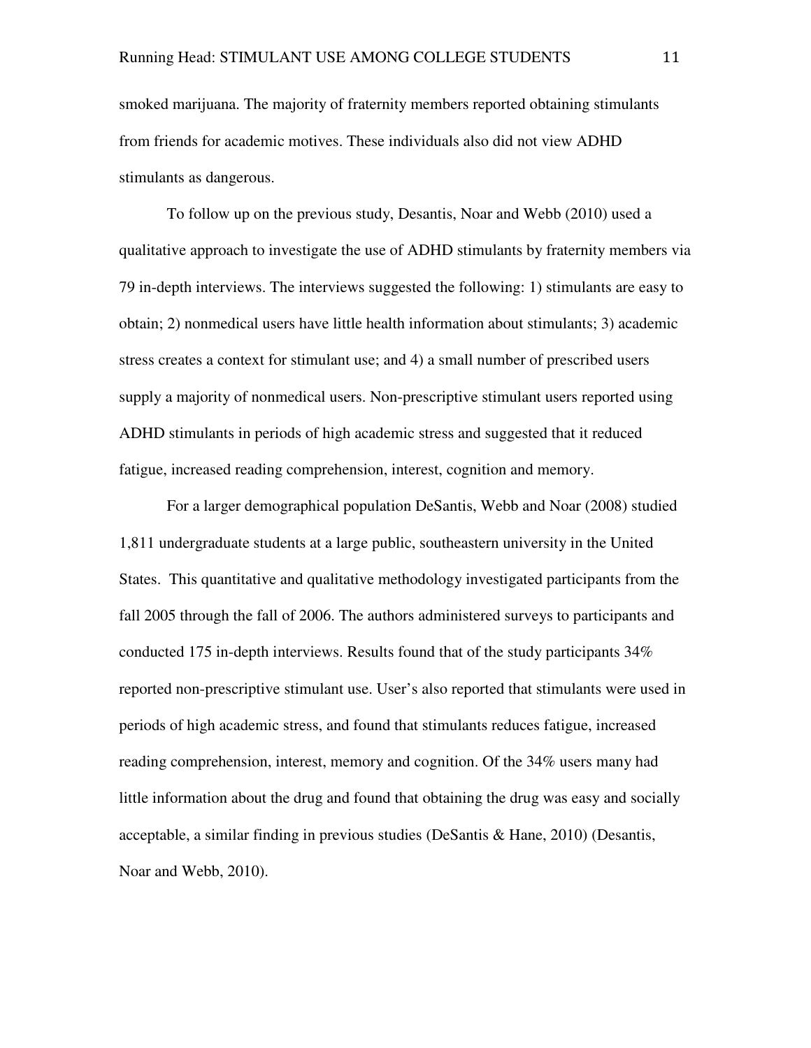smoked marijuana. The majority of fraternity members reported obtaining stimulants from friends for academic motives. These individuals also did not view ADHD stimulants as dangerous.

To follow up on the previous study, Desantis, Noar and Webb (2010) used a qualitative approach to investigate the use of ADHD stimulants by fraternity members via 79 in-depth interviews. The interviews suggested the following: 1) stimulants are easy to obtain; 2) nonmedical users have little health information about stimulants; 3) academic stress creates a context for stimulant use; and 4) a small number of prescribed users supply a majority of nonmedical users. Non-prescriptive stimulant users reported using ADHD stimulants in periods of high academic stress and suggested that it reduced fatigue, increased reading comprehension, interest, cognition and memory.

For a larger demographical population DeSantis, Webb and Noar (2008) studied 1,811 undergraduate students at a large public, southeastern university in the United States. This quantitative and qualitative methodology investigated participants from the fall 2005 through the fall of 2006. The authors administered surveys to participants and conducted 175 in-depth interviews. Results found that of the study participants 34% reported non-prescriptive stimulant use. User's also reported that stimulants were used in periods of high academic stress, and found that stimulants reduces fatigue, increased reading comprehension, interest, memory and cognition. Of the 34% users many had little information about the drug and found that obtaining the drug was easy and socially acceptable, a similar finding in previous studies (DeSantis & Hane, 2010) (Desantis, Noar and Webb, 2010).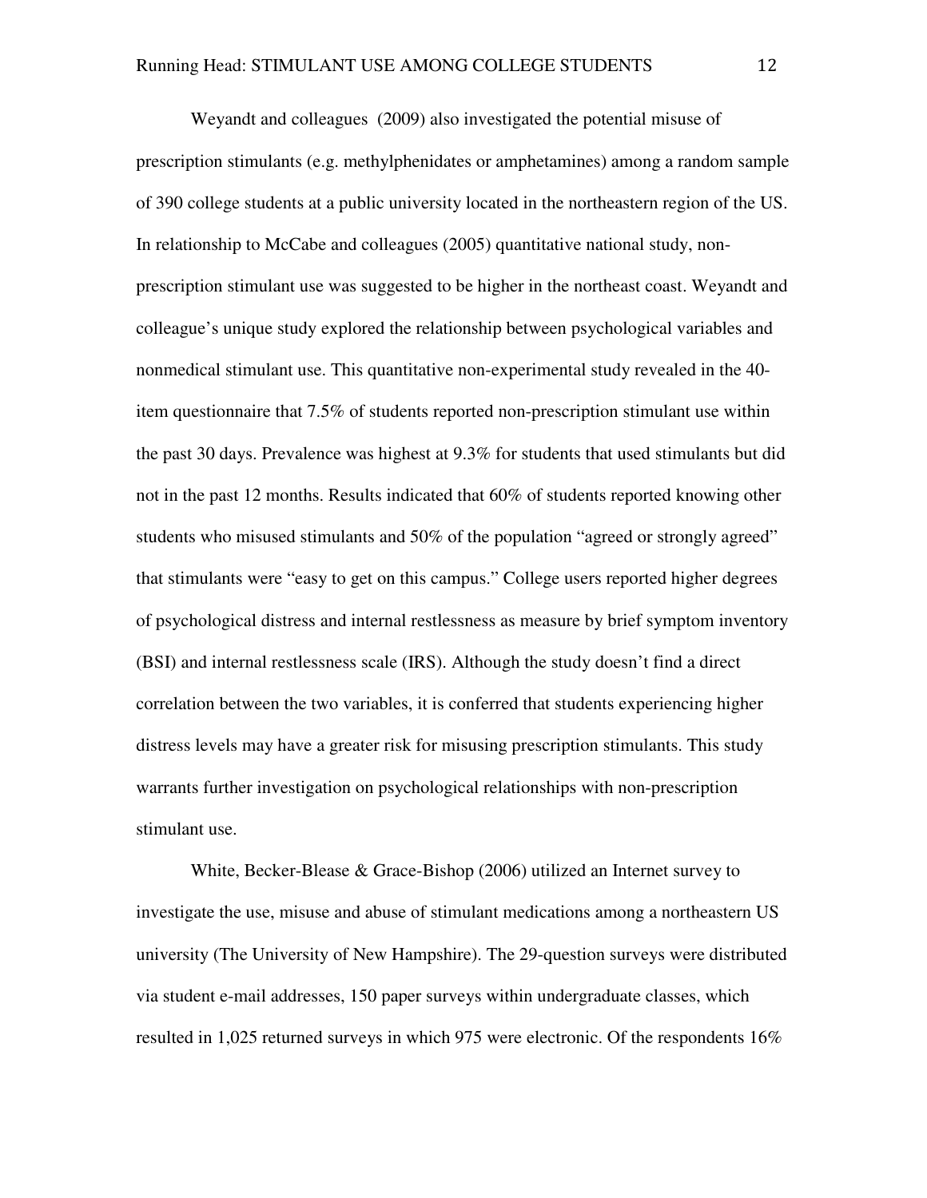Weyandt and colleagues  (2009) also investigated the potential misuse of prescription stimulants (e.g. methylphenidates or amphetamines) among a random sample of 390 college students at a public university located in the northeastern region of the US. In relationship to McCabe and colleagues (2005) quantitative national study, non-prescription stimulant use was suggested to be higher in the northeast coast. Weyandt and colleague's unique study explored the relationship between psychological variables and nonmedical stimulant use. This quantitative non-experimental study revealed in the 40-item questionnaire that 7.5% of students reported non-prescription stimulant use within the past 30 days. Prevalence was highest at 9.3% for students that used stimulants but did not in the past 12 months. Results indicated that 60% of students reported knowing other students who misused stimulants and 50% of the population "agreed or strongly agreed" that stimulants were "easy to get on this campus." College users reported higher degrees of psychological distress and internal restlessness as measure by brief symptom inventory (BSI) and internal restlessness scale (IRS). Although the study doesn't find a direct correlation between the two variables, it is conferred that students experiencing higher distress levels may have a greater risk for misusing prescription stimulants. This study warrants further investigation on psychological relationships with non-prescription stimulant use.

White, Becker-Blease & Grace-Bishop (2006) utilized an Internet survey to investigate the use, misuse and abuse of stimulant medications among a northeastern US university (The University of New Hampshire). The 29-question surveys were distributed via student e-mail addresses, 150 paper surveys within undergraduate classes, which resulted in 1,025 returned surveys in which 975 were electronic. Of the respondents 16%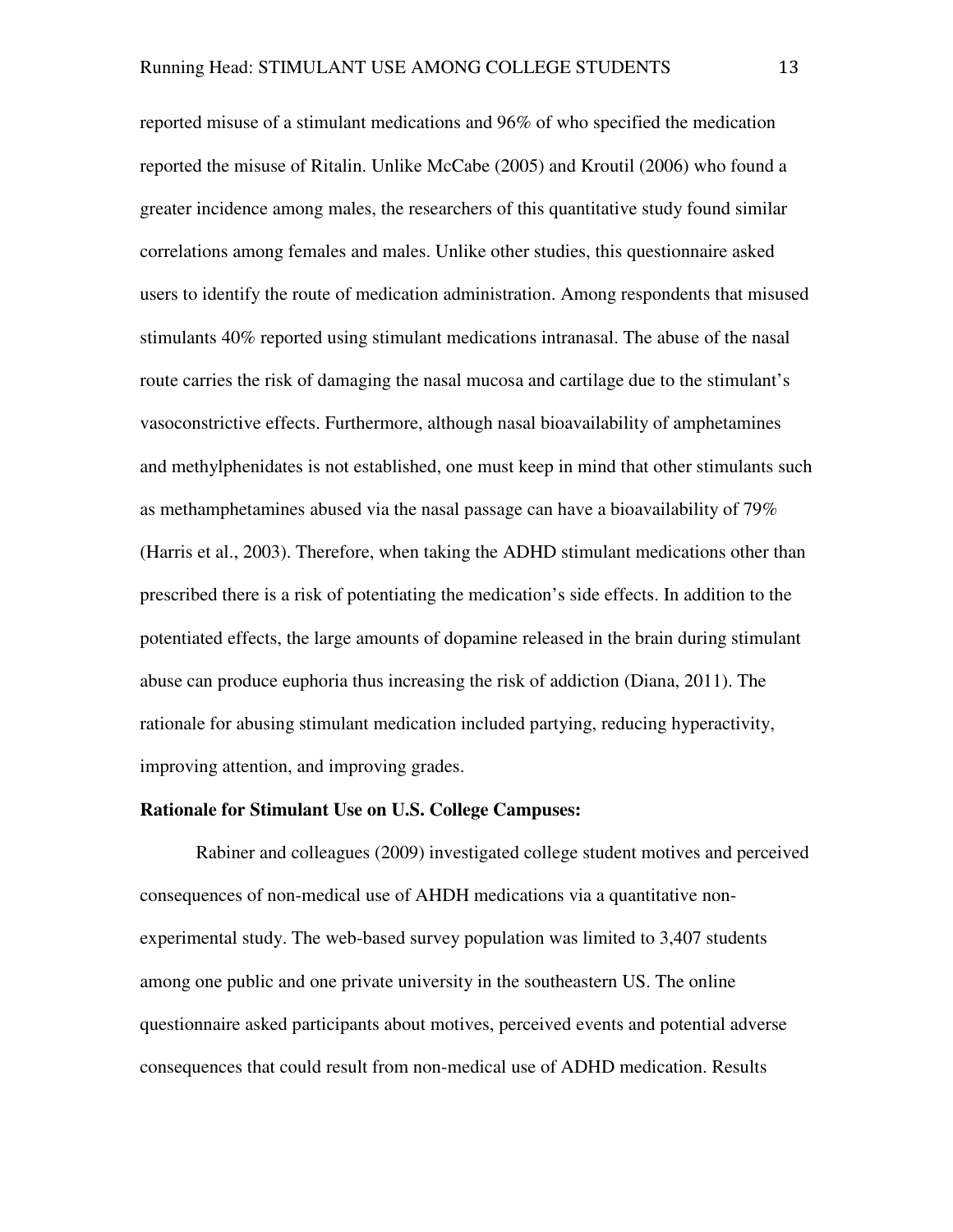reported misuse of a stimulant medications and 96% of who specified the medication reported the misuse of Ritalin. Unlike McCabe (2005) and Kroutil (2006) who found a greater incidence among males, the researchers of this quantitative study found similar correlations among females and males. Unlike other studies, this questionnaire asked users to identify the route of medication administration. Among respondents that misused stimulants 40% reported using stimulant medications intranasal. The abuse of the nasal route carries the risk of damaging the nasal mucosa and cartilage due to the stimulant's vasoconstrictive effects. Furthermore, although nasal bioavailability of amphetamines and methylphenidates is not established, one must keep in mind that other stimulants such as methamphetamines abused via the nasal passage can have a bioavailability of 79% (Harris et al., 2003). Therefore, when taking the ADHD stimulant medications other than prescribed there is a risk of potentiating the medication's side effects. In addition to the potentiated effects, the large amounts of dopamine released in the brain during stimulant abuse can produce euphoria thus increasing the risk of addiction (Diana, 2011). The rationale for abusing stimulant medication included partying, reducing hyperactivity, improving attention, and improving grades.

**Rationale for Stimulant Use on U.S. College Campuses:**

Rabiner and colleagues (2009) investigated college student motives and perceived consequences of non-medical use of AHDH medications via a quantitative non-experimental study. The web-based survey population was limited to 3,407 students among one public and one private university in the southeastern US. The online questionnaire asked participants about motives, perceived events and potential adverse consequences that could result from non-medical use of ADHD medication. Results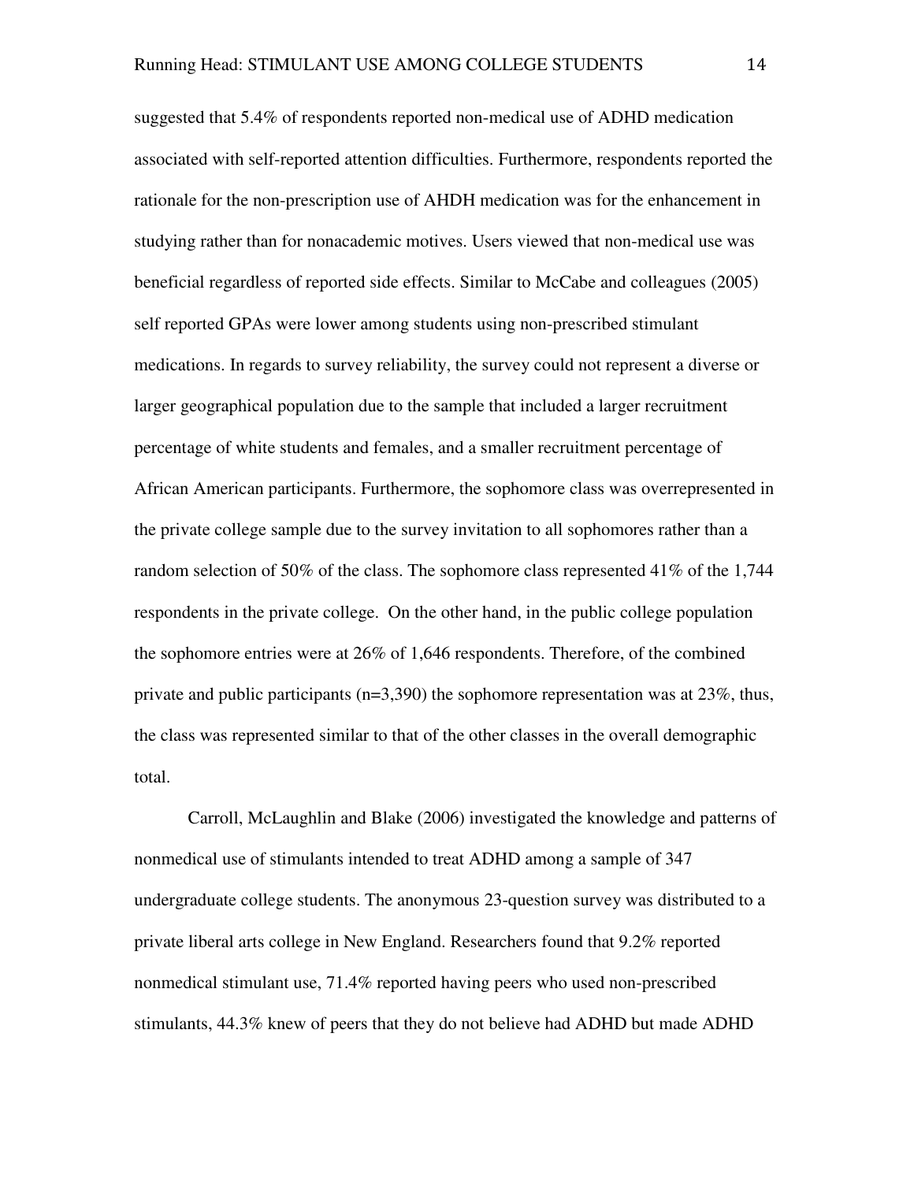suggested that 5.4% of respondents reported non-medical use of ADHD medication associated with self-reported attention difficulties. Furthermore, respondents reported the rationale for the non-prescription use of AHDH medication was for the enhancement in studying rather than for nonacademic motives. Users viewed that non-medical use was beneficial regardless of reported side effects. Similar to McCabe and colleagues (2005) self reported GPAs were lower among students using non-prescribed stimulant medications. In regards to survey reliability, the survey could not represent a diverse or larger geographical population due to the sample that included a larger recruitment percentage of white students and females, and a smaller recruitment percentage of African American participants. Furthermore, the sophomore class was overrepresented in the private college sample due to the survey invitation to all sophomores rather than a random selection of 50% of the class. The sophomore class represented 41% of the 1,744 respondents in the private college. On the other hand, in the public college population the sophomore entries were at 26% of 1,646 respondents. Therefore, of the combined private and public participants (n=3,390) the sophomore representation was at 23%, thus, the class was represented similar to that of the other classes in the overall demographic total.

Carroll, McLaughlin and Blake (2006) investigated the knowledge and patterns of nonmedical use of stimulants intended to treat ADHD among a sample of 347 undergraduate college students. The anonymous 23-question survey was distributed to a private liberal arts college in New England. Researchers found that 9.2% reported nonmedical stimulant use, 71.4% reported having peers who used non-prescribed stimulants, 44.3% knew of peers that they do not believe had ADHD but made ADHD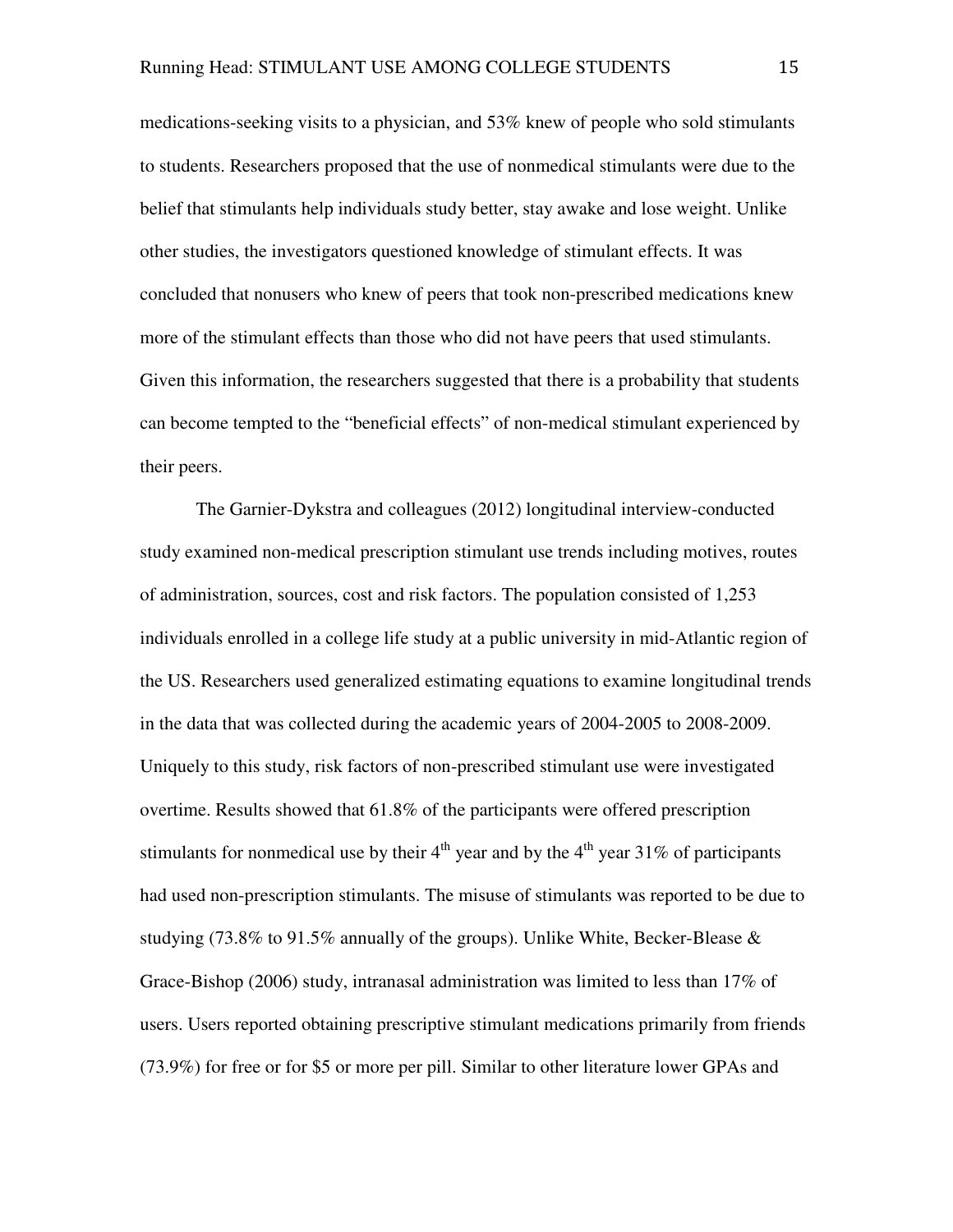medications-seeking visits to a physician, and 53% knew of people who sold stimulants to students. Researchers proposed that the use of nonmedical stimulants were due to the belief that stimulants help individuals study better, stay awake and lose weight. Unlike other studies, the investigators questioned knowledge of stimulant effects. It was concluded that nonusers who knew of peers that took non-prescribed medications knew more of the stimulant effects than those who did not have peers that used stimulants. Given this information, the researchers suggested that there is a probability that students can become tempted to the "beneficial effects" of non-medical stimulant experienced by their peers.

The Garnier-Dykstra and colleagues (2012) longitudinal interview-conducted study examined non-medical prescription stimulant use trends including motives, routes of administration, sources, cost and risk factors. The population consisted of 1,253 individuals enrolled in a college life study at a public university in mid-Atlantic region of the US. Researchers used generalized estimating equations to examine longitudinal trends in the data that was collected during the academic years of 2004-2005 to 2008-2009. Uniquely to this study, risk factors of non-prescribed stimulant use were investigated overtime. Results showed that 61.8% of the participants were offered prescription stimulants for nonmedical use by their 4th year and by the 4th year 31% of participants had used non-prescription stimulants. The misuse of stimulants was reported to be due to studying (73.8% to 91.5% annually of the groups). Unlike White, Becker-Blease & Grace-Bishop (2006) study, intranasal administration was limited to less than 17% of users. Users reported obtaining prescriptive stimulant medications primarily from friends (73.9%) for free or for $5 or more per pill. Similar to other literature lower GPAs and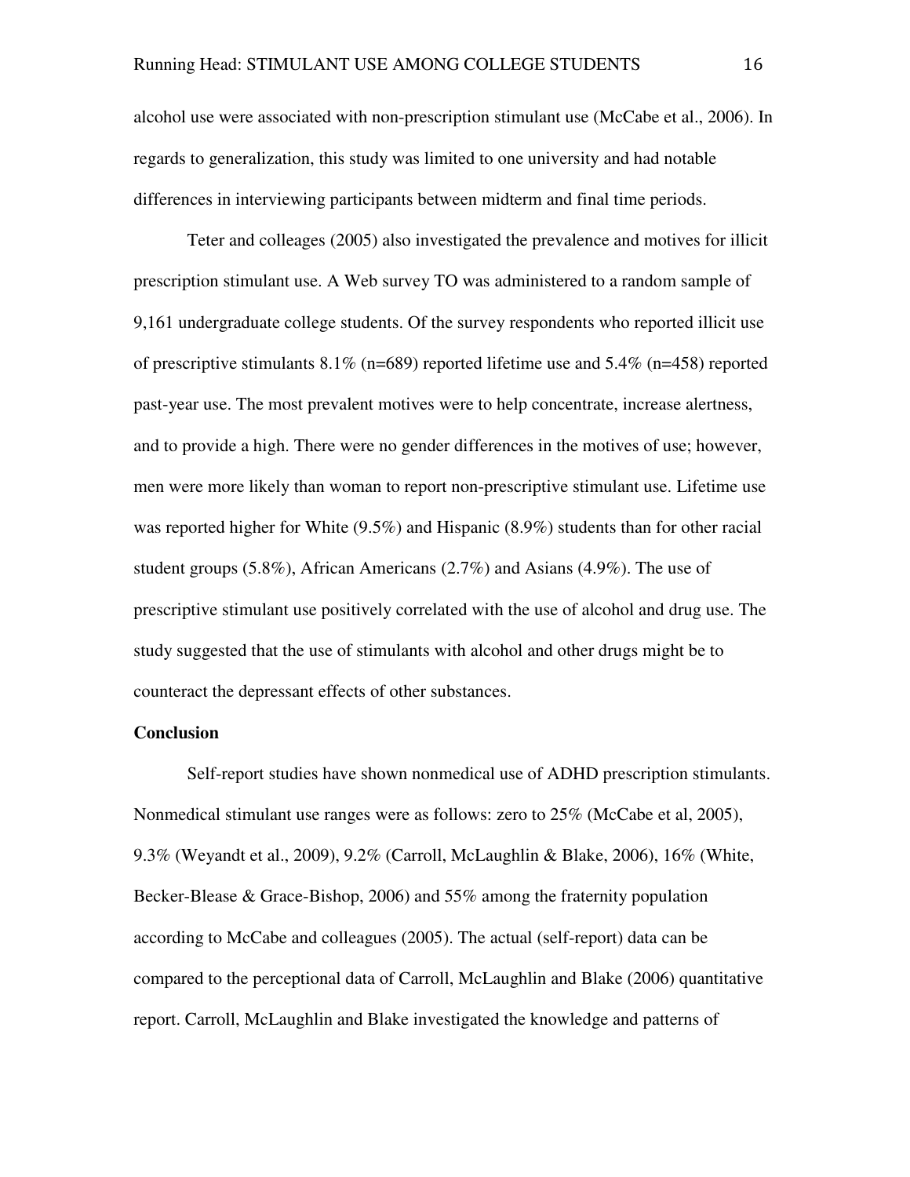alcohol use were associated with non-prescription stimulant use (McCabe et al., 2006). In regards to generalization, this study was limited to one university and had notable differences in interviewing participants between midterm and final time periods.

Teter and colleages (2005) also investigated the prevalence and motives for illicit prescription stimulant use. A Web survey TO was administered to a random sample of 9,161 undergraduate college students. Of the survey respondents who reported illicit use of prescriptive stimulants 8.1% (n=689) reported lifetime use and 5.4% (n=458) reported past-year use. The most prevalent motives were to help concentrate, increase alertness, and to provide a high. There were no gender differences in the motives of use; however, men were more likely than woman to report non-prescriptive stimulant use. Lifetime use was reported higher for White (9.5%) and Hispanic (8.9%) students than for other racial student groups (5.8%), African Americans (2.7%) and Asians (4.9%). The use of prescriptive stimulant use positively correlated with the use of alcohol and drug use. The study suggested that the use of stimulants with alcohol and other drugs might be to counteract the depressant effects of other substances.

**Conclusion**

Self-report studies have shown nonmedical use of ADHD prescription stimulants. Nonmedical stimulant use ranges were as follows: zero to 25% (McCabe et al, 2005), 9.3% (Weyandt et al., 2009), 9.2% (Carroll, McLaughlin & Blake, 2006), 16% (White, Becker-Blease & Grace-Bishop, 2006) and 55% among the fraternity population according to McCabe and colleagues (2005). The actual (self-report) data can be compared to the perceptional data of Carroll, McLaughlin and Blake (2006) quantitative report. Carroll, McLaughlin and Blake investigated the knowledge and patterns of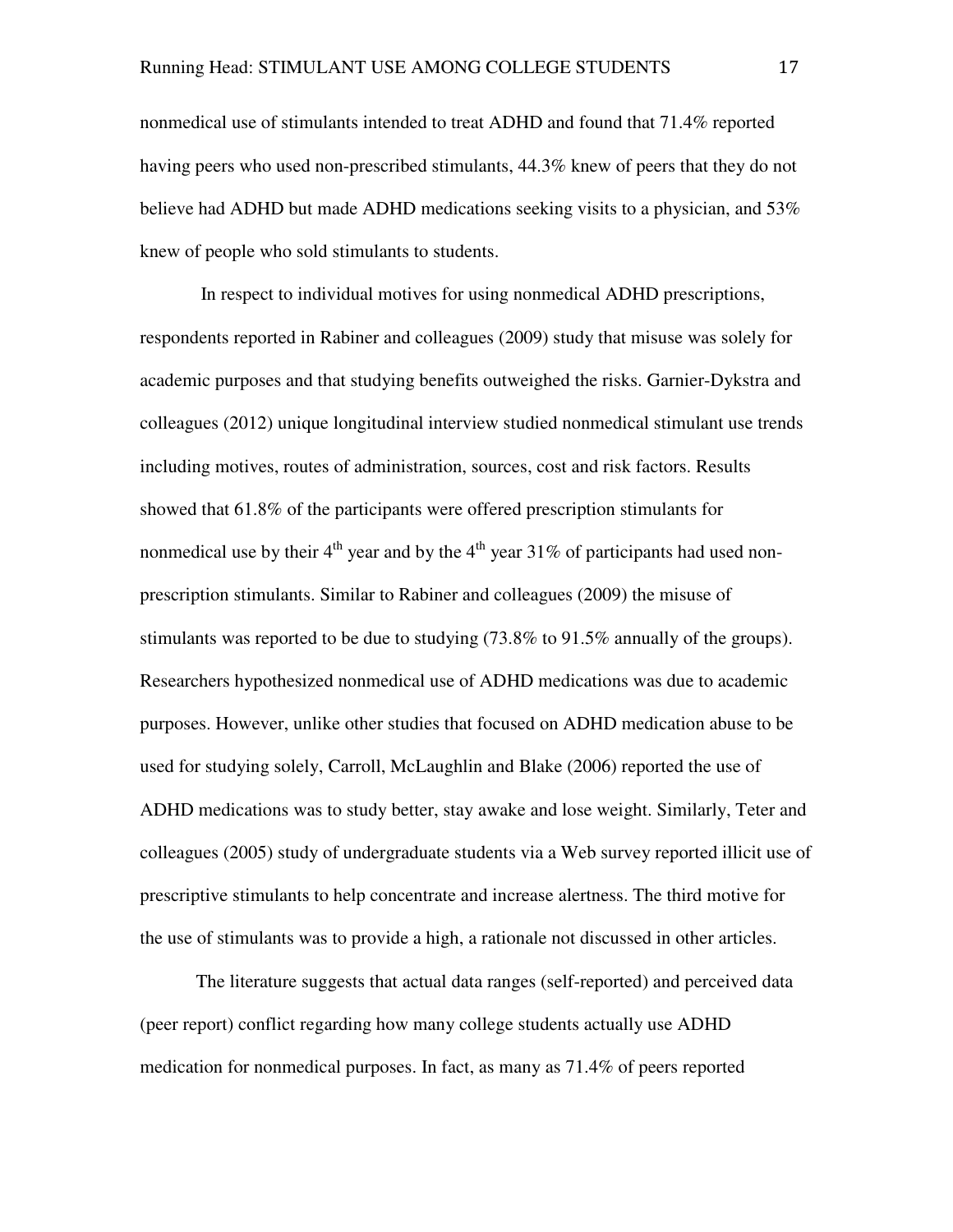nonmedical use of stimulants intended to treat ADHD and found that 71.4% reported having peers who used non-prescribed stimulants, 44.3% knew of peers that they do not believe had ADHD but made ADHD medications seeking visits to a physician, and 53% knew of people who sold stimulants to students.

In respect to individual motives for using nonmedical ADHD prescriptions, respondents reported in Rabiner and colleagues (2009) study that misuse was solely for academic purposes and that studying benefits outweighed the risks. Garnier-Dykstra and colleagues (2012) unique longitudinal interview studied nonmedical stimulant use trends including motives, routes of administration, sources, cost and risk factors. Results showed that 61.8% of the participants were offered prescription stimulants for nonmedical use by their 4th year and by the 4th year 31% of participants had used non-prescription stimulants. Similar to Rabiner and colleagues (2009) the misuse of stimulants was reported to be due to studying (73.8% to 91.5% annually of the groups). Researchers hypothesized nonmedical use of ADHD medications was due to academic purposes. However, unlike other studies that focused on ADHD medication abuse to be used for studying solely, Carroll, McLaughlin and Blake (2006) reported the use of ADHD medications was to study better, stay awake and lose weight. Similarly, Teter and colleagues (2005) study of undergraduate students via a Web survey reported illicit use of prescriptive stimulants to help concentrate and increase alertness. The third motive for the use of stimulants was to provide a high, a rationale not discussed in other articles.

The literature suggests that actual data ranges (self-reported) and perceived data (peer report) conflict regarding how many college students actually use ADHD medication for nonmedical purposes. In fact, as many as 71.4% of peers reported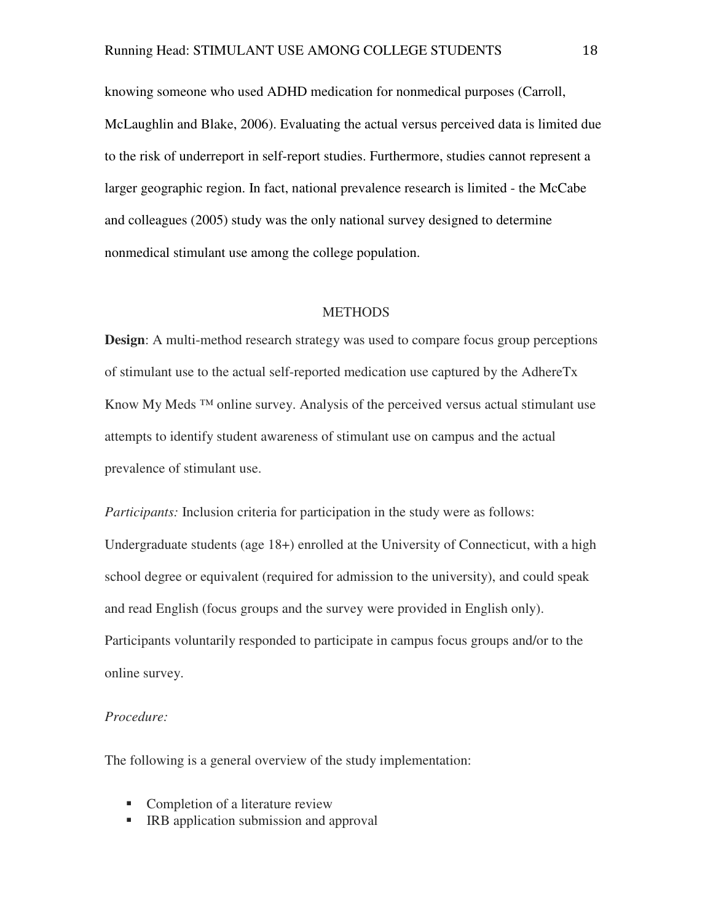knowing someone who used ADHD medication for nonmedical purposes (Carroll, McLaughlin and Blake, 2006). Evaluating the actual versus perceived data is limited due to the risk of underreport in self-report studies. Furthermore, studies cannot represent a larger geographic region. In fact, national prevalence research is limited - the McCabe and colleagues (2005) study was the only national survey designed to determine nonmedical stimulant use among the college population.

## METHODS

**Design**: A multi-method research strategy was used to compare focus group perceptions of stimulant use to the actual self-reported medication use captured by the AdhereTx Know My Meds ™ online survey. Analysis of the perceived versus actual stimulant use attempts to identify student awareness of stimulant use on campus and the actual prevalence of stimulant use.

*Participants:* Inclusion criteria for participation in the study were as follows: Undergraduate students (age 18+) enrolled at the University of Connecticut, with a high school degree or equivalent (required for admission to the university), and could speak and read English (focus groups and the survey were provided in English only). Participants voluntarily responded to participate in campus focus groups and/or to the online survey.

*Procedure:*

The following is a general overview of the study implementation:

- Completion of a literature review
- IRB application submission and approval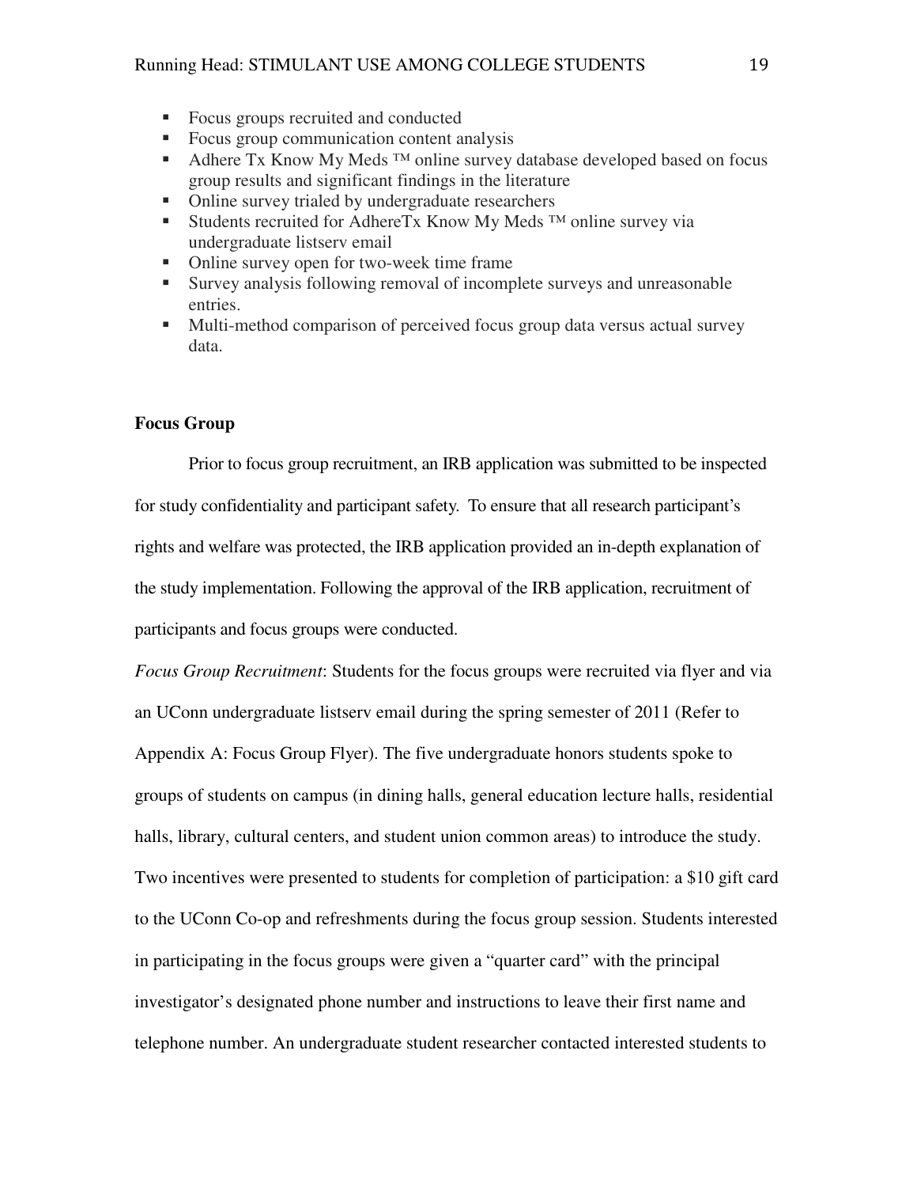- Focus groups recruited and conducted
- Focus group communication content analysis
- Adhere Tx Know My Meds ™ online survey database developed based on focus group results and significant findings in the literature
- Online survey trialed by undergraduate researchers
- Students recruited for AdhereTx Know My Meds ™ online survey via undergraduate listserv email
- Online survey open for two-week time frame
- Survey analysis following removal of incomplete surveys and unreasonable entries.
- Multi-method comparison of perceived focus group data versus actual survey data.

**Focus Group**

Prior to focus group recruitment, an IRB application was submitted to be inspected for study confidentiality and participant safety. To ensure that all research participant's rights and welfare was protected, the IRB application provided an in-depth explanation of the study implementation. Following the approval of the IRB application, recruitment of participants and focus groups were conducted.

*Focus Group Recruitment*: Students for the focus groups were recruited via flyer and via an UConn undergraduate listserv email during the spring semester of 2011 (Refer to Appendix A: Focus Group Flyer). The five undergraduate honors students spoke to groups of students on campus (in dining halls, general education lecture halls, residential halls, library, cultural centers, and student union common areas) to introduce the study. Two incentives were presented to students for completion of participation: a $10 gift card to the UConn Co-op and refreshments during the focus group session. Students interested in participating in the focus groups were given a "quarter card" with the principal investigator's designated phone number and instructions to leave their first name and telephone number. An undergraduate student researcher contacted interested students to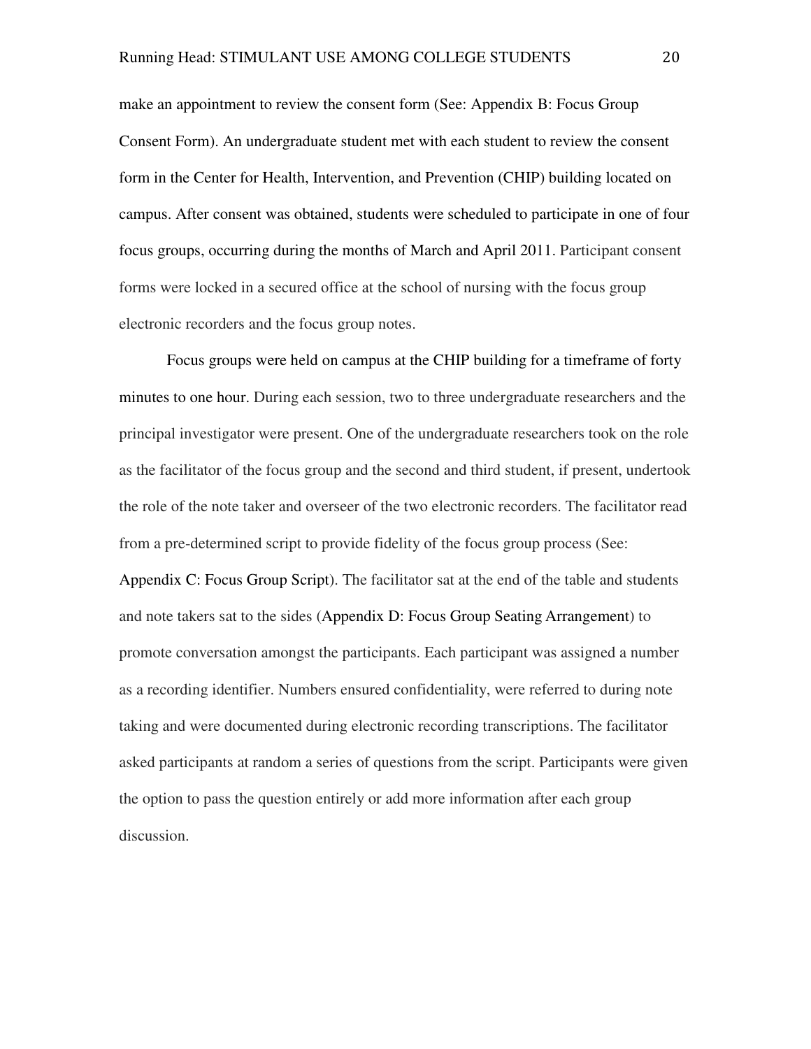make an appointment to review the consent form (See: Appendix B: Focus Group Consent Form). An undergraduate student met with each student to review the consent form in the Center for Health, Intervention, and Prevention (CHIP) building located on campus. After consent was obtained, students were scheduled to participate in one of four focus groups, occurring during the months of March and April 2011. Participant consent forms were locked in a secured office at the school of nursing with the focus group electronic recorders and the focus group notes.

Focus groups were held on campus at the CHIP building for a timeframe of forty minutes to one hour. During each session, two to three undergraduate researchers and the principal investigator were present. One of the undergraduate researchers took on the role as the facilitator of the focus group and the second and third student, if present, undertook the role of the note taker and overseer of the two electronic recorders. The facilitator read from a pre-determined script to provide fidelity of the focus group process (See: Appendix C: Focus Group Script). The facilitator sat at the end of the table and students and note takers sat to the sides (Appendix D: Focus Group Seating Arrangement) to promote conversation amongst the participants. Each participant was assigned a number as a recording identifier. Numbers ensured confidentiality, were referred to during note taking and were documented during electronic recording transcriptions. The facilitator asked participants at random a series of questions from the script. Participants were given the option to pass the question entirely or add more information after each group discussion.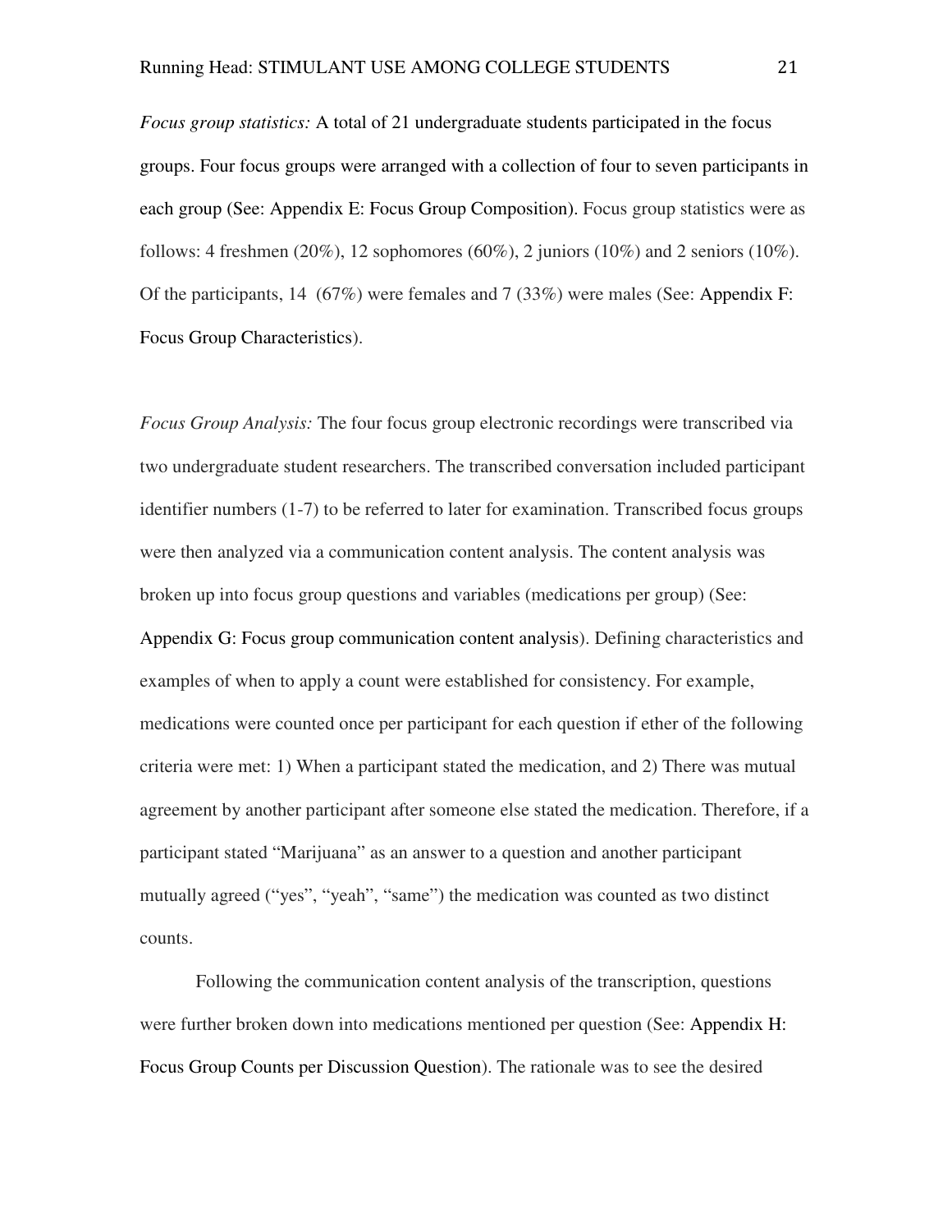*Focus group statistics:* A total of 21 undergraduate students participated in the focus groups. Four focus groups were arranged with a collection of four to seven participants in each group (See: Appendix E: Focus Group Composition). Focus group statistics were as follows: 4 freshmen (20%), 12 sophomores (60%), 2 juniors (10%) and 2 seniors (10%). Of the participants, 14 (67%) were females and 7 (33%) were males (See: Appendix F: Focus Group Characteristics).

*Focus Group Analysis:* The four focus group electronic recordings were transcribed via two undergraduate student researchers. The transcribed conversation included participant identifier numbers (1-7) to be referred to later for examination. Transcribed focus groups were then analyzed via a communication content analysis. The content analysis was broken up into focus group questions and variables (medications per group) (See: Appendix G: Focus group communication content analysis). Defining characteristics and examples of when to apply a count were established for consistency. For example, medications were counted once per participant for each question if ether of the following criteria were met: 1) When a participant stated the medication, and 2) There was mutual agreement by another participant after someone else stated the medication. Therefore, if a participant stated "Marijuana" as an answer to a question and another participant mutually agreed ("yes", "yeah", "same") the medication was counted as two distinct counts.

Following the communication content analysis of the transcription, questions were further broken down into medications mentioned per question (See: Appendix H: Focus Group Counts per Discussion Question). The rationale was to see the desired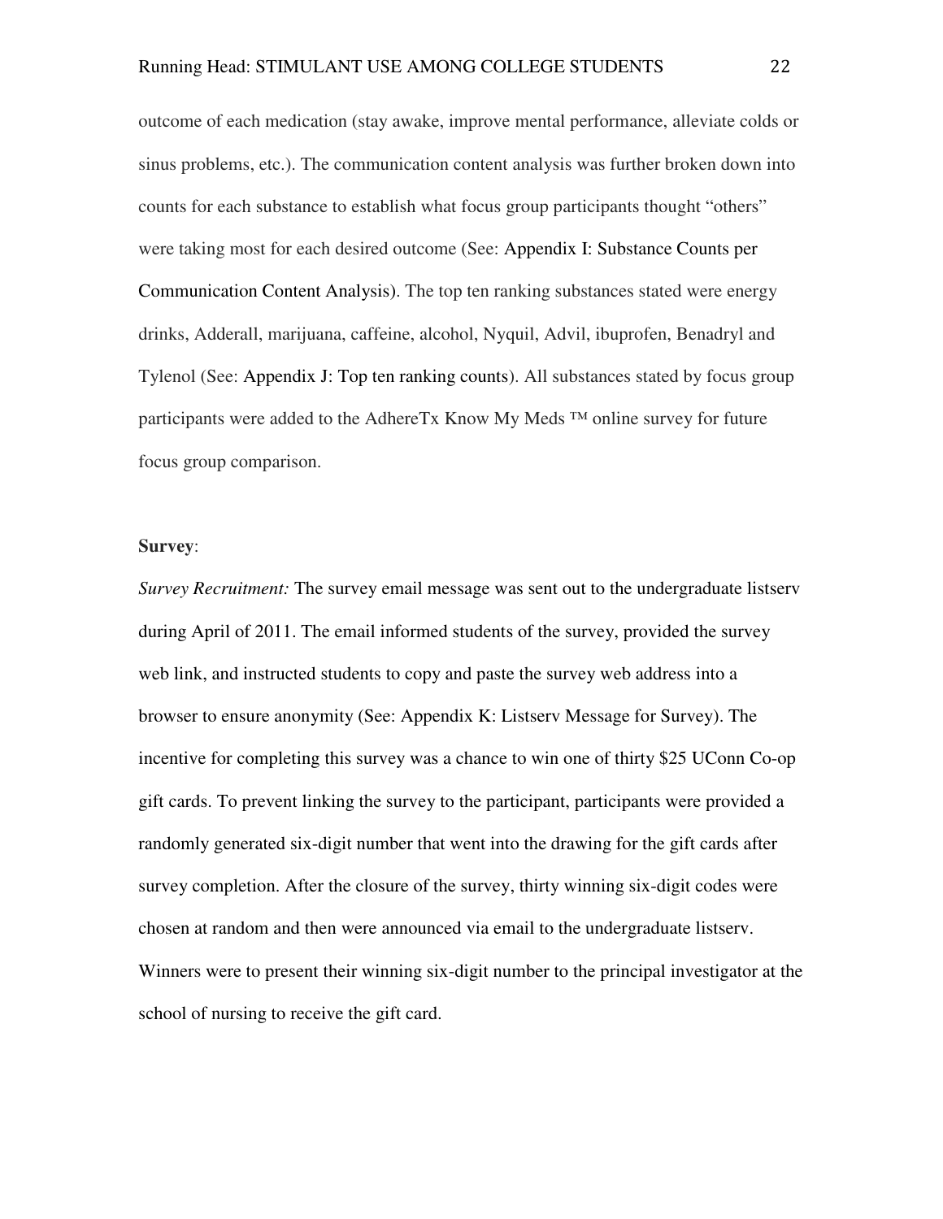outcome of each medication (stay awake, improve mental performance, alleviate colds or sinus problems, etc.). The communication content analysis was further broken down into counts for each substance to establish what focus group participants thought "others" were taking most for each desired outcome (See: Appendix I: Substance Counts per Communication Content Analysis). The top ten ranking substances stated were energy drinks, Adderall, marijuana, caffeine, alcohol, Nyquil, Advil, ibuprofen, Benadryl and Tylenol (See: Appendix J: Top ten ranking counts). All substances stated by focus group participants were added to the AdhereTx Know My Meds ™ online survey for future focus group comparison.

**Survey**:

*Survey Recruitment:* The survey email message was sent out to the undergraduate listserv during April of 2011. The email informed students of the survey, provided the survey web link, and instructed students to copy and paste the survey web address into a browser to ensure anonymity (See: Appendix K: Listserv Message for Survey). The incentive for completing this survey was a chance to win one of thirty $25 UConn Co-op gift cards. To prevent linking the survey to the participant, participants were provided a randomly generated six-digit number that went into the drawing for the gift cards after survey completion. After the closure of the survey, thirty winning six-digit codes were chosen at random and then were announced via email to the undergraduate listserv. Winners were to present their winning six-digit number to the principal investigator at the school of nursing to receive the gift card.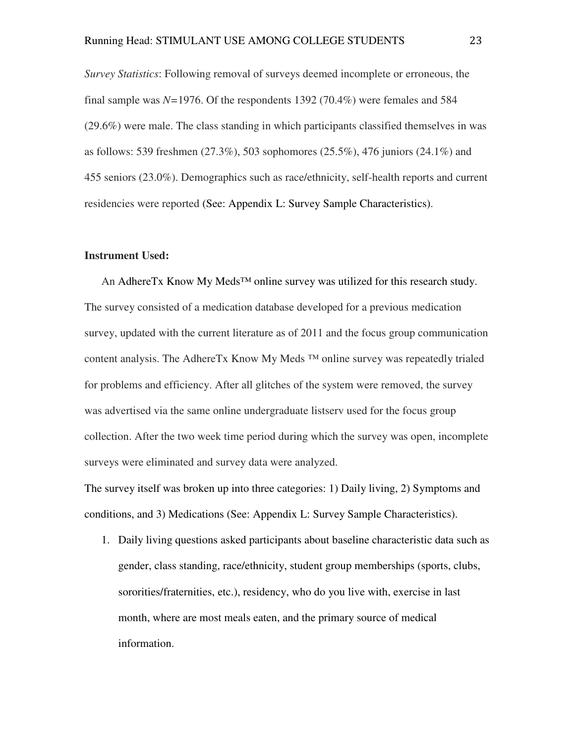*Survey Statistics*: Following removal of surveys deemed incomplete or erroneous, the final sample was *N*=1976. Of the respondents 1392 (70.4%) were females and 584 (29.6%) were male. The class standing in which participants classified themselves in was as follows: 539 freshmen (27.3%), 503 sophomores (25.5%), 476 juniors (24.1%) and 455 seniors (23.0%). Demographics such as race/ethnicity, self-health reports and current residencies were reported (See: Appendix L: Survey Sample Characteristics).

**Instrument Used:**

An AdhereTx Know My Meds™ online survey was utilized for this research study. The survey consisted of a medication database developed for a previous medication survey, updated with the current literature as of 2011 and the focus group communication content analysis. The AdhereTx Know My Meds ™ online survey was repeatedly trialed for problems and efficiency. After all glitches of the system were removed, the survey was advertised via the same online undergraduate listserv used for the focus group collection. After the two week time period during which the survey was open, incomplete surveys were eliminated and survey data were analyzed.

The survey itself was broken up into three categories: 1) Daily living, 2) Symptoms and conditions, and 3) Medications (See: Appendix L: Survey Sample Characteristics).

1. Daily living questions asked participants about baseline characteristic data such as gender, class standing, race/ethnicity, student group memberships (sports, clubs, sororities/fraternities, etc.), residency, who do you live with, exercise in last month, where are most meals eaten, and the primary source of medical information.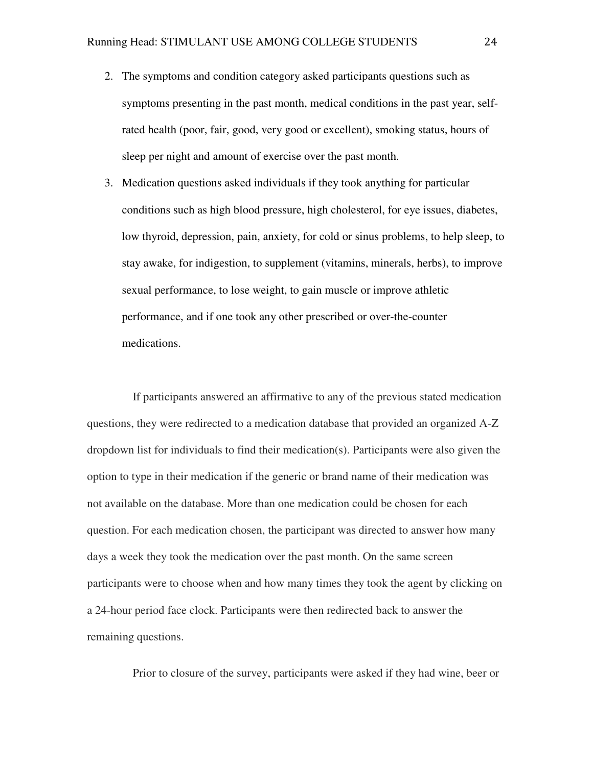2. The symptoms and condition category asked participants questions such as symptoms presenting in the past month, medical conditions in the past year, self-rated health (poor, fair, good, very good or excellent), smoking status, hours of sleep per night and amount of exercise over the past month.
3. Medication questions asked individuals if they took anything for particular conditions such as high blood pressure, high cholesterol, for eye issues, diabetes, low thyroid, depression, pain, anxiety, for cold or sinus problems, to help sleep, to stay awake, for indigestion, to supplement (vitamins, minerals, herbs), to improve sexual performance, to lose weight, to gain muscle or improve athletic performance, and if one took any other prescribed or over-the-counter medications.

If participants answered an affirmative to any of the previous stated medication questions, they were redirected to a medication database that provided an organized A-Z dropdown list for individuals to find their medication(s). Participants were also given the option to type in their medication if the generic or brand name of their medication was not available on the database. More than one medication could be chosen for each question. For each medication chosen, the participant was directed to answer how many days a week they took the medication over the past month. On the same screen participants were to choose when and how many times they took the agent by clicking on a 24-hour period face clock. Participants were then redirected back to answer the remaining questions.

Prior to closure of the survey, participants were asked if they had wine, beer or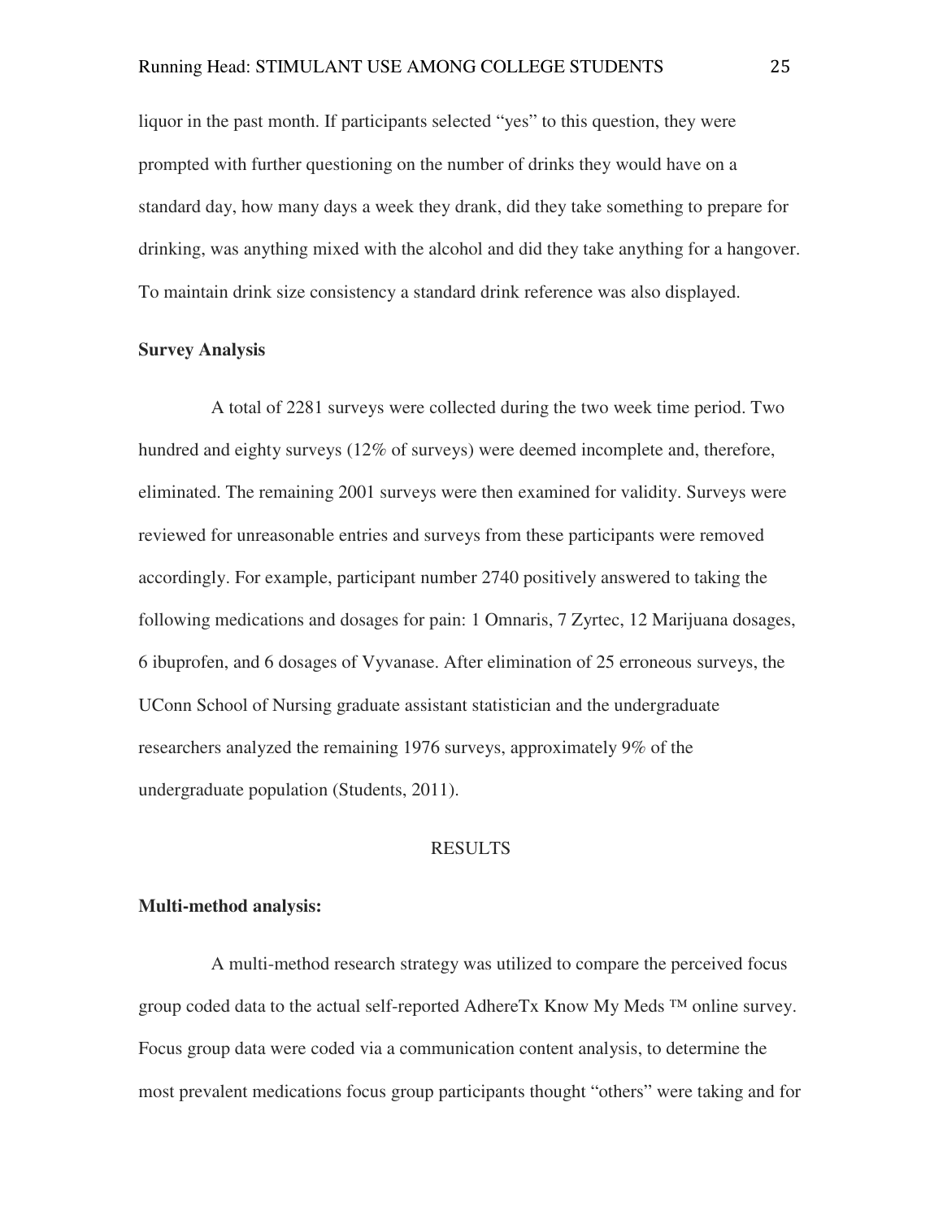liquor in the past month. If participants selected "yes" to this question, they were prompted with further questioning on the number of drinks they would have on a standard day, how many days a week they drank, did they take something to prepare for drinking, was anything mixed with the alcohol and did they take anything for a hangover. To maintain drink size consistency a standard drink reference was also displayed.

**Survey Analysis**

A total of 2281 surveys were collected during the two week time period. Two hundred and eighty surveys (12% of surveys) were deemed incomplete and, therefore, eliminated. The remaining 2001 surveys were then examined for validity. Surveys were reviewed for unreasonable entries and surveys from these participants were removed accordingly. For example, participant number 2740 positively answered to taking the following medications and dosages for pain: 1 Omnaris, 7 Zyrtec, 12 Marijuana dosages, 6 ibuprofen, and 6 dosages of Vyvanase. After elimination of 25 erroneous surveys, the UConn School of Nursing graduate assistant statistician and the undergraduate researchers analyzed the remaining 1976 surveys, approximately 9% of the undergraduate population (Students, 2011).

## RESULTS

**Multi-method analysis:**

A multi-method research strategy was utilized to compare the perceived focus group coded data to the actual self-reported AdhereTx Know My Meds ™ online survey. Focus group data were coded via a communication content analysis, to determine the most prevalent medications focus group participants thought "others" were taking and for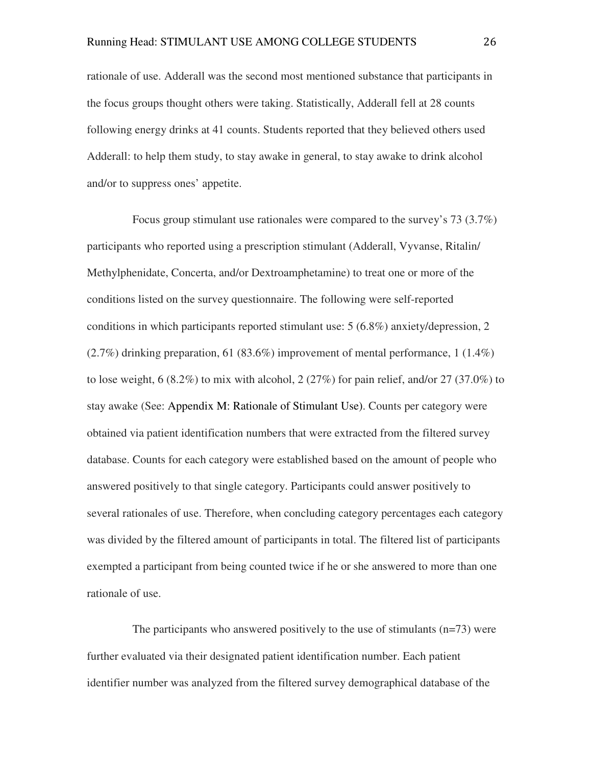rationale of use. Adderall was the second most mentioned substance that participants in the focus groups thought others were taking. Statistically, Adderall fell at 28 counts following energy drinks at 41 counts. Students reported that they believed others used Adderall: to help them study, to stay awake in general, to stay awake to drink alcohol and/or to suppress ones' appetite.

Focus group stimulant use rationales were compared to the survey's 73 (3.7%) participants who reported using a prescription stimulant (Adderall, Vyvanse, Ritalin/ Methylphenidate, Concerta, and/or Dextroamphetamine) to treat one or more of the conditions listed on the survey questionnaire. The following were self-reported conditions in which participants reported stimulant use: 5 (6.8%) anxiety/depression, 2 (2.7%) drinking preparation, 61 (83.6%) improvement of mental performance, 1 (1.4%) to lose weight, 6 (8.2%) to mix with alcohol, 2 (27%) for pain relief, and/or 27 (37.0%) to stay awake (See: Appendix M: Rationale of Stimulant Use). Counts per category were obtained via patient identification numbers that were extracted from the filtered survey database. Counts for each category were established based on the amount of people who answered positively to that single category. Participants could answer positively to several rationales of use. Therefore, when concluding category percentages each category was divided by the filtered amount of participants in total. The filtered list of participants exempted a participant from being counted twice if he or she answered to more than one rationale of use.

The participants who answered positively to the use of stimulants (n=73) were further evaluated via their designated patient identification number. Each patient identifier number was analyzed from the filtered survey demographical database of the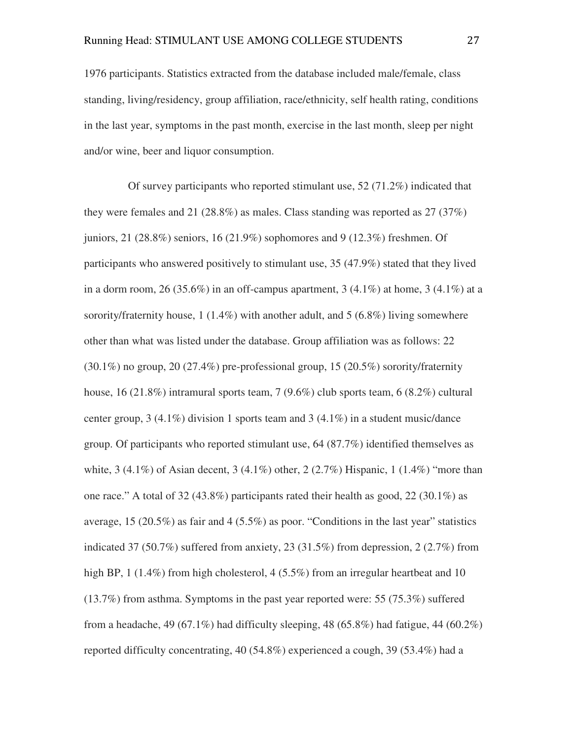1976 participants. Statistics extracted from the database included male/female, class standing, living/residency, group affiliation, race/ethnicity, self health rating, conditions in the last year, symptoms in the past month, exercise in the last month, sleep per night and/or wine, beer and liquor consumption.

Of survey participants who reported stimulant use, 52 (71.2%) indicated that they were females and 21 (28.8%) as males. Class standing was reported as 27 (37%) juniors, 21 (28.8%) seniors, 16 (21.9%) sophomores and 9 (12.3%) freshmen. Of participants who answered positively to stimulant use, 35 (47.9%) stated that they lived in a dorm room, 26 (35.6%) in an off-campus apartment, 3 (4.1%) at home, 3 (4.1%) at a sorority/fraternity house, 1 (1.4%) with another adult, and 5 (6.8%) living somewhere other than what was listed under the database. Group affiliation was as follows: 22 (30.1%) no group, 20 (27.4%) pre-professional group, 15 (20.5%) sorority/fraternity house, 16 (21.8%) intramural sports team, 7 (9.6%) club sports team, 6 (8.2%) cultural center group, 3 (4.1%) division 1 sports team and 3 (4.1%) in a student music/dance group. Of participants who reported stimulant use, 64 (87.7%) identified themselves as white, 3 (4.1%) of Asian decent, 3 (4.1%) other, 2 (2.7%) Hispanic, 1 (1.4%) "more than one race." A total of 32 (43.8%) participants rated their health as good, 22 (30.1%) as average, 15 (20.5%) as fair and 4 (5.5%) as poor. "Conditions in the last year" statistics indicated 37 (50.7%) suffered from anxiety, 23 (31.5%) from depression, 2 (2.7%) from high BP, 1 (1.4%) from high cholesterol, 4 (5.5%) from an irregular heartbeat and 10 (13.7%) from asthma. Symptoms in the past year reported were: 55 (75.3%) suffered from a headache, 49 (67.1%) had difficulty sleeping, 48 (65.8%) had fatigue, 44 (60.2%) reported difficulty concentrating, 40 (54.8%) experienced a cough, 39 (53.4%) had a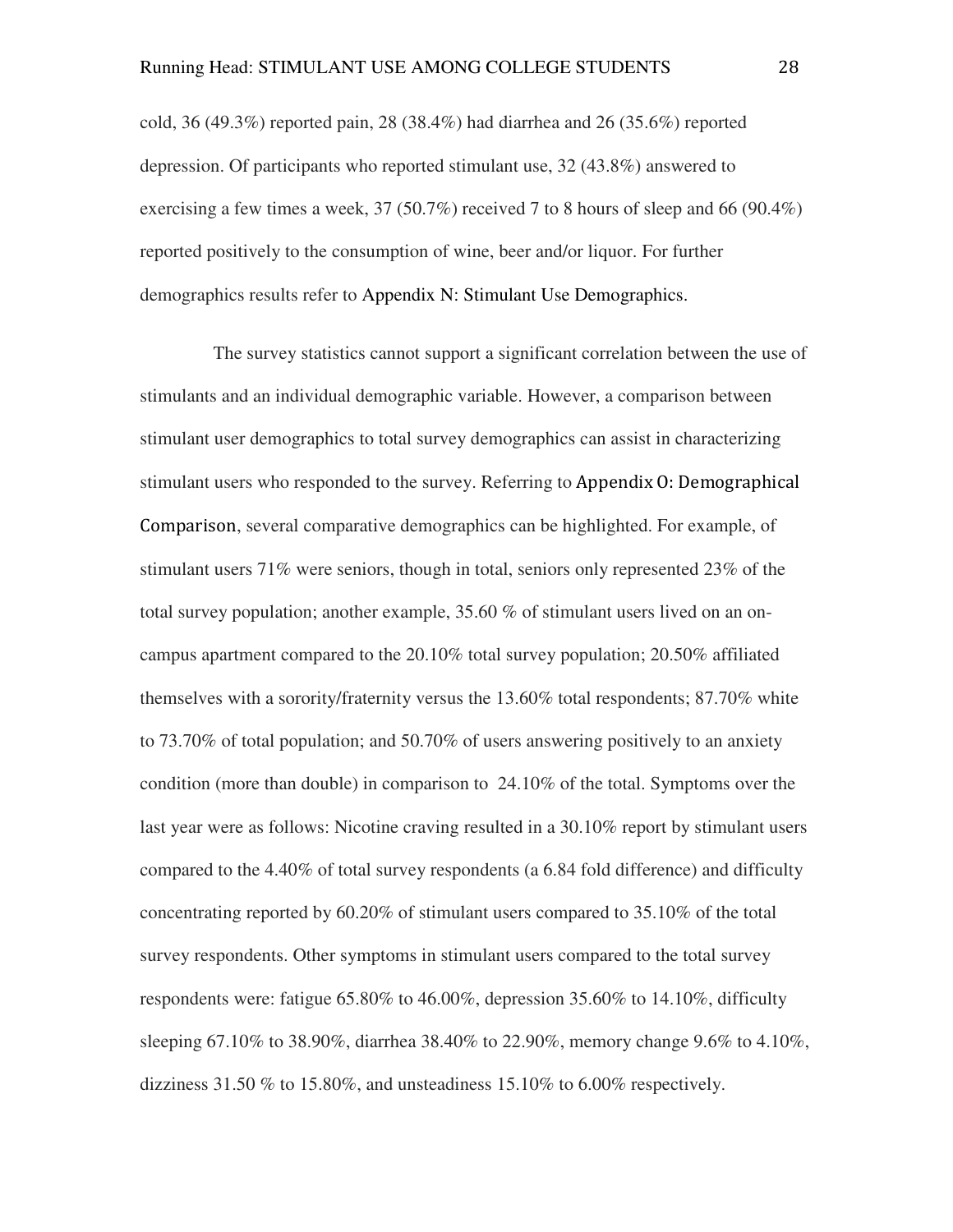cold, 36 (49.3%) reported pain, 28 (38.4%) had diarrhea and 26 (35.6%) reported depression. Of participants who reported stimulant use, 32 (43.8%) answered to exercising a few times a week, 37 (50.7%) received 7 to 8 hours of sleep and 66 (90.4%) reported positively to the consumption of wine, beer and/or liquor. For further demographics results refer to Appendix N: Stimulant Use Demographics.

The survey statistics cannot support a significant correlation between the use of stimulants and an individual demographic variable. However, a comparison between stimulant user demographics to total survey demographics can assist in characterizing stimulant users who responded to the survey. Referring to Appendix O: Demographical Comparison, several comparative demographics can be highlighted. For example, of stimulant users 71% were seniors, though in total, seniors only represented 23% of the total survey population; another example, 35.60 % of stimulant users lived on an on-campus apartment compared to the 20.10% total survey population; 20.50% affiliated themselves with a sorority/fraternity versus the 13.60% total respondents; 87.70% white to 73.70% of total population; and 50.70% of users answering positively to an anxiety condition (more than double) in comparison to 24.10% of the total. Symptoms over the last year were as follows: Nicotine craving resulted in a 30.10% report by stimulant users compared to the 4.40% of total survey respondents (a 6.84 fold difference) and difficulty concentrating reported by 60.20% of stimulant users compared to 35.10% of the total survey respondents. Other symptoms in stimulant users compared to the total survey respondents were: fatigue 65.80% to 46.00%, depression 35.60% to 14.10%, difficulty sleeping 67.10% to 38.90%, diarrhea 38.40% to 22.90%, memory change 9.6% to 4.10%, dizziness 31.50 % to 15.80%, and unsteadiness 15.10% to 6.00% respectively.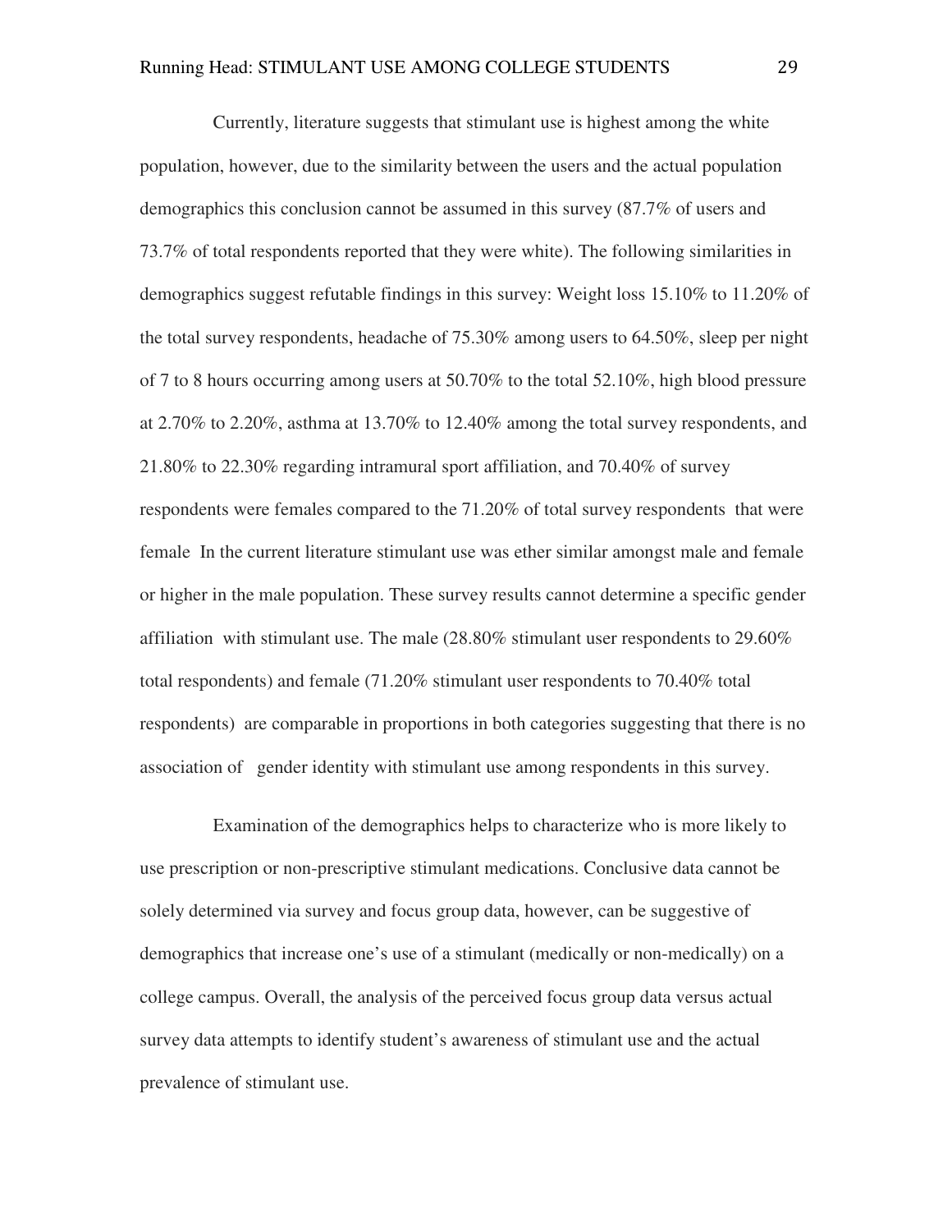Currently, literature suggests that stimulant use is highest among the white population, however, due to the similarity between the users and the actual population demographics this conclusion cannot be assumed in this survey (87.7% of users and 73.7% of total respondents reported that they were white). The following similarities in demographics suggest refutable findings in this survey: Weight loss 15.10% to 11.20% of the total survey respondents, headache of 75.30% among users to 64.50%, sleep per night of 7 to 8 hours occurring among users at 50.70% to the total 52.10%, high blood pressure at 2.70% to 2.20%, asthma at 13.70% to 12.40% among the total survey respondents, and 21.80% to 22.30% regarding intramural sport affiliation, and 70.40% of survey respondents were females compared to the 71.20% of total survey respondents that were female In the current literature stimulant use was ether similar amongst male and female or higher in the male population. These survey results cannot determine a specific gender affiliation with stimulant use. The male (28.80% stimulant user respondents to 29.60% total respondents) and female (71.20% stimulant user respondents to 70.40% total respondents) are comparable in proportions in both categories suggesting that there is no association of gender identity with stimulant use among respondents in this survey.

Examination of the demographics helps to characterize who is more likely to use prescription or non-prescriptive stimulant medications. Conclusive data cannot be solely determined via survey and focus group data, however, can be suggestive of demographics that increase one's use of a stimulant (medically or non-medically) on a college campus. Overall, the analysis of the perceived focus group data versus actual survey data attempts to identify student's awareness of stimulant use and the actual prevalence of stimulant use.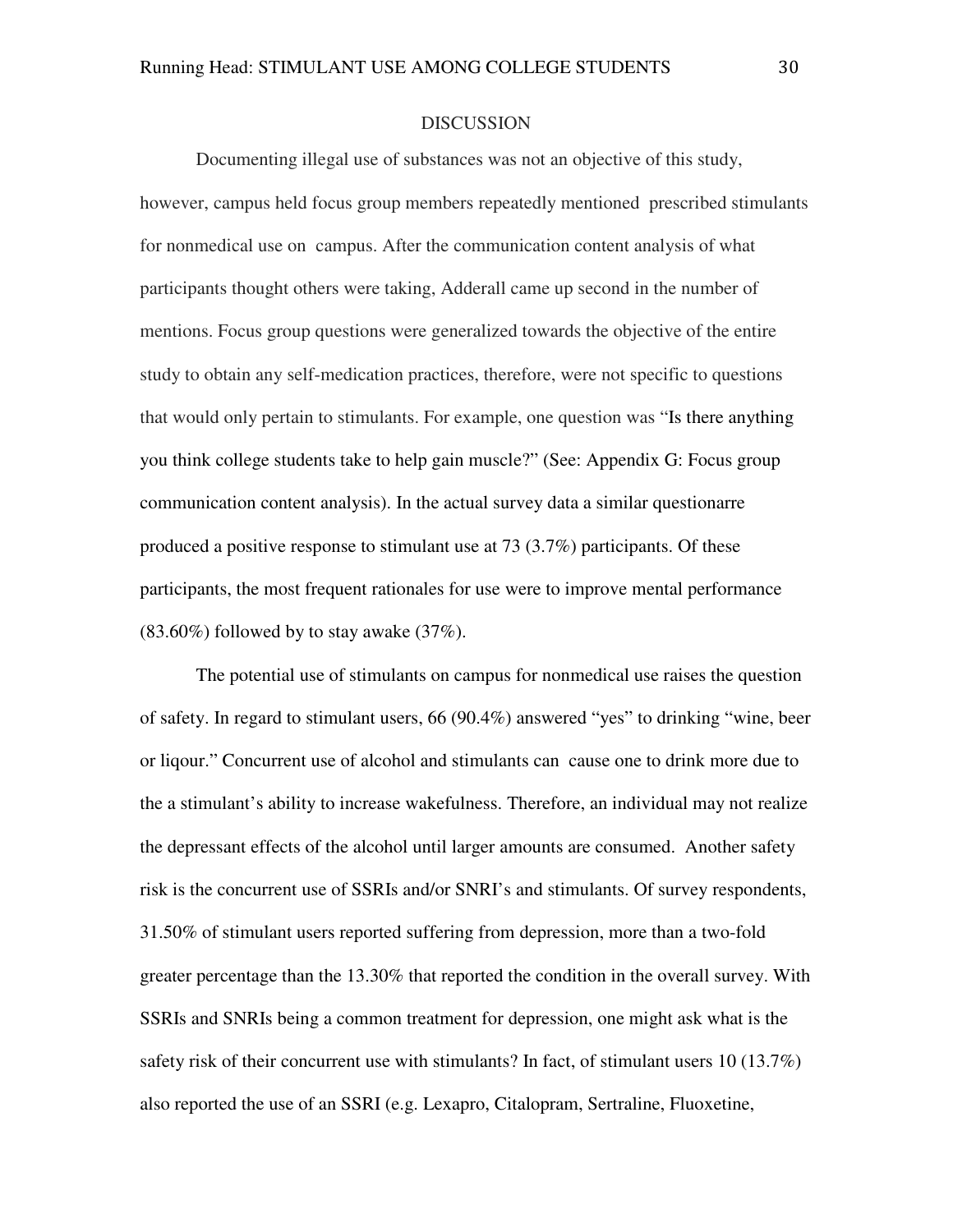# DISCUSSION

Documenting illegal use of substances was not an objective of this study, however, campus held focus group members repeatedly mentioned prescribed stimulants for nonmedical use on campus. After the communication content analysis of what participants thought others were taking, Adderall came up second in the number of mentions. Focus group questions were generalized towards the objective of the entire study to obtain any self-medication practices, therefore, were not specific to questions that would only pertain to stimulants. For example, one question was "Is there anything you think college students take to help gain muscle?" (See: Appendix G: Focus group communication content analysis). In the actual survey data a similar questionarre produced a positive response to stimulant use at 73 (3.7%) participants. Of these participants, the most frequent rationales for use were to improve mental performance (83.60%) followed by to stay awake (37%).

The potential use of stimulants on campus for nonmedical use raises the question of safety. In regard to stimulant users, 66 (90.4%) answered "yes" to drinking "wine, beer or liqour." Concurrent use of alcohol and stimulants can cause one to drink more due to the a stimulant's ability to increase wakefulness. Therefore, an individual may not realize the depressant effects of the alcohol until larger amounts are consumed. Another safety risk is the concurrent use of SSRIs and/or SNRI's and stimulants. Of survey respondents, 31.50% of stimulant users reported suffering from depression, more than a two-fold greater percentage than the 13.30% that reported the condition in the overall survey. With SSRIs and SNRIs being a common treatment for depression, one might ask what is the safety risk of their concurrent use with stimulants? In fact, of stimulant users 10 (13.7%) also reported the use of an SSRI (e.g. Lexapro, Citalopram, Sertraline, Fluoxetine,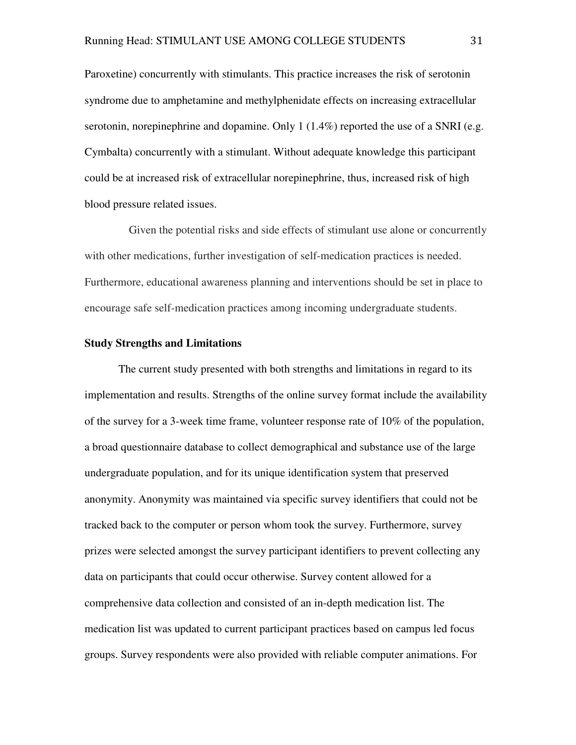Paroxetine) concurrently with stimulants. This practice increases the risk of serotonin syndrome due to amphetamine and methylphenidate effects on increasing extracellular serotonin, norepinephrine and dopamine. Only 1 (1.4%) reported the use of a SNRI (e.g. Cymbalta) concurrently with a stimulant. Without adequate knowledge this participant could be at increased risk of extracellular norepinephrine, thus, increased risk of high blood pressure related issues.

Given the potential risks and side effects of stimulant use alone or concurrently with other medications, further investigation of self-medication practices is needed. Furthermore, educational awareness planning and interventions should be set in place to encourage safe self-medication practices among incoming undergraduate students.

**Study Strengths and Limitations**

The current study presented with both strengths and limitations in regard to its implementation and results. Strengths of the online survey format include the availability of the survey for a 3-week time frame, volunteer response rate of 10% of the population, a broad questionnaire database to collect demographical and substance use of the large undergraduate population, and for its unique identification system that preserved anonymity. Anonymity was maintained via specific survey identifiers that could not be tracked back to the computer or person whom took the survey. Furthermore, survey prizes were selected amongst the survey participant identifiers to prevent collecting any data on participants that could occur otherwise. Survey content allowed for a comprehensive data collection and consisted of an in-depth medication list. The medication list was updated to current participant practices based on campus led focus groups. Survey respondents were also provided with reliable computer animations. For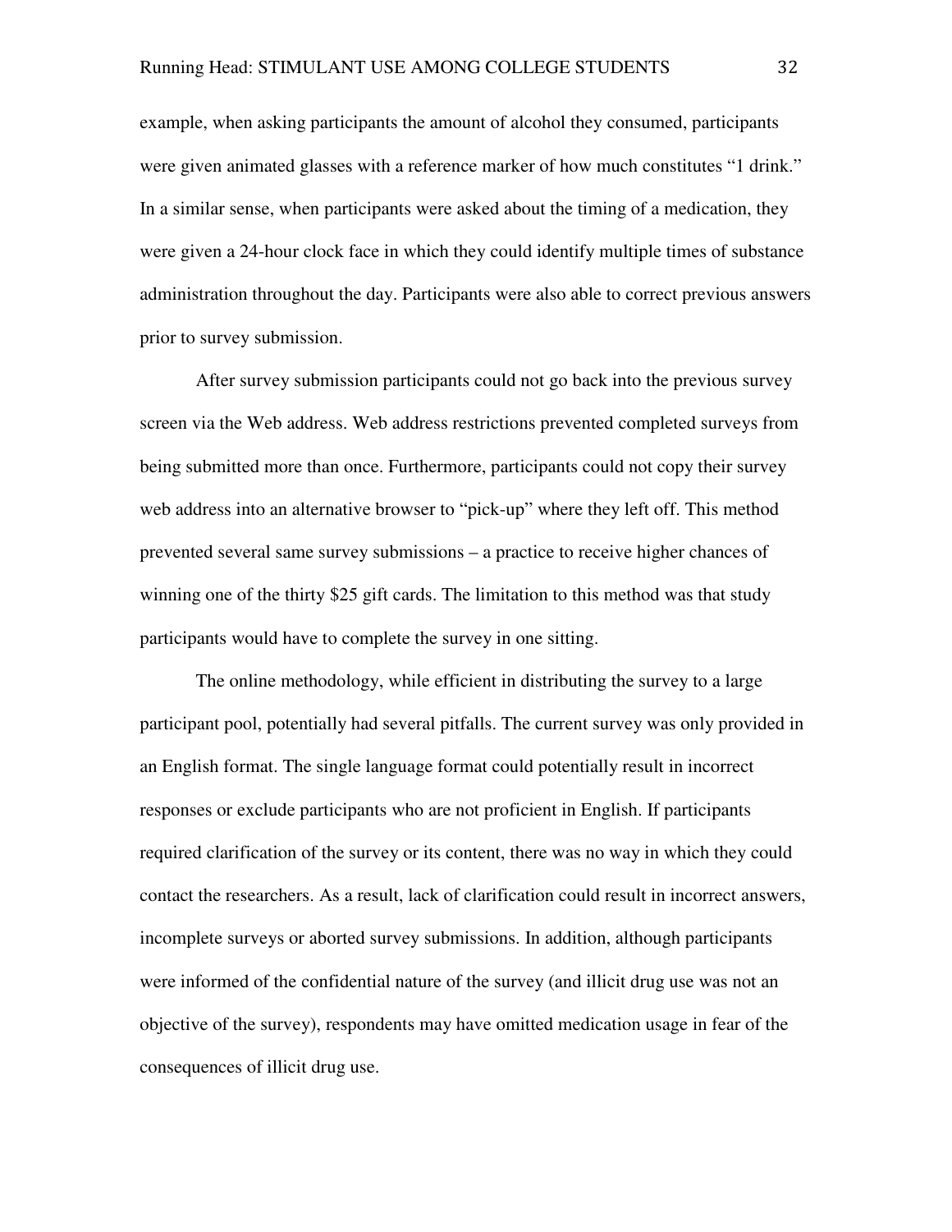example, when asking participants the amount of alcohol they consumed, participants were given animated glasses with a reference marker of how much constitutes “1 drink.” In a similar sense, when participants were asked about the timing of a medication, they were given a 24-hour clock face in which they could identify multiple times of substance administration throughout the day. Participants were also able to correct previous answers prior to survey submission.

After survey submission participants could not go back into the previous survey screen via the Web address. Web address restrictions prevented completed surveys from being submitted more than once. Furthermore, participants could not copy their survey web address into an alternative browser to “pick-up” where they left off. This method prevented several same survey submissions – a practice to receive higher chances of winning one of the thirty $25 gift cards. The limitation to this method was that study participants would have to complete the survey in one sitting.

The online methodology, while efficient in distributing the survey to a large participant pool, potentially had several pitfalls. The current survey was only provided in an English format. The single language format could potentially result in incorrect responses or exclude participants who are not proficient in English. If participants required clarification of the survey or its content, there was no way in which they could contact the researchers. As a result, lack of clarification could result in incorrect answers, incomplete surveys or aborted survey submissions. In addition, although participants were informed of the confidential nature of the survey (and illicit drug use was not an objective of the survey), respondents may have omitted medication usage in fear of the consequences of illicit drug use.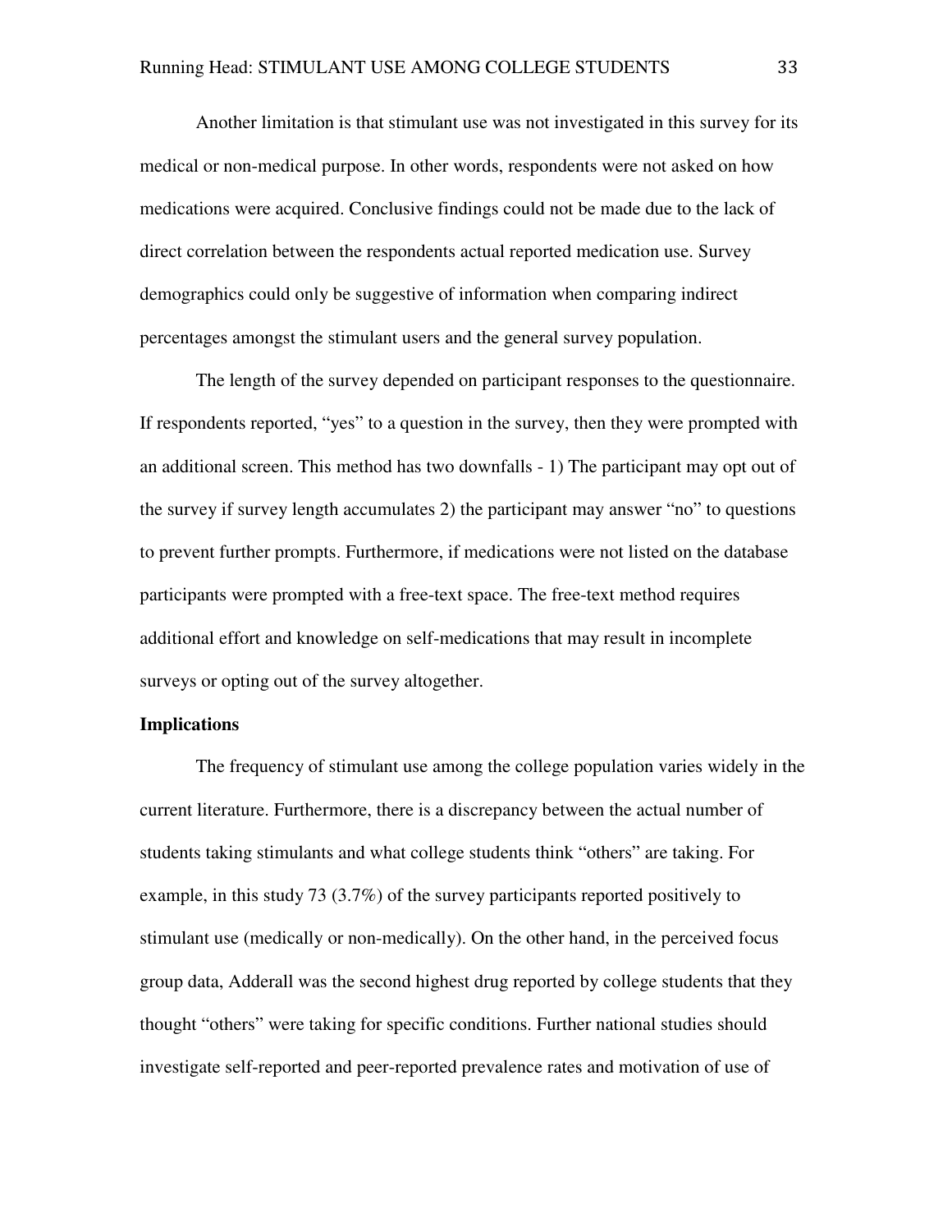Another limitation is that stimulant use was not investigated in this survey for its medical or non-medical purpose. In other words, respondents were not asked on how medications were acquired. Conclusive findings could not be made due to the lack of direct correlation between the respondents actual reported medication use. Survey demographics could only be suggestive of information when comparing indirect percentages amongst the stimulant users and the general survey population.

The length of the survey depended on participant responses to the questionnaire. If respondents reported, "yes" to a question in the survey, then they were prompted with an additional screen. This method has two downfalls - 1) The participant may opt out of the survey if survey length accumulates 2) the participant may answer "no" to questions to prevent further prompts. Furthermore, if medications were not listed on the database participants were prompted with a free-text space. The free-text method requires additional effort and knowledge on self-medications that may result in incomplete surveys or opting out of the survey altogether.

**Implications**

The frequency of stimulant use among the college population varies widely in the current literature. Furthermore, there is a discrepancy between the actual number of students taking stimulants and what college students think "others" are taking. For example, in this study 73 (3.7%) of the survey participants reported positively to stimulant use (medically or non-medically). On the other hand, in the perceived focus group data, Adderall was the second highest drug reported by college students that they thought "others" were taking for specific conditions. Further national studies should investigate self-reported and peer-reported prevalence rates and motivation of use of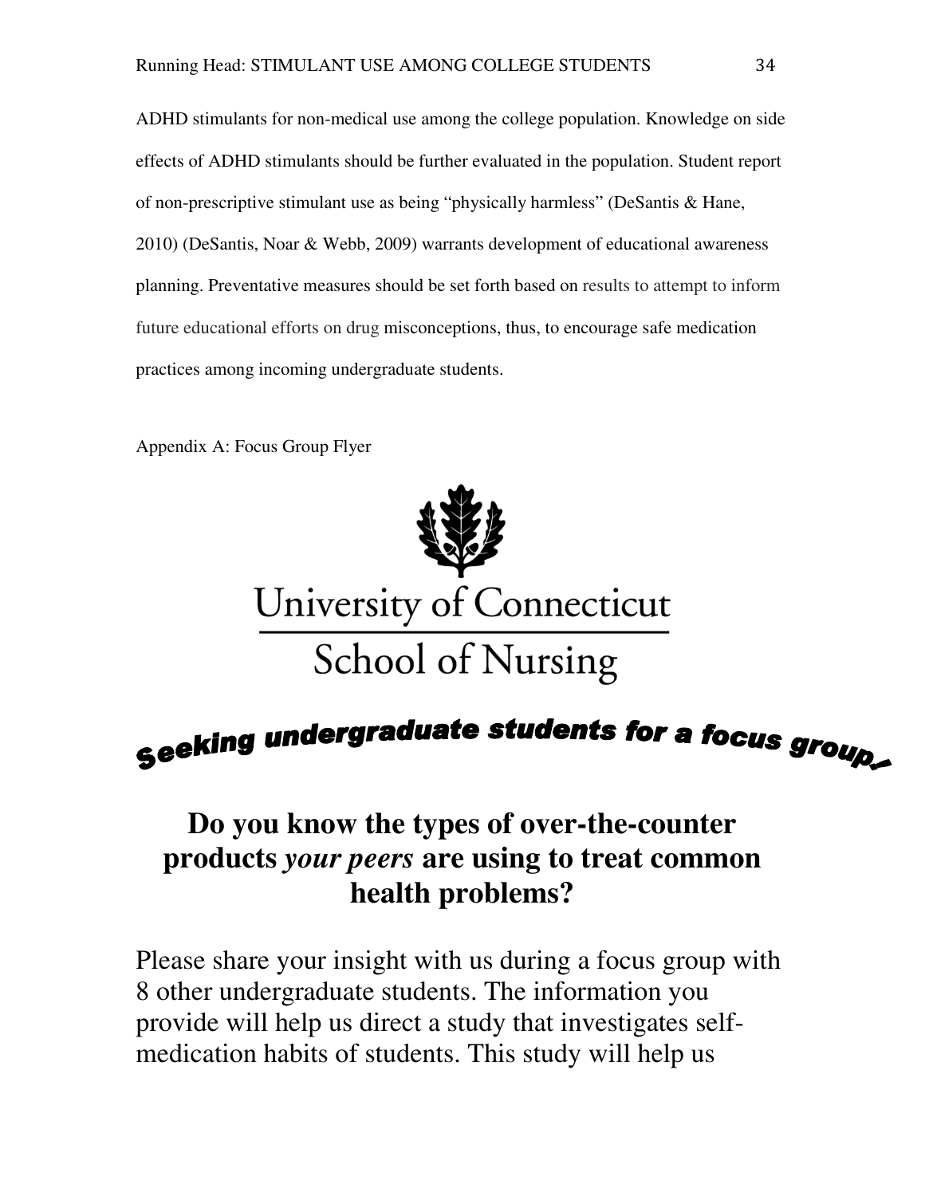ADHD stimulants for non-medical use among the college population. Knowledge on side effects of ADHD stimulants should be further evaluated in the population. Student report of non-prescriptive stimulant use as being "physically harmless" (DeSantis & Hane, 2010) (DeSantis, Noar & Webb, 2009) warrants development of educational awareness planning. Preventative measures should be set forth based on results to attempt to inform future educational efforts on drug misconceptions, thus, to encourage safe medication practices among incoming undergraduate students.

Appendix A: Focus Group Flyer

University of Connecticut

School of Nursing

**Seeking undergraduate students for a focus group!**

## Do you know the types of over-the-counter products *your peers* are using to treat common health problems?

Please share your insight with us during a focus group with 8 other undergraduate students. The information you provide will help us direct a study that investigates self-medication habits of students. This study will help us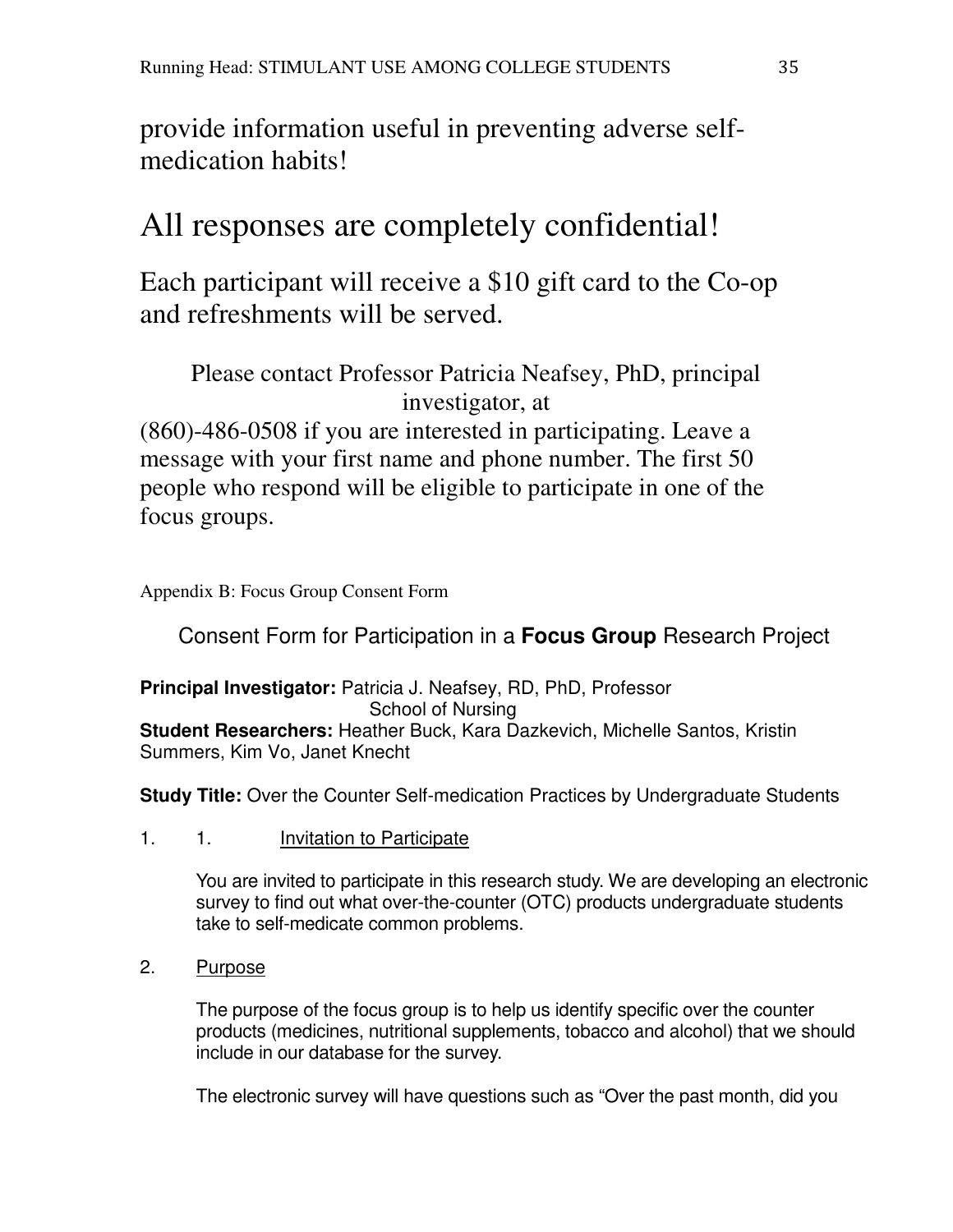provide information useful in preventing adverse self-medication habits!

# All responses are completely confidential!

Each participant will receive a $10 gift card to the Co-op and refreshments will be served.

Please contact Professor Patricia Neafsey, PhD, principal investigator, at (860)-486-0508 if you are interested in participating. Leave a message with your first name and phone number. The first 50 people who respond will be eligible to participate in one of the focus groups.

Appendix B: Focus Group Consent Form

## Consent Form for Participation in a **Focus Group** Research Project

**Principal Investigator:** Patricia J. Neafsey, RD, PhD, Professor
School of Nursing
**Student Researchers:** Heather Buck, Kara Dazkevich, Michelle Santos, Kristin Summers, Kim Vo, Janet Knecht

**Study Title:** Over the Counter Self-medication Practices by Undergraduate Students

1. 1. Invitation to Participate

   You are invited to participate in this research study. We are developing an electronic survey to find out what over-the-counter (OTC) products undergraduate students take to self-medicate common problems.

2. Purpose

   The purpose of the focus group is to help us identify specific over the counter products (medicines, nutritional supplements, tobacco and alcohol) that we should include in our database for the survey.

   The electronic survey will have questions such as "Over the past month, did you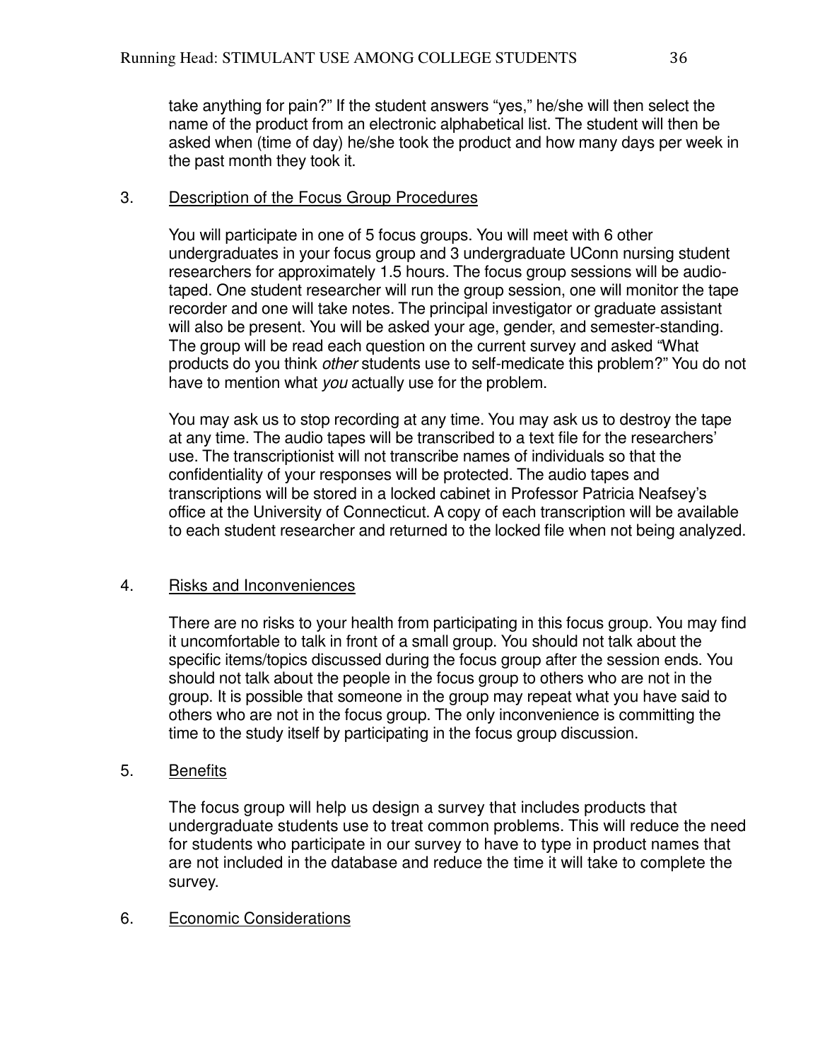take anything for pain?" If the student answers "yes," he/she will then select the name of the product from an electronic alphabetical list. The student will then be asked when (time of day) he/she took the product and how many days per week in the past month they took it.

3. Description of the Focus Group Procedures

You will participate in one of 5 focus groups. You will meet with 6 other undergraduates in your focus group and 3 undergraduate UConn nursing student researchers for approximately 1.5 hours. The focus group sessions will be audio-taped. One student researcher will run the group session, one will monitor the tape recorder and one will take notes. The principal investigator or graduate assistant will also be present. You will be asked your age, gender, and semester-standing. The group will be read each question on the current survey and asked "What products do you think *other* students use to self-medicate this problem?" You do not have to mention what *you* actually use for the problem.

You may ask us to stop recording at any time. You may ask us to destroy the tape at any time. The audio tapes will be transcribed to a text file for the researchers' use. The transcriptionist will not transcribe names of individuals so that the confidentiality of your responses will be protected. The audio tapes and transcriptions will be stored in a locked cabinet in Professor Patricia Neafsey's office at the University of Connecticut. A copy of each transcription will be available to each student researcher and returned to the locked file when not being analyzed.

4. Risks and Inconveniences

There are no risks to your health from participating in this focus group. You may find it uncomfortable to talk in front of a small group. You should not talk about the specific items/topics discussed during the focus group after the session ends. You should not talk about the people in the focus group to others who are not in the group. It is possible that someone in the group may repeat what you have said to others who are not in the focus group. The only inconvenience is committing the time to the study itself by participating in the focus group discussion.

5. Benefits

The focus group will help us design a survey that includes products that undergraduate students use to treat common problems. This will reduce the need for students who participate in our survey to have to type in product names that are not included in the database and reduce the time it will take to complete the survey.

6. Economic Considerations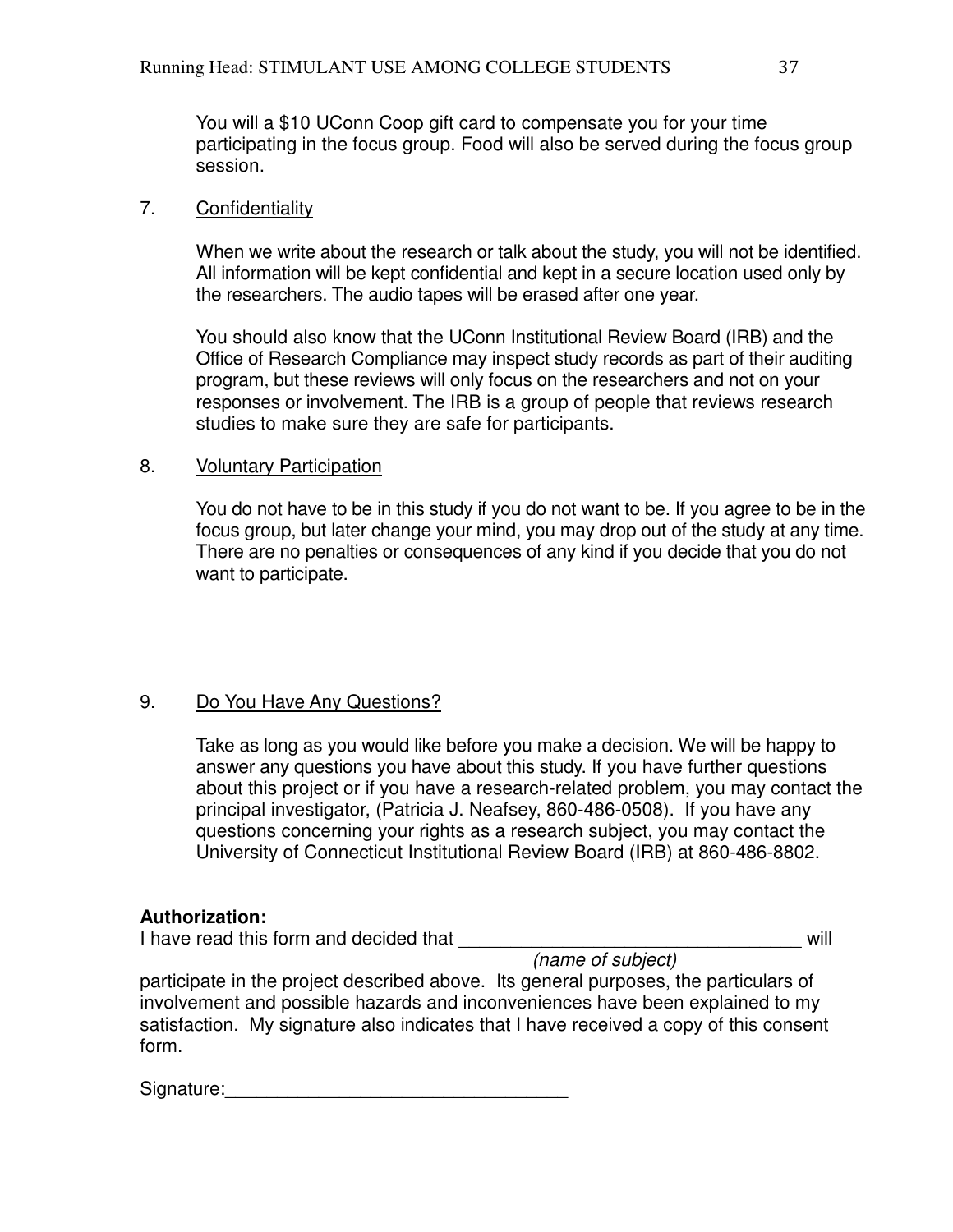You will a $10 UConn Coop gift card to compensate you for your time participating in the focus group. Food will also be served during the focus group session.

7. Confidentiality

When we write about the research or talk about the study, you will not be identified. All information will be kept confidential and kept in a secure location used only by the researchers. The audio tapes will be erased after one year.

You should also know that the UConn Institutional Review Board (IRB) and the Office of Research Compliance may inspect study records as part of their auditing program, but these reviews will only focus on the researchers and not on your responses or involvement. The IRB is a group of people that reviews research studies to make sure they are safe for participants.

8. Voluntary Participation

You do not have to be in this study if you do not want to be. If you agree to be in the focus group, but later change your mind, you may drop out of the study at any time. There are no penalties or consequences of any kind if you decide that you do not want to participate.

9. Do You Have Any Questions?

Take as long as you would like before you make a decision. We will be happy to answer any questions you have about this study. If you have further questions about this project or if you have a research-related problem, you may contact the principal investigator, (Patricia J. Neafsey, 860-486-0508). If you have any questions concerning your rights as a research subject, you may contact the University of Connecticut Institutional Review Board (IRB) at 860-486-8802.

**Authorization:**
I have read this form and decided that _________________________________ will
*(name of subject)*
participate in the project described above. Its general purposes, the particulars of involvement and possible hazards and inconveniences have been explained to my satisfaction. My signature also indicates that I have received a copy of this consent form.

Signature:_________________________________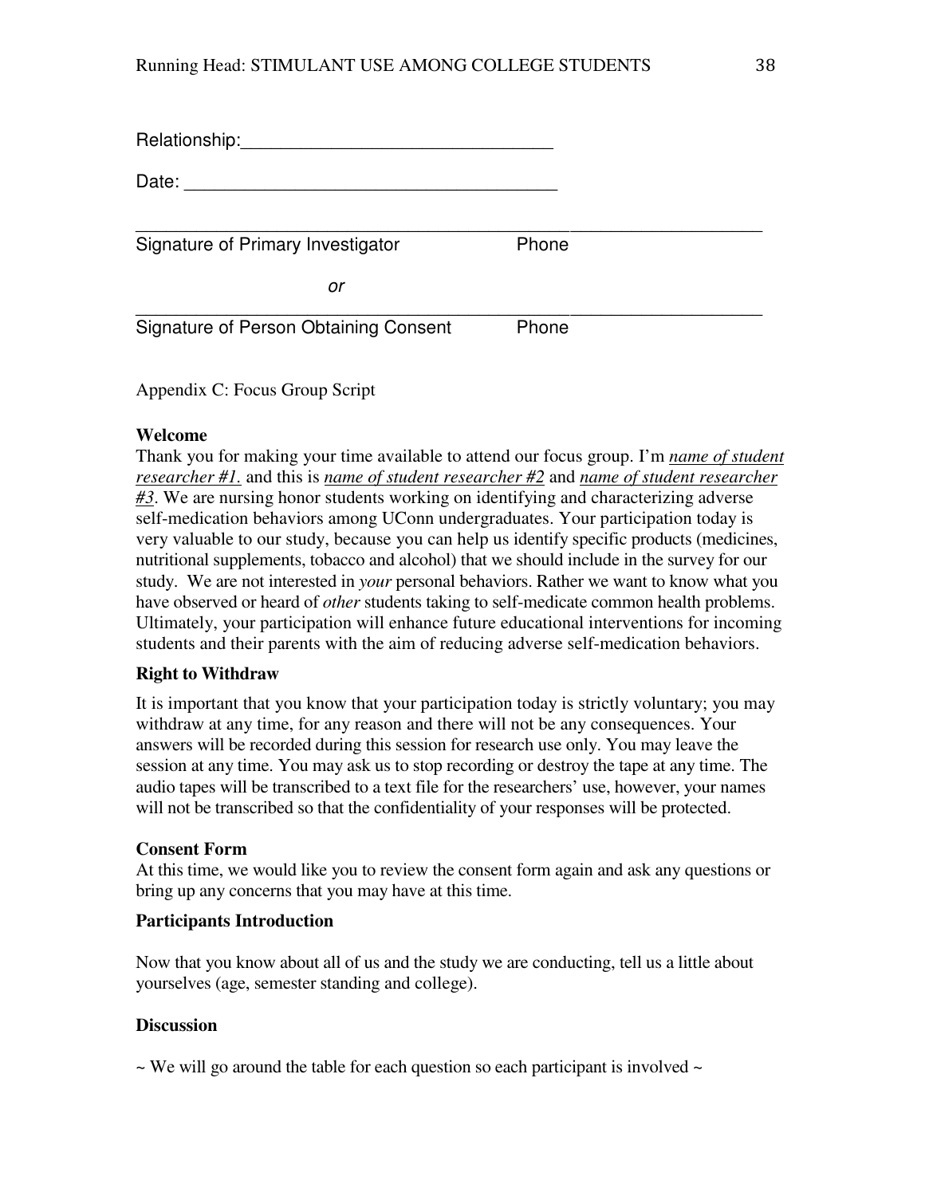Relationship:_______________________________

Date: _____________________________________

_____________________________________________________________________

Signature of Primary Investigator                    Phone

*or*

_____________________________________________________________________

Signature of Person Obtaining Consent              Phone

Appendix C: Focus Group Script

**Welcome**

Thank you for making your time available to attend our focus group. I'm <u>*name of student researcher #1.*</u> and this is <u>*name of student researcher #2*</u> and <u>*name of student researcher #3*</u>. We are nursing honor students working on identifying and characterizing adverse self-medication behaviors among UConn undergraduates. Your participation today is very valuable to our study, because you can help us identify specific products (medicines, nutritional supplements, tobacco and alcohol) that we should include in the survey for our study. We are not interested in *your* personal behaviors. Rather we want to know what you have observed or heard of *other* students taking to self-medicate common health problems. Ultimately, your participation will enhance future educational interventions for incoming students and their parents with the aim of reducing adverse self-medication behaviors.

**Right to Withdraw**

It is important that you know that your participation today is strictly voluntary; you may withdraw at any time, for any reason and there will not be any consequences. Your answers will be recorded during this session for research use only. You may leave the session at any time. You may ask us to stop recording or destroy the tape at any time. The audio tapes will be transcribed to a text file for the researchers' use, however, your names will not be transcribed so that the confidentiality of your responses will be protected.

**Consent Form**

At this time, we would like you to review the consent form again and ask any questions or bring up any concerns that you may have at this time.

**Participants Introduction**

Now that you know about all of us and the study we are conducting, tell us a little about yourselves (age, semester standing and college).

**Discussion**

~ We will go around the table for each question so each participant is involved ~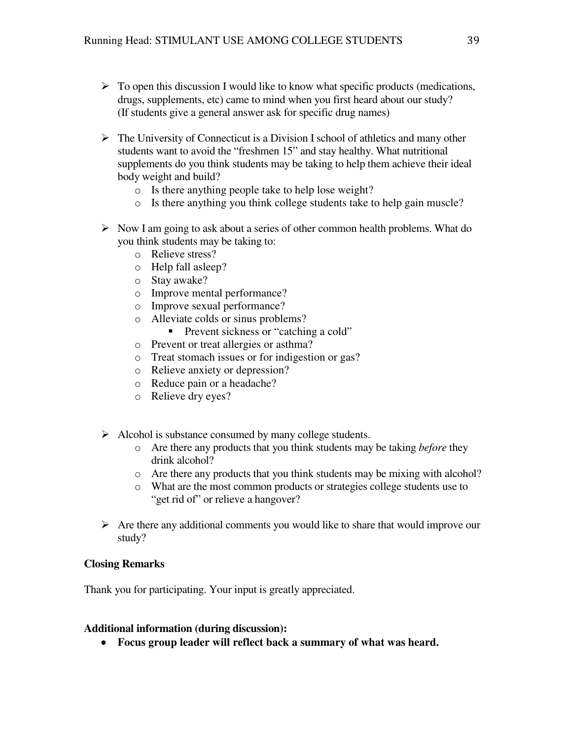- To open this discussion I would like to know what specific products (medications, drugs, supplements, etc) came to mind when you first heard about our study? (If students give a general answer ask for specific drug names)

- The University of Connecticut is a Division I school of athletics and many other students want to avoid the "freshmen 15" and stay healthy. What nutritional supplements do you think students may be taking to help them achieve their ideal body weight and build?
    - Is there anything people take to help lose weight?
    - Is there anything you think college students take to help gain muscle?

- Now I am going to ask about a series of other common health problems. What do you think students may be taking to:
    - Relieve stress?
    - Help fall asleep?
    - Stay awake?
    - Improve mental performance?
    - Improve sexual performance?
    - Alleviate colds or sinus problems?
        - Prevent sickness or "catching a cold"
    - Prevent or treat allergies or asthma?
    - Treat stomach issues or for indigestion or gas?
    - Relieve anxiety or depression?
    - Reduce pain or a headache?
    - Relieve dry eyes?

- Alcohol is substance consumed by many college students.
    - Are there any products that you think students may be taking *before* they drink alcohol?
    - Are there any products that you think students may be mixing with alcohol?
    - What are the most common products or strategies college students use to "get rid of" or relieve a hangover?

- Are there any additional comments you would like to share that would improve our study?

**Closing Remarks**

Thank you for participating. Your input is greatly appreciated.

**Additional information (during discussion):**

- **Focus group leader will reflect back a summary of what was heard.**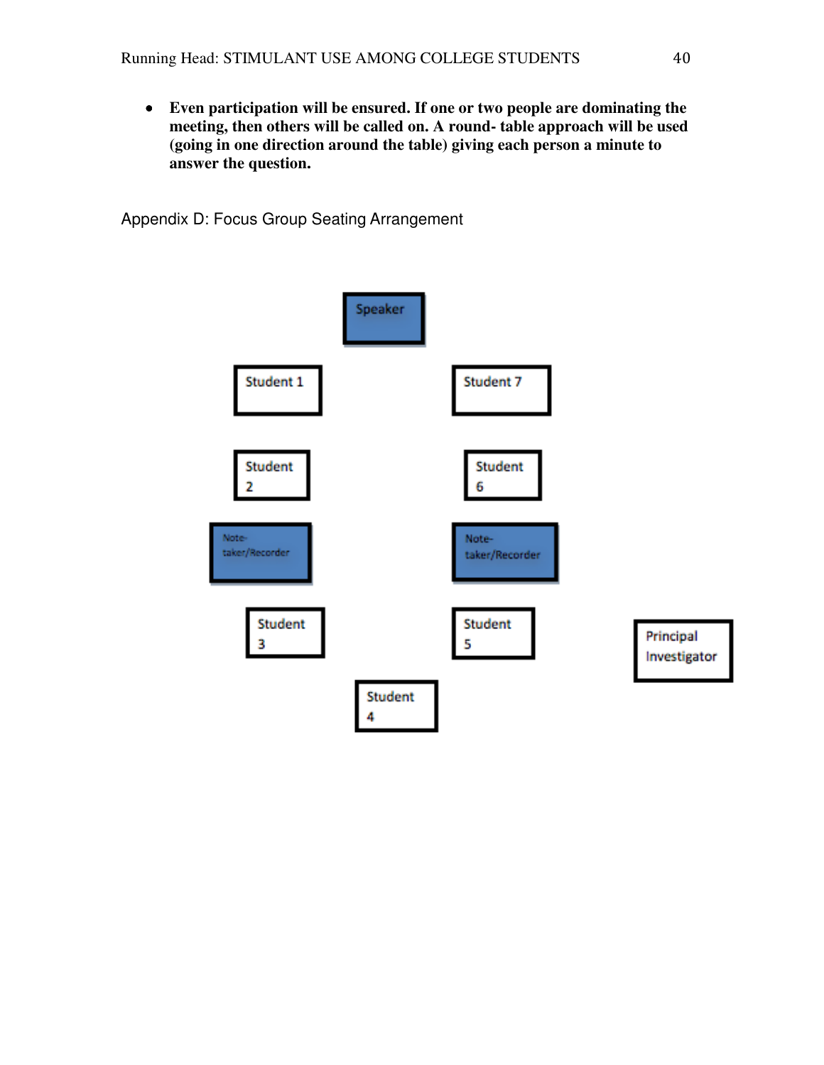- **Even participation will be ensured. If one or two people are dominating the meeting, then others will be called on. A round- table approach will be used (going in one direction around the table) giving each person a minute to answer the question.**

Appendix D: Focus Group Seating Arrangement

Speaker

Student 1

Student 7

Student 2

Student 6

Note-taker/Recorder

Note-taker/Recorder

Student 3

Student 5

Principal Investigator

Student 4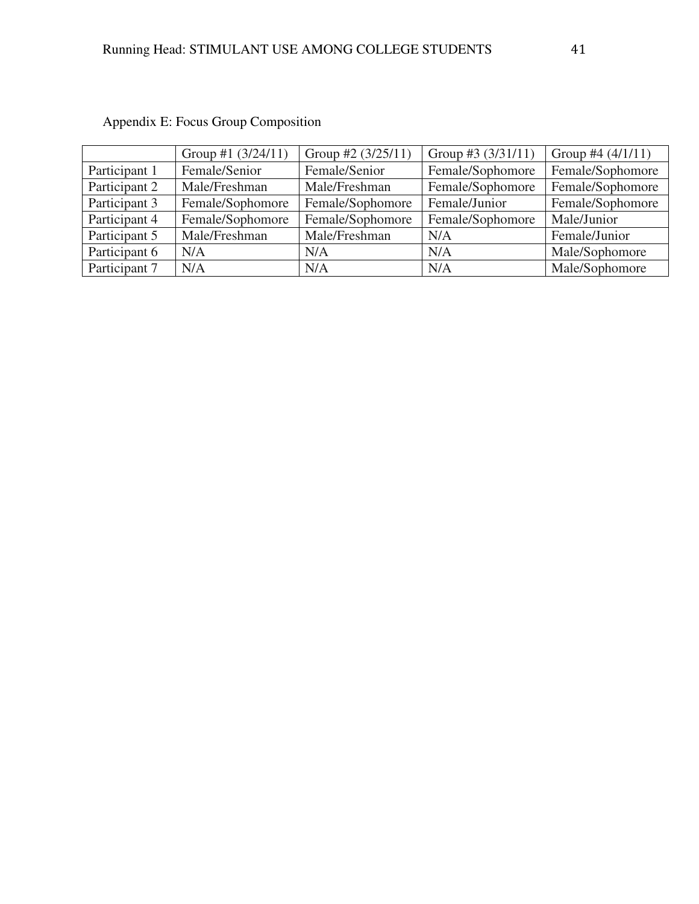Appendix E: Focus Group Composition

| | Group #1 (3/24/11) | Group #2 (3/25/11) | Group #3 (3/31/11) | Group #4 (4/1/11) |
|---|---|---|---|---|
| Participant 1 | Female/Senior | Female/Senior | Female/Sophomore | Female/Sophomore |
| Participant 2 | Male/Freshman | Male/Freshman | Female/Sophomore | Female/Sophomore |
| Participant 3 | Female/Sophomore | Female/Sophomore | Female/Junior | Female/Sophomore |
| Participant 4 | Female/Sophomore | Female/Sophomore | Female/Sophomore | Male/Junior |
| Participant 5 | Male/Freshman | Male/Freshman | N/A | Female/Junior |
| Participant 6 | N/A | N/A | N/A | Male/Sophomore |
| Participant 7 | N/A | N/A | N/A | Male/Sophomore |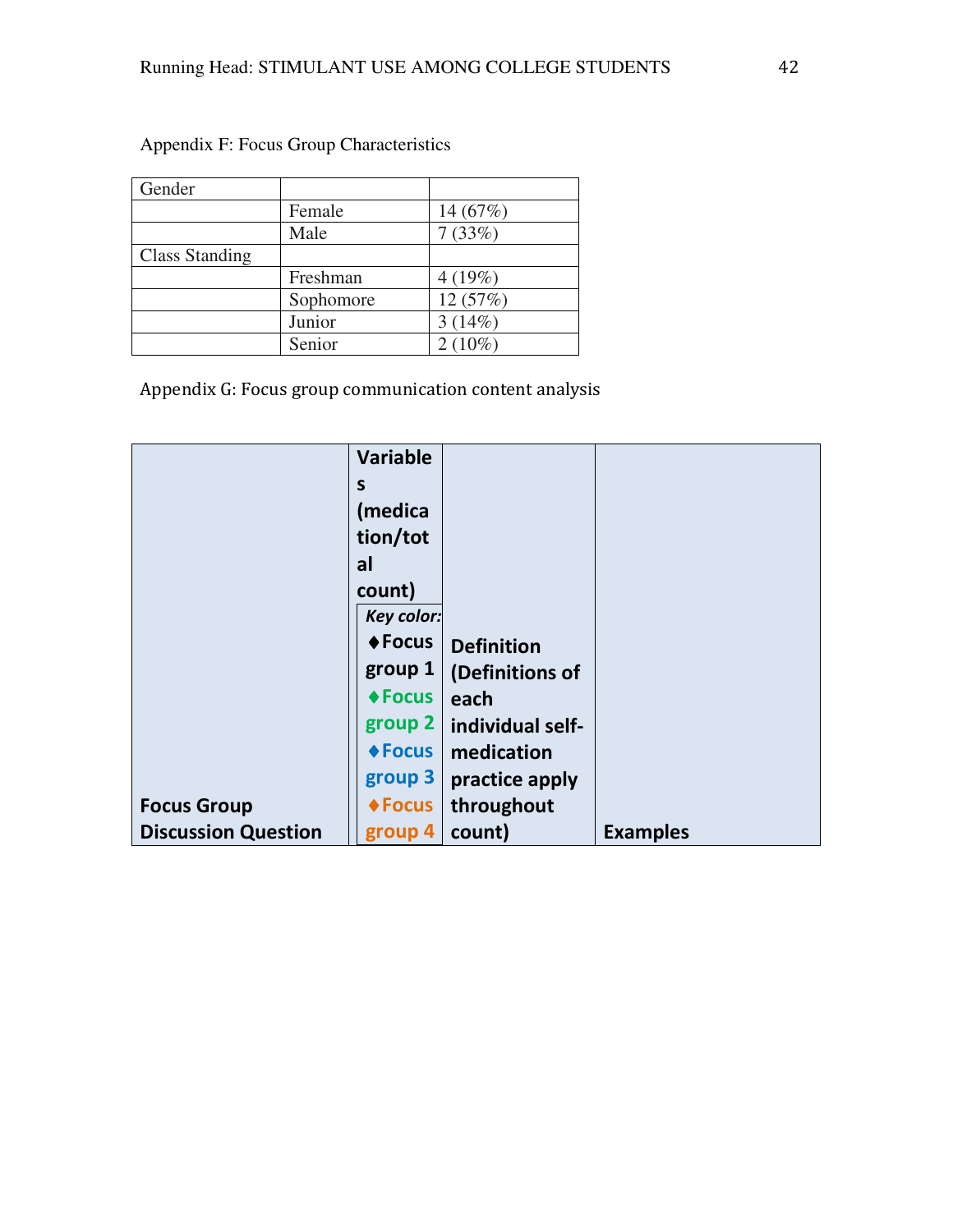Appendix F: Focus Group Characteristics

| Gender | | |
|---|---|---|
| | Female | 14 (67%) |
| | Male | 7 (33%) |
| Class Standing | | |
| | Freshman | 4 (19%) |
| | Sophomore | 12 (57%) |
| | Junior | 3 (14%) |
| | Senior | 2 (10%) |

Appendix G: Focus group communication content analysis

| **Focus Group Discussion Question** | **Variables (medication/total count)** *Key color:* ♦**Focus group 1** ♦**Focus group 2** ♦**Focus group 3** ♦**Focus group 4** | **Definition (Definitions of each individual self-medication practice apply throughout count)** | **Examples** |
|---|---|---|---|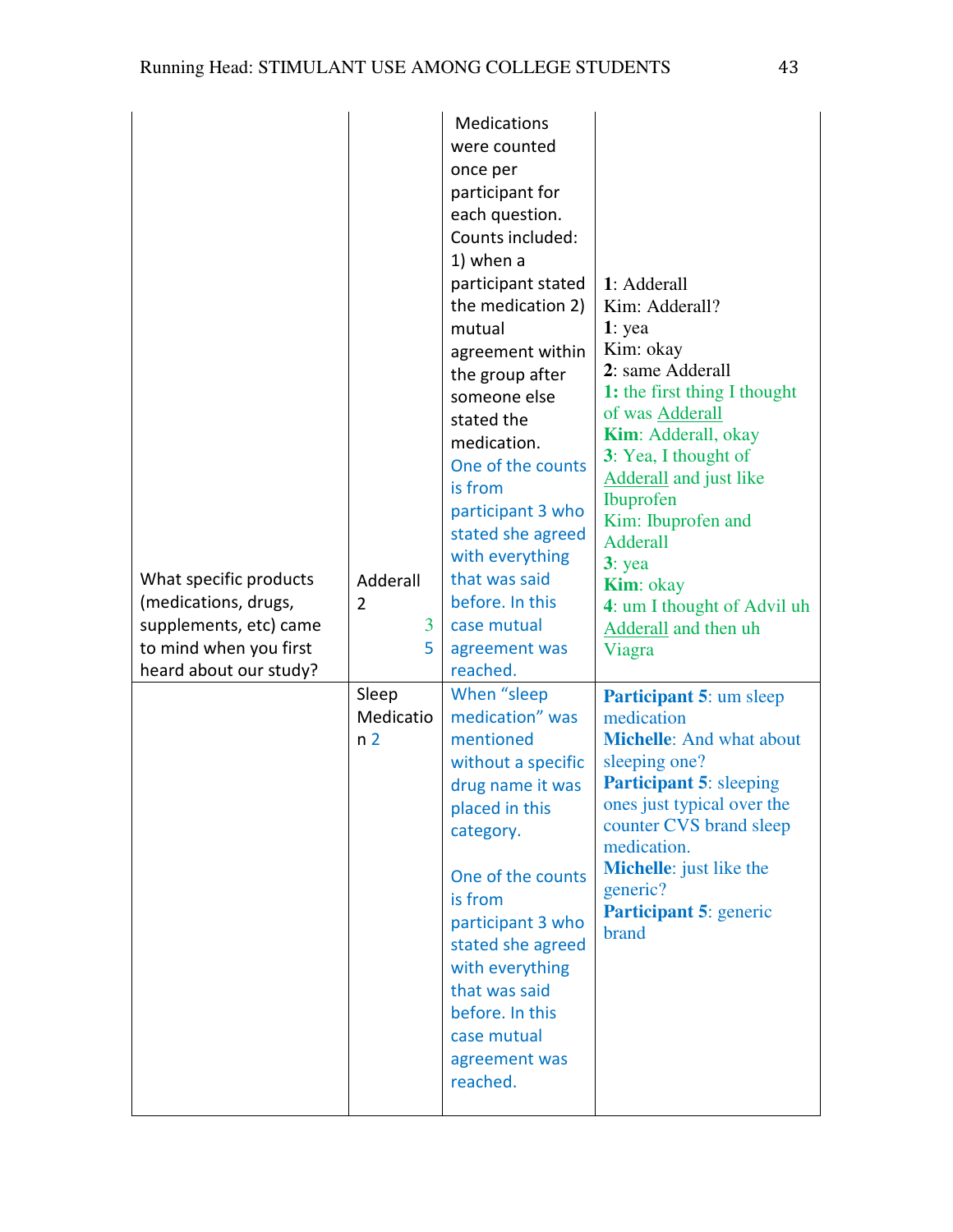| | | | |
|---|---|---|---|
| What specific products (medications, drugs, supplements, etc) came to mind when you first heard about our study? | Adderall 2 3 5 | Medications were counted once per participant for each question. Counts included: 1) when a participant stated the medication 2) mutual agreement within the group after someone else stated the medication. One of the counts is from participant 3 who stated she agreed with everything that was said before. In this case mutual agreement was reached. | **1**: Adderall<br>Kim: Adderall?<br>**1**: yea<br>Kim: okay<br>**2**: same Adderall<br>**1:** the first thing I thought of was Adderall<br>**Kim**: Adderall, okay<br>**3**: Yea, I thought of Adderall and just like Ibuprofen<br>Kim: Ibuprofen and Adderall<br>**3**: yea<br>**Kim**: okay<br>**4**: um I thought of Advil uh Adderall and then uh Viagra |
| | Sleep Medication 2 | When "sleep medication" was mentioned without a specific drug name it was placed in this category.<br><br>One of the counts is from participant 3 who stated she agreed with everything that was said before. In this case mutual agreement was reached. | **Participant 5**: um sleep medication<br>**Michelle**: And what about sleeping one?<br>**Participant 5**: sleeping ones just typical over the counter CVS brand sleep medication.<br>**Michelle**: just like the generic?<br>**Participant 5**: generic brand |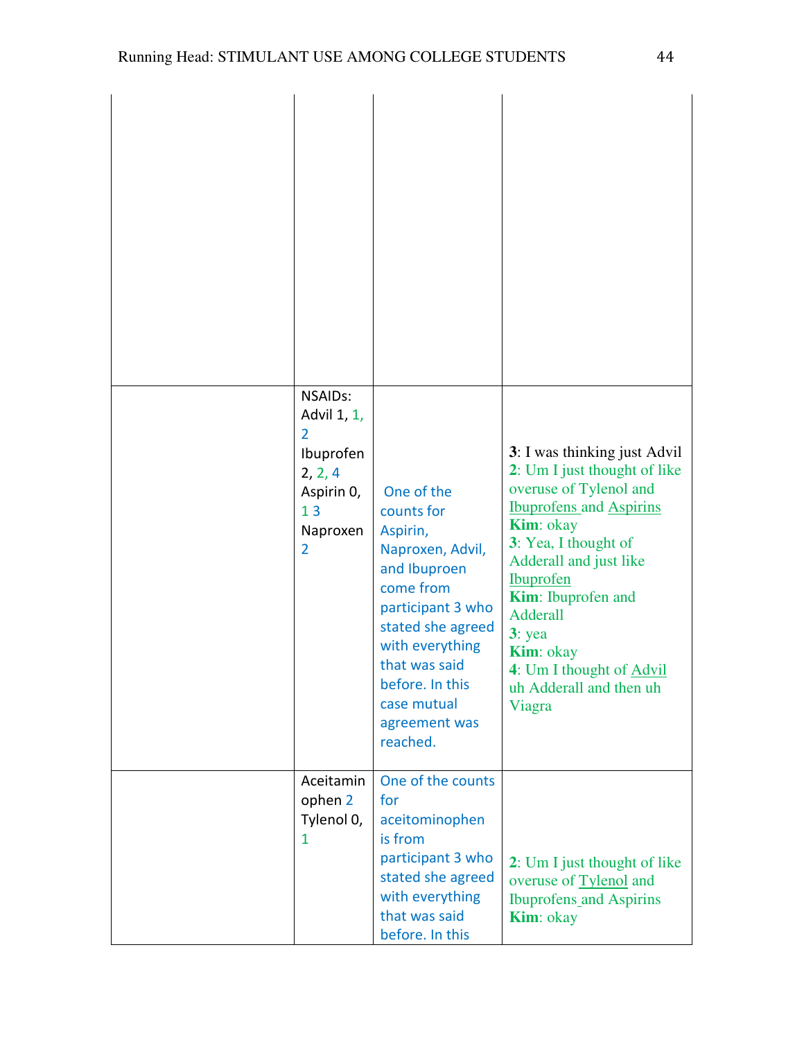| | | | |
|---|---|---|---|
| | | | |
| | NSAIDs: Advil 1, 1, 2 Ibuprofen 2, 2, 4 Aspirin 0, 1 3 Naproxen 2 | One of the counts for Aspirin, Naproxen, Advil, and Ibuproen come from participant 3 who stated she agreed with everything that was said before. In this case mutual agreement was reached. | **3**: I was thinking just Advil<br>**2**: Um I just thought of like overuse of Tylenol and Ibuprofens and Aspirins<br>**Kim**: okay<br>**3**: Yea, I thought of Adderall and just like Ibuprofen<br>**Kim**: Ibuprofen and Adderall<br>**3**: yea<br>**Kim**: okay<br>**4**: Um I thought of Advil uh Adderall and then uh Viagra |
| | Aceitaminophen 2 Tylenol 0, 1 | One of the counts for aceitominophen is from participant 3 who stated she agreed with everything that was said before. In this | **2**: Um I just thought of like overuse of Tylenol and Ibuprofens and Aspirins<br>**Kim**: okay |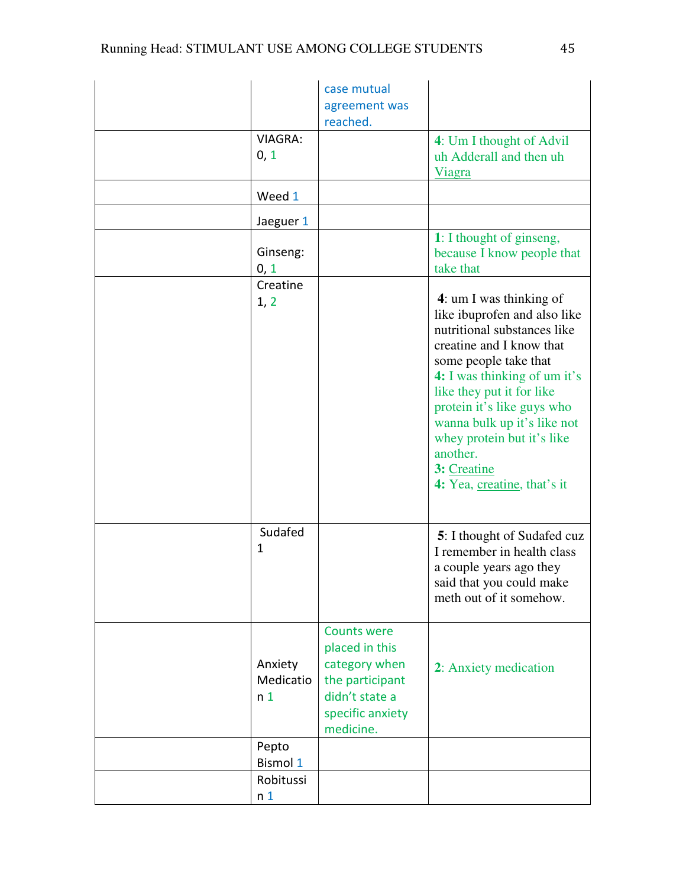| | | | |
|---|---|---|---|
| | | case mutual agreement was reached. | |
| | VIAGRA: 0, 1 | | **4**: Um I thought of Advil uh Adderall and then uh Viagra |
| | Weed 1 | | |
| | Jaeguer 1 | | |
| | Ginseng: 0, 1 | | **1**: I thought of ginseng, because I know people that take that |
| | Creatine 1, 2 | | **4**: um I was thinking of like ibuprofen and also like nutritional substances like creatine and I know that some people take that<br>**4:** I was thinking of um it's like they put it for like protein it's like guys who wanna bulk up it's like not whey protein but it's like another.<br>**3:** Creatine<br>**4:** Yea, creatine, that's it |
| | Sudafed 1 | | **5**: I thought of Sudafed cuz I remember in health class a couple years ago they said that you could make meth out of it somehow. |
| | Anxiety Medication 1 | Counts were placed in this category when the participant didn't state a specific anxiety medicine. | **2**: Anxiety medication |
| | Pepto Bismol 1 | | |
| | Robitussin 1 | | |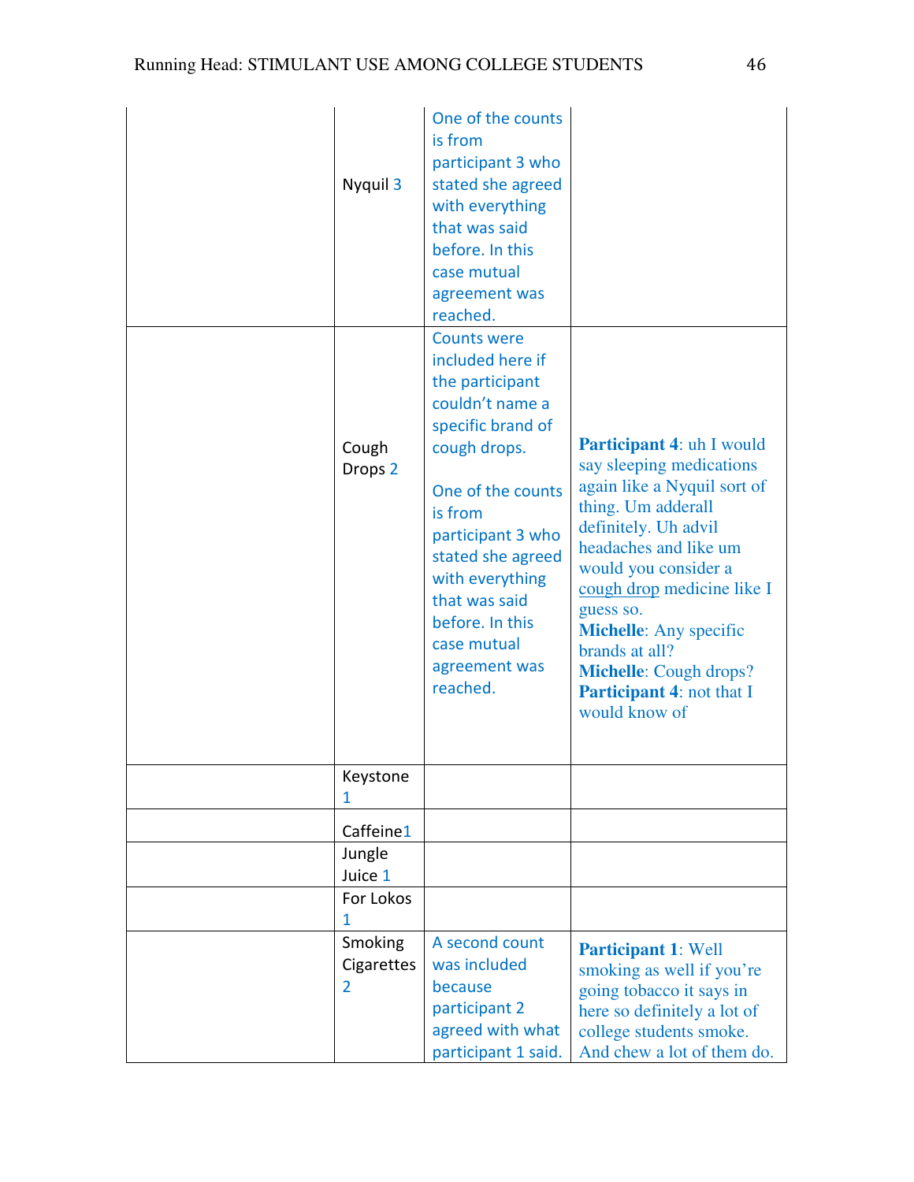| | | | |
|---|---|---|---|
| | Nyquil 3 | One of the counts is from participant 3 who stated she agreed with everything that was said before. In this case mutual agreement was reached. | |
| | Cough Drops 2 | Counts were included here if the participant couldn't name a specific brand of cough drops.<br><br>One of the counts is from participant 3 who stated she agreed with everything that was said before. In this case mutual agreement was reached. | **Participant 4**: uh I would say sleeping medications again like a Nyquil sort of thing. Um adderall definitely. Uh advil headaches and like um would you consider a cough drop medicine like I guess so.<br>**Michelle**: Any specific brands at all?<br>**Michelle**: Cough drops?<br>**Participant 4**: not that I would know of |
| | Keystone 1 | | |
| | Caffeine1 | | |
| | Jungle Juice 1 | | |
| | For Lokos 1 | | |
| | Smoking Cigarettes 2 | A second count was included because participant 2 agreed with what participant 1 said. | **Participant 1**: Well smoking as well if you're going tobacco it says in here so definitely a lot of college students smoke. And chew a lot of them do. |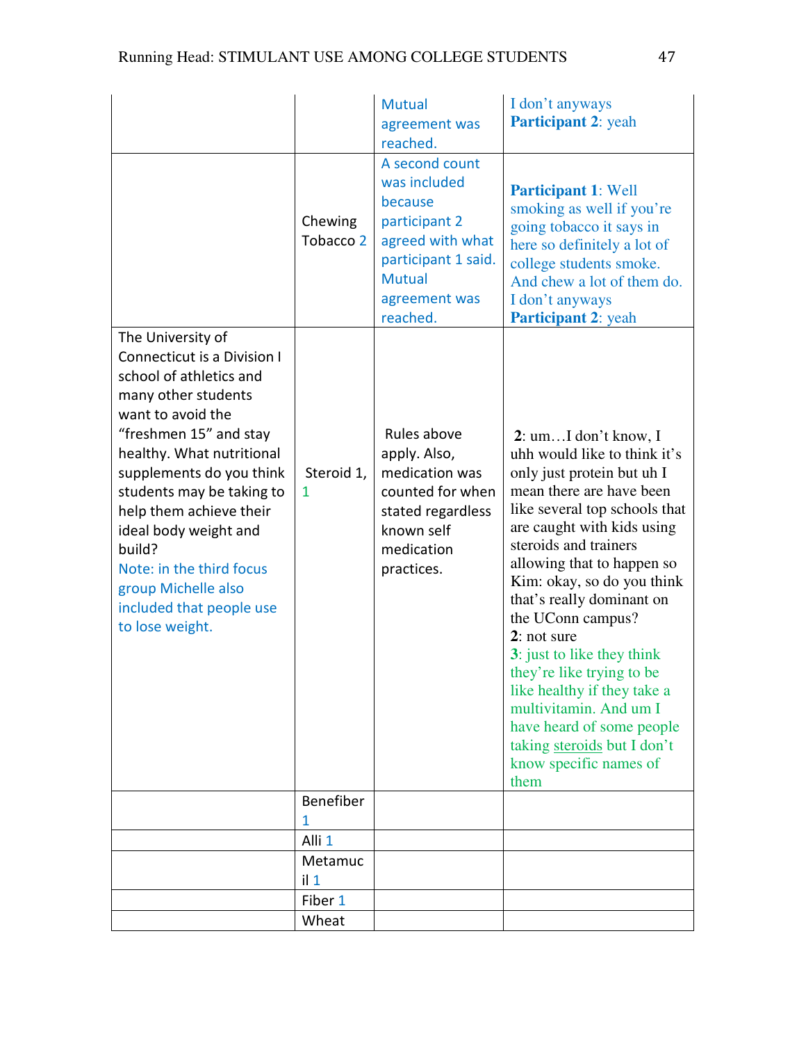| | | | |
|---|---|---|---|
| | | Mutual agreement was reached. | I don't anyways **Participant 2**: yeah |
| | Chewing Tobacco 2 | A second count was included because participant 2 agreed with what participant 1 said. Mutual agreement was reached. | **Participant 1**: Well smoking as well if you're going tobacco it says in here so definitely a lot of college students smoke. And chew a lot of them do. I don't anyways **Participant 2**: yeah |
| The University of Connecticut is a Division I school of athletics and many other students want to avoid the "freshmen 15" and stay healthy. What nutritional supplements do you think students may be taking to help them achieve their ideal body weight and build? Note: in the third focus group Michelle also included that people use to lose weight. | Steroid 1, 1 | Rules above apply. Also, medication was counted for when stated regardless known self medication practices. | **2**: um…I don't know, I uhh would like to think it's only just protein but uh I mean there are have been like several top schools that are caught with kids using steroids and trainers allowing that to happen so Kim: okay, so do you think that's really dominant on the UConn campus? **2**: not sure **3**: just to like they think they're like trying to be like healthy if they take a multivitamin. And um I have heard of some people taking steroids but I don't know specific names of them |
| | Benefiber 1 | | |
| | Alli 1 | | |
| | Metamucil 1 | | |
| | Fiber 1 | | |
| | Wheat | | |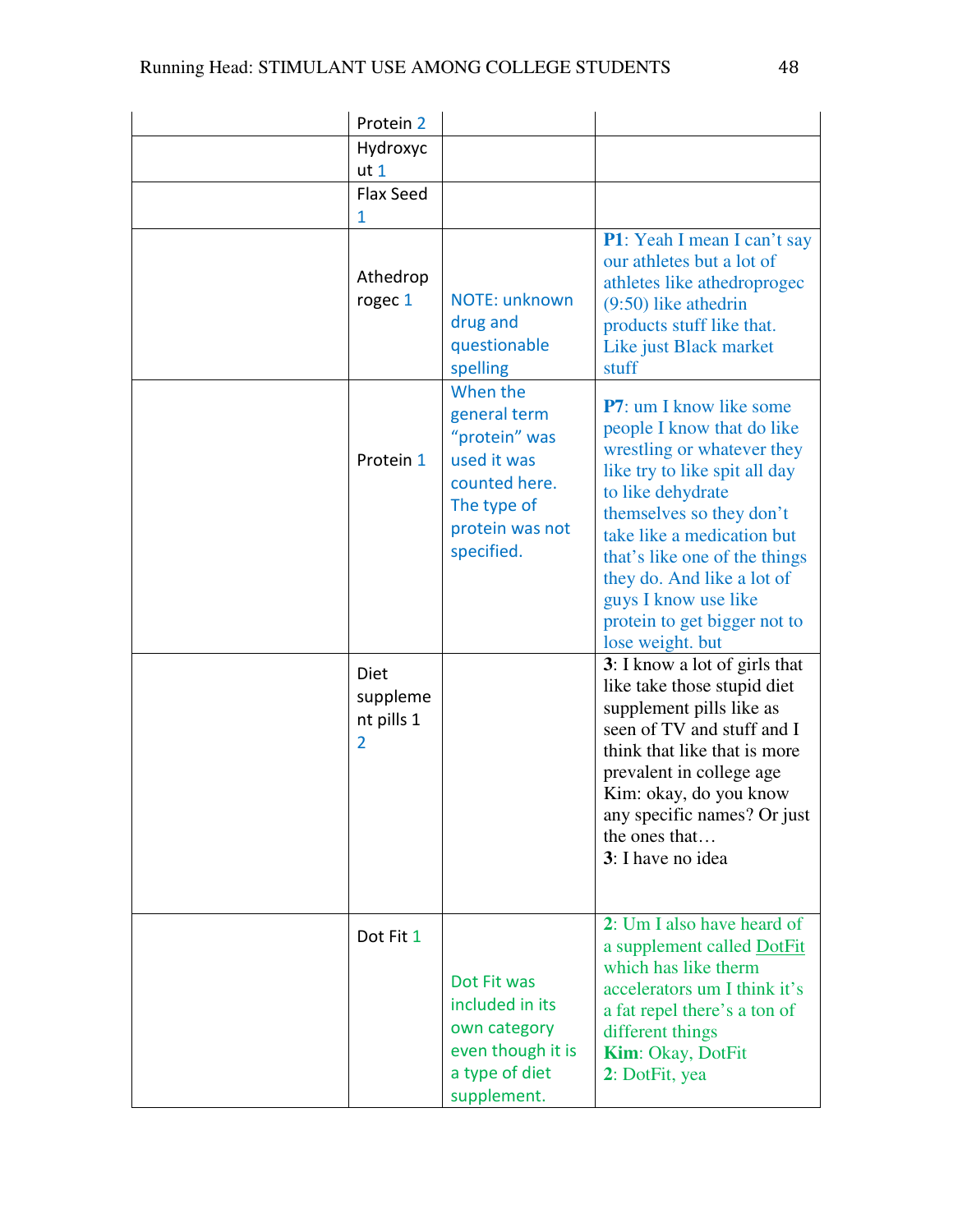| | | | |
|---|---|---|---|
| | Protein 2 | | |
| | Hydroxycut 1 | | |
| | Flax Seed 1 | | |
| | Athedroprogec 1 | NOTE: unknown drug and questionable spelling | **P1**: Yeah I mean I can't say our athletes but a lot of athletes like athedroprogec (9:50) like athedrin products stuff like that. Like just Black market stuff |
| | Protein 1 | When the general term "protein" was used it was counted here. The type of protein was not specified. | **P7**: um I know like some people I know that do like wrestling or whatever they like try to like spit all day to like dehydrate themselves so they don't take like a medication but that's like one of the things they do. And like a lot of guys I know use like protein to get bigger not to lose weight. but |
| | Diet supplement pills 1 2 | | **3**: I know a lot of girls that like take those stupid diet supplement pills like as seen of TV and stuff and I think that like that is more prevalent in college age<br>Kim: okay, do you know any specific names? Or just the ones that…<br>**3**: I have no idea |
| | Dot Fit 1 | Dot Fit was included in its own category even though it is a type of diet supplement. | **2**: Um I also have heard of a supplement called DotFit which has like therm accelerators um I think it's a fat repel there's a ton of different things<br>**Kim**: Okay, DotFit<br>**2**: DotFit, yea |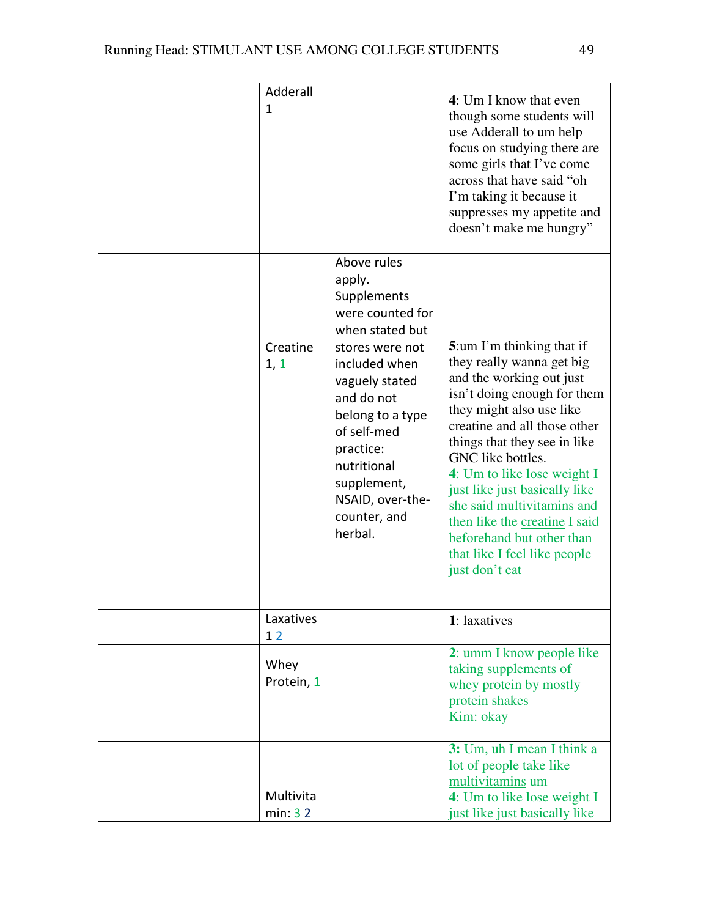| | | | |
|---|---|---|---|
| | Adderall 1 | | **4**: Um I know that even though some students will use Adderall to um help focus on studying there are some girls that I've come across that have said "oh I'm taking it because it suppresses my appetite and doesn't make me hungry" |
| | Creatine 1, 1 | Above rules apply. Supplements were counted for when stated but stores were not included when vaguely stated and do not belong to a type of self-med practice: nutritional supplement, NSAID, over-the-counter, and herbal. | **5**:um I'm thinking that if they really wanna get big and the working out just isn't doing enough for them they might also use like creatine and all those other things that they see in like GNC like bottles. **4**: Um to like lose weight I just like just basically like she said multivitamins and then like the creatine I said beforehand but other than that like I feel like people just don't eat |
| | Laxatives 1 2 | | **1**: laxatives |
| | Whey Protein, 1 | | **2**: umm I know people like taking supplements of whey protein by mostly protein shakes Kim: okay |
| | Multivitamin: 3 2 | | **3:** Um, uh I mean I think a lot of people take like multivitamins um **4**: Um to like lose weight I just like just basically like |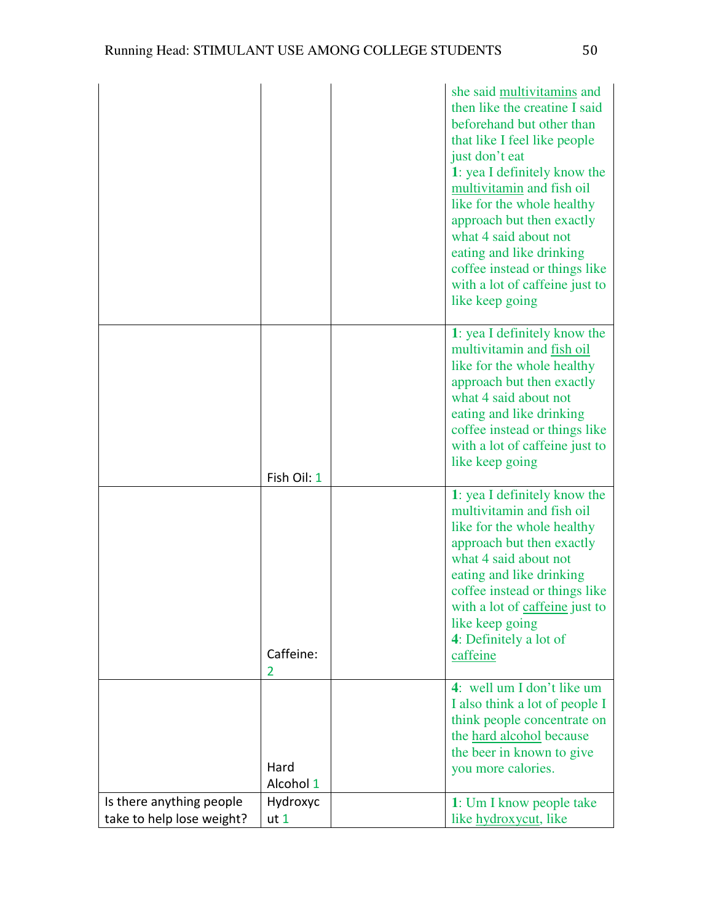| | | | |
|---|---|---|---|
| | | | she said multivitamins and then like the creatine I said beforehand but other than that like I feel like people just don't eat<br>**1**: yea I definitely know the multivitamin and fish oil like for the whole healthy approach but then exactly what 4 said about not eating and like drinking coffee instead or things like with a lot of caffeine just to like keep going |
| | Fish Oil: 1 | | **1**: yea I definitely know the multivitamin and fish oil like for the whole healthy approach but then exactly what 4 said about not eating and like drinking coffee instead or things like with a lot of caffeine just to like keep going |
| | Caffeine: 2 | | **1**: yea I definitely know the multivitamin and fish oil like for the whole healthy approach but then exactly what 4 said about not eating and like drinking coffee instead or things like with a lot of caffeine just to like keep going<br>**4**: Definitely a lot of caffeine |
| | Hard Alcohol 1 | | **4**: well um I don't like um I also think a lot of people I think people concentrate on the hard alcohol because the beer in known to give you more calories. |
| Is there anything people take to help lose weight? | Hydroxycut 1 | | **1**: Um I know people take like hydroxycut, like |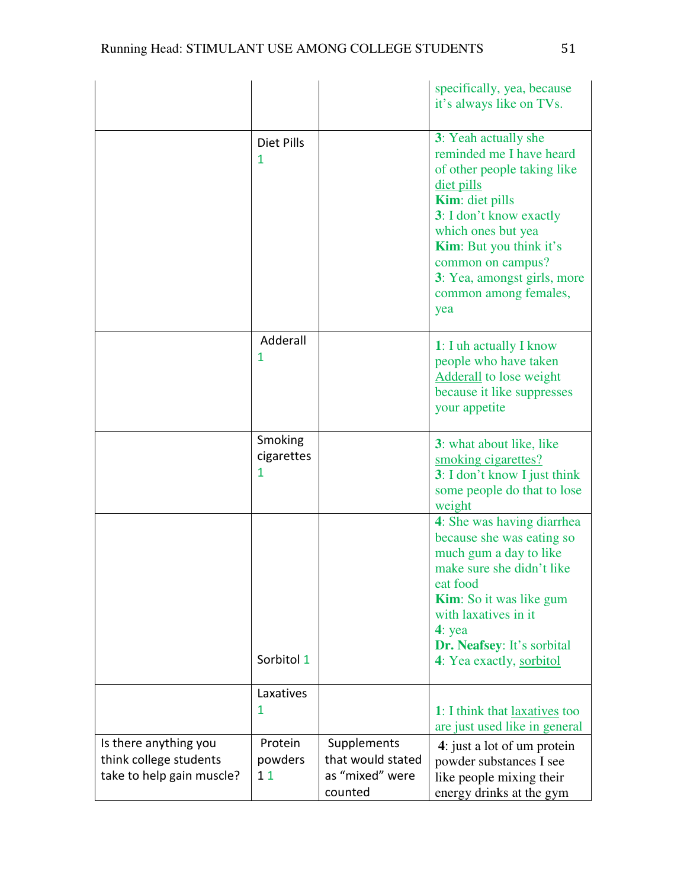| | | | |
|---|---|---|---|
| | | | specifically, yea, because it's always like on TVs. |
| | Diet Pills 1 | | **3**: Yeah actually she reminded me I have heard of other people taking like diet pills **Kim**: diet pills **3**: I don't know exactly which ones but yea **Kim**: But you think it's common on campus? **3**: Yea, amongst girls, more common among females, yea |
| | Adderall 1 | | **1**: I uh actually I know people who have taken Adderall to lose weight because it like suppresses your appetite |
| | Smoking cigarettes 1 | | **3**: what about like, like smoking cigarettes? **3**: I don't know I just think some people do that to lose weight |
| | Sorbitol 1 | | **4**: She was having diarrhea because she was eating so much gum a day to like make sure she didn't like eat food **Kim**: So it was like gum with laxatives in it **4**: yea **Dr. Neafsey**: It's sorbital **4**: Yea exactly, sorbitol |
| | Laxatives 1 | | **1**: I think that laxatives too are just used like in general |
| Is there anything you think college students take to help gain muscle? | Protein powders 1 1 | Supplements that would stated as "mixed" were counted | **4**: just a lot of um protein powder substances I see like people mixing their energy drinks at the gym |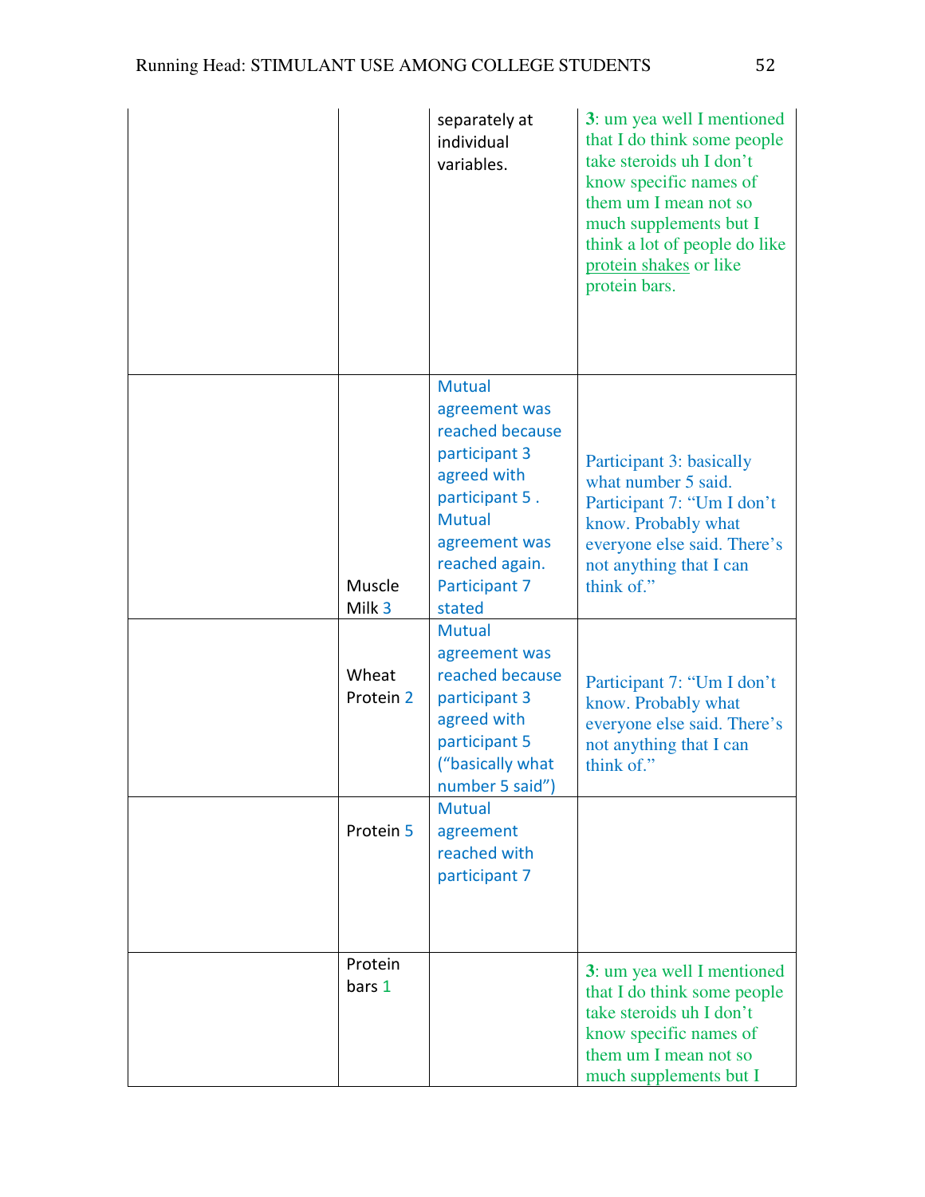| | | | |
|---|---|---|---|
| | | separately at individual variables. | **3**: um yea well I mentioned that I do think some people take steroids uh I don't know specific names of them um I mean not so much supplements but I think a lot of people do like protein shakes or like protein bars. |
| | Muscle Milk 3 | Mutual agreement was reached because participant 3 agreed with participant 5 . Mutual agreement was reached again. Participant 7 stated | Participant 3: basically what number 5 said. Participant 7: "Um I don't know. Probably what everyone else said. There's not anything that I can think of." |
| | Wheat Protein 2 | Mutual agreement was reached because participant 3 agreed with participant 5 ("basically what number 5 said") | Participant 7: "Um I don't know. Probably what everyone else said. There's not anything that I can think of." |
| | Protein 5 | Mutual agreement reached with participant 7 | |
| | Protein bars 1 | | **3**: um yea well I mentioned that I do think some people take steroids uh I don't know specific names of them um I mean not so much supplements but I |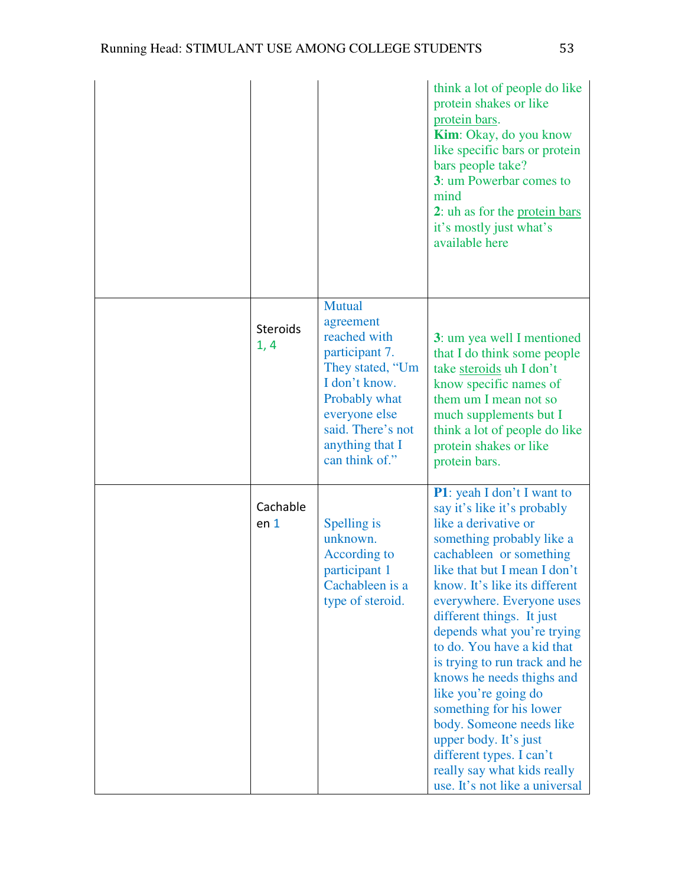| | | | |
|---|---|---|---|
| | | | think a lot of people do like protein shakes or like protein bars. **Kim**: Okay, do you know like specific bars or protein bars people take? **3**: um Powerbar comes to mind **2**: uh as for the protein bars it's mostly just what's available here |
| | Steroids 1, 4 | Mutual agreement reached with participant 7. They stated, "Um I don't know. Probably what everyone else said. There's not anything that I can think of." | **3**: um yea well I mentioned that I do think some people take steroids uh I don't know specific names of them um I mean not so much supplements but I think a lot of people do like protein shakes or like protein bars. |
| | Cachableen 1 | Spelling is unknown. According to participant 1 Cachableen is a type of steroid. | **P1**: yeah I don't I want to say it's like it's probably like a derivative or something probably like a cachableen or something like that but I mean I don't know. It's like its different everywhere. Everyone uses different things. It just depends what you're trying to do. You have a kid that is trying to run track and he knows he needs thighs and like you're going do something for his lower body. Someone needs like upper body. It's just different types. I can't really say what kids really use. It's not like a universal |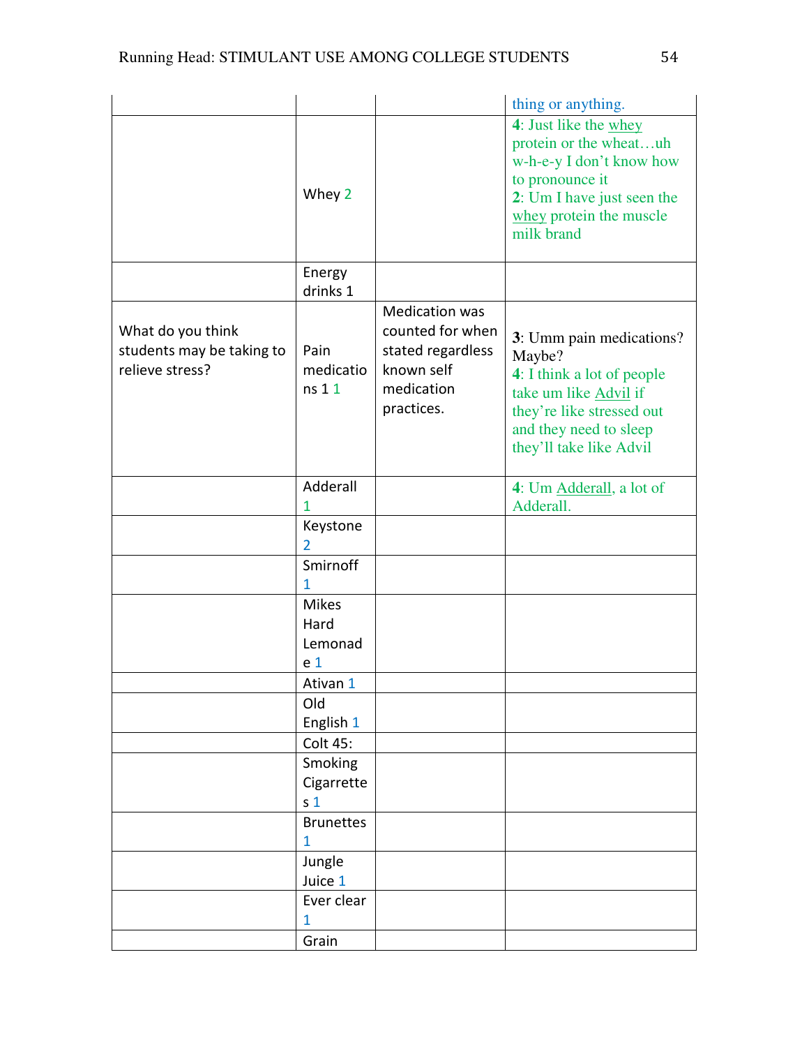| | | | |
|---|---|---|---|
| | | | thing or anything. |
| | Whey 2 | | **4**: Just like the whey protein or the wheat…uh w-h-e-y I don't know how to pronounce it<br>**2**: Um I have just seen the whey protein the muscle milk brand |
| | Energy drinks 1 | | |
| What do you think students may be taking to relieve stress? | Pain medications 1 1 | Medication was counted for when stated regardless known self medication practices. | **3**: Umm pain medications? Maybe?<br>**4**: I think a lot of people take um like Advil if they're like stressed out and they need to sleep they'll take like Advil |
| | Adderall 1 | | **4**: Um Adderall, a lot of Adderall. |
| | Keystone 2 | | |
| | Smirnoff 1 | | |
| | Mikes Hard Lemonade 1 | | |
| | Ativan 1 | | |
| | Old English 1 | | |
| | Colt 45: | | |
| | Smoking Cigarrettes 1 | | |
| | Brunettes 1 | | |
| | Jungle Juice 1 | | |
| | Ever clear 1 | | |
| | Grain | | |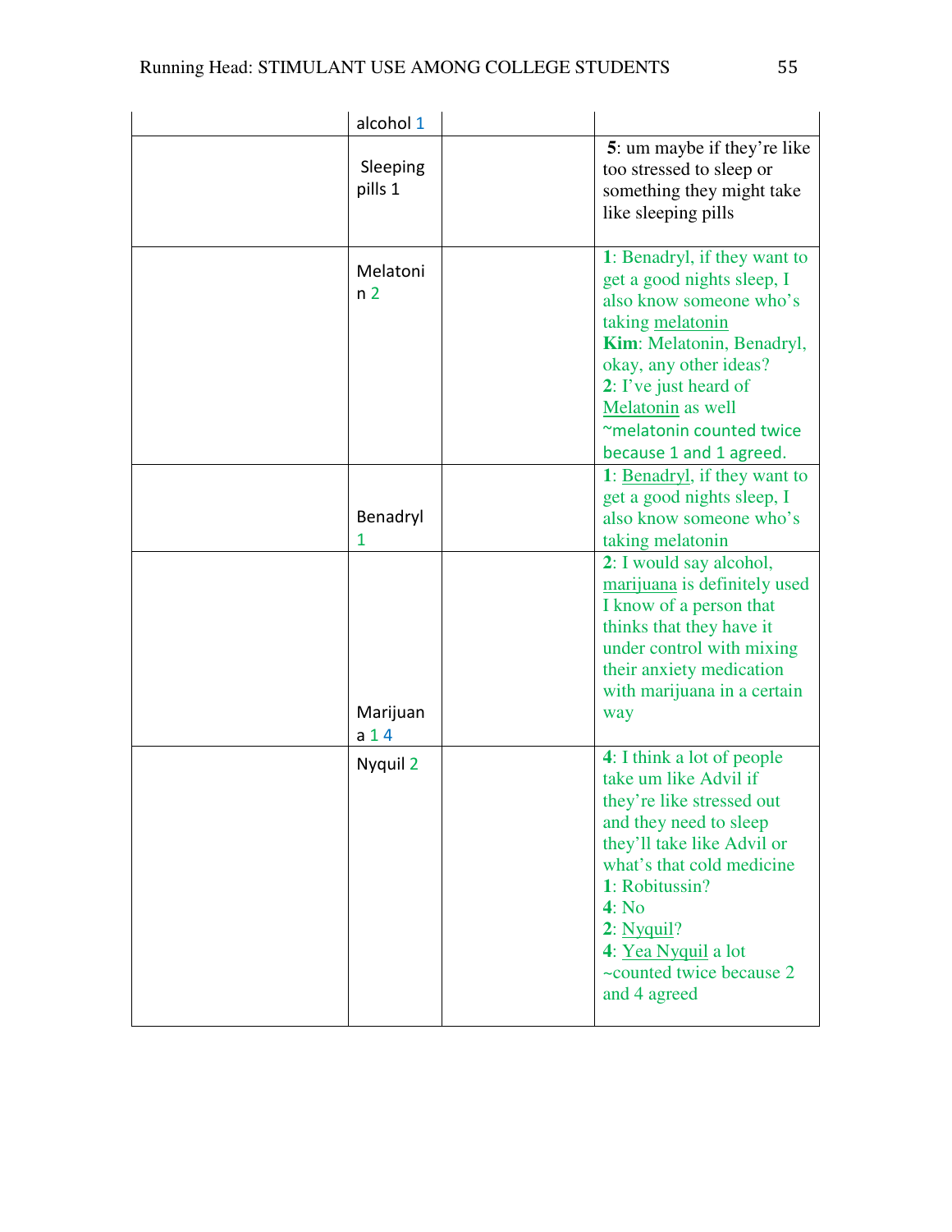| | | | |
|---|---|---|---|
| | alcohol 1 | | |
| | Sleeping pills 1 | | **5**: um maybe if they're like too stressed to sleep or something they might take like sleeping pills |
| | Melatonin 2 | | **1**: Benadryl, if they want to get a good nights sleep, I also know someone who's taking melatonin **Kim**: Melatonin, Benadryl, okay, any other ideas? **2**: I've just heard of Melatonin as well ~melatonin counted twice because 1 and 1 agreed. |
| | Benadryl 1 | | **1**: Benadryl, if they want to get a good nights sleep, I also know someone who's taking melatonin |
| | Marijuana 1 4 | | **2**: I would say alcohol, marijuana is definitely used I know of a person that thinks that they have it under control with mixing their anxiety medication with marijuana in a certain way |
| | Nyquil 2 | | **4**: I think a lot of people take um like Advil if they're like stressed out and they need to sleep they'll take like Advil or what's that cold medicine **1**: Robitussin? **4**: No **2**: Nyquil? **4**: Yea Nyquil a lot ~counted twice because 2 and 4 agreed |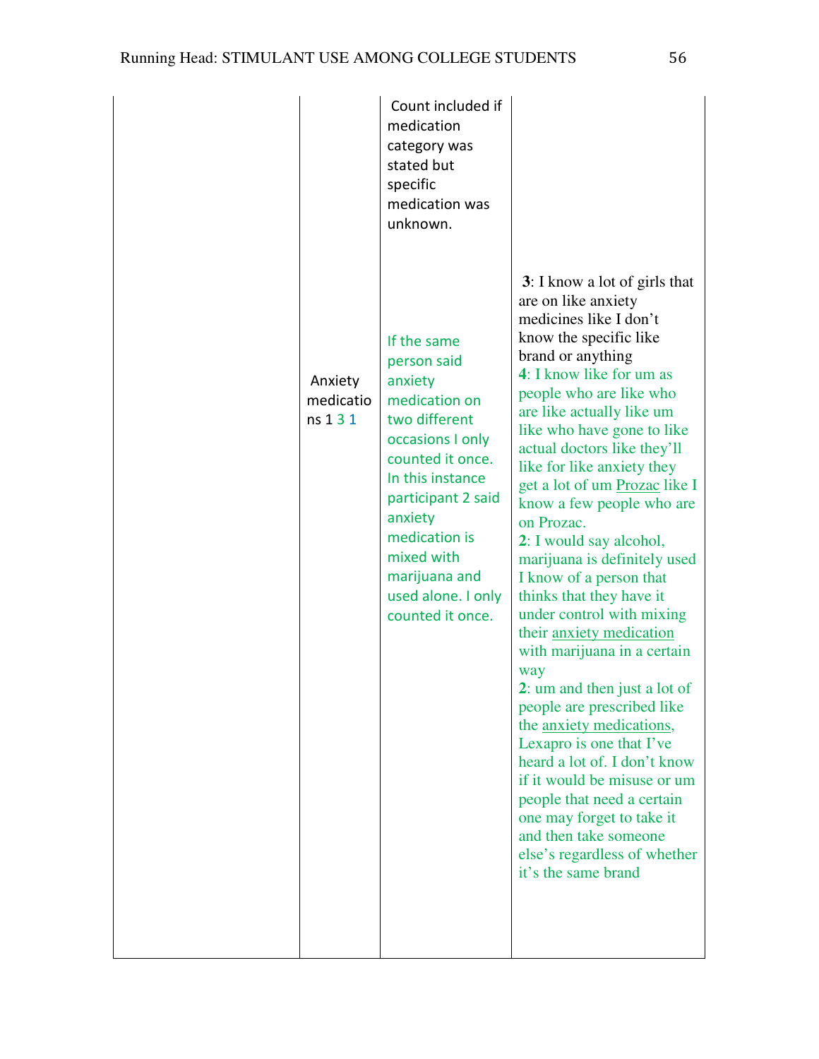| | | | |
|---|---|---|---|
| | | Count included if medication category was stated but specific medication was unknown. | |
| | Anxiety medications 1 3 1 | If the same person said anxiety medication on two different occasions I only counted it once. In this instance participant 2 said anxiety medication is mixed with marijuana and used alone. I only counted it once. | **3**: I know a lot of girls that are on like anxiety medicines like I don't know the specific like brand or anything<br>**4**: I know like for um as people who are like who are like actually like um like who have gone to like actual doctors like they'll like for like anxiety they get a lot of um Prozac like I know a few people who are on Prozac.<br>**2**: I would say alcohol, marijuana is definitely used I know of a person that thinks that they have it under control with mixing their anxiety medication with marijuana in a certain way<br>**2**: um and then just a lot of people are prescribed like the anxiety medications, Lexapro is one that I've heard a lot of. I don't know if it would be misuse or um people that need a certain one may forget to take it and then take someone else's regardless of whether it's the same brand |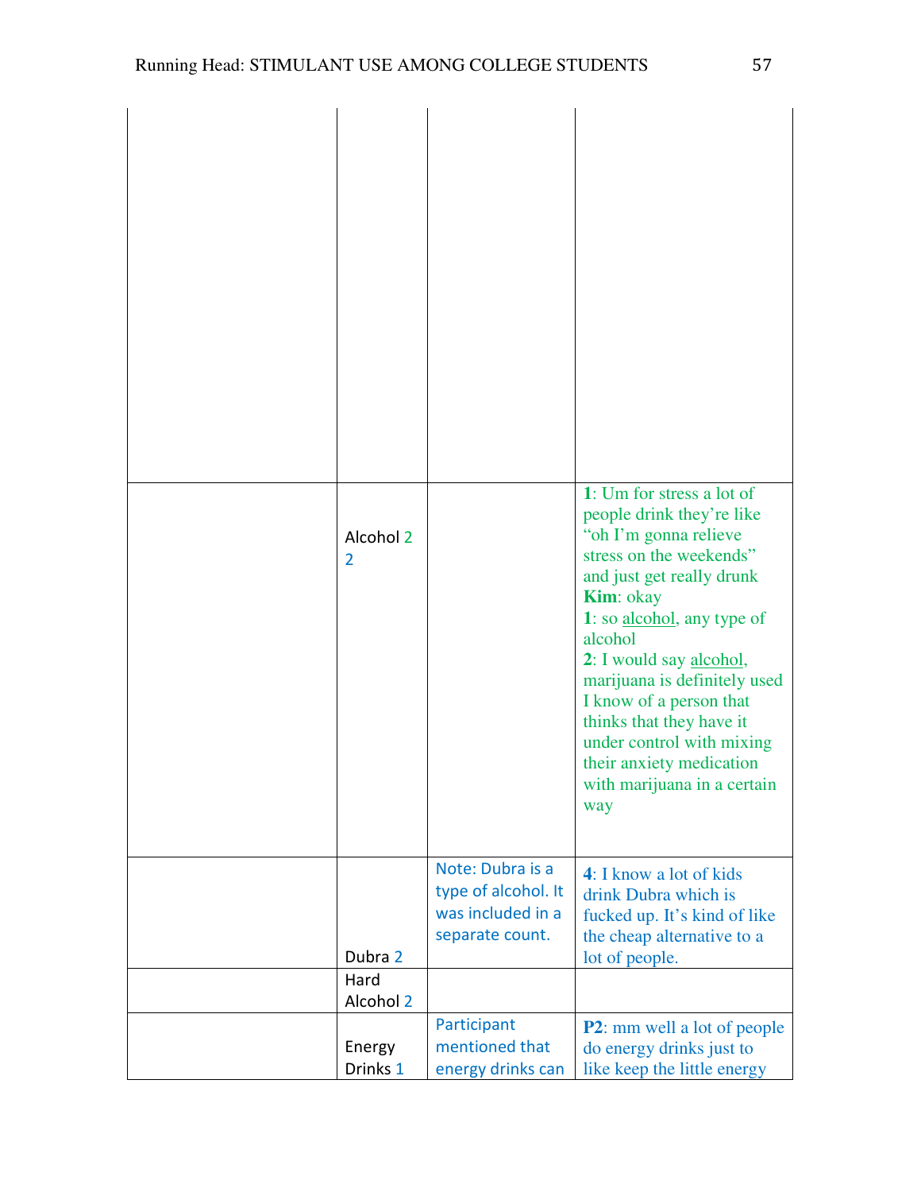| | | | |
|---|---|---|---|
| | | | |
| | Alcohol 2 2 | | **1**: Um for stress a lot of people drink they're like "oh I'm gonna relieve stress on the weekends" and just get really drunk **Kim**: okay **1**: so alcohol, any type of alcohol **2**: I would say alcohol, marijuana is definitely used I know of a person that thinks that they have it under control with mixing their anxiety medication with marijuana in a certain way |
| | Dubra 2 | Note: Dubra is a type of alcohol. It was included in a separate count. | **4**: I know a lot of kids drink Dubra which is fucked up. It's kind of like the cheap alternative to a lot of people. |
| | Hard Alcohol 2 | | |
| | Energy Drinks 1 | Participant mentioned that energy drinks can | **P2**: mm well a lot of people do energy drinks just to like keep the little energy |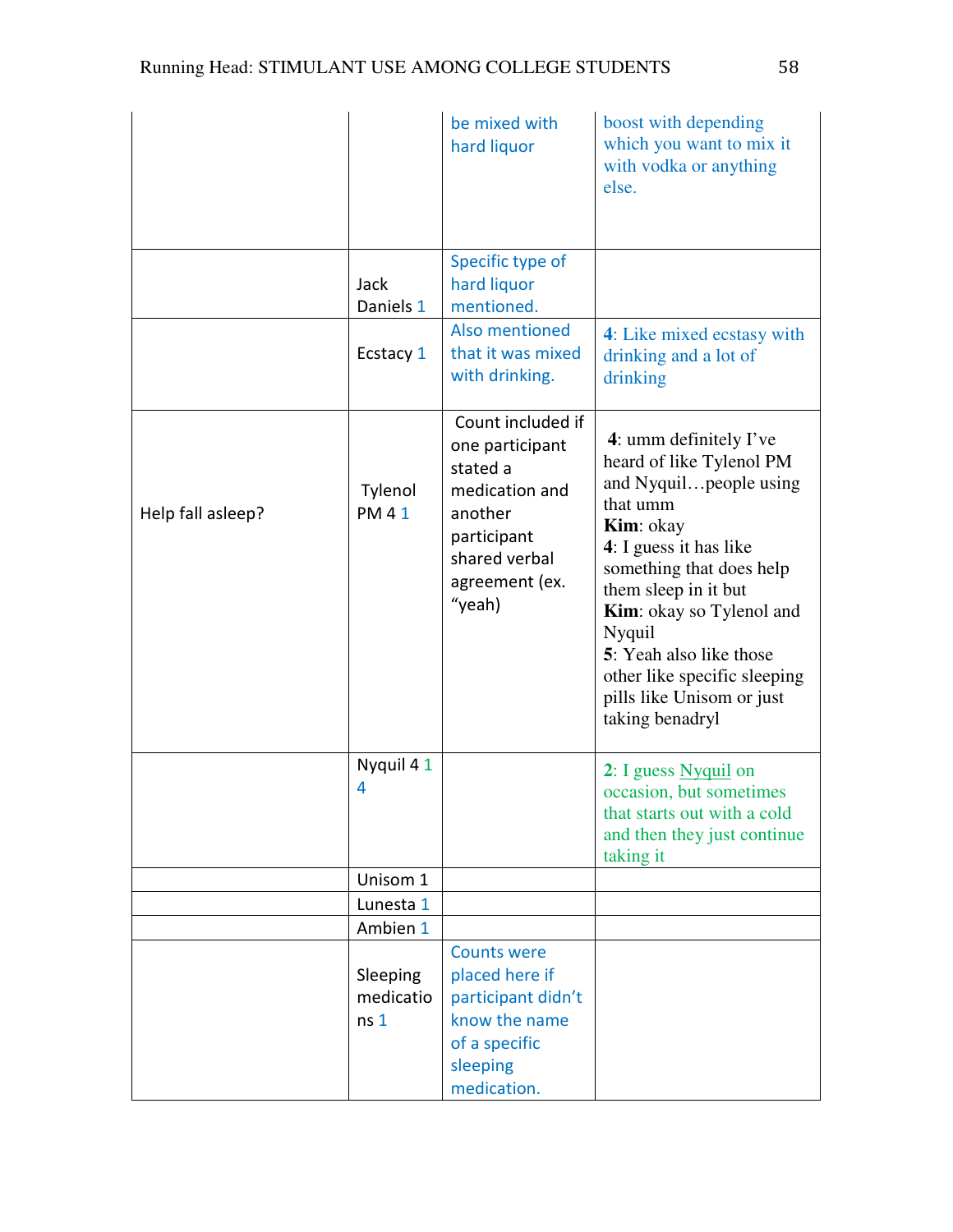| | | | |
|---|---|---|---|
| | | be mixed with hard liquor | boost with depending which you want to mix it with vodka or anything else. |
| | Jack Daniels 1 | Specific type of hard liquor mentioned. | |
| | Ecstacy 1 | Also mentioned that it was mixed with drinking. | **4**: Like mixed ecstasy with drinking and a lot of drinking |
| Help fall asleep? | Tylenol PM 4 1 | Count included if one participant stated a medication and another participant shared verbal agreement (ex. "yeah) | **4**: umm definitely I've heard of like Tylenol PM and Nyquil…people using that umm<br>**Kim**: okay<br>**4**: I guess it has like something that does help them sleep in it but<br>**Kim**: okay so Tylenol and Nyquil<br>**5**: Yeah also like those other like specific sleeping pills like Unisom or just taking benadryl |
| | Nyquil 4 1 4 | | **2**: I guess Nyquil on occasion, but sometimes that starts out with a cold and then they just continue taking it |
| | Unisom 1 | | |
| | Lunesta 1 | | |
| | Ambien 1 | | |
| | Sleeping medications 1 | Counts were placed here if participant didn't know the name of a specific sleeping medication. | |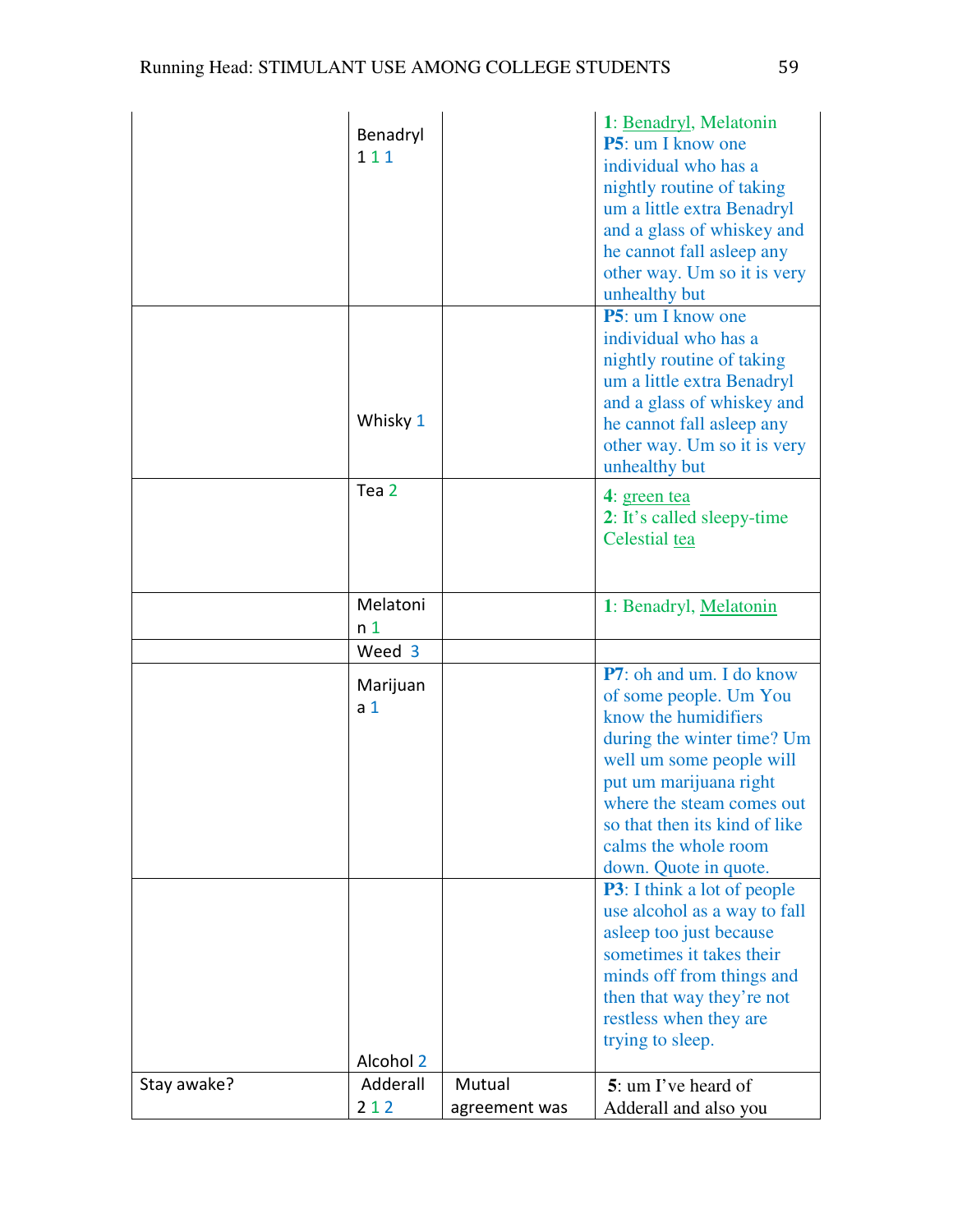| | | | |
|---|---|---|---|
| | Benadryl 1 1 1 | | **1**: Benadryl, Melatonin **P5**: um I know one individual who has a nightly routine of taking um a little extra Benadryl and a glass of whiskey and he cannot fall asleep any other way. Um so it is very unhealthy but |
| | Whisky 1 | | **P5**: um I know one individual who has a nightly routine of taking um a little extra Benadryl and a glass of whiskey and he cannot fall asleep any other way. Um so it is very unhealthy but |
| | Tea 2 | | **4**: green tea **2**: It's called sleepy-time Celestial tea |
| | Melatonin 1 | | **1**: Benadryl, Melatonin |
| | Weed 3 | | |
| | Marijuana 1 | | **P7**: oh and um. I do know of some people. Um You know the humidifiers during the winter time? Um well um some people will put um marijuana right where the steam comes out so that then its kind of like calms the whole room down. Quote in quote. |
| | Alcohol 2 | | **P3**: I think a lot of people use alcohol as a way to fall asleep too just because sometimes it takes their minds off from things and then that way they're not restless when they are trying to sleep. |
| Stay awake? | Adderall 2 1 2 | Mutual agreement was | **5**: um I've heard of Adderall and also you |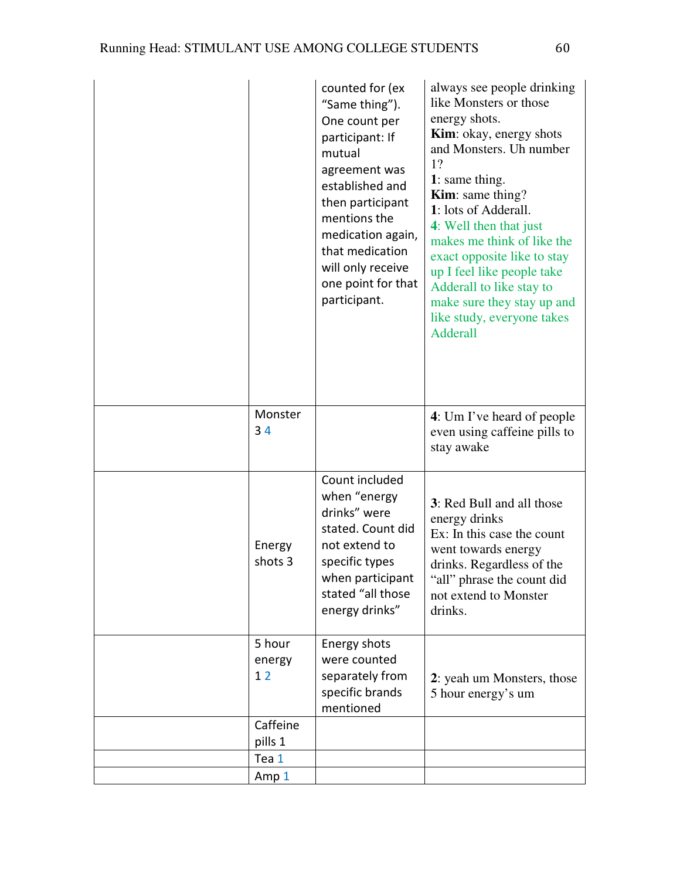|  |  |  |  |
|---|---|---|---|
|  |  | counted for (ex "Same thing"). One count per participant: If mutual agreement was established and then participant mentions the medication again, that medication will only receive one point for that participant. | always see people drinking like Monsters or those energy shots. **Kim**: okay, energy shots and Monsters. Uh number 1? **1**: same thing. **Kim**: same thing? **1**: lots of Adderall. **4**: Well then that just makes me think of like the exact opposite like to stay up I feel like people take Adderall to like stay to make sure they stay up and like study, everyone takes Adderall |
|  | Monster 3 4 |  | **4**: Um I've heard of people even using caffeine pills to stay awake |
|  | Energy shots 3 | Count included when "energy drinks" were stated. Count did not extend to specific types when participant stated "all those energy drinks" | **3**: Red Bull and all those energy drinks Ex: In this case the count went towards energy drinks. Regardless of the "all" phrase the count did not extend to Monster drinks. |
|  | 5 hour energy 1 2 | Energy shots were counted separately from specific brands mentioned | **2**: yeah um Monsters, those 5 hour energy's um |
|  | Caffeine pills 1 |  |  |
|  | Tea 1 |  |  |
|  | Amp 1 |  |  |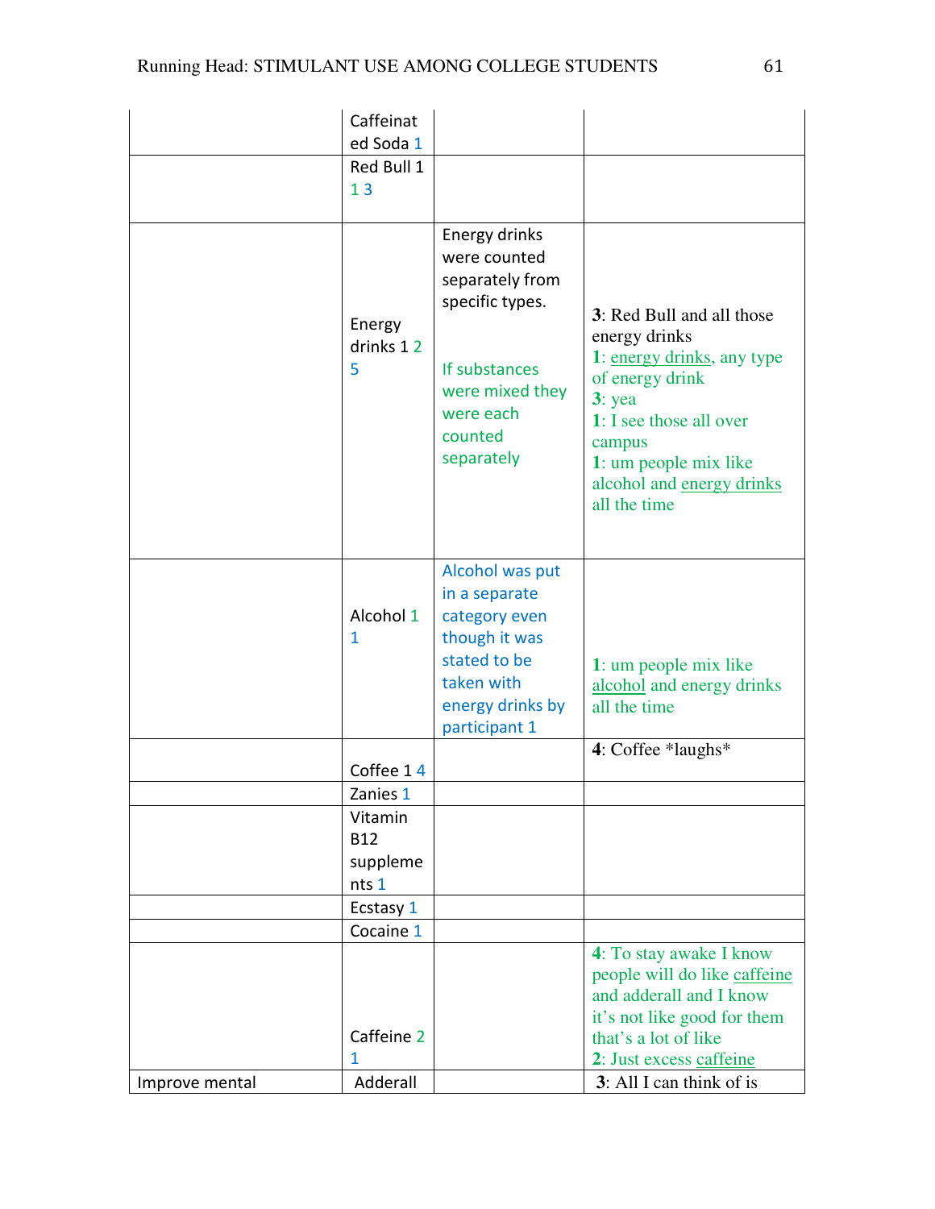| | | | |
|---|---|---|---|
| | Caffeinated Soda 1 | | |
| | Red Bull 1 1 3 | | |
| | Energy drinks 1 2 5 | Energy drinks were counted separately from specific types.<br><br>If substances were mixed they were each counted separately | **3**: Red Bull and all those energy drinks<br>**1**: energy drinks, any type of energy drink<br>**3**: yea<br>**1**: I see those all over campus<br>**1**: um people mix like alcohol and energy drinks all the time |
| | Alcohol 1 1 | Alcohol was put in a separate category even though it was stated to be taken with energy drinks by participant 1 | **1**: um people mix like alcohol and energy drinks all the time |
| | Coffee 1 4 | | **4**: Coffee *laughs* |
| | Zanies 1 | | |
| | Vitamin B12 supplements 1 | | |
| | Ecstasy 1 | | |
| | Cocaine 1 | | |
| | Caffeine 2 1 | | **4**: To stay awake I know people will do like caffeine and adderall and I know it's not like good for them that's a lot of like<br>**2**: Just excess caffeine |
| Improve mental | Adderall | | **3**: All I can think of is |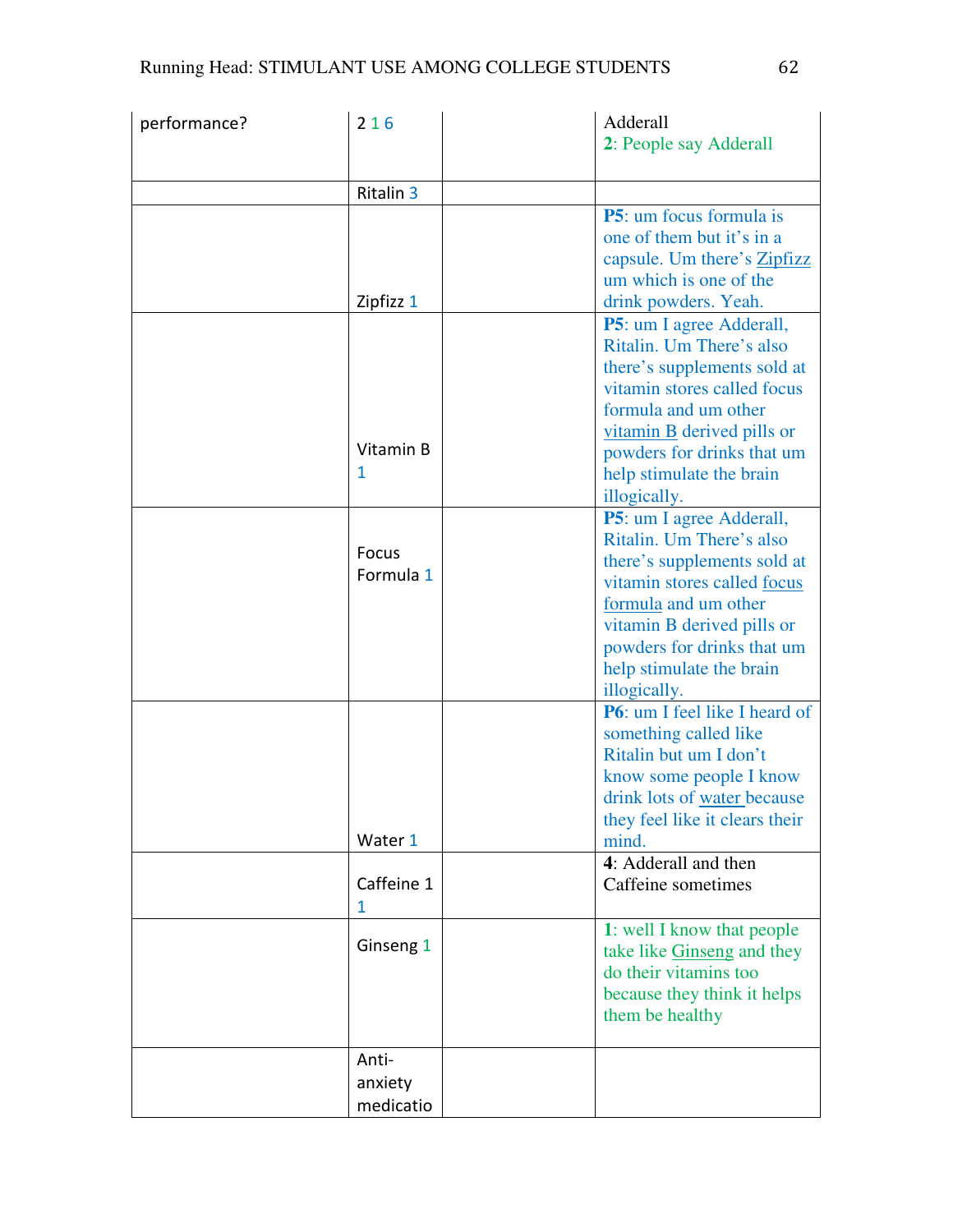| | | | |
|---|---|---|---|
| performance? | 2 1 6 | | Adderall<br>**2**: People say Adderall |
| | Ritalin 3 | | |
| | Zipfizz 1 | | **P5**: um focus formula is one of them but it's in a capsule. Um there's Zipfizz um which is one of the drink powders. Yeah. |
| | Vitamin B 1 | | **P5**: um I agree Adderall, Ritalin. Um There's also there's supplements sold at vitamin stores called focus formula and um other vitamin B derived pills or powders for drinks that um help stimulate the brain illogically. |
| | Focus Formula 1 | | **P5**: um I agree Adderall, Ritalin. Um There's also there's supplements sold at vitamin stores called focus formula and um other vitamin B derived pills or powders for drinks that um help stimulate the brain illogically. |
| | Water 1 | | **P6**: um I feel like I heard of something called like Ritalin but um I don't know some people I know drink lots of water because they feel like it clears their mind. |
| | Caffeine 1 1 | | **4**: Adderall and then Caffeine sometimes |
| | Ginseng 1 | | **1**: well I know that people take like Ginseng and they do their vitamins too because they think it helps them be healthy |
| | Anti-anxiety medicatio | | |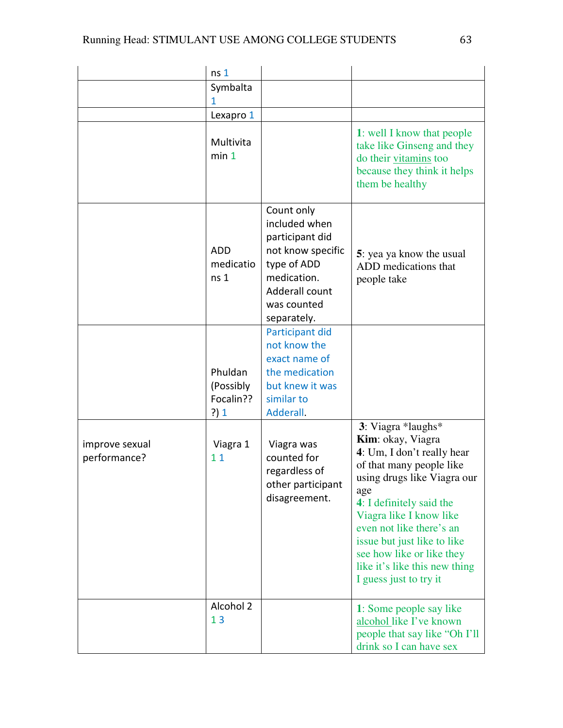| | | | |
|---|---|---|---|
| | ns 1 | | |
| | Symbalta 1 | | |
| | Lexapro 1 | | |
| | Multivitamin 1 | | **1**: well I know that people take like Ginseng and they do their vitamins too because they think it helps them be healthy |
| | ADD medications 1 | Count only included when participant did not know specific type of ADD medication. Adderall count was counted separately. | **5**: yea ya know the usual ADD medications that people take |
| | Phuldan (Possibly Focalin???) 1 | Participant did not know the exact name of the medication but knew it was similar to Adderall. | |
| improve sexual performance? | Viagra 1 1 1 | Viagra was counted for regardless of other participant disagreement. | **3**: Viagra \*laughs\*<br>**Kim**: okay, Viagra<br>**4**: Um, I don't really hear of that many people like using drugs like Viagra our age<br>**4**: I definitely said the Viagra like I know like even not like there's an issue but just like to like see how like or like they like it's like this new thing I guess just to try it |
| | Alcohol 2 1 3 | | **1**: Some people say like alcohol like I've known people that say like "Oh I'll drink so I can have sex |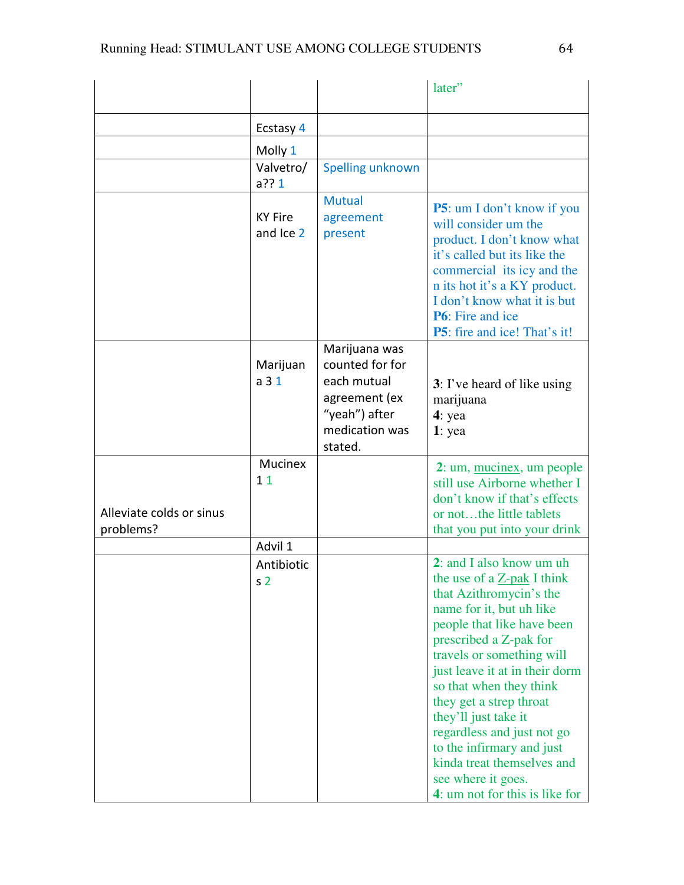|  |  |  |  |
|---|---|---|---|
|  |  |  | later" |
|  | Ecstasy 4 |  |  |
|  | Molly 1 |  |  |
|  | Valvetro/a?? 1 | Spelling unknown |  |
|  | KY Fire and Ice 2 | Mutual agreement present | **P5**: um I don't know if you will consider um the product. I don't know what it's called but its like the commercial its icy and the n its hot it's a KY product. I don't know what it is but **P6**: Fire and ice **P5**: fire and ice! That's it! |
|  | Marijuana 3 1 | Marijuana was counted for for each mutual agreement (ex "yeah") after medication was stated. | **3**: I've heard of like using marijuana **4**: yea **1**: yea |
| Alleviate colds or sinus problems? | Mucinex 1 1 |  | **2**: um, mucinex, um people still use Airborne whether I don't know if that's effects or not…the little tablets that you put into your drink |
|  | Advil 1 |  |  |
|  | Antibiotics 2 |  | **2**: and I also know um uh the use of a Z-pak I think that Azithromycin's the name for it, but uh like people that like have been prescribed a Z-pak for travels or something will just leave it at in their dorm so that when they think they get a strep throat they'll just take it regardless and just not go to the infirmary and just kinda treat themselves and see where it goes. **4**: um not for this is like for |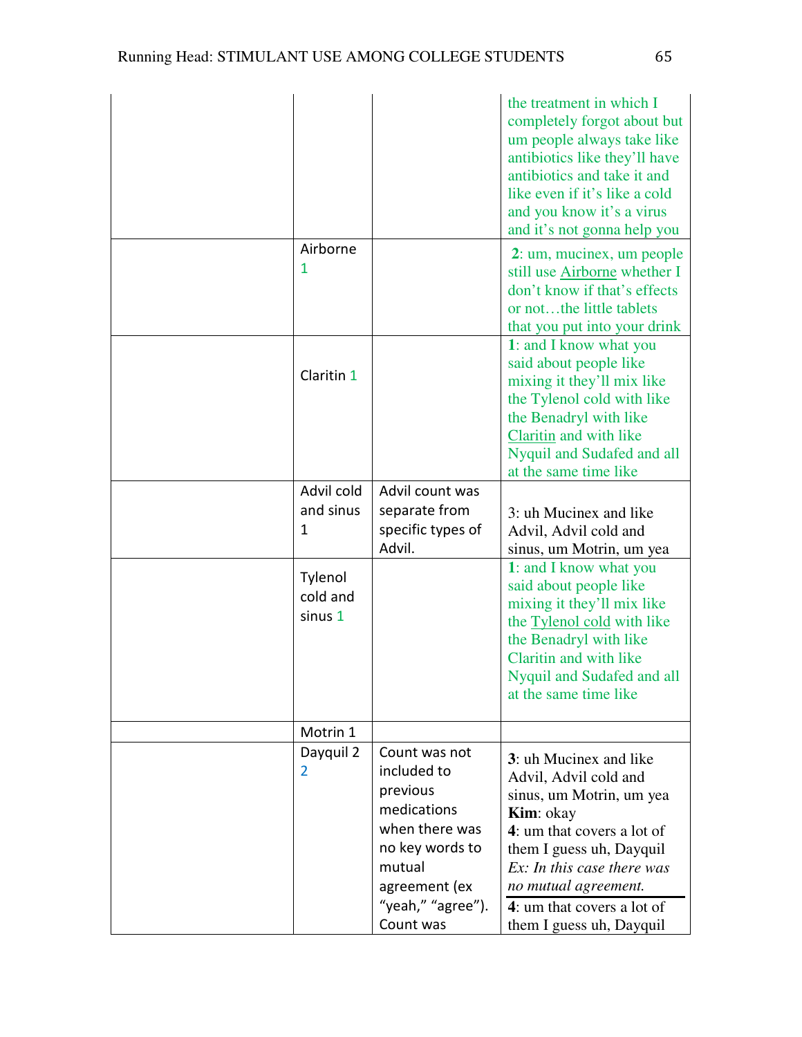| | | | |
|---|---|---|---|
| | | | the treatment in which I completely forgot about but um people always take like antibiotics like they'll have antibiotics and take it and like even if it's like a cold and you know it's a virus and it's not gonna help you |
| | Airborne 1 | | **2**: um, mucinex, um people still use Airborne whether I don't know if that's effects or not…the little tablets that you put into your drink |
| | Claritin 1 | | **1**: and I know what you said about people like mixing it they'll mix like the Tylenol cold with like the Benadryl with like Claritin and with like Nyquil and Sudafed and all at the same time like |
| | Advil cold and sinus 1 | Advil count was separate from specific types of Advil. | 3: uh Mucinex and like Advil, Advil cold and sinus, um Motrin, um yea |
| | Tylenol cold and sinus 1 | | **1**: and I know what you said about people like mixing it they'll mix like the Tylenol cold with like the Benadryl with like Claritin and with like Nyquil and Sudafed and all at the same time like |
| | Motrin 1 | | |
| | Dayquil 2 2 | Count was not included to previous medications when there was no key words to mutual agreement (ex "yeah," "agree"). Count was | **3**: uh Mucinex and like Advil, Advil cold and sinus, um Motrin, um yea **Kim**: okay **4**: um that covers a lot of them I guess uh, Dayquil *Ex: In this case there was no mutual agreement.* **4**: um that covers a lot of them I guess uh, Dayquil |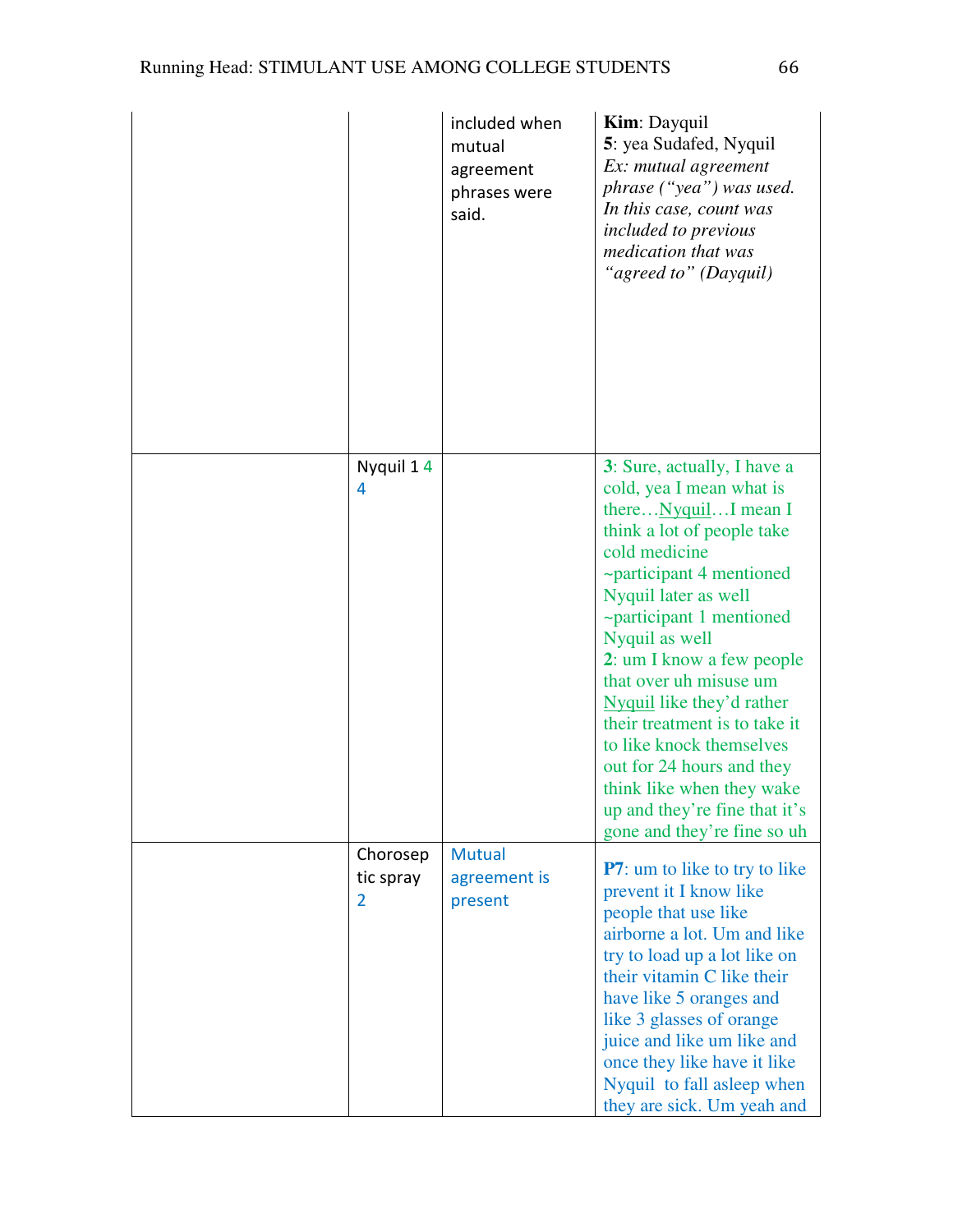| | | | |
|---|---|---|---|
| | | included when mutual agreement phrases were said. | **Kim**: Dayquil<br>**5**: yea Sudafed, Nyquil<br>*Ex: mutual agreement phrase ("yea") was used. In this case, count was included to previous medication that was "agreed to" (Dayquil)* |
| | Nyquil 1 4 4 | | **3**: Sure, actually, I have a cold, yea I mean what is there…Nyquil…I mean I think a lot of people take cold medicine<br>~participant 4 mentioned Nyquil later as well<br>~participant 1 mentioned Nyquil as well<br>**2**: um I know a few people that over uh misuse um Nyquil like they'd rather their treatment is to take it to like knock themselves out for 24 hours and they think like when they wake up and they're fine that it's gone and they're fine so uh |
| | Chorosep tic spray 2 | Mutual agreement is present | **P7**: um to like to try to like prevent it I know like people that use like airborne a lot. Um and like try to load up a lot like on their vitamin C like their have like 5 oranges and like 3 glasses of orange juice and like um like and once they like have it like Nyquil to fall asleep when they are sick. Um yeah and |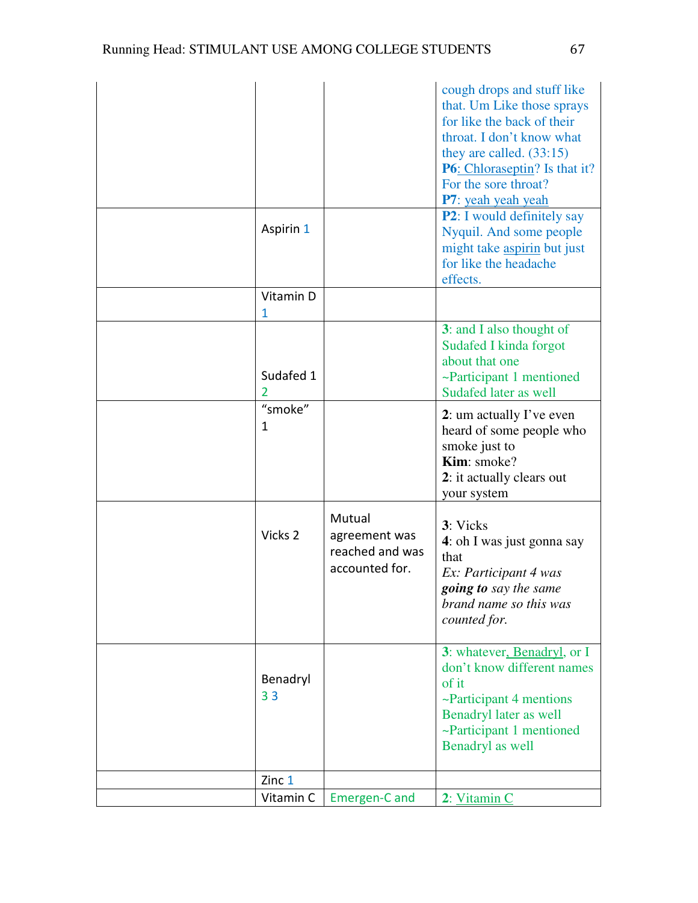| | | | |
|---|---|---|---|
| | | | cough drops and stuff like that. Um Like those sprays for like the back of their throat. I don't know what they are called. (33:15) **P6**: Chloraseptin? Is that it? For the sore throat? **P7**: yeah yeah yeah |
| | Aspirin 1 | | **P2**: I would definitely say Nyquil. And some people might take aspirin but just for like the headache effects. |
| | Vitamin D 1 | | |
| | Sudafed 1 2 | | **3**: and I also thought of Sudafed I kinda forgot about that one ~Participant 1 mentioned Sudafed later as well |
| | "smoke" 1 | | **2**: um actually I've even heard of some people who smoke just to **Kim**: smoke? **2**: it actually clears out your system |
| | Vicks 2 | Mutual agreement was reached and was accounted for. | **3**: Vicks **4**: oh I was just gonna say that *Ex: Participant 4 was* ***going to*** *say the same brand name so this was counted for.* |
| | Benadryl 3 3 | | **3**: whatever, Benadryl, or I don't know different names of it ~Participant 4 mentions Benadryl later as well ~Participant 1 mentioned Benadryl as well |
| | Zinc 1 | | |
| | Vitamin C | Emergen-C and | **2**: Vitamin C |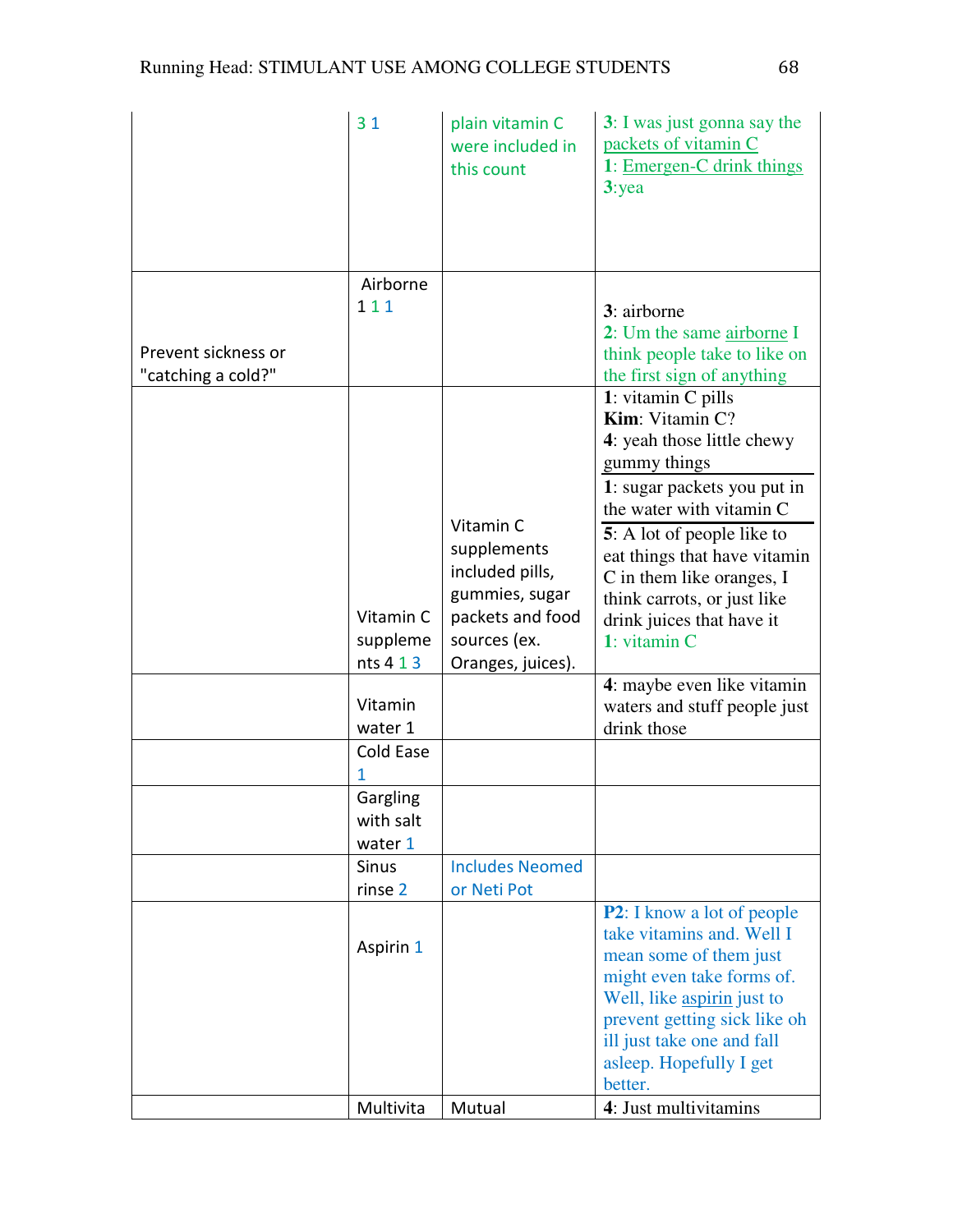| | | | |
|---|---|---|---|
| | 3 1 | plain vitamin C were included in this count | **3**: I was just gonna say the packets of vitamin C<br>**1**: Emergen-C drink things<br>**3**:yea |
| Prevent sickness or "catching a cold?" | Airborne 1 1 1 | | **3**: airborne<br>**2**: Um the same airborne I think people take to like on the first sign of anything |
| | Vitamin C supplements 4 1 3 | Vitamin C supplements included pills, gummies, sugar packets and food sources (ex. Oranges, juices). | **1**: vitamin C pills<br>**Kim**: Vitamin C?<br>**4**: yeah those little chewy gummy things<br>**1**: sugar packets you put in the water with vitamin C<br>**5**: A lot of people like to eat things that have vitamin C in them like oranges, I think carrots, or just like drink juices that have it<br>**1**: vitamin C |
| | Vitamin water 1 | | **4**: maybe even like vitamin waters and stuff people just drink those |
| | Cold Ease 1 | | |
| | Gargling with salt water 1 | | |
| | Sinus rinse 2 | Includes Neomed or Neti Pot | |
| | Aspirin 1 | | **P2**: I know a lot of people take vitamins and. Well I mean some of them just might even take forms of. Well, like aspirin just to prevent getting sick like oh ill just take one and fall asleep. Hopefully I get better. |
| | Multivita | Mutual | **4**: Just multivitamins |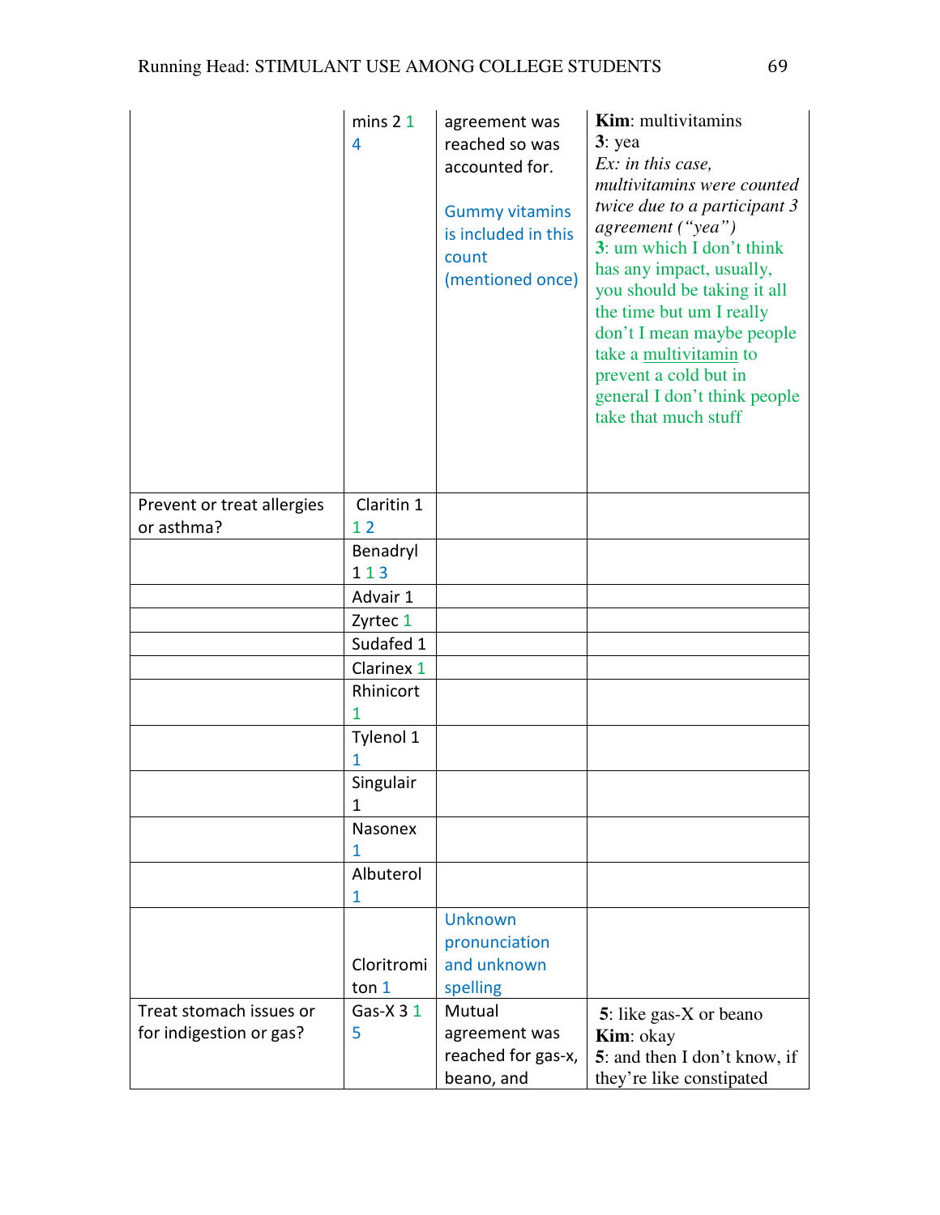| | | | |
|---|---|---|---|
| | mins 2 1 4 | agreement was reached so was accounted for.<br><br>Gummy vitamins is included in this count (mentioned once) | **Kim**: multivitamins<br>**3**: yea<br>*Ex: in this case, multivitamins were counted twice due to a participant 3 agreement ("yea")*<br>**3**: um which I don't think has any impact, usually, you should be taking it all the time but um I really don't I mean maybe people take a multivitamin to prevent a cold but in general I don't think people take that much stuff |
| Prevent or treat allergies or asthma? | Claritin 1 1 2 | | |
| | Benadryl 1 1 3 | | |
| | Advair 1 | | |
| | Zyrtec 1 | | |
| | Sudafed 1 | | |
| | Clarinex 1 | | |
| | Rhinicort 1 | | |
| | Tylenol 1 1 | | |
| | Singulair 1 | | |
| | Nasonex 1 | | |
| | Albuterol 1 | | |
| | Cloritromiton 1 | Unknown pronunciation and unknown spelling | |
| Treat stomach issues or for indigestion or gas? | Gas-X 3 1 5 | Mutual agreement was reached for gas-x, beano, and | **5**: like gas-X or beano<br>**Kim**: okay<br>**5**: and then I don't know, if they're like constipated |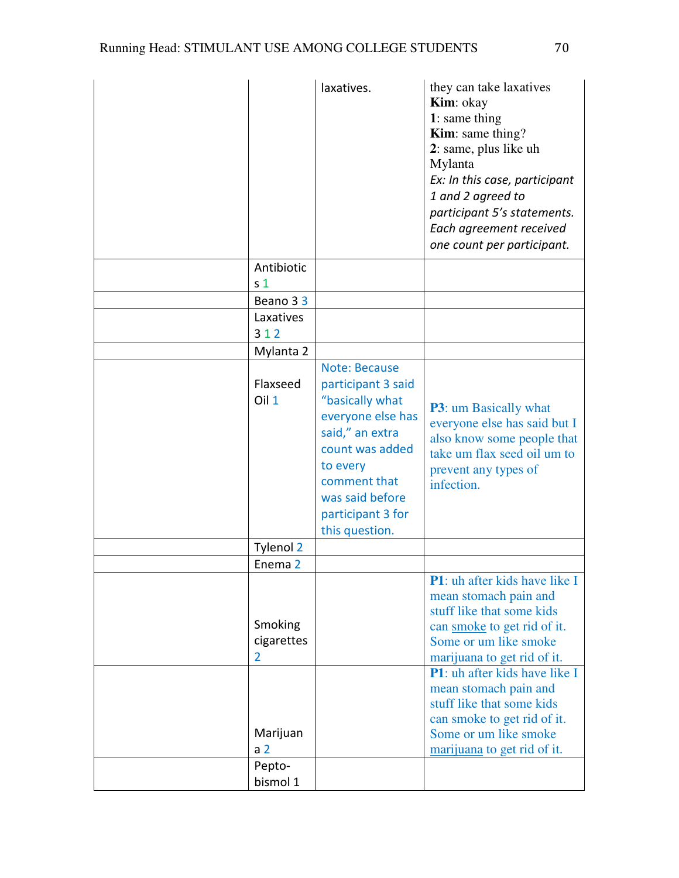| | | | |
|---|---|---|---|
| | | laxatives. | they can take laxatives<br>**Kim**: okay<br>**1**: same thing<br>**Kim**: same thing?<br>**2**: same, plus like uh Mylanta<br>*Ex: In this case, participant 1 and 2 agreed to participant 5's statements. Each agreement received one count per participant.* |
| | Antibiotics 1 | | |
| | Beano 3 3 | | |
| | Laxatives 3 1 2 | | |
| | Mylanta 2 | | |
| | Flaxseed Oil 1 | Note: Because participant 3 said "basically what everyone else has said," an extra count was added to every comment that was said before participant 3 for this question. | **P3**: um Basically what everyone else has said but I also know some people that take um flax seed oil um to prevent any types of infection. |
| | Tylenol 2 | | |
| | Enema 2 | | |
| | Smoking cigarettes 2 | | **P1**: uh after kids have like I mean stomach pain and stuff like that some kids can smoke to get rid of it. Some or um like smoke marijuana to get rid of it. |
| | Marijuana 2 | | **P1**: uh after kids have like I mean stomach pain and stuff like that some kids can smoke to get rid of it. Some or um like smoke marijuana to get rid of it. |
| | Pepto-bismol 1 | | |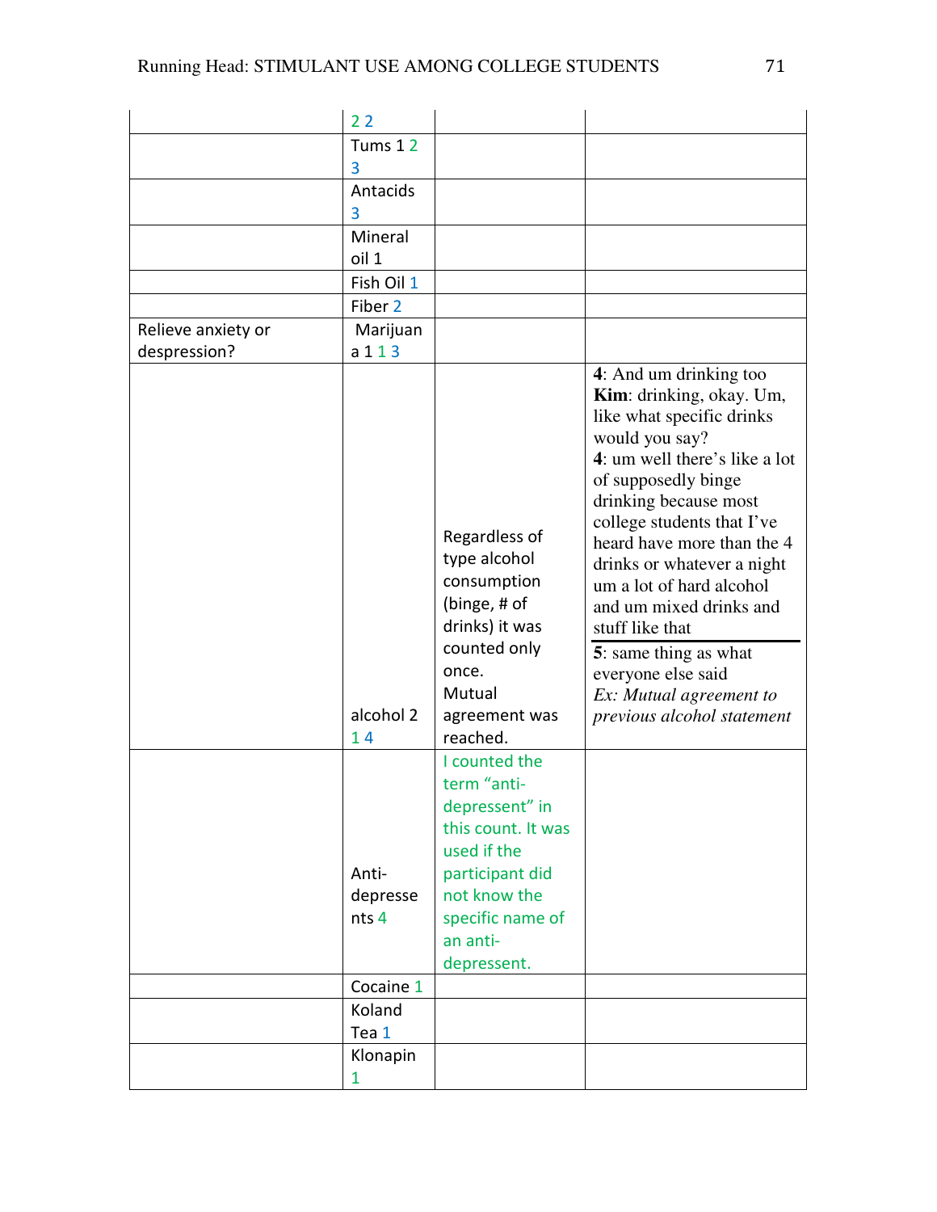| | | | |
|---|---|---|---|
| | 2 2 | | |
| | Tums 1 2 3 | | |
| | Antacids 3 | | |
| | Mineral oil 1 | | |
| | Fish Oil 1 | | |
| | Fiber 2 | | |
| Relieve anxiety or despression? | Marijuana 1 1 3 | | |
| | alcohol 2 1 4 | Regardless of type alcohol consumption (binge, # of drinks) it was counted only once. Mutual agreement was reached. | **4**: And um drinking too **Kim**: drinking, okay. Um, like what specific drinks would you say? **4**: um well there's like a lot of supposedly binge drinking because most college students that I've heard have more than the 4 drinks or whatever a night um a lot of hard alcohol and um mixed drinks and stuff like that **5**: same thing as what everyone else said *Ex: Mutual agreement to previous alcohol statement* |
| | Anti-depressents 4 | I counted the term "anti-depressent" in this count. It was used if the participant did not know the specific name of an anti-depressent. | |
| | Cocaine 1 | | |
| | Koland Tea 1 | | |
| | Klonapin 1 | | |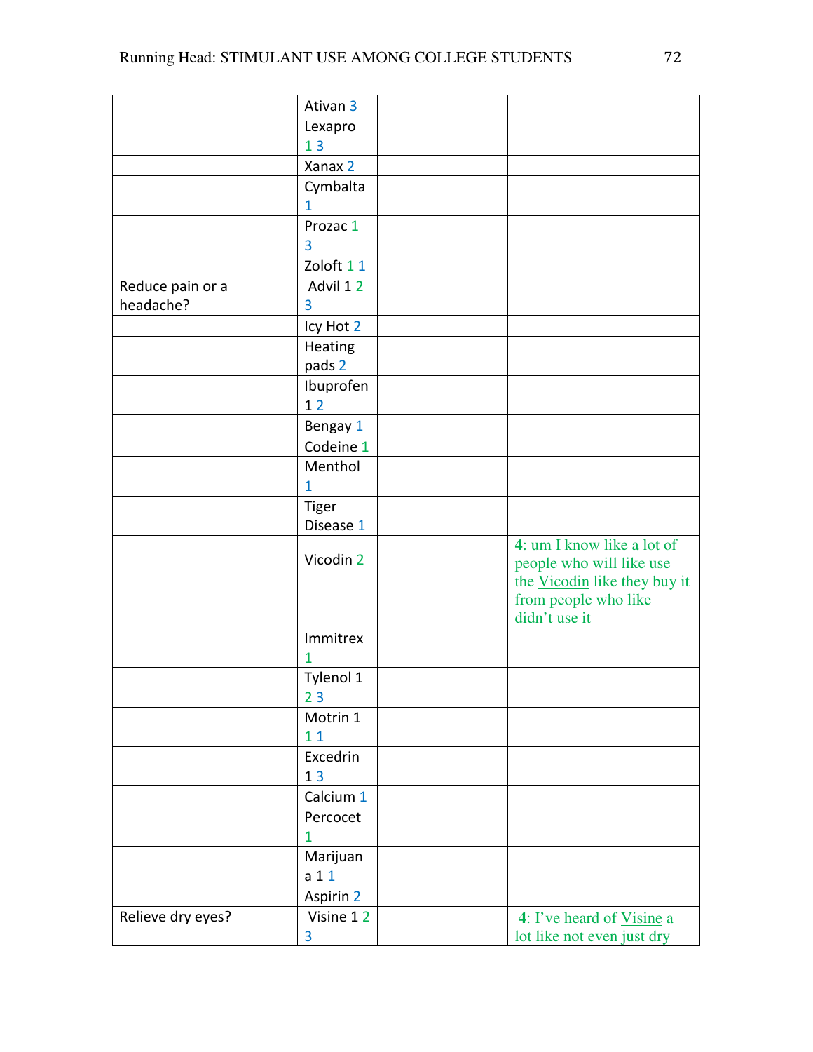| | | | |
|---|---|---|---|
| | Ativan 3 | | |
| | Lexapro 1 3 | | |
| | Xanax 2 | | |
| | Cymbalta 1 | | |
| | Prozac 1 3 | | |
| | Zoloft 1 1 | | |
| Reduce pain or a headache? | Advil 1 2 3 | | |
| | Icy Hot 2 | | |
| | Heating pads 2 | | |
| | Ibuprofen 1 2 | | |
| | Bengay 1 | | |
| | Codeine 1 | | |
| | Menthol 1 | | |
| | Tiger Disease 1 | | |
| | Vicodin 2 | | **4**: um I know like a lot of people who will like use the Vicodin like they buy it from people who like didn't use it |
| | Immitrex 1 | | |
| | Tylenol 1 2 3 | | |
| | Motrin 1 1 1 | | |
| | Excedrin 1 3 | | |
| | Calcium 1 | | |
| | Percocet 1 | | |
| | Marijuana 1 1 | | |
| | Aspirin 2 | | |
| Relieve dry eyes? | Visine 1 2 3 | | **4**: I've heard of Visine a lot like not even just dry |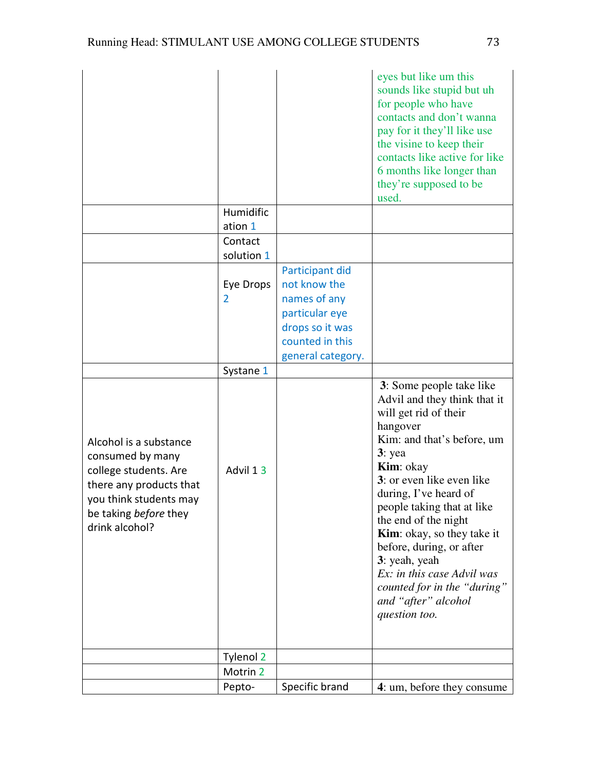| | | | |
|---|---|---|---|
| | | | eyes but like um this sounds like stupid but uh for people who have contacts and don't wanna pay for it they'll like use the visine to keep their contacts like active for like 6 months like longer than they're supposed to be used. |
| | Humidification 1 | | |
| | Contact solution 1 | | |
| | Eye Drops 2 | Participant did not know the names of any particular eye drops so it was counted in this general category. | |
| | Systane 1 | | |
| Alcohol is a substance consumed by many college students. Are there any products that you think students may be taking *before* they drink alcohol? | Advil 1 3 | | **3**: Some people take like Advil and they think that it will get rid of their hangover<br>Kim: and that's before, um<br>**3**: yea<br>**Kim**: okay<br>**3**: or even like even like during, I've heard of people taking that at like the end of the night<br>**Kim**: okay, so they take it before, during, or after<br>**3**: yeah, yeah<br>*Ex: in this case Advil was counted for in the "during" and "after" alcohol question too.* |
| | Tylenol 2 | | |
| | Motrin 2 | | |
| | Pepto- | Specific brand | **4**: um, before they consume |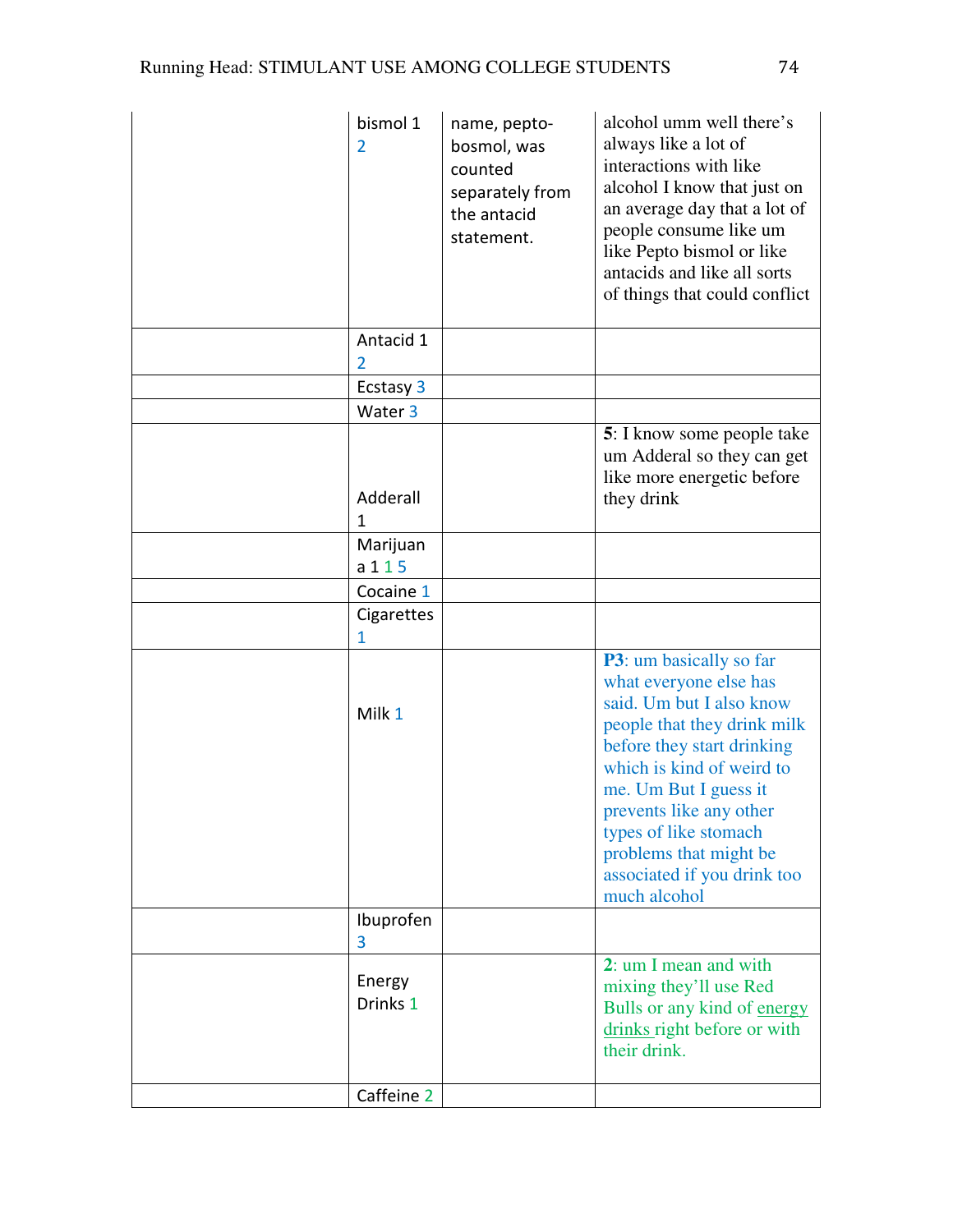| | | | |
|---|---|---|---|
| | bismol 1 2 | name, pepto-bosmol, was counted separately from the antacid statement. | alcohol umm well there's always like a lot of interactions with like alcohol I know that just on an average day that a lot of people consume like um like Pepto bismol or like antacids and like all sorts of things that could conflict |
| | Antacid 1 2 | | |
| | Ecstasy 3 | | |
| | Water 3 | | |
| | Adderall 1 | | **5**: I know some people take um Adderal so they can get like more energetic before they drink |
| | Marijuana 1 1 5 | | |
| | Cocaine 1 | | |
| | Cigarettes 1 | | |
| | Milk 1 | | **P3**: um basically so far what everyone else has said. Um but I also know people that they drink milk before they start drinking which is kind of weird to me. Um But I guess it prevents like any other types of like stomach problems that might be associated if you drink too much alcohol |
| | Ibuprofen 3 | | |
| | Energy Drinks 1 | | **2**: um I mean and with mixing they'll use Red Bulls or any kind of energy drinks right before or with their drink. |
| | Caffeine 2 | | |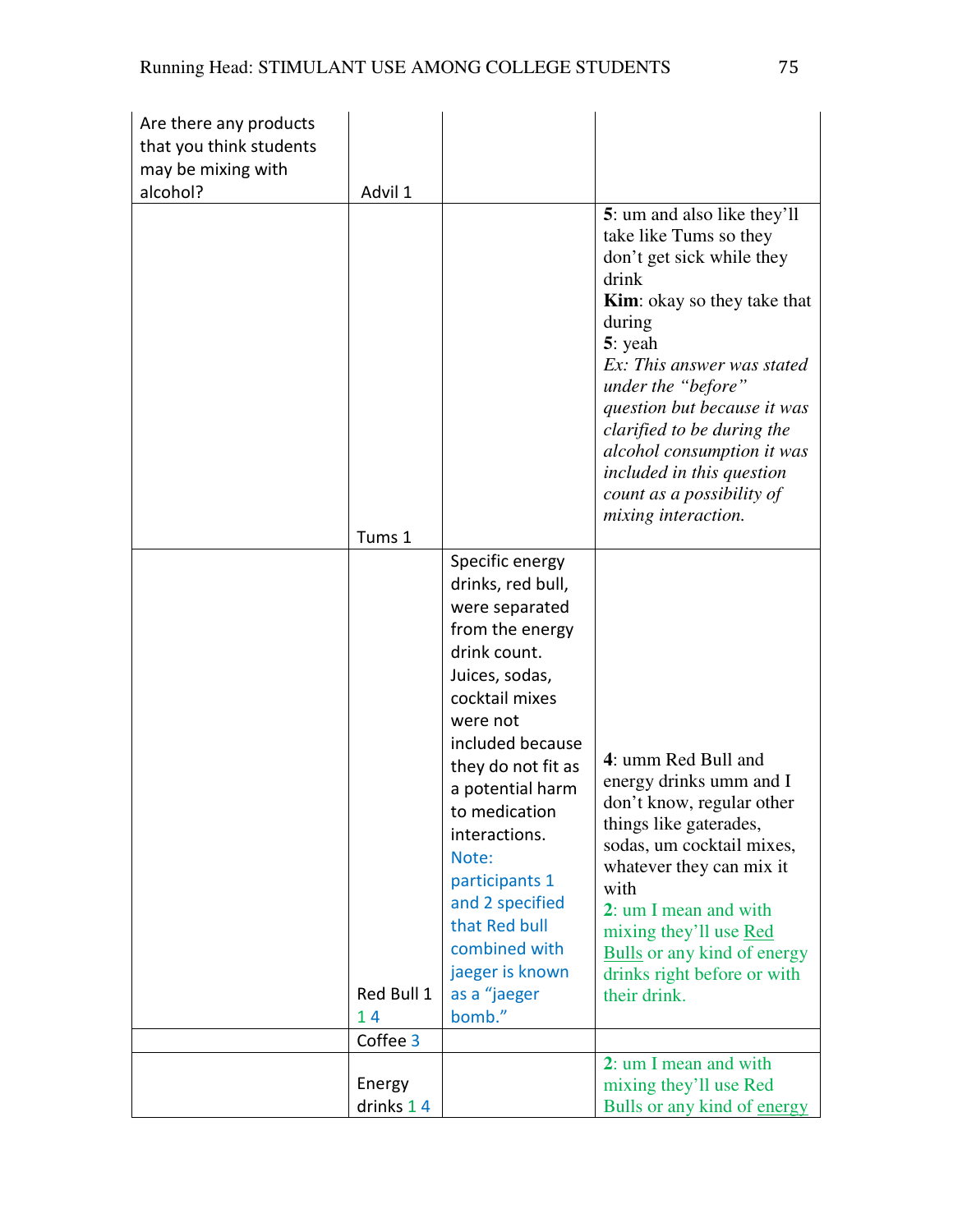| Are there any products that you think students may be mixing with alcohol? | Advil 1 | | |
|---|---|---|---|
| | Tums 1 | | **5**: um and also like they'll take like Tums so they don't get sick while they drink<br>**Kim**: okay so they take that during<br>**5**: yeah<br>*Ex: This answer was stated under the "before" question but because it was clarified to be during the alcohol consumption it was included in this question count as a possibility of mixing interaction.* |
| | Red Bull 1 1 4 | Specific energy drinks, red bull, were separated from the energy drink count. Juices, sodas, cocktail mixes were not included because they do not fit as a potential harm to medication interactions. Note: participants 1 and 2 specified that Red bull combined with jaeger is known as a "jaeger bomb." | **4**: umm Red Bull and energy drinks umm and I don't know, regular other things like gaterades, sodas, um cocktail mixes, whatever they can mix it with<br>**2**: um I mean and with mixing they'll use Red Bulls or any kind of energy drinks right before or with their drink. |
| | Coffee 3 | | |
| | Energy drinks 1 4 | | **2**: um I mean and with mixing they'll use Red Bulls or any kind of energy |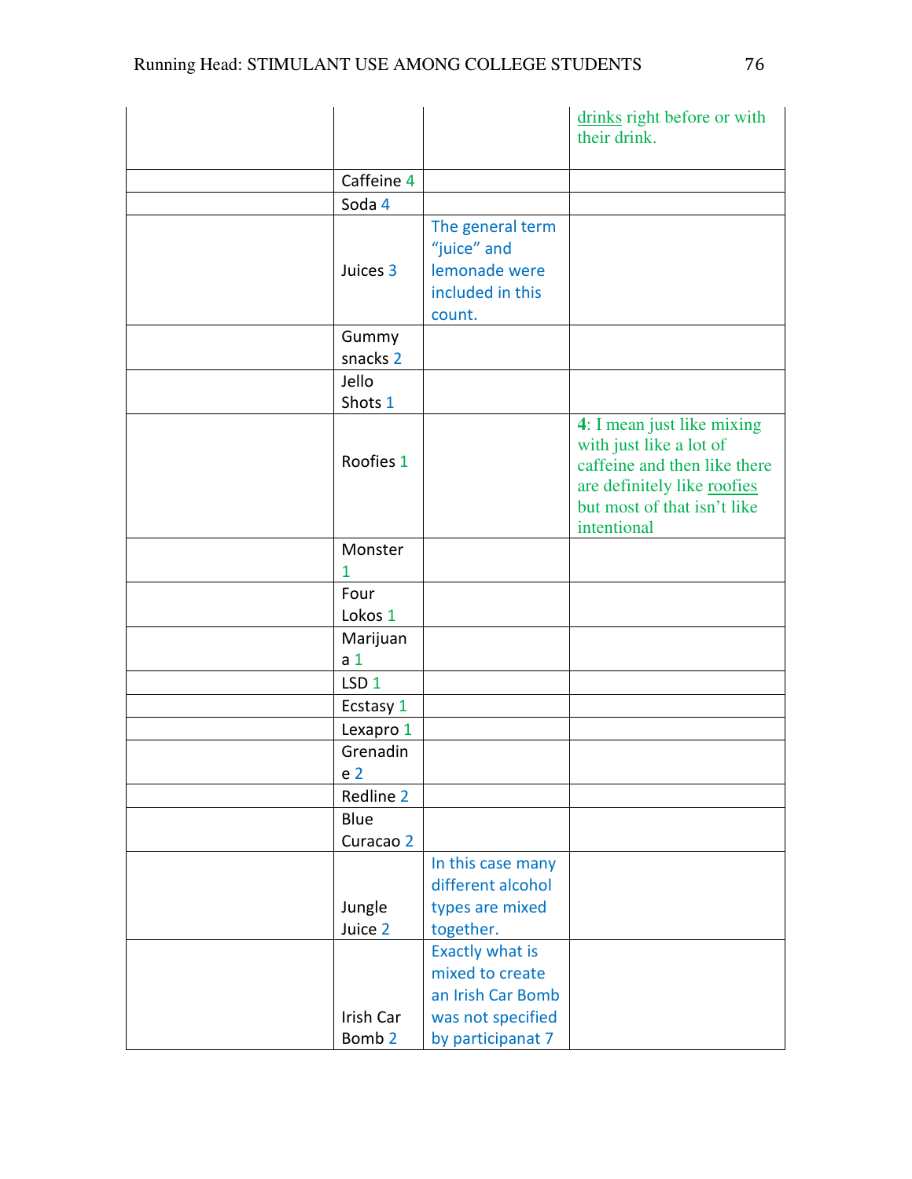| | | | |
|---|---|---|---|
| | | | drinks right before or with their drink. |
| | Caffeine 4 | | |
| | Soda 4 | | |
| | Juices 3 | The general term "juice" and lemonade were included in this count. | |
| | Gummy snacks 2 | | |
| | Jello Shots 1 | | |
| | Roofies 1 | | **4**: I mean just like mixing with just like a lot of caffeine and then like there are definitely like roofies but most of that isn't like intentional |
| | Monster 1 | | |
| | Four Lokos 1 | | |
| | Marijuana 1 | | |
| | LSD 1 | | |
| | Ecstasy 1 | | |
| | Lexapro 1 | | |
| | Grenadine 2 | | |
| | Redline 2 | | |
| | Blue Curacao 2 | | |
| | Jungle Juice 2 | In this case many different alcohol types are mixed together. | |
| | Irish Car Bomb 2 | Exactly what is mixed to create an Irish Car Bomb was not specified by participanat 7 | |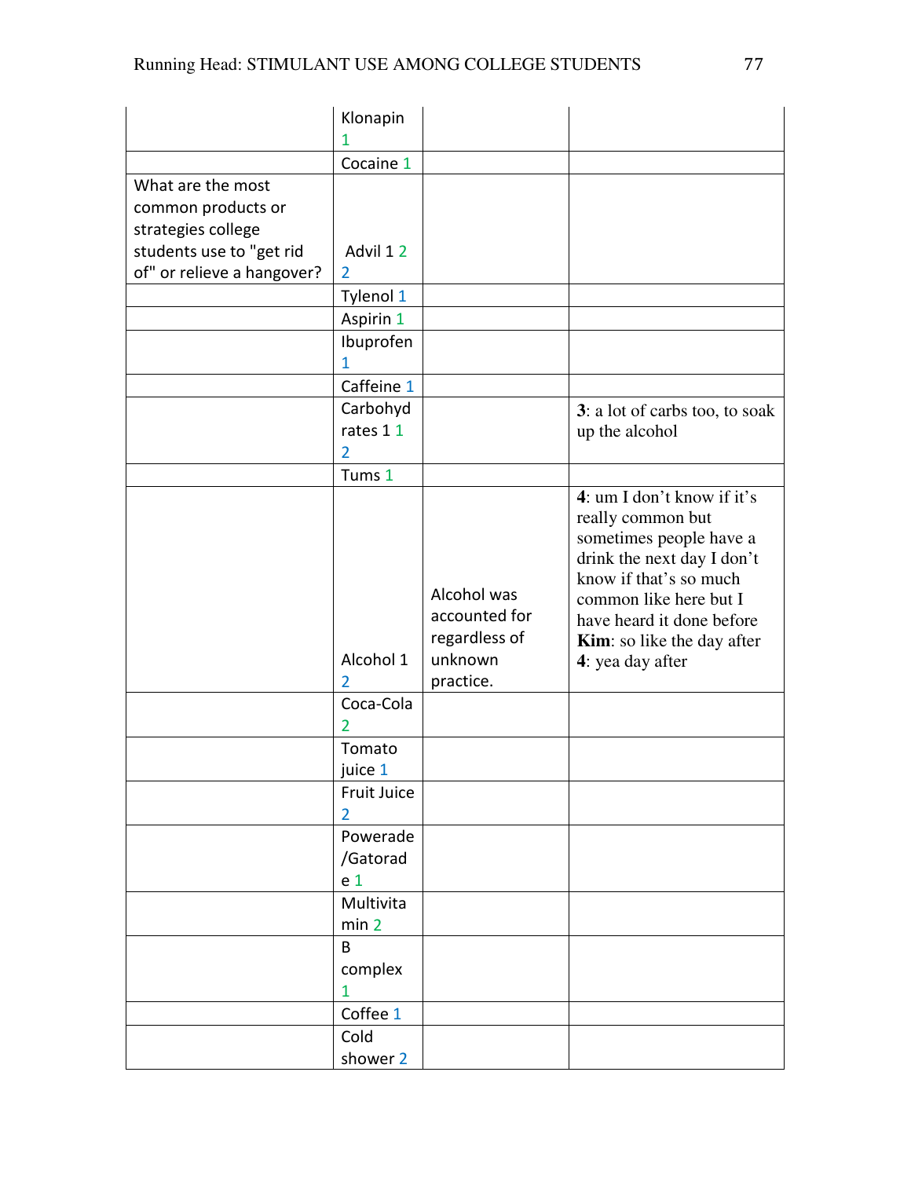| | | | |
|---|---|---|---|
| | Klonapin 1 | | |
| | Cocaine 1 | | |
| What are the most common products or strategies college students use to "get rid of" or relieve a hangover? | Advil 1 2 2 | | |
| | Tylenol 1 | | |
| | Aspirin 1 | | |
| | Ibuprofen 1 | | |
| | Caffeine 1 | | |
| | Carbohydrates 1 1 2 | | **3**: a lot of carbs too, to soak up the alcohol |
| | Tums 1 | | |
| | Alcohol 1 2 | Alcohol was accounted for regardless of unknown practice. | **4**: um I don't know if it's really common but sometimes people have a drink the next day I don't know if that's so much common like here but I have heard it done before **Kim**: so like the day after **4**: yea day after |
| | Coca-Cola 2 | | |
| | Tomato juice 1 | | |
| | Fruit Juice 2 | | |
| | Powerade /Gatorade 1 | | |
| | Multivitamin 2 | | |
| | B complex 1 | | |
| | Coffee 1 | | |
| | Cold shower 2 | | |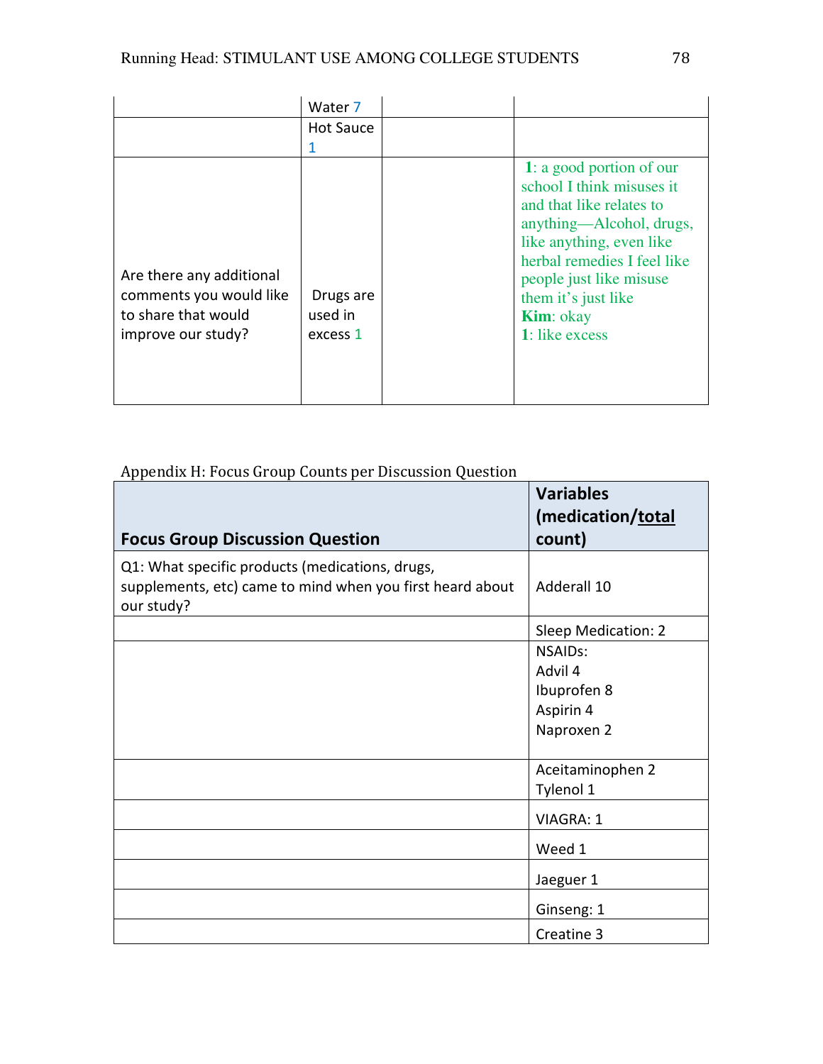| | | | |
|---|---|---|---|
| | Water 7 | | |
| | Hot Sauce 1 | | |
| Are there any additional comments you would like to share that would improve our study? | Drugs are used in excess 1 | | **1**: a good portion of our school I think misuses it and that like relates to anything—Alcohol, drugs, like anything, even like herbal remedies I feel like people just like misuse them it's just like **Kim**: okay **1**: like excess |

Appendix H: Focus Group Counts per Discussion Question

| **Focus Group Discussion Question** | **Variables (medication/total count)** |
|---|---|
| Q1: What specific products (medications, drugs, supplements, etc) came to mind when you first heard about our study? | Adderall 10 |
| | Sleep Medication: 2 |
| | NSAIDs:<br>Advil 4<br>Ibuprofen 8<br>Aspirin 4<br>Naproxen 2 |
| | Aceitaminophen 2<br>Tylenol 1 |
| | VIAGRA: 1 |
| | Weed 1 |
| | Jaeguer 1 |
| | Ginseng: 1 |
| | Creatine 3 |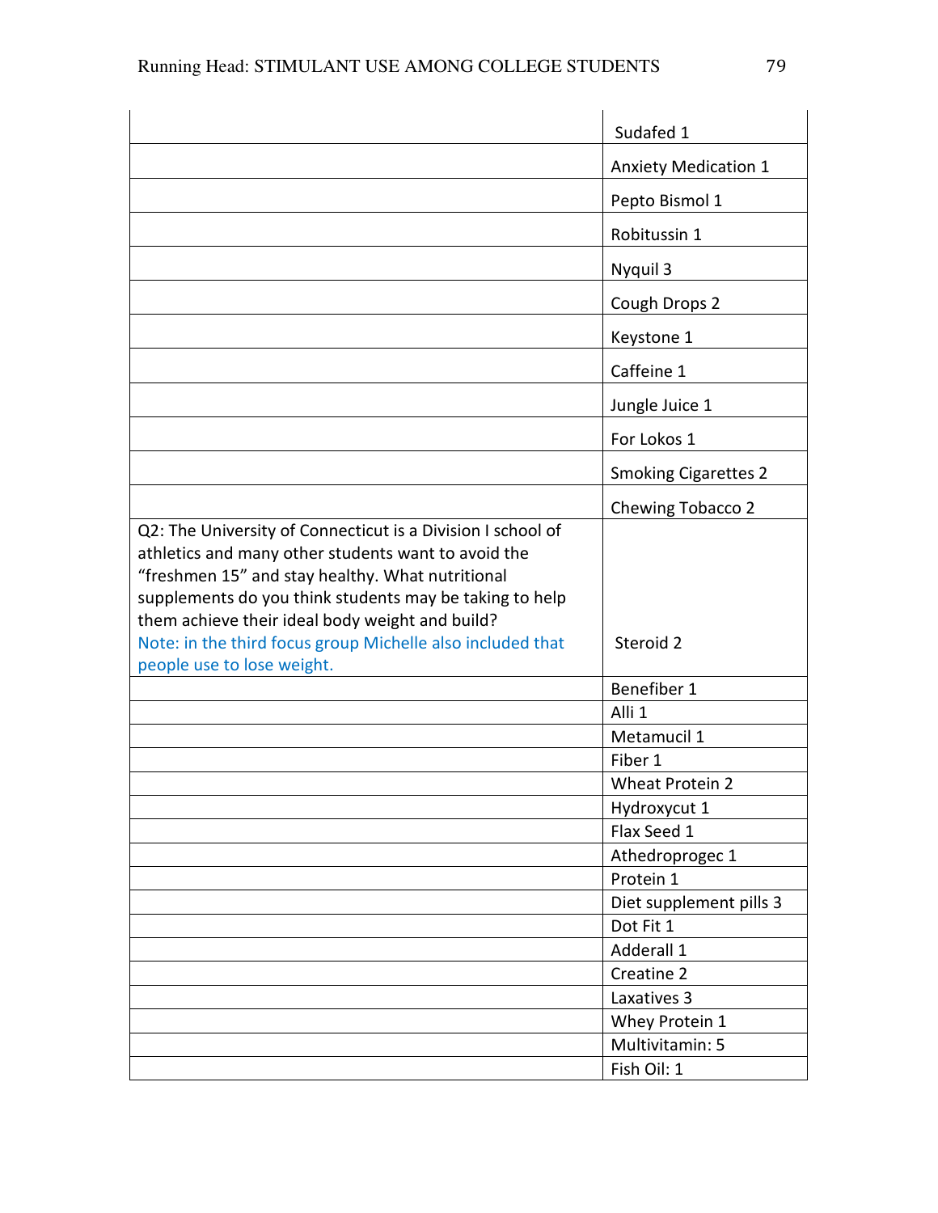| | |
|---|---|
| | Sudafed 1 |
| | Anxiety Medication 1 |
| | Pepto Bismol 1 |
| | Robitussin 1 |
| | Nyquil 3 |
| | Cough Drops 2 |
| | Keystone 1 |
| | Caffeine 1 |
| | Jungle Juice 1 |
| | For Lokos 1 |
| | Smoking Cigarettes 2 |
| | Chewing Tobacco 2 |
| Q2: The University of Connecticut is a Division I school of athletics and many other students want to avoid the "freshmen 15" and stay healthy. What nutritional supplements do you think students may be taking to help them achieve their ideal body weight and build? Note: in the third focus group Michelle also included that people use to lose weight. | Steroid 2 |
| | Benefiber 1 |
| | Alli 1 |
| | Metamucil 1 |
| | Fiber 1 |
| | Wheat Protein 2 |
| | Hydroxycut 1 |
| | Flax Seed 1 |
| | Athedroprogec 1 |
| | Protein 1 |
| | Diet supplement pills 3 |
| | Dot Fit 1 |
| | Adderall 1 |
| | Creatine 2 |
| | Laxatives 3 |
| | Whey Protein 1 |
| | Multivitamin: 5 |
| | Fish Oil: 1 |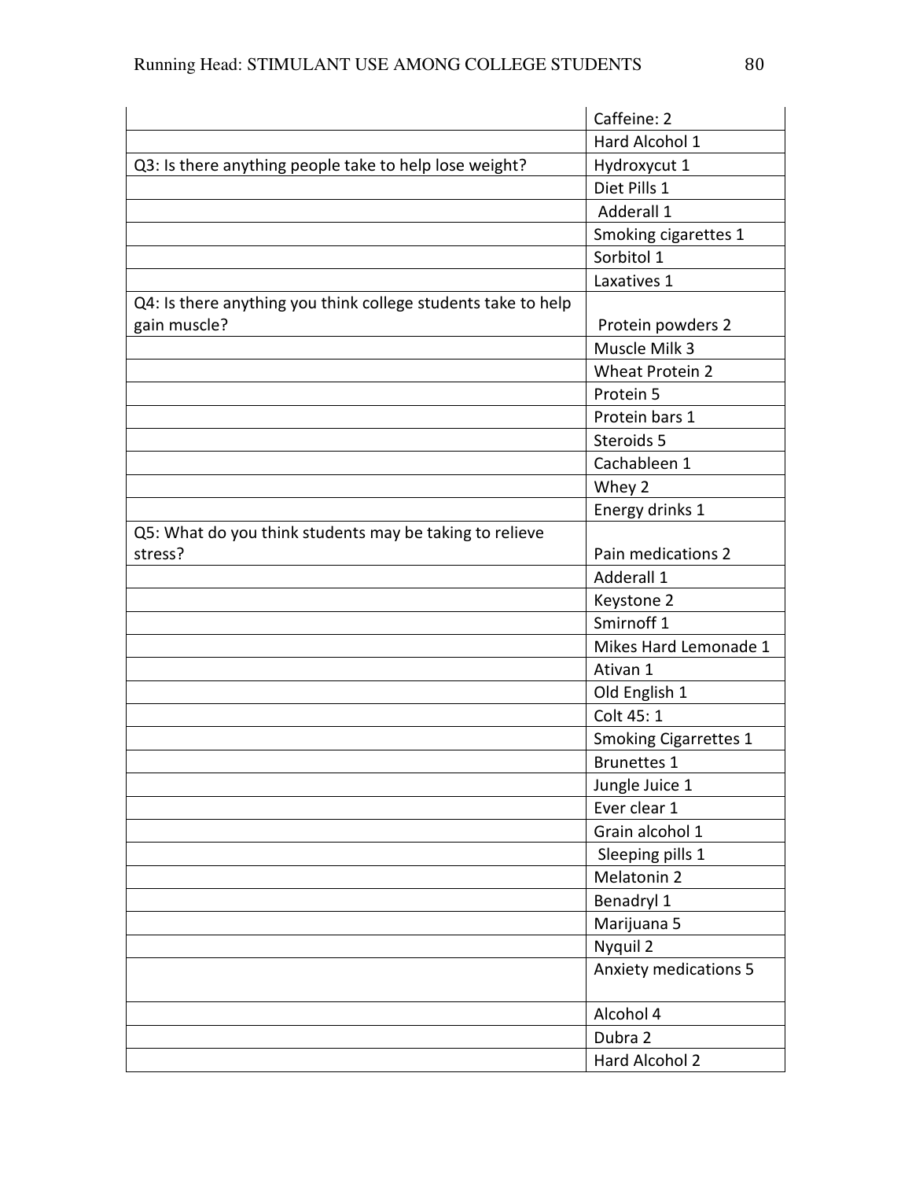| | |
|---|---|
| | Caffeine: 2 |
| | Hard Alcohol 1 |
| Q3: Is there anything people take to help lose weight? | Hydroxycut 1 |
| | Diet Pills 1 |
| | Adderall 1 |
| | Smoking cigarettes 1 |
| | Sorbitol 1 |
| | Laxatives 1 |
| Q4: Is there anything you think college students take to help gain muscle? | Protein powders 2 |
| | Muscle Milk 3 |
| | Wheat Protein 2 |
| | Protein 5 |
| | Protein bars 1 |
| | Steroids 5 |
| | Cachableen 1 |
| | Whey 2 |
| | Energy drinks 1 |
| Q5: What do you think students may be taking to relieve stress? | Pain medications 2 |
| | Adderall 1 |
| | Keystone 2 |
| | Smirnoff 1 |
| | Mikes Hard Lemonade 1 |
| | Ativan 1 |
| | Old English 1 |
| | Colt 45: 1 |
| | Smoking Cigarrettes 1 |
| | Brunettes 1 |
| | Jungle Juice 1 |
| | Ever clear 1 |
| | Grain alcohol 1 |
| | Sleeping pills 1 |
| | Melatonin 2 |
| | Benadryl 1 |
| | Marijuana 5 |
| | Nyquil 2 |
| | Anxiety medications 5 |
| | Alcohol 4 |
| | Dubra 2 |
| | Hard Alcohol 2 |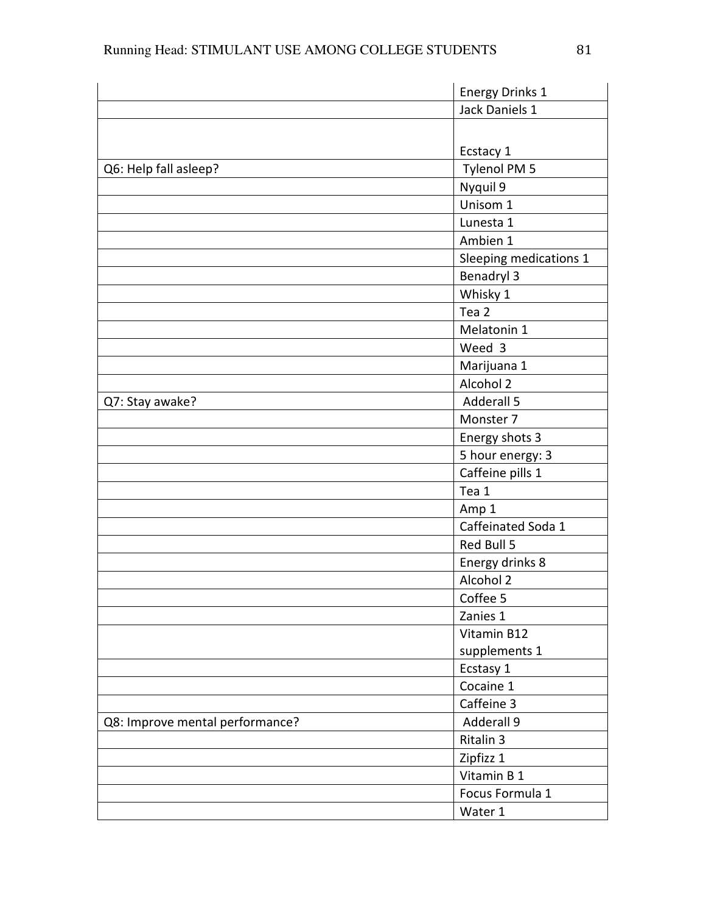| | |
|---|---|
| | Energy Drinks 1 |
| | Jack Daniels 1 |
| | Ecstacy 1 |
| Q6: Help fall asleep? | Tylenol PM 5 |
| | Nyquil 9 |
| | Unisom 1 |
| | Lunesta 1 |
| | Ambien 1 |
| | Sleeping medications 1 |
| | Benadryl 3 |
| | Whisky 1 |
| | Tea 2 |
| | Melatonin 1 |
| | Weed 3 |
| | Marijuana 1 |
| | Alcohol 2 |
| Q7: Stay awake? | Adderall 5 |
| | Monster 7 |
| | Energy shots 3 |
| | 5 hour energy: 3 |
| | Caffeine pills 1 |
| | Tea 1 |
| | Amp 1 |
| | Caffeinated Soda 1 |
| | Red Bull 5 |
| | Energy drinks 8 |
| | Alcohol 2 |
| | Coffee 5 |
| | Zanies 1 |
| | Vitamin B12 supplements 1 |
| | Ecstasy 1 |
| | Cocaine 1 |
| | Caffeine 3 |
| Q8: Improve mental performance? | Adderall 9 |
| | Ritalin 3 |
| | Zipfizz 1 |
| | Vitamin B 1 |
| | Focus Formula 1 |
| | Water 1 |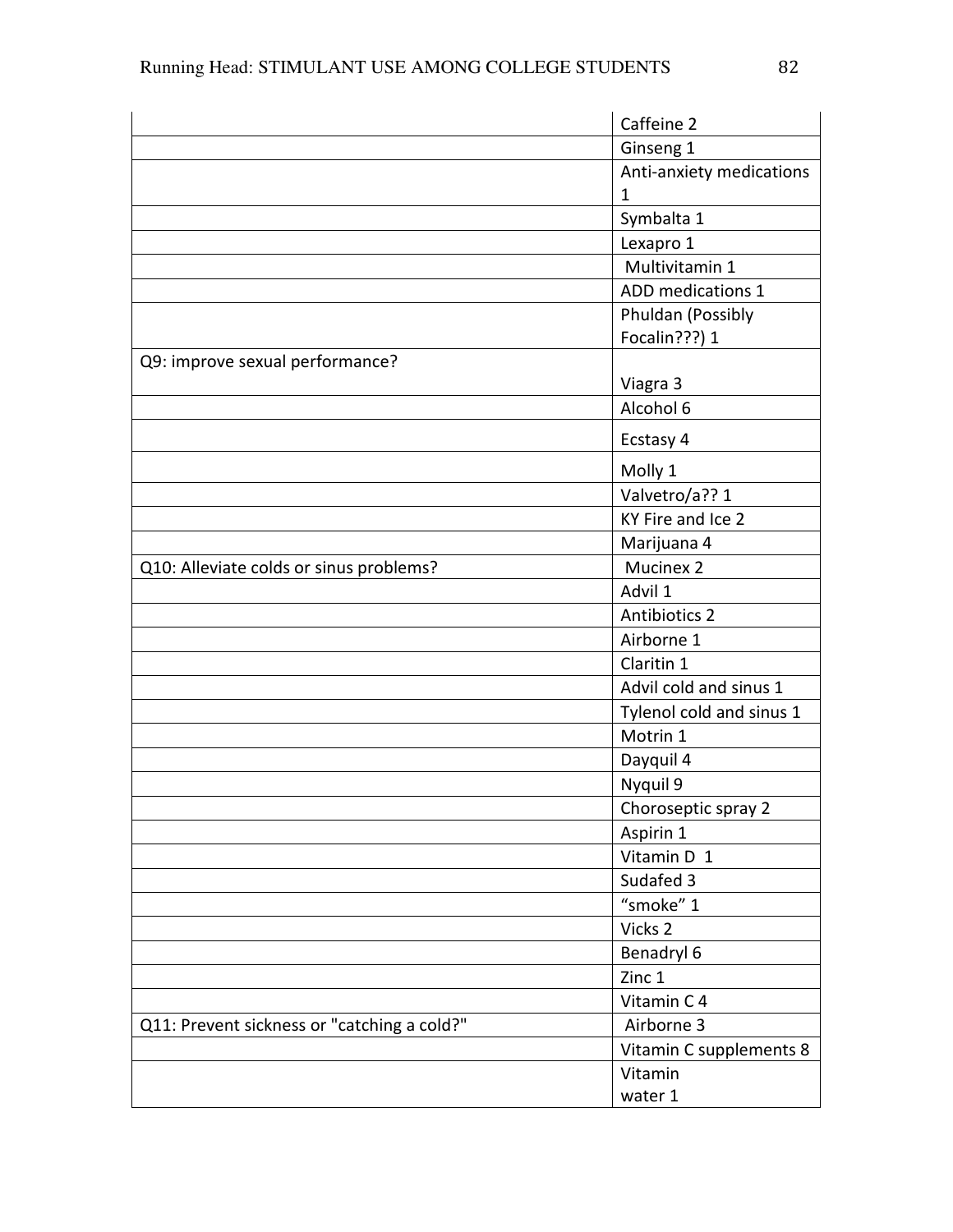| | |
|---|---|
| | Caffeine 2 |
| | Ginseng 1 |
| | Anti-anxiety medications 1 |
| | Symbalta 1 |
| | Lexapro 1 |
| | Multivitamin 1 |
| | ADD medications 1 |
| | Phuldan (Possibly Focalin???) 1 |
| Q9: improve sexual performance? | Viagra 3 |
| | Alcohol 6 |
| | Ecstasy 4 |
| | Molly 1 |
| | Valvetro/a?? 1 |
| | KY Fire and Ice 2 |
| | Marijuana 4 |
| Q10: Alleviate colds or sinus problems? | Mucinex 2 |
| | Advil 1 |
| | Antibiotics 2 |
| | Airborne 1 |
| | Claritin 1 |
| | Advil cold and sinus 1 |
| | Tylenol cold and sinus 1 |
| | Motrin 1 |
| | Dayquil 4 |
| | Nyquil 9 |
| | Choroseptic spray 2 |
| | Aspirin 1 |
| | Vitamin D 1 |
| | Sudafed 3 |
| | "smoke" 1 |
| | Vicks 2 |
| | Benadryl 6 |
| | Zinc 1 |
| | Vitamin C 4 |
| Q11: Prevent sickness or "catching a cold?" | Airborne 3 |
| | Vitamin C supplements 8 |
| | Vitamin water 1 |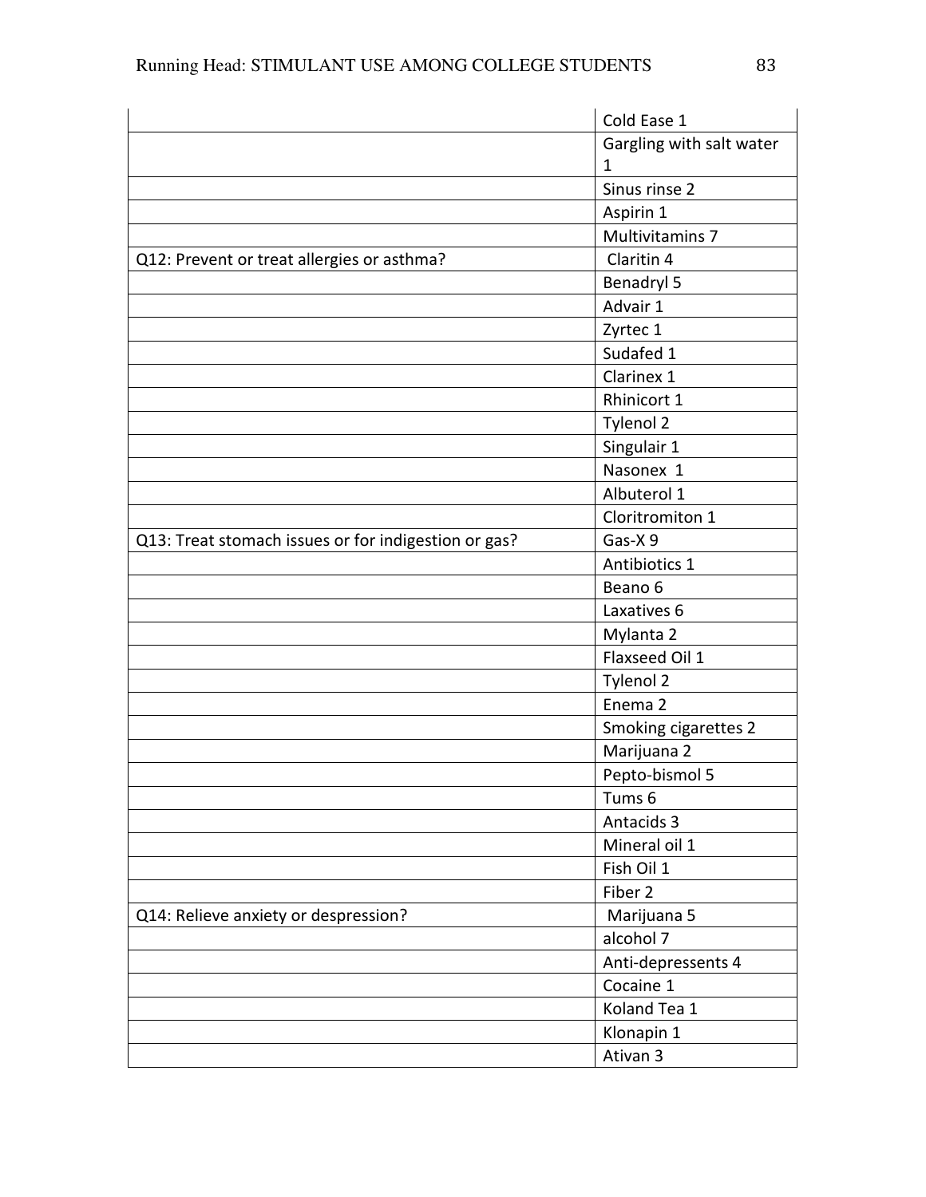| | |
|---|---|
| | Cold Ease 1 |
| | Gargling with salt water 1 |
| | Sinus rinse 2 |
| | Aspirin 1 |
| | Multivitamins 7 |
| Q12: Prevent or treat allergies or asthma? | Claritin 4 |
| | Benadryl 5 |
| | Advair 1 |
| | Zyrtec 1 |
| | Sudafed 1 |
| | Clarinex 1 |
| | Rhinicort 1 |
| | Tylenol 2 |
| | Singulair 1 |
| | Nasonex 1 |
| | Albuterol 1 |
| | Cloritromiton 1 |
| Q13: Treat stomach issues or for indigestion or gas? | Gas-X 9 |
| | Antibiotics 1 |
| | Beano 6 |
| | Laxatives 6 |
| | Mylanta 2 |
| | Flaxseed Oil 1 |
| | Tylenol 2 |
| | Enema 2 |
| | Smoking cigarettes 2 |
| | Marijuana 2 |
| | Pepto-bismol 5 |
| | Tums 6 |
| | Antacids 3 |
| | Mineral oil 1 |
| | Fish Oil 1 |
| | Fiber 2 |
| Q14: Relieve anxiety or despression? | Marijuana 5 |
| | alcohol 7 |
| | Anti-depressents 4 |
| | Cocaine 1 |
| | Koland Tea 1 |
| | Klonapin 1 |
| | Ativan 3 |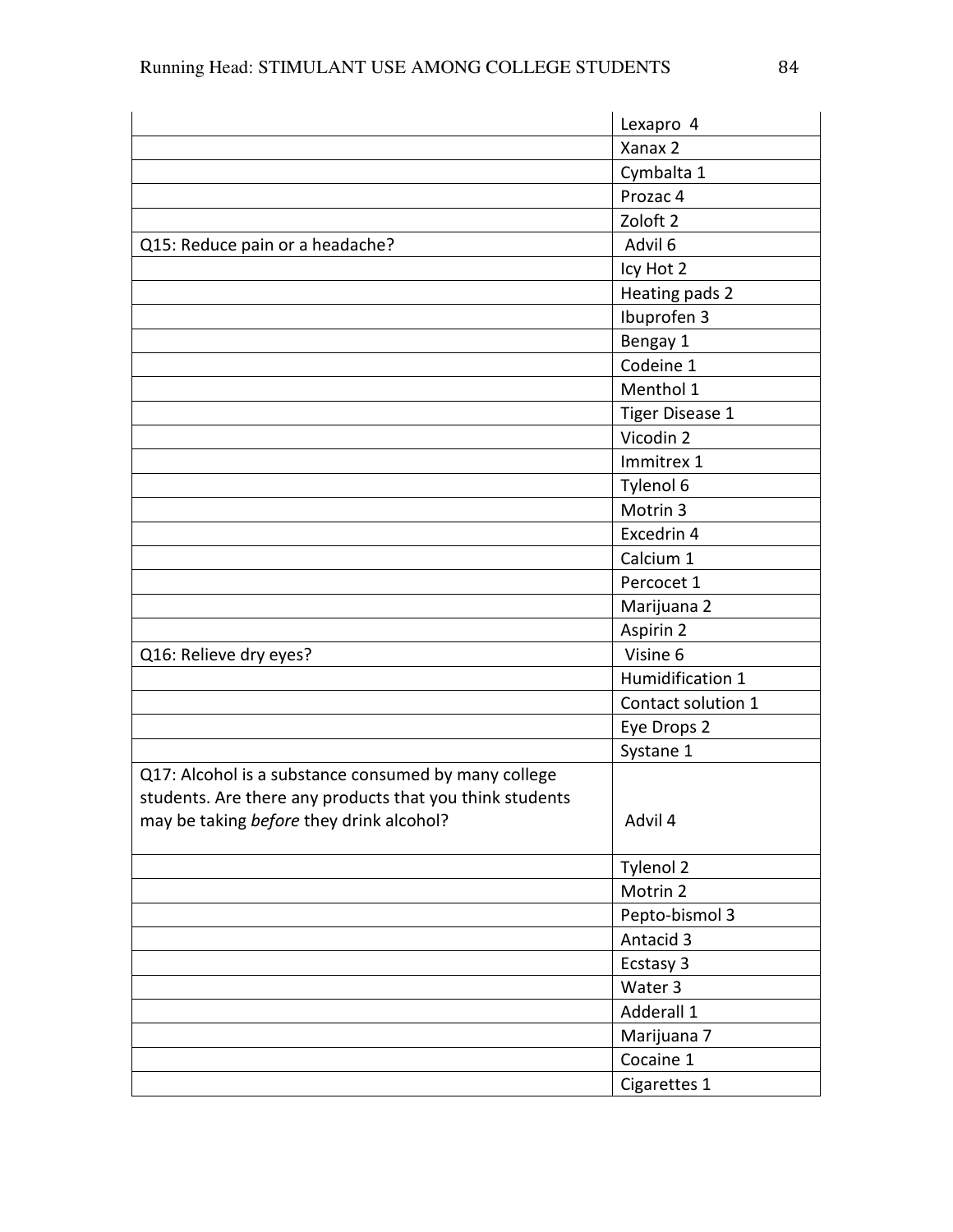| | |
|---|---|
| | Lexapro 4 |
| | Xanax 2 |
| | Cymbalta 1 |
| | Prozac 4 |
| | Zoloft 2 |
| Q15: Reduce pain or a headache? | Advil 6 |
| | Icy Hot 2 |
| | Heating pads 2 |
| | Ibuprofen 3 |
| | Bengay 1 |
| | Codeine 1 |
| | Menthol 1 |
| | Tiger Disease 1 |
| | Vicodin 2 |
| | Immitrex 1 |
| | Tylenol 6 |
| | Motrin 3 |
| | Excedrin 4 |
| | Calcium 1 |
| | Percocet 1 |
| | Marijuana 2 |
| | Aspirin 2 |
| Q16: Relieve dry eyes? | Visine 6 |
| | Humidification 1 |
| | Contact solution 1 |
| | Eye Drops 2 |
| | Systane 1 |
| Q17: Alcohol is a substance consumed by many college students. Are there any products that you think students may be taking *before* they drink alcohol? | Advil 4 |
| | Tylenol 2 |
| | Motrin 2 |
| | Pepto-bismol 3 |
| | Antacid 3 |
| | Ecstasy 3 |
| | Water 3 |
| | Adderall 1 |
| | Marijuana 7 |
| | Cocaine 1 |
| | Cigarettes 1 |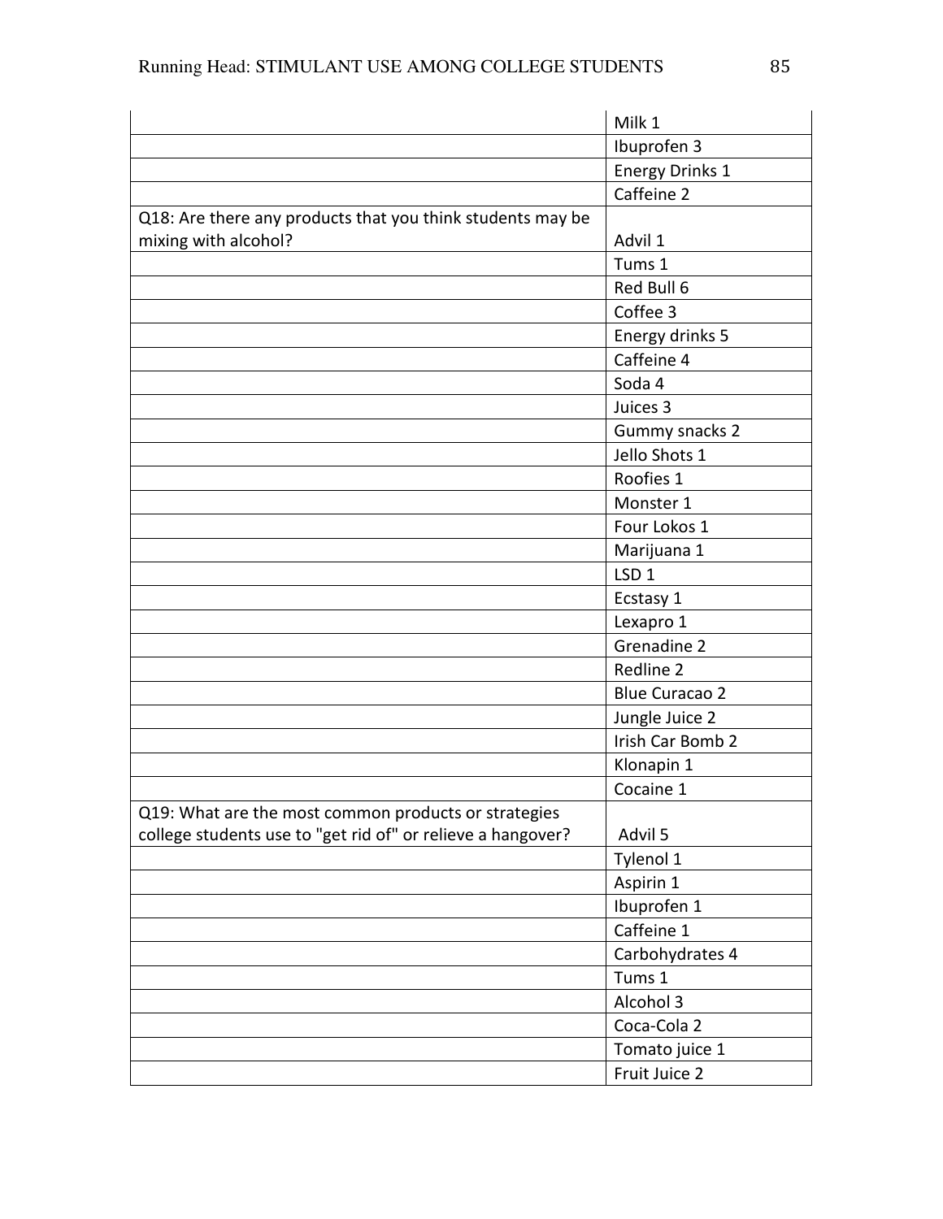| | |
|---|---|
| | Milk 1 |
| | Ibuprofen 3 |
| | Energy Drinks 1 |
| | Caffeine 2 |
| Q18: Are there any products that you think students may be mixing with alcohol? | Advil 1 |
| | Tums 1 |
| | Red Bull 6 |
| | Coffee 3 |
| | Energy drinks 5 |
| | Caffeine 4 |
| | Soda 4 |
| | Juices 3 |
| | Gummy snacks 2 |
| | Jello Shots 1 |
| | Roofies 1 |
| | Monster 1 |
| | Four Lokos 1 |
| | Marijuana 1 |
| | LSD 1 |
| | Ecstasy 1 |
| | Lexapro 1 |
| | Grenadine 2 |
| | Redline 2 |
| | Blue Curacao 2 |
| | Jungle Juice 2 |
| | Irish Car Bomb 2 |
| | Klonapin 1 |
| | Cocaine 1 |
| Q19: What are the most common products or strategies college students use to "get rid of" or relieve a hangover? | Advil 5 |
| | Tylenol 1 |
| | Aspirin 1 |
| | Ibuprofen 1 |
| | Caffeine 1 |
| | Carbohydrates 4 |
| | Tums 1 |
| | Alcohol 3 |
| | Coca-Cola 2 |
| | Tomato juice 1 |
| | Fruit Juice 2 |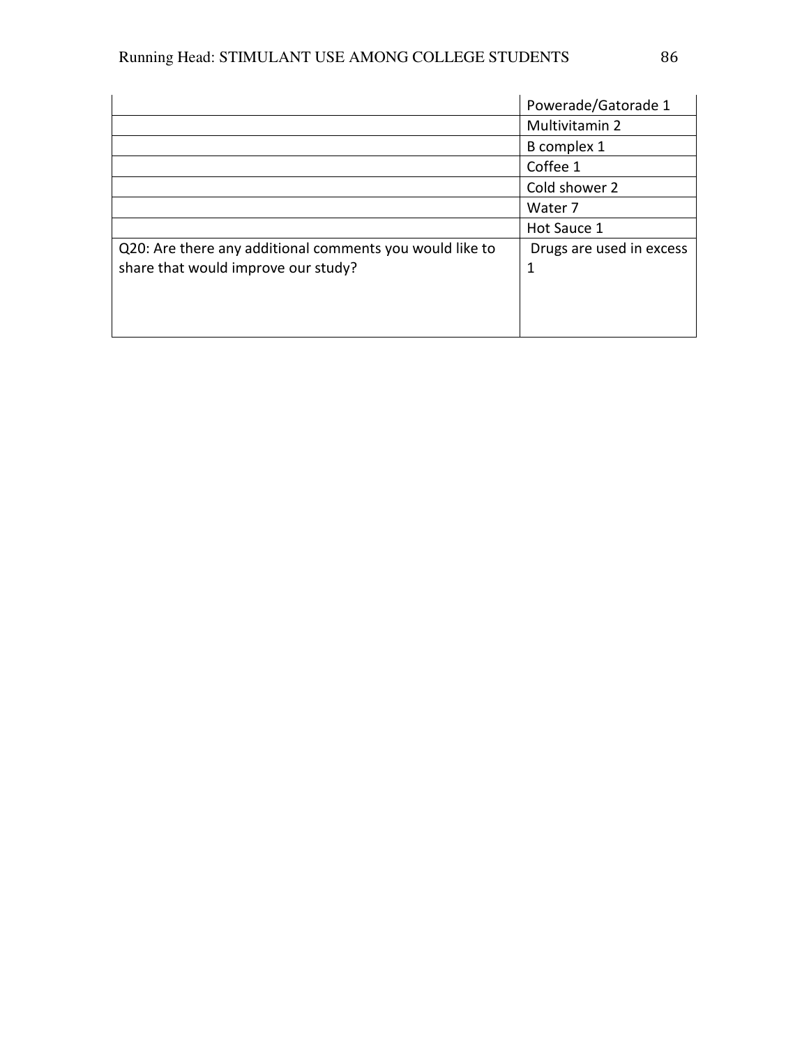| | |
|---|---|
| | Powerade/Gatorade 1 |
| | Multivitamin 2 |
| | B complex 1 |
| | Coffee 1 |
| | Cold shower 2 |
| | Water 7 |
| | Hot Sauce 1 |
| Q20: Are there any additional comments you would like to share that would improve our study? | Drugs are used in excess 1 |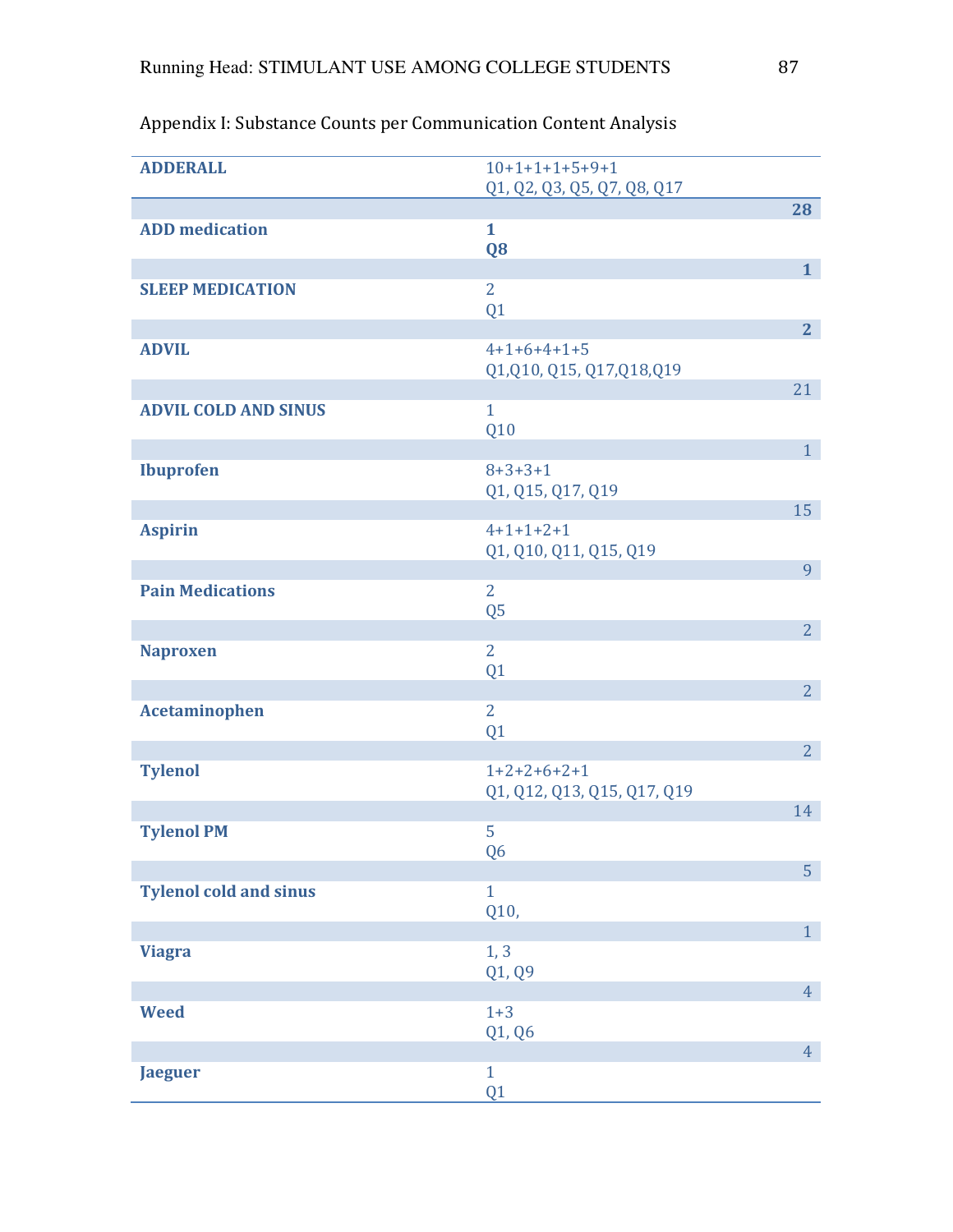Appendix I: Substance Counts per Communication Content Analysis

| Substance | Counts / Questions | Total |
|---|---|---|
| **ADDERALL** | 10+1+1+1+5+9+1<br>Q1, Q2, Q3, Q5, Q7, Q8, Q17 | **28** |
| **ADD medication** | **1**<br>**Q8** | **1** |
| **SLEEP MEDICATION** | 2<br>Q1 | **2** |
| **ADVIL** | 4+1+6+4+1+5<br>Q1,Q10, Q15, Q17,Q18,Q19 | 21 |
| **ADVIL COLD AND SINUS** | 1<br>Q10 | 1 |
| **Ibuprofen** | 8+3+3+1<br>Q1, Q15, Q17, Q19 | 15 |
| **Aspirin** | 4+1+1+2+1<br>Q1, Q10, Q11, Q15, Q19 | 9 |
| **Pain Medications** | 2<br>Q5 | 2 |
| **Naproxen** | 2<br>Q1 | 2 |
| **Acetaminophen** | 2<br>Q1 | 2 |
| **Tylenol** | 1+2+2+6+2+1<br>Q1, Q12, Q13, Q15, Q17, Q19 | 14 |
| **Tylenol PM** | 5<br>Q6 | 5 |
| **Tylenol cold and sinus** | 1<br>Q10, | 1 |
| **Viagra** | 1, 3<br>Q1, Q9 | 4 |
| **Weed** | 1+3<br>Q1, Q6 | 4 |
| **Jaeguer** | 1<br>Q1 | |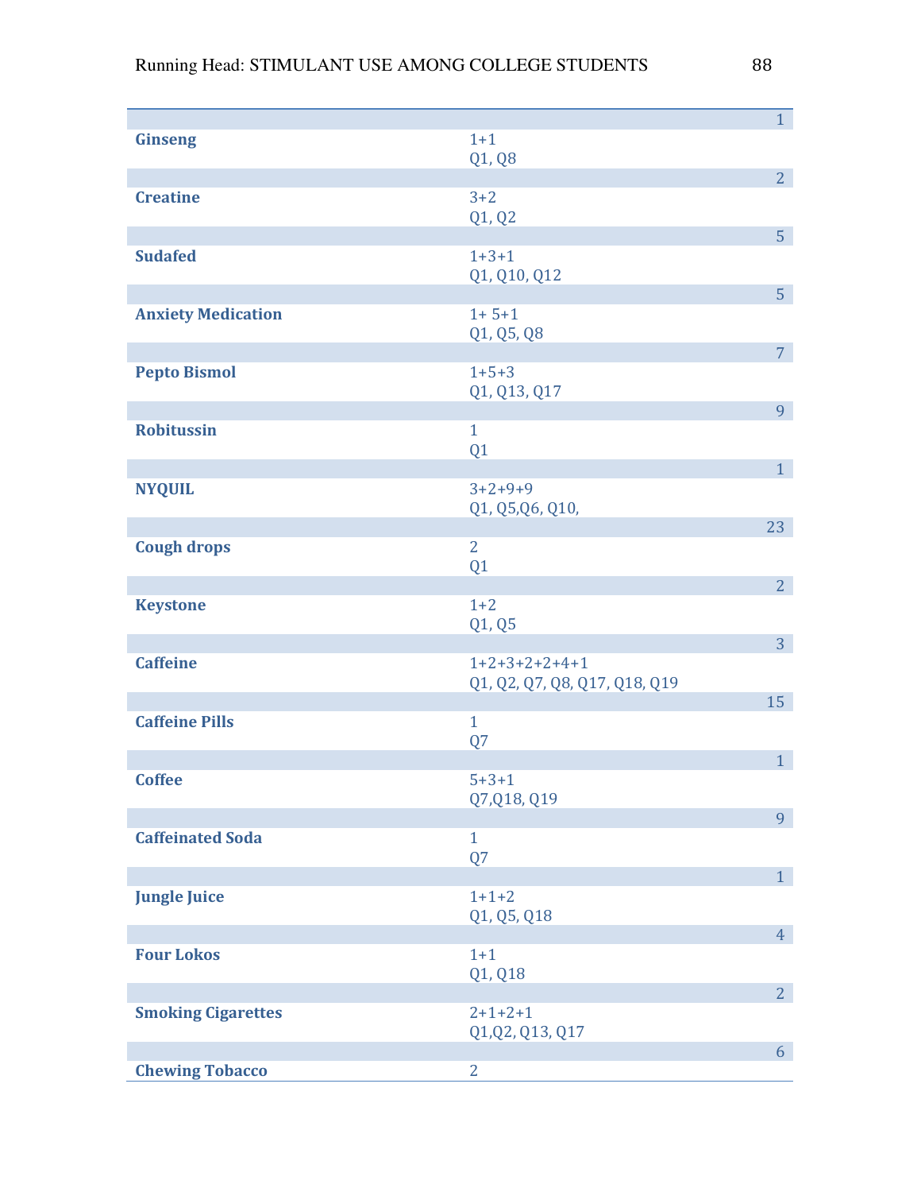| | | |
|---|---|---|
| | | 1 |
| **Ginseng** | 1+1<br>Q1, Q8 | |
| | | 2 |
| **Creatine** | 3+2<br>Q1, Q2 | |
| | | 5 |
| **Sudafed** | 1+3+1<br>Q1, Q10, Q12 | |
| | | 5 |
| **Anxiety Medication** | 1+ 5+1<br>Q1, Q5, Q8 | |
| | | 7 |
| **Pepto Bismol** | 1+5+3<br>Q1, Q13, Q17 | |
| | | 9 |
| **Robitussin** | 1<br>Q1 | |
| | | 1 |
| **NYQUIL** | 3+2+9+9<br>Q1, Q5,Q6, Q10, | |
| | | 23 |
| **Cough drops** | 2<br>Q1 | |
| | | 2 |
| **Keystone** | 1+2<br>Q1, Q5 | |
| | | 3 |
| **Caffeine** | 1+2+3+2+2+4+1<br>Q1, Q2, Q7, Q8, Q17, Q18, Q19 | |
| | | 15 |
| **Caffeine Pills** | 1<br>Q7 | |
| | | 1 |
| **Coffee** | 5+3+1<br>Q7,Q18, Q19 | |
| | | 9 |
| **Caffeinated Soda** | 1<br>Q7 | |
| | | 1 |
| **Jungle Juice** | 1+1+2<br>Q1, Q5, Q18 | |
| | | 4 |
| **Four Lokos** | 1+1<br>Q1, Q18 | |
| | | 2 |
| **Smoking Cigarettes** | 2+1+2+1<br>Q1,Q2, Q13, Q17 | |
| | | 6 |
| **Chewing Tobacco** | 2 | |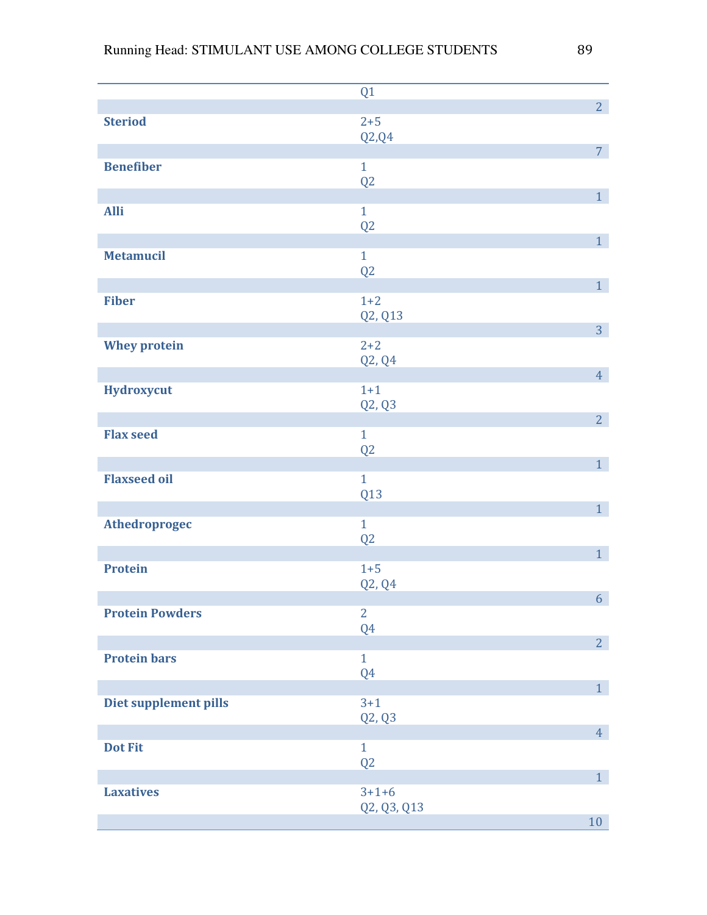| | | |
|---|---|---|
| | Q1 | |
| | | 2 |
| **Steriod** | 2+5<br>Q2,Q4 | |
| | | 7 |
| **Benefiber** | 1<br>Q2 | |
| | | 1 |
| **Alli** | 1<br>Q2 | |
| | | 1 |
| **Metamucil** | 1<br>Q2 | |
| | | 1 |
| **Fiber** | 1+2<br>Q2, Q13 | |
| | | 3 |
| **Whey protein** | 2+2<br>Q2, Q4 | |
| | | 4 |
| **Hydroxycut** | 1+1<br>Q2, Q3 | |
| | | 2 |
| **Flax seed** | 1<br>Q2 | |
| | | 1 |
| **Flaxseed oil** | 1<br>Q13 | |
| | | 1 |
| **Athedroprogec** | 1<br>Q2 | |
| | | 1 |
| **Protein** | 1+5<br>Q2, Q4 | |
| | | 6 |
| **Protein Powders** | 2<br>Q4 | |
| | | 2 |
| **Protein bars** | 1<br>Q4 | |
| | | 1 |
| **Diet supplement pills** | 3+1<br>Q2, Q3 | |
| | | 4 |
| **Dot Fit** | 1<br>Q2 | |
| | | 1 |
| **Laxatives** | 3+1+6<br>Q2, Q3, Q13 | |
| | | 10 |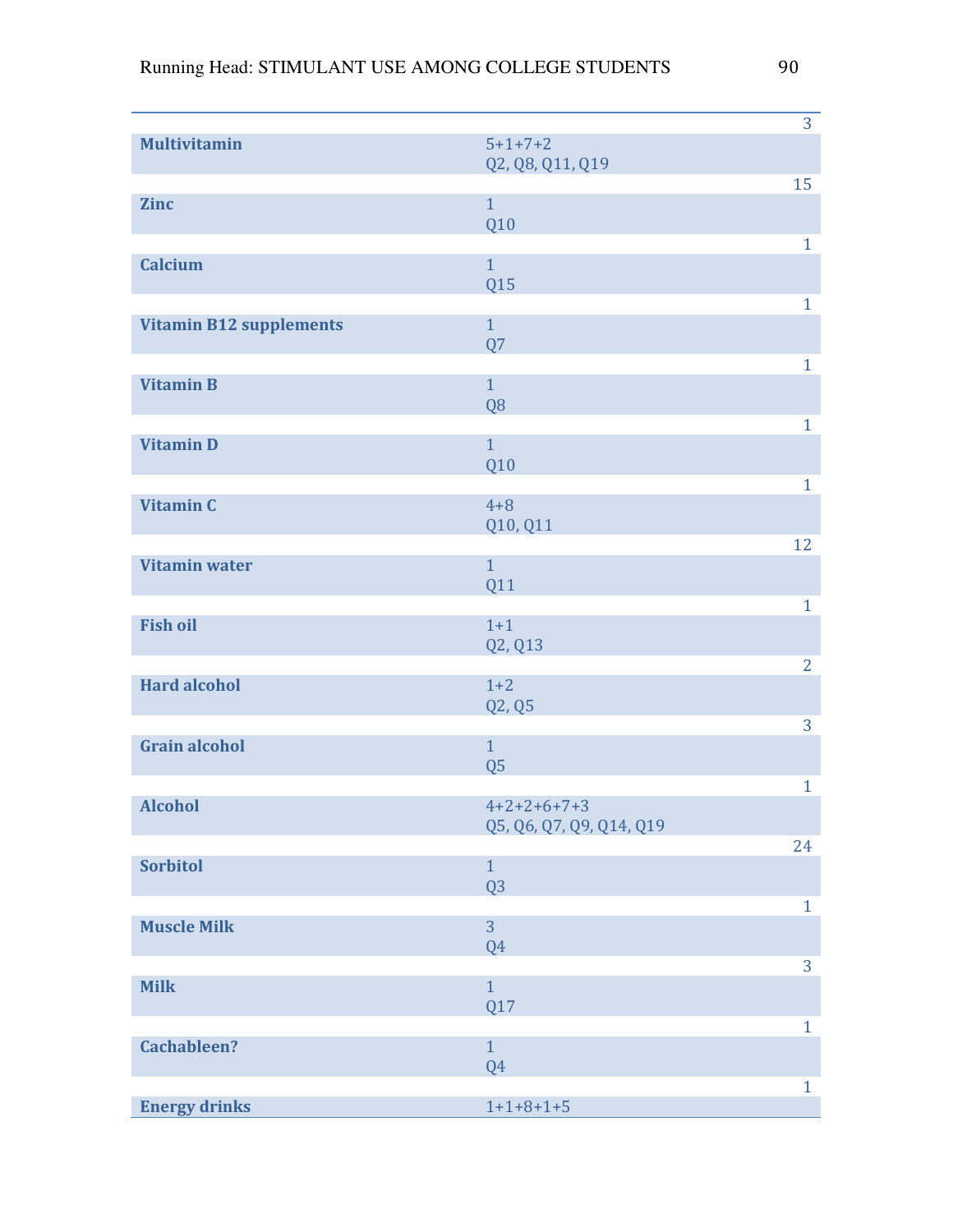| Item | Responses | Total |
|---|---|---|
| | | 3 |
| **Multivitamin** | 5+1+7+2<br>Q2, Q8, Q11, Q19 | 15 |
| **Zinc** | 1<br>Q10 | 1 |
| **Calcium** | 1<br>Q15 | 1 |
| **Vitamin B12 supplements** | 1<br>Q7 | 1 |
| **Vitamin B** | 1<br>Q8 | 1 |
| **Vitamin D** | 1<br>Q10 | 1 |
| **Vitamin C** | 4+8<br>Q10, Q11 | 12 |
| **Vitamin water** | 1<br>Q11 | 1 |
| **Fish oil** | 1+1<br>Q2, Q13 | 2 |
| **Hard alcohol** | 1+2<br>Q2, Q5 | 3 |
| **Grain alcohol** | 1<br>Q5 | 1 |
| **Alcohol** | 4+2+2+6+7+3<br>Q5, Q6, Q7, Q9, Q14, Q19 | 24 |
| **Sorbitol** | 1<br>Q3 | 1 |
| **Muscle Milk** | 3<br>Q4 | 3 |
| **Milk** | 1<br>Q17 | 1 |
| **Cachableen?** | 1<br>Q4 | 1 |
| **Energy drinks** | 1+1+8+1+5 | |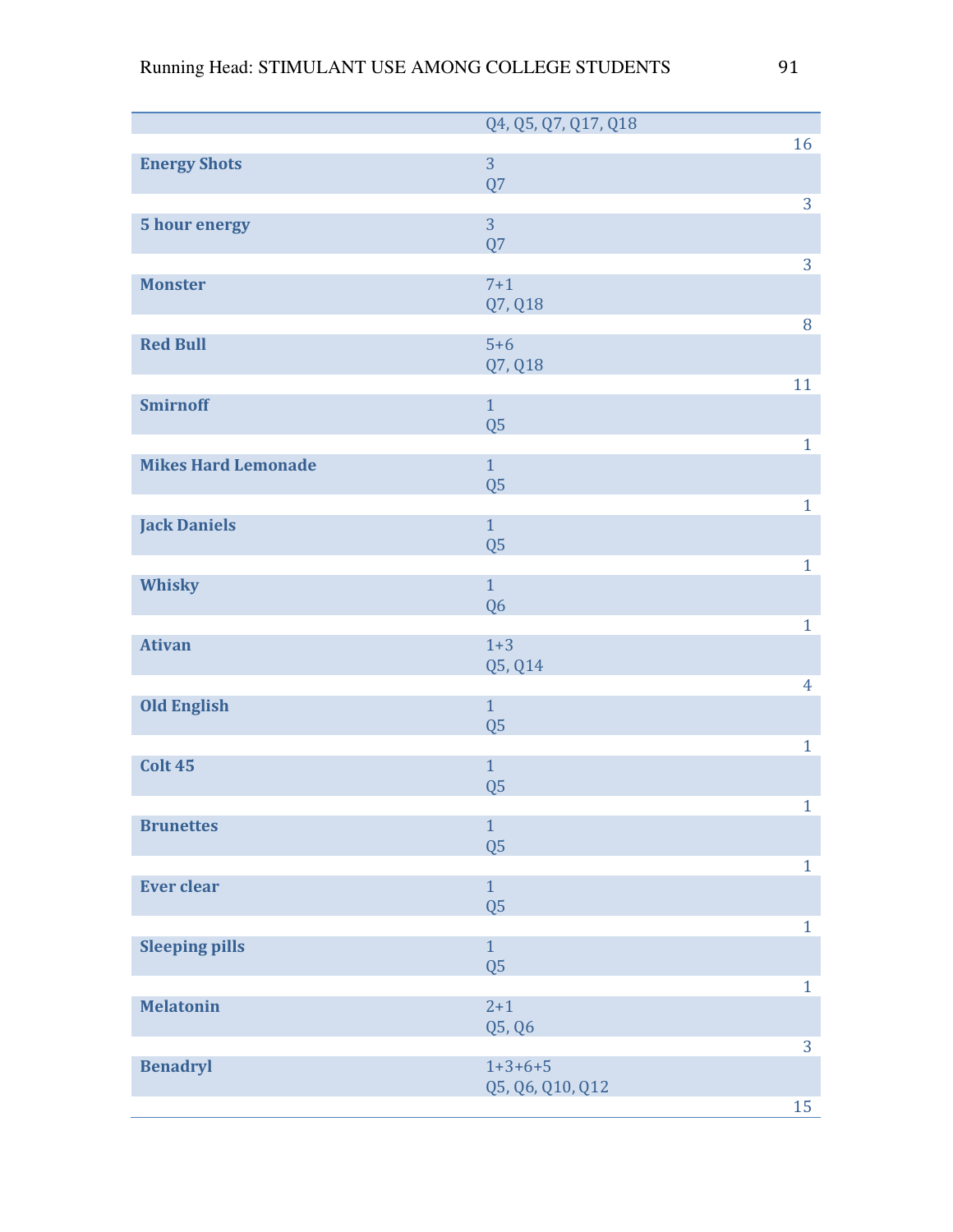| | | |
|---|---|---|
| | Q4, Q5, Q7, Q17, Q18 | |
| | | 16 |
| **Energy Shots** | 3<br>Q7 | |
| | | 3 |
| **5 hour energy** | 3<br>Q7 | |
| | | 3 |
| **Monster** | 7+1<br>Q7, Q18 | |
| | | 8 |
| **Red Bull** | 5+6<br>Q7, Q18 | |
| | | 11 |
| **Smirnoff** | 1<br>Q5 | |
| | | 1 |
| **Mikes Hard Lemonade** | 1<br>Q5 | |
| | | 1 |
| **Jack Daniels** | 1<br>Q5 | |
| | | 1 |
| **Whisky** | 1<br>Q6 | |
| | | 1 |
| **Ativan** | 1+3<br>Q5, Q14 | |
| | | 4 |
| **Old English** | 1<br>Q5 | |
| | | 1 |
| **Colt 45** | 1<br>Q5 | |
| | | 1 |
| **Brunettes** | 1<br>Q5 | |
| | | 1 |
| **Ever clear** | 1<br>Q5 | |
| | | 1 |
| **Sleeping pills** | 1<br>Q5 | |
| | | 1 |
| **Melatonin** | 2+1<br>Q5, Q6 | |
| | | 3 |
| **Benadryl** | 1+3+6+5<br>Q5, Q6, Q10, Q12 | |
| | | 15 |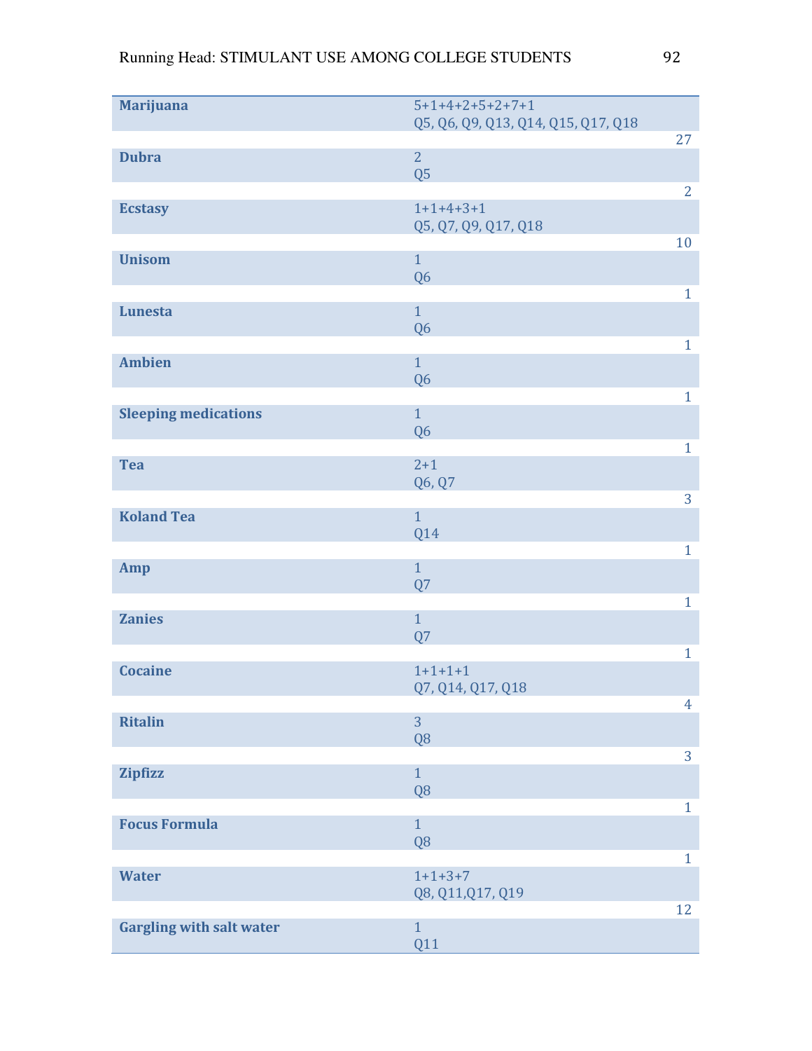| | | |
|---|---|---|
| **Marijuana** | 5+1+4+2+5+2+7+1<br>Q5, Q6, Q9, Q13, Q14, Q15, Q17, Q18 | |
| | | 27 |
| **Dubra** | 2<br>Q5 | |
| | | 2 |
| **Ecstasy** | 1+1+4+3+1<br>Q5, Q7, Q9, Q17, Q18 | |
| | | 10 |
| **Unisom** | 1<br>Q6 | |
| | | 1 |
| **Lunesta** | 1<br>Q6 | |
| | | 1 |
| **Ambien** | 1<br>Q6 | |
| | | 1 |
| **Sleeping medications** | 1<br>Q6 | |
| | | 1 |
| **Tea** | 2+1<br>Q6, Q7 | |
| | | 3 |
| **Koland Tea** | 1<br>Q14 | |
| | | 1 |
| **Amp** | 1<br>Q7 | |
| | | 1 |
| **Zanies** | 1<br>Q7 | |
| | | 1 |
| **Cocaine** | 1+1+1+1<br>Q7, Q14, Q17, Q18 | |
| | | 4 |
| **Ritalin** | 3<br>Q8 | |
| | | 3 |
| **Zipfizz** | 1<br>Q8 | |
| | | 1 |
| **Focus Formula** | 1<br>Q8 | |
| | | 1 |
| **Water** | 1+1+3+7<br>Q8, Q11,Q17, Q19 | |
| | | 12 |
| **Gargling with salt water** | 1<br>Q11 | |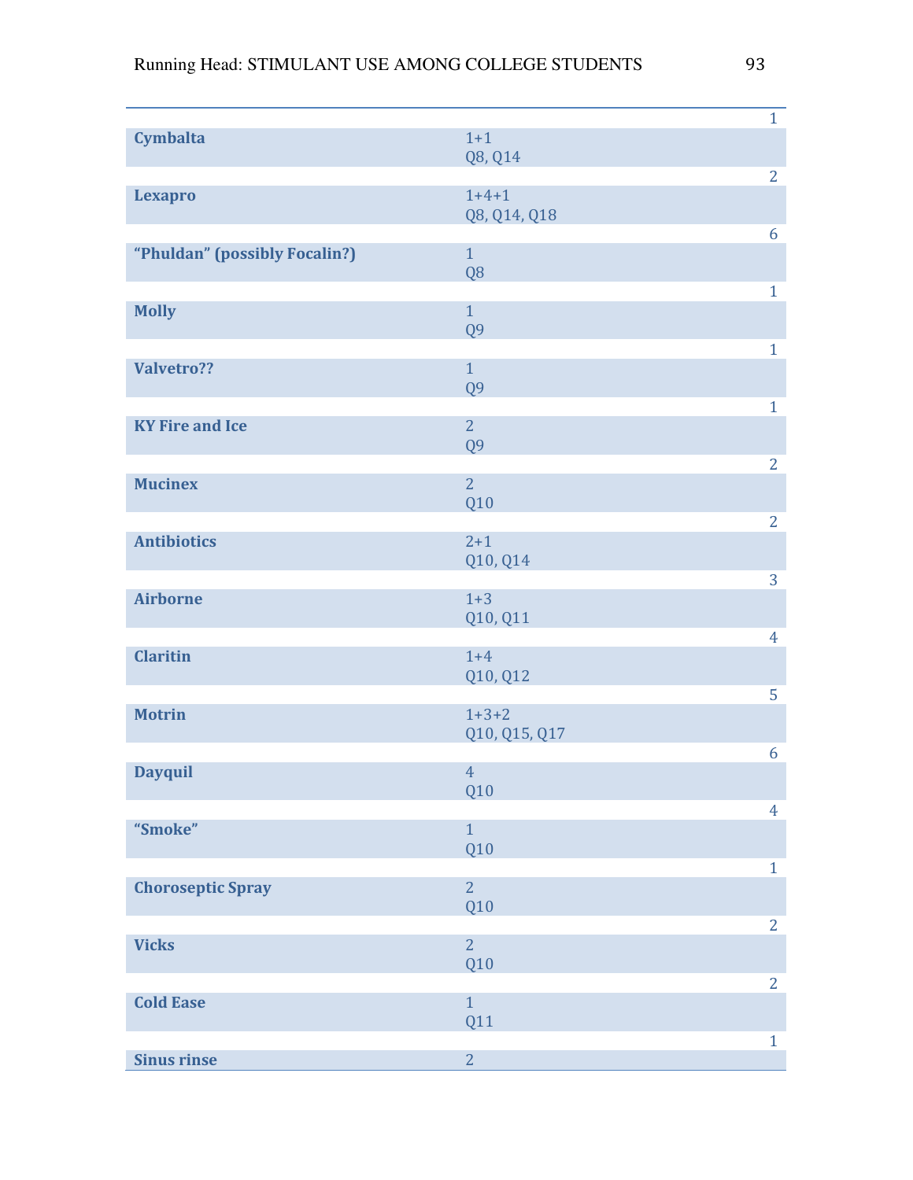| | | |
|---|---|---|
| | | 1 |
| **Cymbalta** | 1+1<br>Q8, Q14 | 2 |
| **Lexapro** | 1+4+1<br>Q8, Q14, Q18 | 6 |
| **"Phuldan" (possibly Focalin?)** | 1<br>Q8 | 1 |
| **Molly** | 1<br>Q9 | 1 |
| **Valvetro??** | 1<br>Q9 | 1 |
| **KY Fire and Ice** | 2<br>Q9 | 2 |
| **Mucinex** | 2<br>Q10 | 2 |
| **Antibiotics** | 2+1<br>Q10, Q14 | 3 |
| **Airborne** | 1+3<br>Q10, Q11 | 4 |
| **Claritin** | 1+4<br>Q10, Q12 | 5 |
| **Motrin** | 1+3+2<br>Q10, Q15, Q17 | 6 |
| **Dayquil** | 4<br>Q10 | 4 |
| **"Smoke"** | 1<br>Q10 | 1 |
| **Choroseptic Spray** | 2<br>Q10 | 2 |
| **Vicks** | 2<br>Q10 | 2 |
| **Cold Ease** | 1<br>Q11 | 1 |
| **Sinus rinse** | 2 | |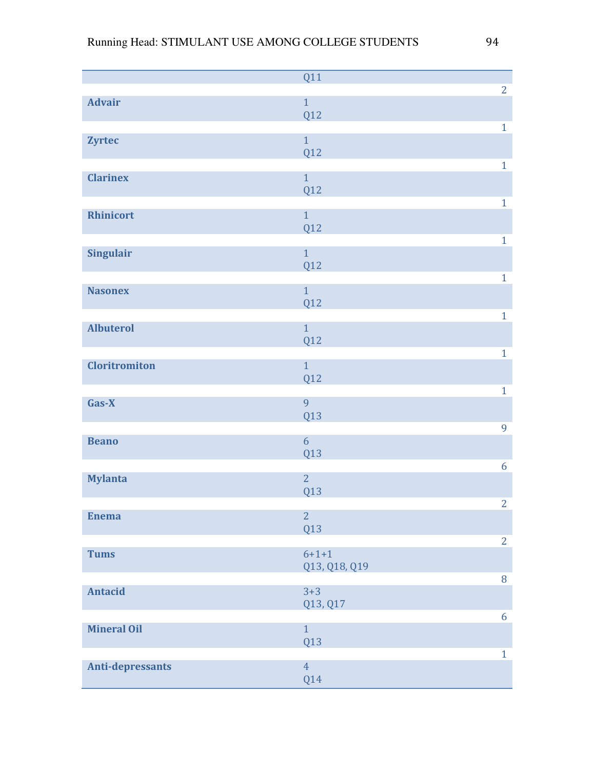| | | | |
|---|---|---|---|
| | | Q11 | 2 |
| **Advair** | 1 | Q12 | 1 |
| **Zyrtec** | 1 | Q12 | 1 |
| **Clarinex** | 1 | Q12 | 1 |
| **Rhinicort** | 1 | Q12 | 1 |
| **Singulair** | 1 | Q12 | 1 |
| **Nasonex** | 1 | Q12 | 1 |
| **Albuterol** | 1 | Q12 | 1 |
| **Cloritromiton** | 1 | Q12 | 1 |
| **Gas-X** | 9 | Q13 | 9 |
| **Beano** | 6 | Q13 | 6 |
| **Mylanta** | 2 | Q13 | 2 |
| **Enema** | 2 | Q13 | 2 |
| **Tums** | 6+1+1 | Q13, Q18, Q19 | 8 |
| **Antacid** | 3+3 | Q13, Q17 | 6 |
| **Mineral Oil** | 1 | Q13 | 1 |
| **Anti-depressants** | 4 | Q14 | |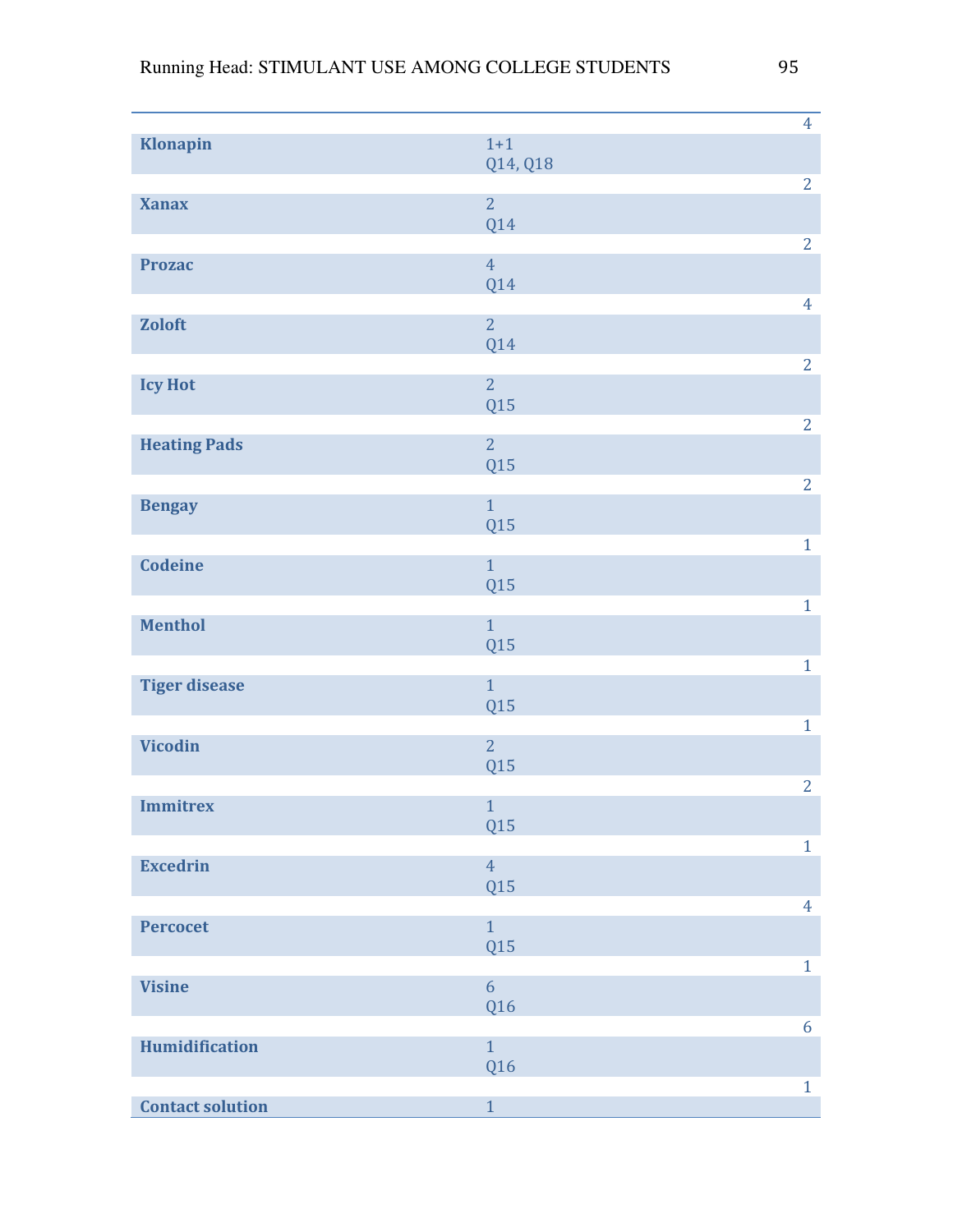| | | 4 |
|---|---|---|
| **Klonapin** | 1+1<br>Q14, Q18 | |
| | | 2 |
| **Xanax** | 2<br>Q14 | |
| | | 2 |
| **Prozac** | 4<br>Q14 | |
| | | 4 |
| **Zoloft** | 2<br>Q14 | |
| | | 2 |
| **Icy Hot** | 2<br>Q15 | |
| | | 2 |
| **Heating Pads** | 2<br>Q15 | |
| | | 2 |
| **Bengay** | 1<br>Q15 | |
| | | 1 |
| **Codeine** | 1<br>Q15 | |
| | | 1 |
| **Menthol** | 1<br>Q15 | |
| | | 1 |
| **Tiger disease** | 1<br>Q15 | |
| | | 1 |
| **Vicodin** | 2<br>Q15 | |
| | | 2 |
| **Immitrex** | 1<br>Q15 | |
| | | 1 |
| **Excedrin** | 4<br>Q15 | |
| | | 4 |
| **Percocet** | 1<br>Q15 | |
| | | 1 |
| **Visine** | 6<br>Q16 | |
| | | 6 |
| **Humidification** | 1<br>Q16 | |
| | | 1 |
| **Contact solution** | 1 | |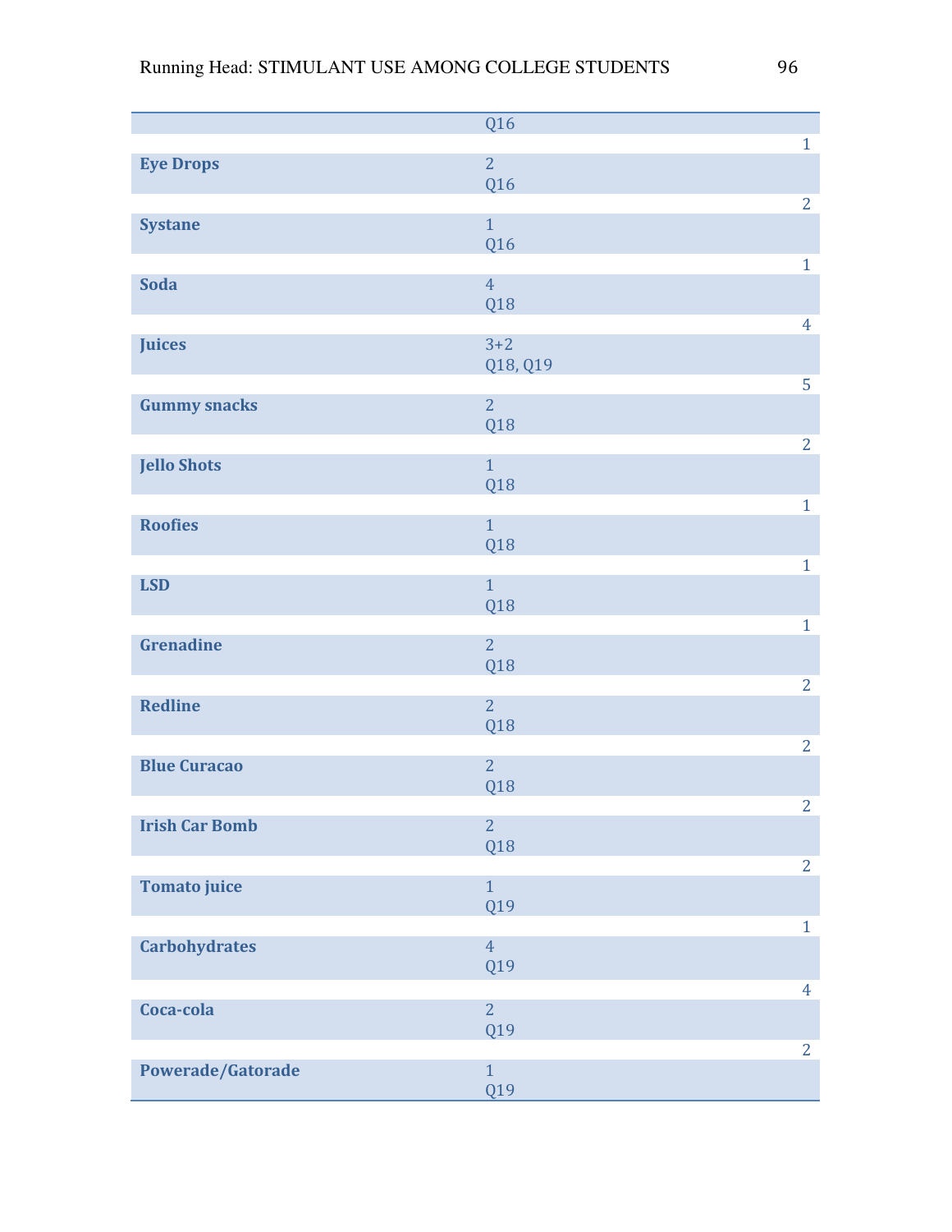| | | |
|---|---|---|
| | Q16 | 1 |
| **Eye Drops** | 2<br>Q16 | 2 |
| **Systane** | 1<br>Q16 | 1 |
| **Soda** | 4<br>Q18 | 4 |
| **Juices** | 3+2<br>Q18, Q19 | 5 |
| **Gummy snacks** | 2<br>Q18 | 2 |
| **Jello Shots** | 1<br>Q18 | 1 |
| **Roofies** | 1<br>Q18 | 1 |
| **LSD** | 1<br>Q18 | 1 |
| **Grenadine** | 2<br>Q18 | 2 |
| **Redline** | 2<br>Q18 | 2 |
| **Blue Curacao** | 2<br>Q18 | 2 |
| **Irish Car Bomb** | 2<br>Q18 | 2 |
| **Tomato juice** | 1<br>Q19 | 1 |
| **Carbohydrates** | 4<br>Q19 | 4 |
| **Coca-cola** | 2<br>Q19 | 2 |
| **Powerade/Gatorade** | 1<br>Q19 | |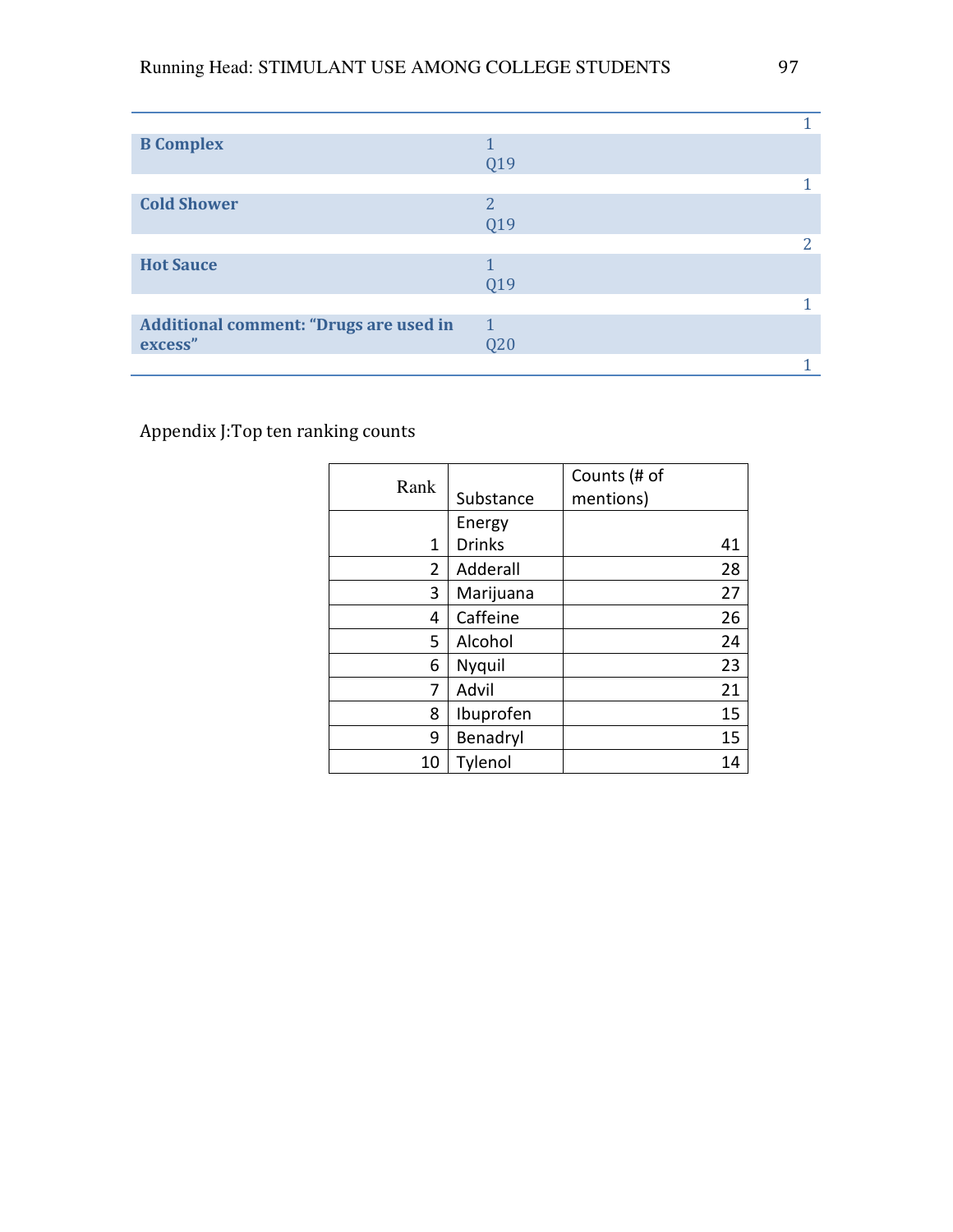| | | |
|---|---|---|
| | | 1 |
| **B Complex** | 1<br>Q19 | |
| | | 1 |
| **Cold Shower** | 2<br>Q19 | |
| | | 2 |
| **Hot Sauce** | 1<br>Q19 | |
| | | 1 |
| **Additional comment: "Drugs are used in excess"** | 1<br>Q20 | |
| | | 1 |

Appendix J:Top ten ranking counts

| Rank | Substance | Counts (# of mentions) |
|---|---|---|
| 1 | Energy Drinks | 41 |
| 2 | Adderall | 28 |
| 3 | Marijuana | 27 |
| 4 | Caffeine | 26 |
| 5 | Alcohol | 24 |
| 6 | Nyquil | 23 |
| 7 | Advil | 21 |
| 8 | Ibuprofen | 15 |
| 9 | Benadryl | 15 |
| 10 | Tylenol | 14 |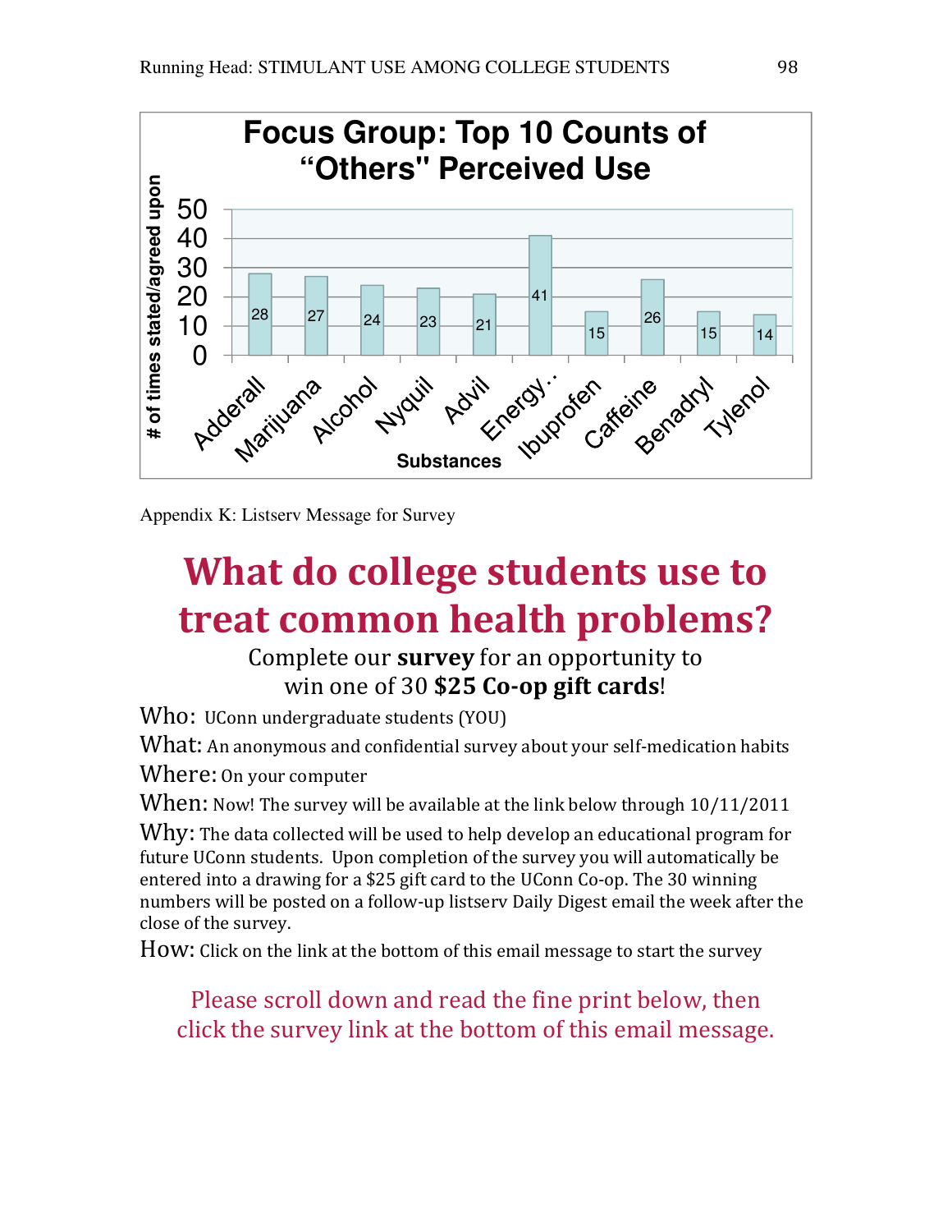**Focus Group: Top 10 Counts of "Others" Perceived Use**

| Substances | # of times stated/agreed upon |
|---|---|
| Adderall | 28 |
| Marijuana | 27 |
| Alcohol | 24 |
| Nyquil | 23 |
| Advil | 21 |
| Energy.. | 41 |
| Ibuprofen | 15 |
| Caffeine | 26 |
| Benadryl | 15 |
| Tylenol | 14 |

Appendix K: Listserv Message for Survey

# What do college students use to treat common health problems?

Complete our **survey** for an opportunity to win one of 30 **$25 Co-op gift cards**!

Who: UConn undergraduate students (YOU)

What: An anonymous and confidential survey about your self-medication habits

Where: On your computer

When: Now! The survey will be available at the link below through 10/11/2011

Why: The data collected will be used to help develop an educational program for future UConn students. Upon completion of the survey you will automatically be entered into a drawing for a $25 gift card to the UConn Co-op. The 30 winning numbers will be posted on a follow-up listserv Daily Digest email the week after the close of the survey.

How: Click on the link at the bottom of this email message to start the survey

Please scroll down and read the fine print below, then click the survey link at the bottom of this email message.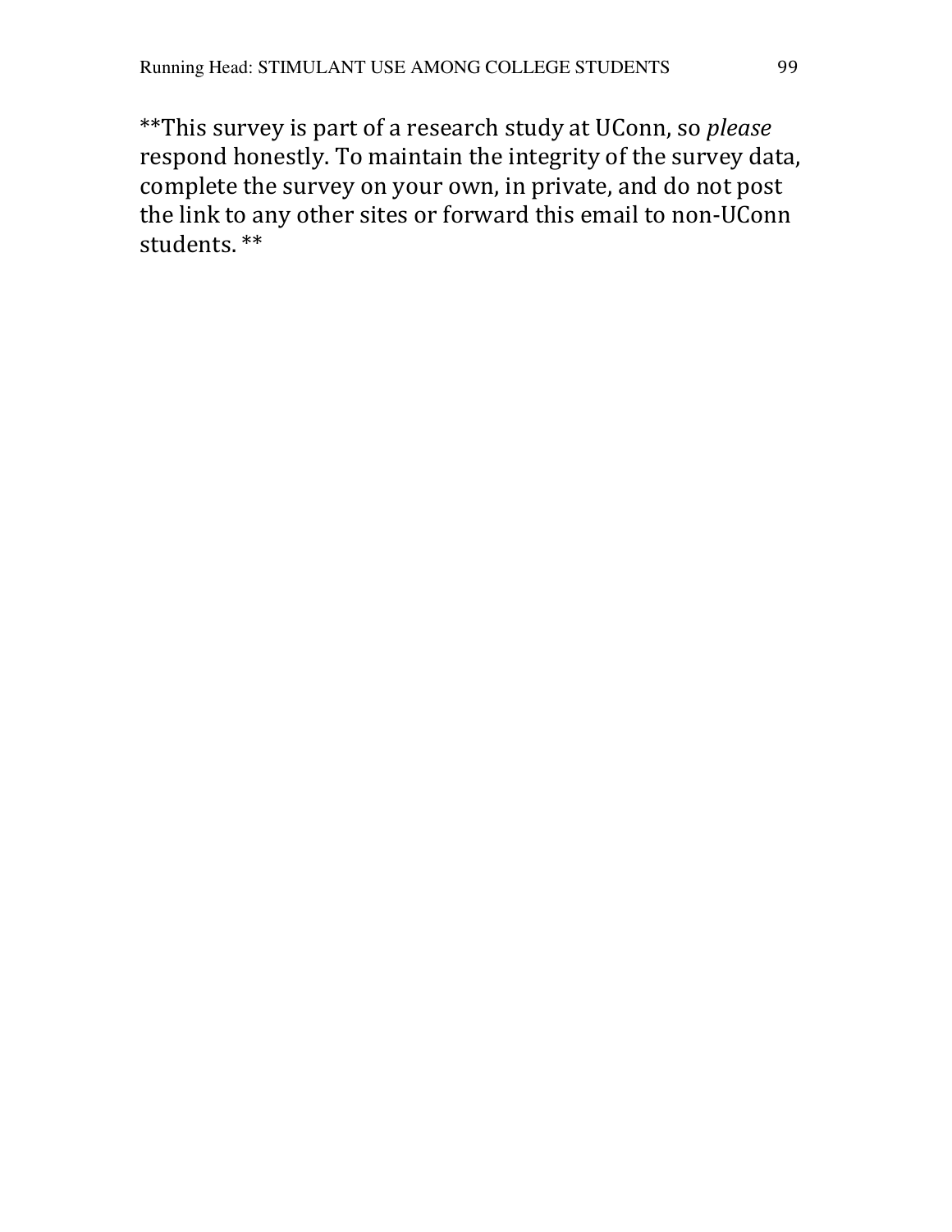**This survey is part of a research study at UConn, so *please* respond honestly. To maintain the integrity of the survey data, complete the survey on your own, in private, and do not post the link to any other sites or forward this email to non-UConn students. **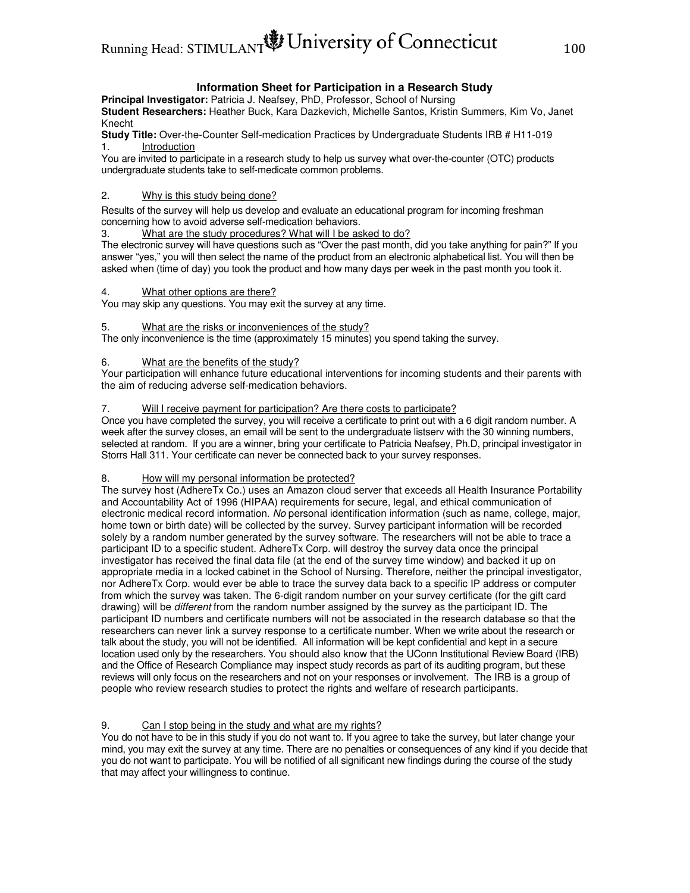## Information Sheet for Participation in a Research Study

**Principal Investigator:** Patricia J. Neafsey, PhD, Professor, School of Nursing

**Student Researchers:** Heather Buck, Kara Dazkevich, Michelle Santos, Kristin Summers, Kim Vo, Janet Knecht

**Study Title:** Over-the-Counter Self-medication Practices by Undergraduate Students IRB # H11-019

1. Introduction

You are invited to participate in a research study to help us survey what over-the-counter (OTC) products undergraduate students take to self-medicate common problems.

2. Why is this study being done?

Results of the survey will help us develop and evaluate an educational program for incoming freshman concerning how to avoid adverse self-medication behaviors.

3. What are the study procedures? What will I be asked to do?

The electronic survey will have questions such as "Over the past month, did you take anything for pain?" If you answer "yes," you will then select the name of the product from an electronic alphabetical list. You will then be asked when (time of day) you took the product and how many days per week in the past month you took it.

4. What other options are there?

You may skip any questions. You may exit the survey at any time.

5. What are the risks or inconveniences of the study?

The only inconvenience is the time (approximately 15 minutes) you spend taking the survey.

6. What are the benefits of the study?

Your participation will enhance future educational interventions for incoming students and their parents with the aim of reducing adverse self-medication behaviors.

7. Will I receive payment for participation? Are there costs to participate?

Once you have completed the survey, you will receive a certificate to print out with a 6 digit random number. A week after the survey closes, an email will be sent to the undergraduate listserv with the 30 winning numbers, selected at random. If you are a winner, bring your certificate to Patricia Neafsey, Ph.D, principal investigator in Storrs Hall 311. Your certificate can never be connected back to your survey responses.

8. How will my personal information be protected?

The survey host (AdhereTx Co.) uses an Amazon cloud server that exceeds all Health Insurance Portability and Accountability Act of 1996 (HIPAA) requirements for secure, legal, and ethical communication of electronic medical record information. *No* personal identification information (such as name, college, major, home town or birth date) will be collected by the survey. Survey participant information will be recorded solely by a random number generated by the survey software. The researchers will not be able to trace a participant ID to a specific student. AdhereTx Corp. will destroy the survey data once the principal investigator has received the final data file (at the end of the survey time window) and backed it up on appropriate media in a locked cabinet in the School of Nursing. Therefore, neither the principal investigator, nor AdhereTx Corp. would ever be able to trace the survey data back to a specific IP address or computer from which the survey was taken. The 6-digit random number on your survey certificate (for the gift card drawing) will be *different* from the random number assigned by the survey as the participant ID. The participant ID numbers and certificate numbers will not be associated in the research database so that the researchers can never link a survey response to a certificate number. When we write about the research or talk about the study, you will not be identified. All information will be kept confidential and kept in a secure location used only by the researchers. You should also know that the UConn Institutional Review Board (IRB) and the Office of Research Compliance may inspect study records as part of its auditing program, but these reviews will only focus on the researchers and not on your responses or involvement. The IRB is a group of people who review research studies to protect the rights and welfare of research participants.

9. Can I stop being in the study and what are my rights?

You do not have to be in this study if you do not want to. If you agree to take the survey, but later change your mind, you may exit the survey at any time. There are no penalties or consequences of any kind if you decide that you do not want to participate. You will be notified of all significant new findings during the course of the study that may affect your willingness to continue.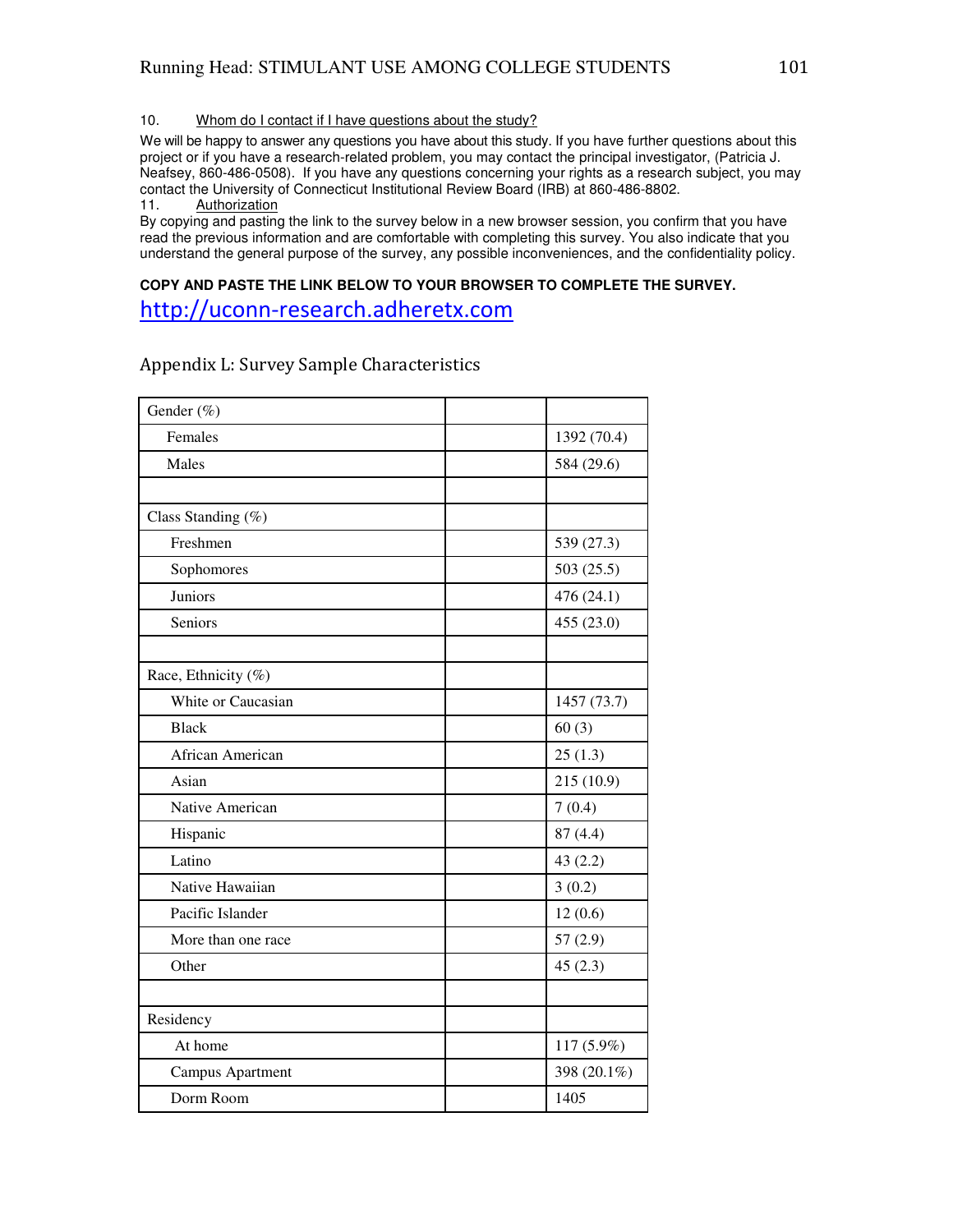10. Whom do I contact if I have questions about the study?

We will be happy to answer any questions you have about this study. If you have further questions about this project or if you have a research-related problem, you may contact the principal investigator, (Patricia J. Neafsey, 860-486-0508). If you have any questions concerning your rights as a research subject, you may contact the University of Connecticut Institutional Review Board (IRB) at 860-486-8802.

11. Authorization

By copying and pasting the link to the survey below in a new browser session, you confirm that you have read the previous information and are comfortable with completing this survey. You also indicate that you understand the general purpose of the survey, any possible inconveniences, and the confidentiality policy.

**COPY AND PASTE THE LINK BELOW TO YOUR BROWSER TO COMPLETE THE SURVEY.**

http://uconn-research.adheretx.com

## Appendix L: Survey Sample Characteristics

| | | |
|---|---|---|
| Gender (%) | | |
| Females | | 1392 (70.4) |
| Males | | 584 (29.6) |
| | | |
| Class Standing (%) | | |
| Freshmen | | 539 (27.3) |
| Sophomores | | 503 (25.5) |
| Juniors | | 476 (24.1) |
| Seniors | | 455 (23.0) |
| | | |
| Race, Ethnicity (%) | | |
| White or Caucasian | | 1457 (73.7) |
| Black | | 60 (3) |
| African American | | 25 (1.3) |
| Asian | | 215 (10.9) |
| Native American | | 7 (0.4) |
| Hispanic | | 87 (4.4) |
| Latino | | 43 (2.2) |
| Native Hawaiian | | 3 (0.2) |
| Pacific Islander | | 12 (0.6) |
| More than one race | | 57 (2.9) |
| Other | | 45 (2.3) |
| | | |
| Residency | | |
| At home | | 117 (5.9%) |
| Campus Apartment | | 398 (20.1%) |
| Dorm Room | | 1405 |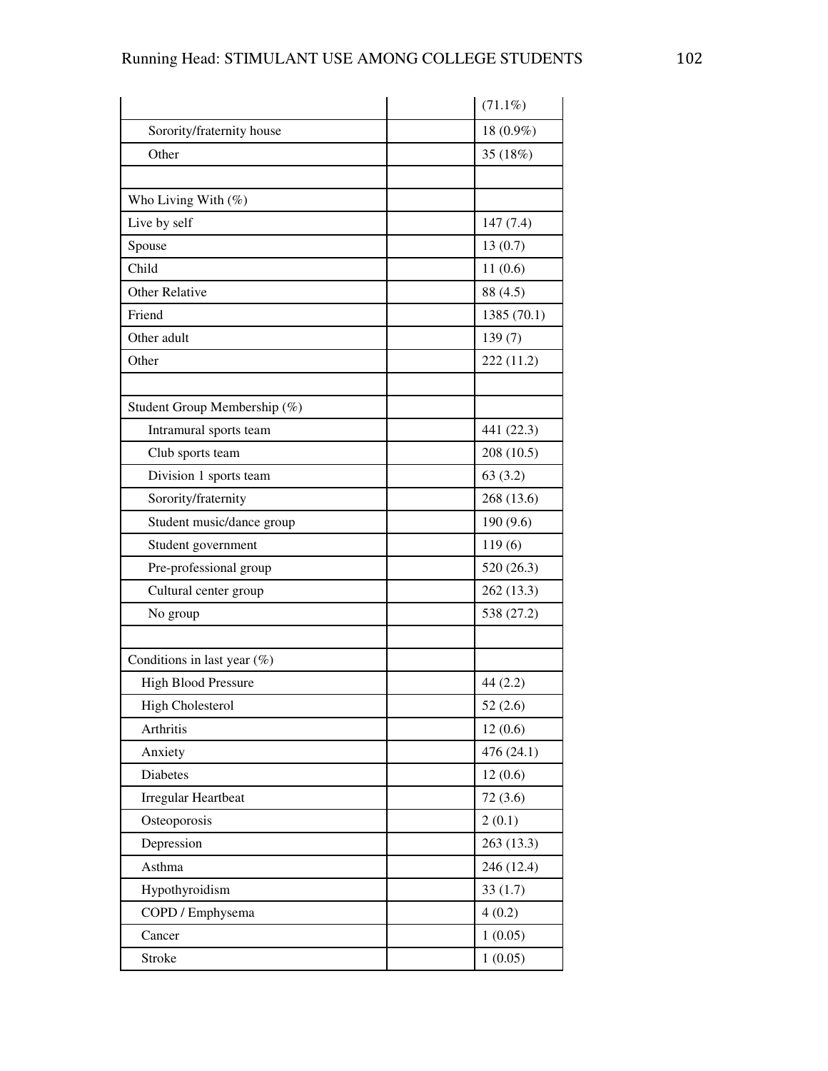| | | |
|---|---|---|
| | | (71.1%) |
| Sorority/fraternity house | | 18 (0.9%) |
| Other | | 35 (18%) |
| | | |
| Who Living With (%) | | |
| Live by self | | 147 (7.4) |
| Spouse | | 13 (0.7) |
| Child | | 11 (0.6) |
| Other Relative | | 88 (4.5) |
| Friend | | 1385 (70.1) |
| Other adult | | 139 (7) |
| Other | | 222 (11.2) |
| | | |
| Student Group Membership (%) | | |
| Intramural sports team | | 441 (22.3) |
| Club sports team | | 208 (10.5) |
| Division 1 sports team | | 63 (3.2) |
| Sorority/fraternity | | 268 (13.6) |
| Student music/dance group | | 190 (9.6) |
| Student government | | 119 (6) |
| Pre-professional group | | 520 (26.3) |
| Cultural center group | | 262 (13.3) |
| No group | | 538 (27.2) |
| | | |
| Conditions in last year (%) | | |
| High Blood Pressure | | 44 (2.2) |
| High Cholesterol | | 52 (2.6) |
| Arthritis | | 12 (0.6) |
| Anxiety | | 476 (24.1) |
| Diabetes | | 12 (0.6) |
| Irregular Heartbeat | | 72 (3.6) |
| Osteoporosis | | 2 (0.1) |
| Depression | | 263 (13.3) |
| Asthma | | 246 (12.4) |
| Hypothyroidism | | 33 (1.7) |
| COPD / Emphysema | | 4 (0.2) |
| Cancer | | 1 (0.05) |
| Stroke | | 1 (0.05) |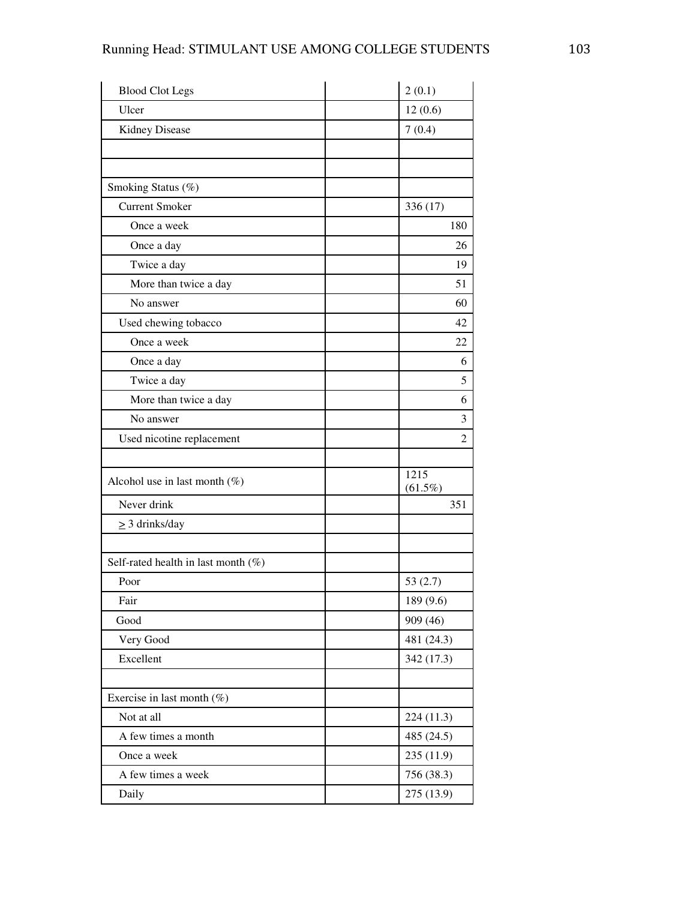| | | |
|---|---|---|
| Blood Clot Legs | | 2 (0.1) |
| Ulcer | | 12 (0.6) |
| Kidney Disease | | 7 (0.4) |
| | | |
| | | |
| Smoking Status (%) | | |
| Current Smoker | | 336 (17) |
| Once a week | | 180 |
| Once a day | | 26 |
| Twice a day | | 19 |
| More than twice a day | | 51 |
| No answer | | 60 |
| Used chewing tobacco | | 42 |
| Once a week | | 22 |
| Once a day | | 6 |
| Twice a day | | 5 |
| More than twice a day | | 6 |
| No answer | | 3 |
| Used nicotine replacement | | 2 |
| | | |
| Alcohol use in last month (%) | | 1215 (61.5%) |
| Never drink | | 351 |
| $\geq$ 3 drinks/day | | |
| | | |
| Self-rated health in last month (%) | | |
| Poor | | 53 (2.7) |
| Fair | | 189 (9.6) |
| Good | | 909 (46) |
| Very Good | | 481 (24.3) |
| Excellent | | 342 (17.3) |
| | | |
| Exercise in last month (%) | | |
| Not at all | | 224 (11.3) |
| A few times a month | | 485 (24.5) |
| Once a week | | 235 (11.9) |
| A few times a week | | 756 (38.3) |
| Daily | | 275 (13.9) |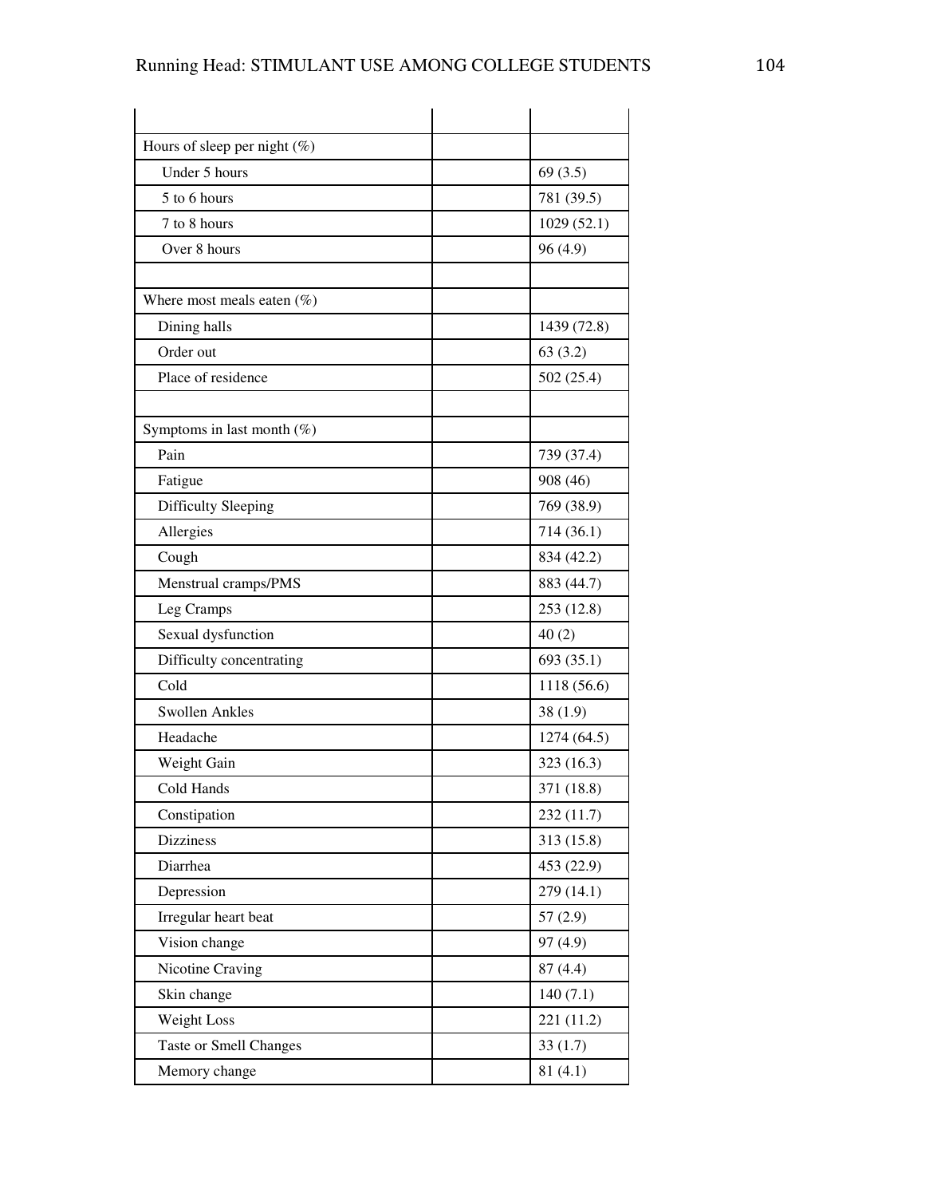| | | |
|---|---|---|
| Hours of sleep per night (%) | | |
| Under 5 hours | | 69 (3.5) |
| 5 to 6 hours | | 781 (39.5) |
| 7 to 8 hours | | 1029 (52.1) |
| Over 8 hours | | 96 (4.9) |
| | | |
| Where most meals eaten (%) | | |
| Dining halls | | 1439 (72.8) |
| Order out | | 63 (3.2) |
| Place of residence | | 502 (25.4) |
| | | |
| Symptoms in last month (%) | | |
| Pain | | 739 (37.4) |
| Fatigue | | 908 (46) |
| Difficulty Sleeping | | 769 (38.9) |
| Allergies | | 714 (36.1) |
| Cough | | 834 (42.2) |
| Menstrual cramps/PMS | | 883 (44.7) |
| Leg Cramps | | 253 (12.8) |
| Sexual dysfunction | | 40 (2) |
| Difficulty concentrating | | 693 (35.1) |
| Cold | | 1118 (56.6) |
| Swollen Ankles | | 38 (1.9) |
| Headache | | 1274 (64.5) |
| Weight Gain | | 323 (16.3) |
| Cold Hands | | 371 (18.8) |
| Constipation | | 232 (11.7) |
| Dizziness | | 313 (15.8) |
| Diarrhea | | 453 (22.9) |
| Depression | | 279 (14.1) |
| Irregular heart beat | | 57 (2.9) |
| Vision change | | 97 (4.9) |
| Nicotine Craving | | 87 (4.4) |
| Skin change | | 140 (7.1) |
| Weight Loss | | 221 (11.2) |
| Taste or Smell Changes | | 33 (1.7) |
| Memory change | | 81 (4.1) |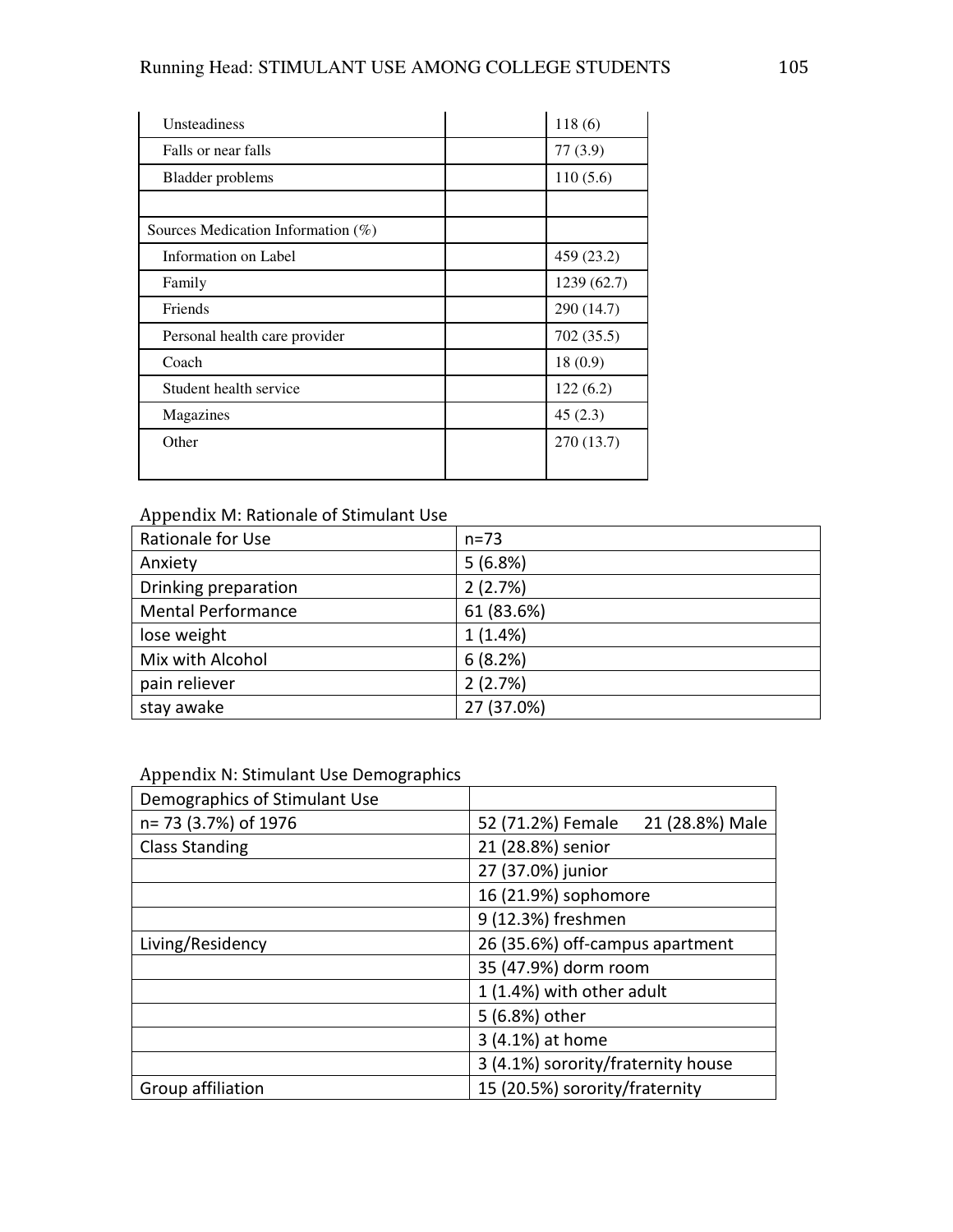| | | |
|---|---|---|
| Unsteadiness | | 118 (6) |
| Falls or near falls | | 77 (3.9) |
| Bladder problems | | 110 (5.6) |
| | | |
| Sources Medication Information (%) | | |
| Information on Label | | 459 (23.2) |
| Family | | 1239 (62.7) |
| Friends | | 290 (14.7) |
| Personal health care provider | | 702 (35.5) |
| Coach | | 18 (0.9) |
| Student health service | | 122 (6.2) |
| Magazines | | 45 (2.3) |
| Other | | 270 (13.7) |

Appendix M: Rationale of Stimulant Use

| Rationale for Use | n=73 |
|---|---|
| Anxiety | 5 (6.8%) |
| Drinking preparation | 2 (2.7%) |
| Mental Performance | 61 (83.6%) |
| lose weight | 1 (1.4%) |
| Mix with Alcohol | 6 (8.2%) |
| pain reliever | 2 (2.7%) |
| stay awake | 27 (37.0%) |

Appendix N: Stimulant Use Demographics

| Demographics of Stimulant Use | |
|---|---|
| n= 73 (3.7%) of 1976 | 52 (71.2%) Female 21 (28.8%) Male |
| Class Standing | 21 (28.8%) senior |
| | 27 (37.0%) junior |
| | 16 (21.9%) sophomore |
| | 9 (12.3%) freshmen |
| Living/Residency | 26 (35.6%) off-campus apartment |
| | 35 (47.9%) dorm room |
| | 1 (1.4%) with other adult |
| | 5 (6.8%) other |
| | 3 (4.1%) at home |
| | 3 (4.1%) sorority/fraternity house |
| Group affiliation | 15 (20.5%) sorority/fraternity |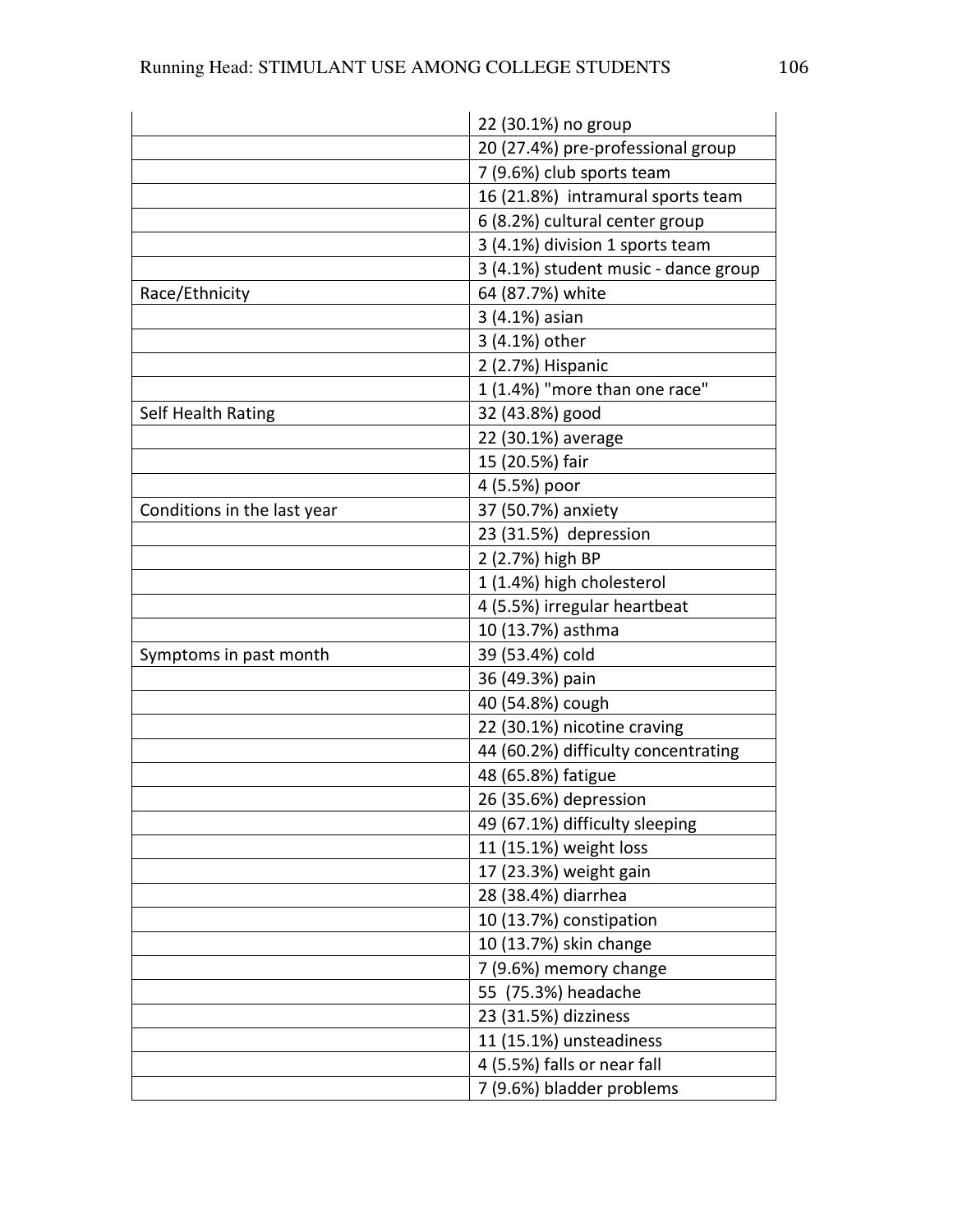| | |
|---|---|
| | 22 (30.1%) no group |
| | 20 (27.4%) pre-professional group |
| | 7 (9.6%) club sports team |
| | 16 (21.8%) intramural sports team |
| | 6 (8.2%) cultural center group |
| | 3 (4.1%) division 1 sports team |
| | 3 (4.1%) student music - dance group |
| Race/Ethnicity | 64 (87.7%) white |
| | 3 (4.1%) asian |
| | 3 (4.1%) other |
| | 2 (2.7%) Hispanic |
| | 1 (1.4%) "more than one race" |
| Self Health Rating | 32 (43.8%) good |
| | 22 (30.1%) average |
| | 15 (20.5%) fair |
| | 4 (5.5%) poor |
| Conditions in the last year | 37 (50.7%) anxiety |
| | 23 (31.5%) depression |
| | 2 (2.7%) high BP |
| | 1 (1.4%) high cholesterol |
| | 4 (5.5%) irregular heartbeat |
| | 10 (13.7%) asthma |
| Symptoms in past month | 39 (53.4%) cold |
| | 36 (49.3%) pain |
| | 40 (54.8%) cough |
| | 22 (30.1%) nicotine craving |
| | 44 (60.2%) difficulty concentrating |
| | 48 (65.8%) fatigue |
| | 26 (35.6%) depression |
| | 49 (67.1%) difficulty sleeping |
| | 11 (15.1%) weight loss |
| | 17 (23.3%) weight gain |
| | 28 (38.4%) diarrhea |
| | 10 (13.7%) constipation |
| | 10 (13.7%) skin change |
| | 7 (9.6%) memory change |
| | 55 (75.3%) headache |
| | 23 (31.5%) dizziness |
| | 11 (15.1%) unsteadiness |
| | 4 (5.5%) falls or near fall |
| | 7 (9.6%) bladder problems |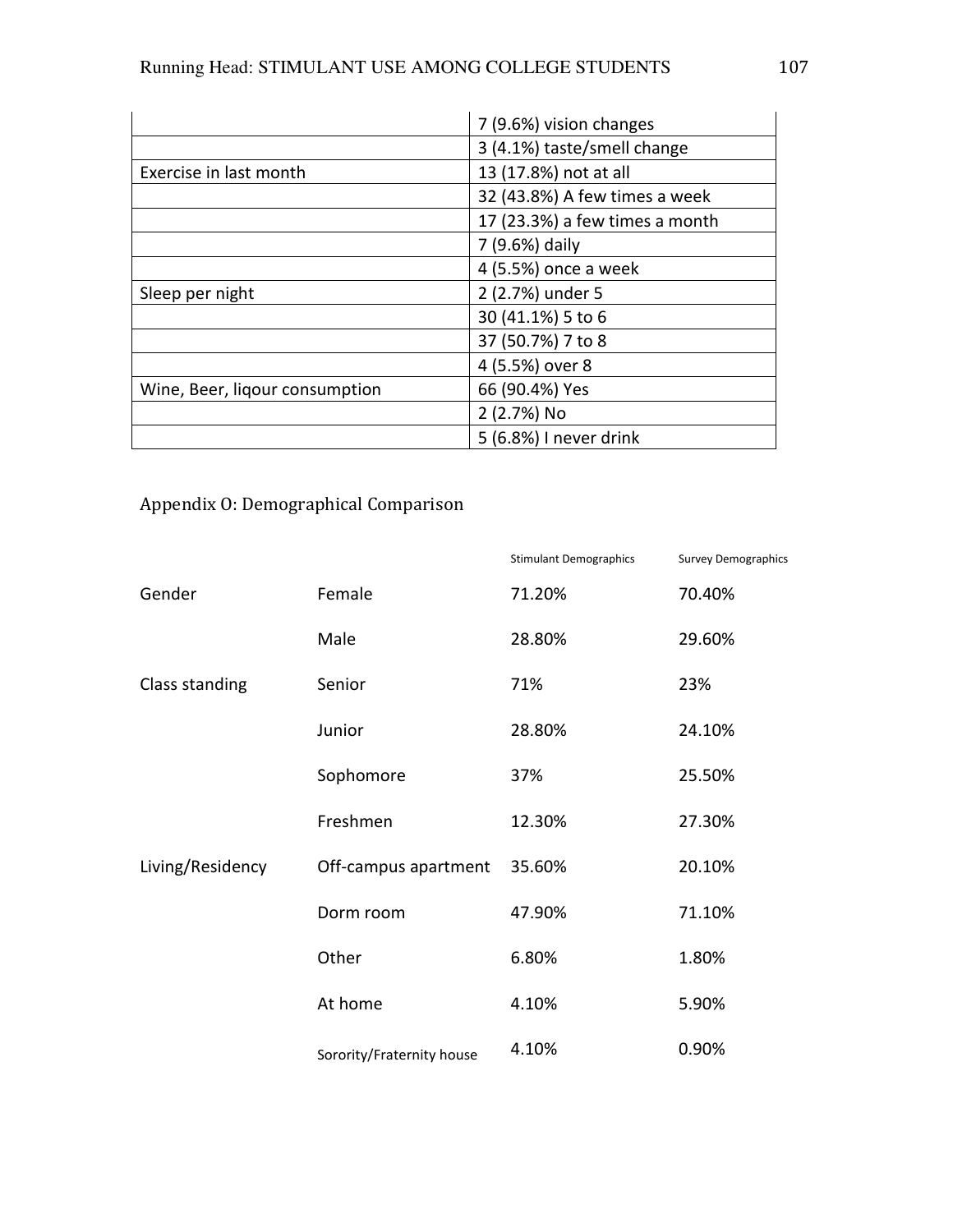|  |  |
| --- | --- |
|  | 7 (9.6%) vision changes |
|  | 3 (4.1%) taste/smell change |
| Exercise in last month | 13 (17.8%) not at all |
|  | 32 (43.8%) A few times a week |
|  | 17 (23.3%) a few times a month |
|  | 7 (9.6%) daily |
|  | 4 (5.5%) once a week |
| Sleep per night | 2 (2.7%) under 5 |
|  | 30 (41.1%) 5 to 6 |
|  | 37 (50.7%) 7 to 8 |
|  | 4 (5.5%) over 8 |
| Wine, Beer, liqour consumption | 66 (90.4%) Yes |
|  | 2 (2.7%) No |
|  | 5 (6.8%) I never drink |

## Appendix O: Demographical Comparison

|  |  | Stimulant Demographics | Survey Demographics |
| --- | --- | --- | --- |
| Gender | Female | 71.20% | 70.40% |
|  | Male | 28.80% | 29.60% |
| Class standing | Senior | 71% | 23% |
|  | Junior | 28.80% | 24.10% |
|  | Sophomore | 37% | 25.50% |
|  | Freshmen | 12.30% | 27.30% |
| Living/Residency | Off-campus apartment | 35.60% | 20.10% |
|  | Dorm room | 47.90% | 71.10% |
|  | Other | 6.80% | 1.80% |
|  | At home | 4.10% | 5.90% |
|  | Sorority/Fraternity house | 4.10% | 0.90% |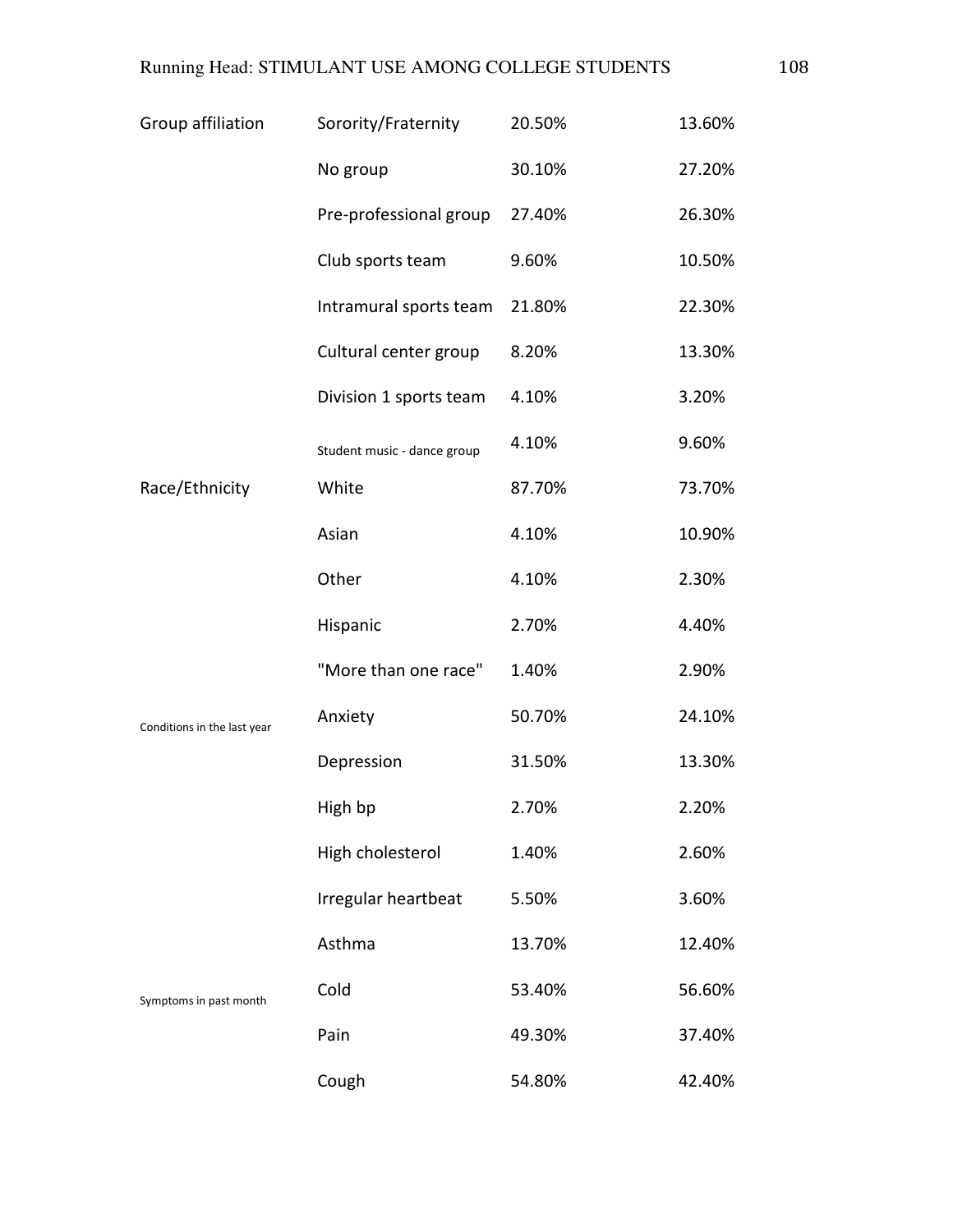| | | | |
|---|---|---|---|
| Group affiliation | Sorority/Fraternity | 20.50% | 13.60% |
| | No group | 30.10% | 27.20% |
| | Pre-professional group | 27.40% | 26.30% |
| | Club sports team | 9.60% | 10.50% |
| | Intramural sports team | 21.80% | 22.30% |
| | Cultural center group | 8.20% | 13.30% |
| | Division 1 sports team | 4.10% | 3.20% |
| | Student music - dance group | 4.10% | 9.60% |
| Race/Ethnicity | White | 87.70% | 73.70% |
| | Asian | 4.10% | 10.90% |
| | Other | 4.10% | 2.30% |
| | Hispanic | 2.70% | 4.40% |
| | "More than one race" | 1.40% | 2.90% |
| Conditions in the last year | Anxiety | 50.70% | 24.10% |
| | Depression | 31.50% | 13.30% |
| | High bp | 2.70% | 2.20% |
| | High cholesterol | 1.40% | 2.60% |
| | Irregular heartbeat | 5.50% | 3.60% |
| | Asthma | 13.70% | 12.40% |
| Symptoms in past month | Cold | 53.40% | 56.60% |
| | Pain | 49.30% | 37.40% |
| | Cough | 54.80% | 42.40% |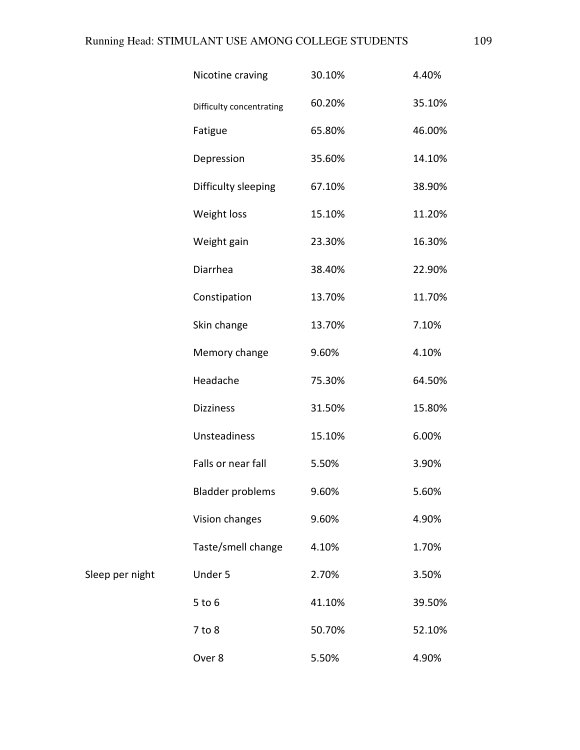| | | | |
|---|---|---|---|
| | Nicotine craving | 30.10% | 4.40% |
| | Difficulty concentrating | 60.20% | 35.10% |
| | Fatigue | 65.80% | 46.00% |
| | Depression | 35.60% | 14.10% |
| | Difficulty sleeping | 67.10% | 38.90% |
| | Weight loss | 15.10% | 11.20% |
| | Weight gain | 23.30% | 16.30% |
| | Diarrhea | 38.40% | 22.90% |
| | Constipation | 13.70% | 11.70% |
| | Skin change | 13.70% | 7.10% |
| | Memory change | 9.60% | 4.10% |
| | Headache | 75.30% | 64.50% |
| | Dizziness | 31.50% | 15.80% |
| | Unsteadiness | 15.10% | 6.00% |
| | Falls or near fall | 5.50% | 3.90% |
| | Bladder problems | 9.60% | 5.60% |
| | Vision changes | 9.60% | 4.90% |
| | Taste/smell change | 4.10% | 1.70% |
| Sleep per night | Under 5 | 2.70% | 3.50% |
| | 5 to 6 | 41.10% | 39.50% |
| | 7 to 8 | 50.70% | 52.10% |
| | Over 8 | 5.50% | 4.90% |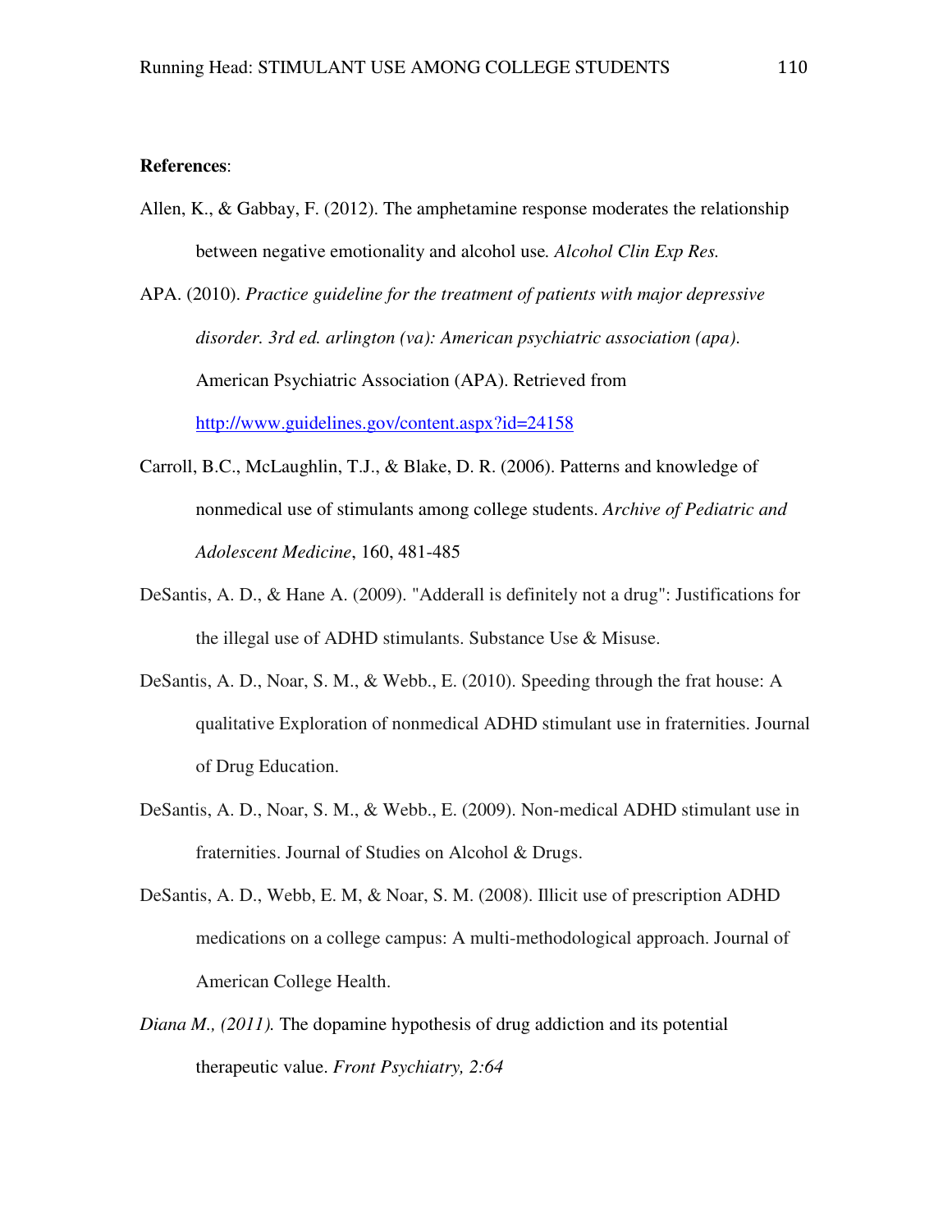**References**:

Allen, K., & Gabbay, F. (2012). The amphetamine response moderates the relationship between negative emotionality and alcohol use*. Alcohol Clin Exp Res.*

APA. (2010). *Practice guideline for the treatment of patients with major depressive disorder. 3rd ed. arlington (va): American psychiatric association (apa).* American Psychiatric Association (APA). Retrieved from http://www.guidelines.gov/content.aspx?id=24158

Carroll, B.C., McLaughlin, T.J., & Blake, D. R. (2006). Patterns and knowledge of nonmedical use of stimulants among college students. *Archive of Pediatric and Adolescent Medicine*, 160, 481-485

DeSantis, A. D., & Hane A. (2009). "Adderall is definitely not a drug": Justifications for the illegal use of ADHD stimulants. Substance Use & Misuse.

DeSantis, A. D., Noar, S. M., & Webb., E. (2010). Speeding through the frat house: A qualitative Exploration of nonmedical ADHD stimulant use in fraternities. Journal of Drug Education.

DeSantis, A. D., Noar, S. M., & Webb., E. (2009). Non-medical ADHD stimulant use in fraternities. Journal of Studies on Alcohol & Drugs.

DeSantis, A. D., Webb, E. M, & Noar, S. M. (2008). Illicit use of prescription ADHD medications on a college campus: A multi-methodological approach. Journal of American College Health.

*Diana M., (2011).* The dopamine hypothesis of drug addiction and its potential therapeutic value. *Front Psychiatry, 2:64*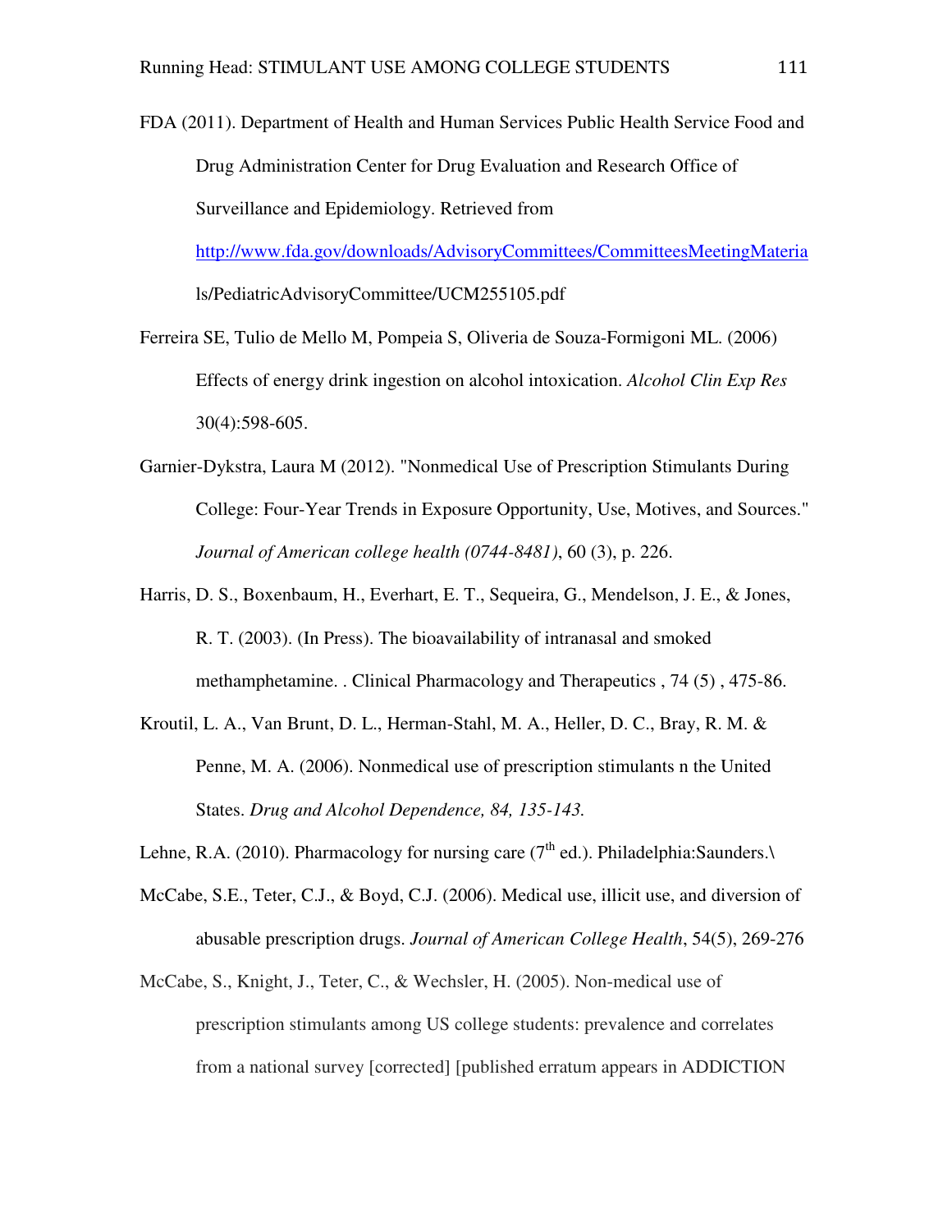FDA (2011). Department of Health and Human Services Public Health Service Food and Drug Administration Center for Drug Evaluation and Research Office of Surveillance and Epidemiology. Retrieved from http://www.fda.gov/downloads/AdvisoryCommittees/CommitteesMeetingMaterials/PediatricAdvisoryCommittee/UCM255105.pdf

Ferreira SE, Tulio de Mello M, Pompeia S, Oliveria de Souza-Formigoni ML. (2006) Effects of energy drink ingestion on alcohol intoxication. *Alcohol Clin Exp Res* 30(4):598-605.

Garnier-Dykstra, Laura M (2012). "Nonmedical Use of Prescription Stimulants During College: Four-Year Trends in Exposure Opportunity, Use, Motives, and Sources." *Journal of American college health (0744-8481)*, 60 (3), p. 226.

Harris, D. S., Boxenbaum, H., Everhart, E. T., Sequeira, G., Mendelson, J. E., & Jones, R. T. (2003). (In Press). The bioavailability of intranasal and smoked methamphetamine. . Clinical Pharmacology and Therapeutics , 74 (5) , 475-86.

Kroutil, L. A., Van Brunt, D. L., Herman-Stahl, M. A., Heller, D. C., Bray, R. M. & Penne, M. A. (2006). Nonmedical use of prescription stimulants n the United States. *Drug and Alcohol Dependence, 84, 135-143.*

Lehne, R.A. (2010). Pharmacology for nursing care (7th ed.). Philadelphia:Saunders.\

McCabe, S.E., Teter, C.J., & Boyd, C.J. (2006). Medical use, illicit use, and diversion of abusable prescription drugs. *Journal of American College Health*, 54(5), 269-276

McCabe, S., Knight, J., Teter, C., & Wechsler, H. (2005). Non-medical use of prescription stimulants among US college students: prevalence and correlates from a national survey [corrected] [published erratum appears in ADDICTION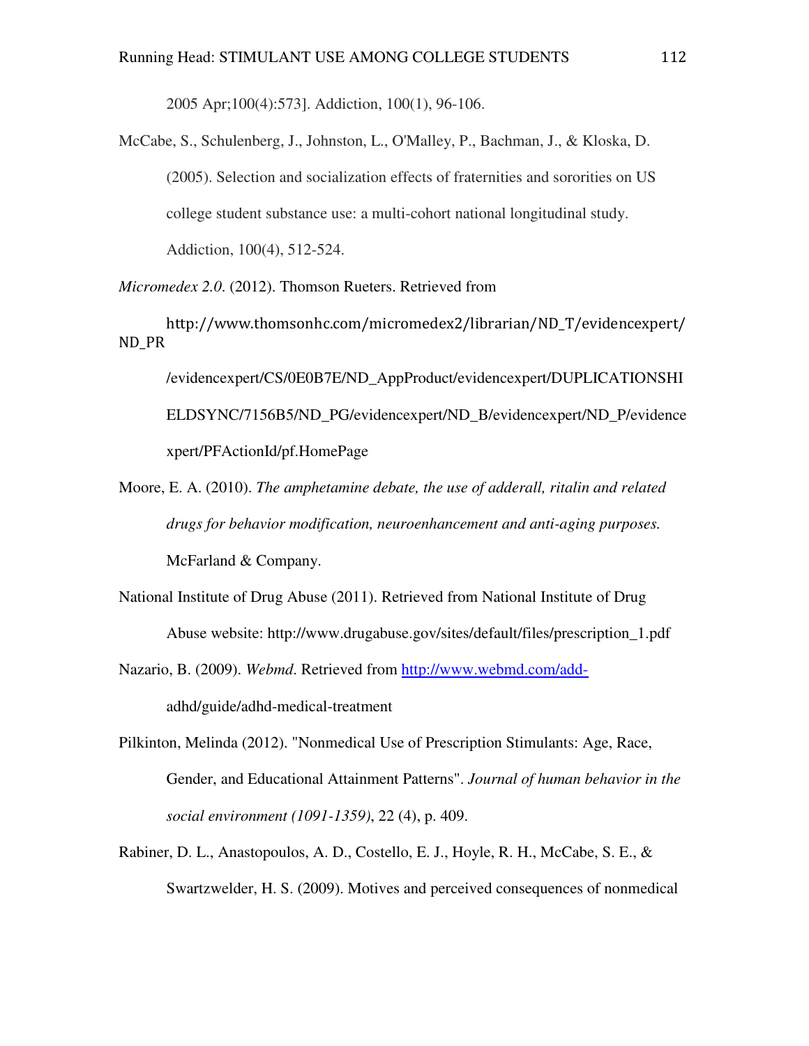2005 Apr;100(4):573]. Addiction, 100(1), 96-106.

McCabe, S., Schulenberg, J., Johnston, L., O'Malley, P., Bachman, J., & Kloska, D. (2005). Selection and socialization effects of fraternities and sororities on US college student substance use: a multi-cohort national longitudinal study. Addiction, 100(4), 512-524.

*Micromedex 2.0*. (2012). Thomson Rueters. Retrieved from http://www.thomsonhc.com/micromedex2/librarian/ND_T/evidencexpert/ND_PR /evidencexpert/CS/0E0B7E/ND_AppProduct/evidencexpert/DUPLICATIONSHIELDSYNC/7156B5/ND_PG/evidencexpert/ND_B/evidencexpert/ND_P/evidencexpert/PFActionId/pf.HomePage

Moore, E. A. (2010). *The amphetamine debate, the use of adderall, ritalin and related drugs for behavior modification, neuroenhancement and anti-aging purposes.* McFarland & Company.

National Institute of Drug Abuse (2011). Retrieved from National Institute of Drug Abuse website: http://www.drugabuse.gov/sites/default/files/prescription_1.pdf

Nazario, B. (2009). *Webmd*. Retrieved from http://www.webmd.com/add-adhd/guide/adhd-medical-treatment

Pilkinton, Melinda (2012). "Nonmedical Use of Prescription Stimulants: Age, Race, Gender, and Educational Attainment Patterns". *Journal of human behavior in the social environment (1091-1359)*, 22 (4), p. 409.

Rabiner, D. L., Anastopoulos, A. D., Costello, E. J., Hoyle, R. H., McCabe, S. E., & Swartzwelder, H. S. (2009). Motives and perceived consequences of nonmedical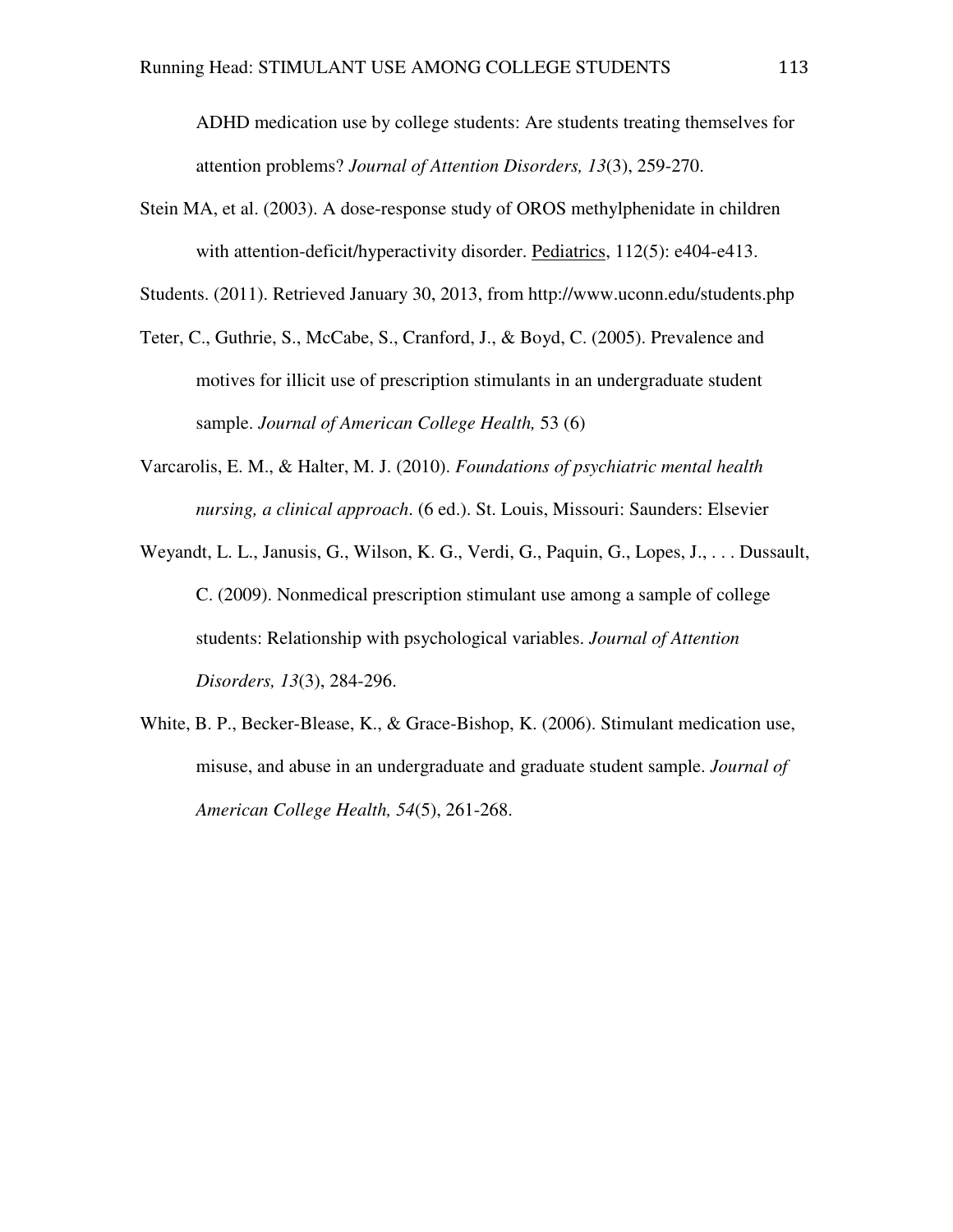ADHD medication use by college students: Are students treating themselves for attention problems? *Journal of Attention Disorders, 13*(3), 259-270.

Stein MA, et al. (2003). A dose-response study of OROS methylphenidate in children with attention-deficit/hyperactivity disorder. Pediatrics, 112(5): e404-e413.

Students. (2011). Retrieved January 30, 2013, from http://www.uconn.edu/students.php

Teter, C., Guthrie, S., McCabe, S., Cranford, J., & Boyd, C. (2005). Prevalence and motives for illicit use of prescription stimulants in an undergraduate student sample. *Journal of American College Health,* 53 (6)

Varcarolis, E. M., & Halter, M. J. (2010). *Foundations of psychiatric mental health nursing, a clinical approach*. (6 ed.). St. Louis, Missouri: Saunders: Elsevier

Weyandt, L. L., Janusis, G., Wilson, K. G., Verdi, G., Paquin, G., Lopes, J., . . . Dussault, C. (2009). Nonmedical prescription stimulant use among a sample of college students: Relationship with psychological variables. *Journal of Attention Disorders, 13*(3), 284-296.

White, B. P., Becker-Blease, K., & Grace-Bishop, K. (2006). Stimulant medication use, misuse, and abuse in an undergraduate and graduate student sample. *Journal of American College Health, 54*(5), 261-268.